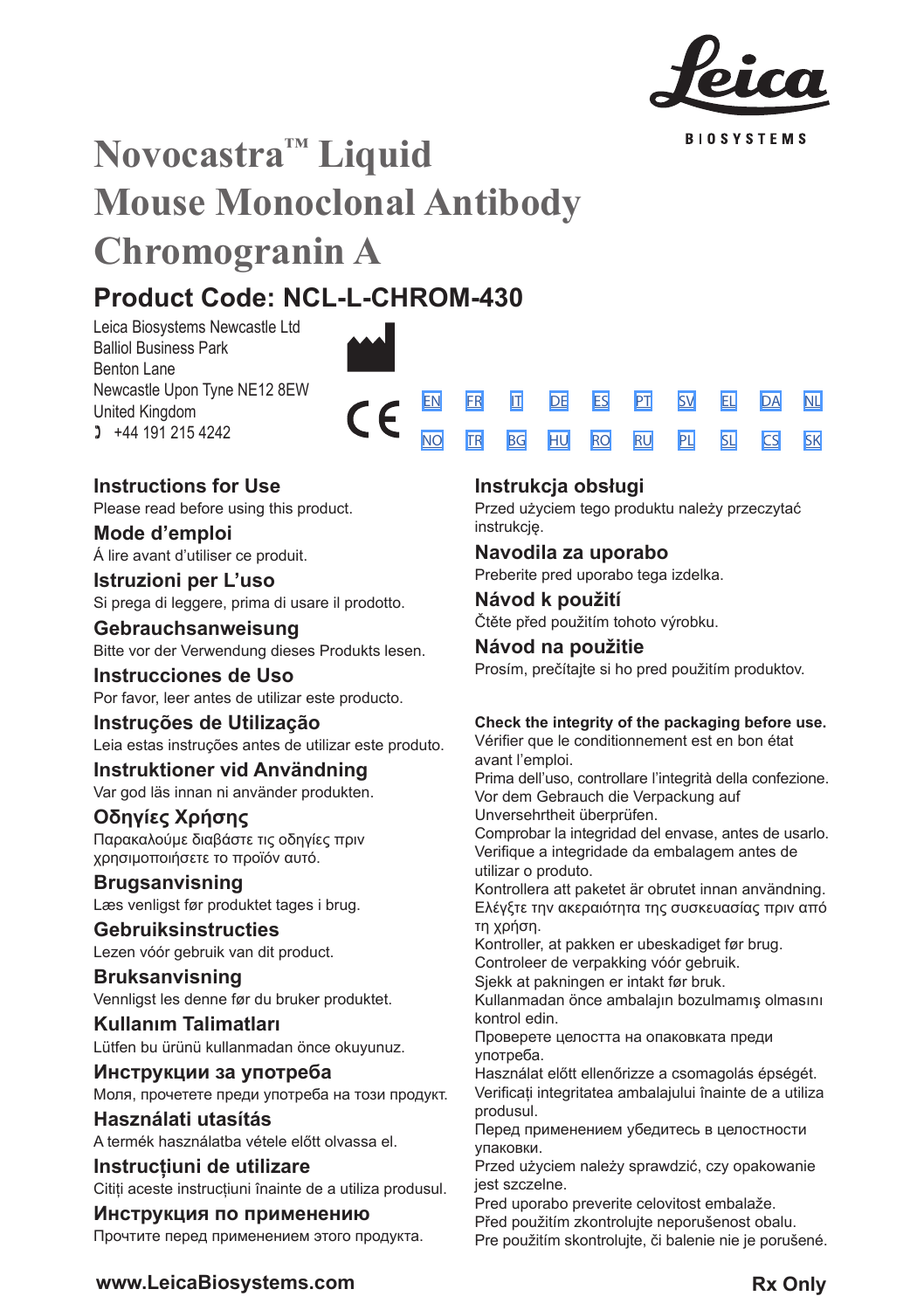# Novocastra™ Liquid Mouse Monoclonal Antibody Chromogranin A

## Product Code: NCL-L-CHROM-430

Leica Biosystems Newcastle Ltd
Balliol Business Park
Benton Lane
Newcastle Upon Tyne NE12 8EW
United Kingdom
+44 191 215 4242

EN FR IT DE ES PT SV EL DA NL
NO TR BG HU RO RU PL SL CS SK

### Instructions for Use
Please read before using this product.

### Mode d'emploi
Á lire avant d'utiliser ce produit.

### Istruzioni per L'uso
Si prega di leggere, prima di usare il prodotto.

### Gebrauchsanweisung
Bitte vor der Verwendung dieses Produkts lesen.

### Instrucciones de Uso
Por favor, leer antes de utilizar este producto.

### Instruções de Utilização
Leia estas instruções antes de utilizar este produto.

### Instruktioner vid Användning
Var god läs innan ni använder produkten.

### Οδηγίες Χρήσης
Παρακαλούμε διαβάστε τις οδηγίες πριν χρησιμοποιήσετε το προϊόν αυτό.

### Brugsanvisning
Læs venligst før produktet tages i brug.

### Gebruiksinstructies
Lezen vóór gebruik van dit product.

### Bruksanvisning
Vennligst les denne før du bruker produktet.

### Kullanım Talimatları
Lütfen bu ürünü kullanmadan önce okuyunuz.

### Инструкции за употреба
Моля, прочетете преди употреба на този продукт.

### Használati utasítás
A termék használatba vétele előtt olvassa el.

### Instrucțiuni de utilizare
Citiți aceste instrucțiuni înainte de a utiliza produsul.

### Инструкция по применению
Прочтите перед применением этого продукта.

### Instrukcja obsługi
Przed użyciem tego produktu należy przeczytać instrukcję.

### Navodila za uporabo
Preberite pred uporabo tega izdelka.

### Návod k použití
Čtěte před použitím tohoto výrobku.

### Návod na použitie
Prosím, prečítajte si ho pred použitím produktov.

**Check the integrity of the packaging before use.**
Vérifier que le conditionnement est en bon état avant l'emploi.
Prima dell'uso, controllare l'integrità della confezione.
Vor dem Gebrauch die Verpackung auf Unversehrtheit überprüfen.
Comprobar la integridad del envase, antes de usarlo.
Verifique a integridade da embalagem antes de utilizar o produto.
Kontrollera att paketet är obrutet innan användning.
Ελέγξτε την ακεραιότητα της συσκευασίας πριν από τη χρήση.
Kontroller, at pakken er ubeskadiget før brug.
Controleer de verpakking vóór gebruik.
Sjekk at pakningen er intakt før bruk.
Kullanmadan önce ambalajın bozulmamış olmasını kontrol edin.
Проверете целостта на опаковката преди употреба.
Használat előtt ellenőrizze a csomagolás épségét.
Verificați integritatea ambalajului înainte de a utiliza produsul.
Перед применением убедитесь в целостности упаковки.
Przed użyciem należy sprawdzić, czy opakowanie jest szczelne.
Pred uporabo preverite celovitost embalaže.
Před použitím zkontrolujte neporušenost obalu.
Pre použitím skontrolujte, či balenie nie je porušené.

**www.LeicaBiosystems.com**

**Rx Only**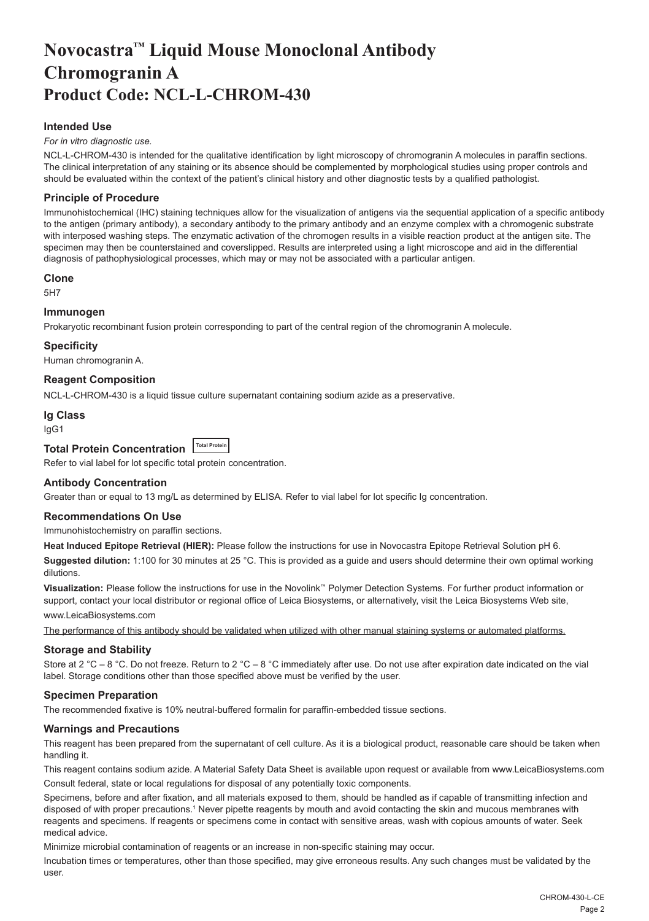# Novocastra™ Liquid Mouse Monoclonal Antibody Chromogranin A
# Product Code: NCL-L-CHROM-430

### Intended Use

*For in vitro diagnostic use.*

NCL-L-CHROM-430 is intended for the qualitative identification by light microscopy of chromogranin A molecules in paraffin sections. The clinical interpretation of any staining or its absence should be complemented by morphological studies using proper controls and should be evaluated within the context of the patient's clinical history and other diagnostic tests by a qualified pathologist.

### Principle of Procedure

Immunohistochemical (IHC) staining techniques allow for the visualization of antigens via the sequential application of a specific antibody to the antigen (primary antibody), a secondary antibody to the primary antibody and an enzyme complex with a chromogenic substrate with interposed washing steps. The enzymatic activation of the chromogen results in a visible reaction product at the antigen site. The specimen may then be counterstained and coverslipped. Results are interpreted using a light microscope and aid in the differential diagnosis of pathophysiological processes, which may or may not be associated with a particular antigen.

### Clone

5H7

### Immunogen

Prokaryotic recombinant fusion protein corresponding to part of the central region of the chromogranin A molecule.

### Specificity

Human chromogranin A.

### Reagent Composition

NCL-L-CHROM-430 is a liquid tissue culture supernatant containing sodium azide as a preservative.

### Ig Class

IgG1

### Total Protein Concentration Total Protein

Refer to vial label for lot specific total protein concentration.

### Antibody Concentration

Greater than or equal to 13 mg/L as determined by ELISA. Refer to vial label for lot specific Ig concentration.

### Recommendations On Use

Immunohistochemistry on paraffin sections.

**Heat Induced Epitope Retrieval (HIER):** Please follow the instructions for use in Novocastra Epitope Retrieval Solution pH 6.

**Suggested dilution:** 1:100 for 30 minutes at 25 °C. This is provided as a guide and users should determine their own optimal working dilutions.

**Visualization:** Please follow the instructions for use in the Novolink™ Polymer Detection Systems. For further product information or support, contact your local distributor or regional office of Leica Biosystems, or alternatively, visit the Leica Biosystems Web site, www.LeicaBiosystems.com

The performance of this antibody should be validated when utilized with other manual staining systems or automated platforms.

### Storage and Stability

Store at 2 °C – 8 °C. Do not freeze. Return to 2 °C – 8 °C immediately after use. Do not use after expiration date indicated on the vial label. Storage conditions other than those specified above must be verified by the user.

### Specimen Preparation

The recommended fixative is 10% neutral-buffered formalin for paraffin-embedded tissue sections.

### Warnings and Precautions

This reagent has been prepared from the supernatant of cell culture. As it is a biological product, reasonable care should be taken when handling it.

This reagent contains sodium azide. A Material Safety Data Sheet is available upon request or available from www.LeicaBiosystems.com

Consult federal, state or local regulations for disposal of any potentially toxic components.

Specimens, before and after fixation, and all materials exposed to them, should be handled as if capable of transmitting infection and disposed of with proper precautions.[1] Never pipette reagents by mouth and avoid contacting the skin and mucous membranes with reagents and specimens. If reagents or specimens come in contact with sensitive areas, wash with copious amounts of water. Seek medical advice.

Minimize microbial contamination of reagents or an increase in non-specific staining may occur.

Incubation times or temperatures, other than those specified, may give erroneous results. Any such changes must be validated by the user.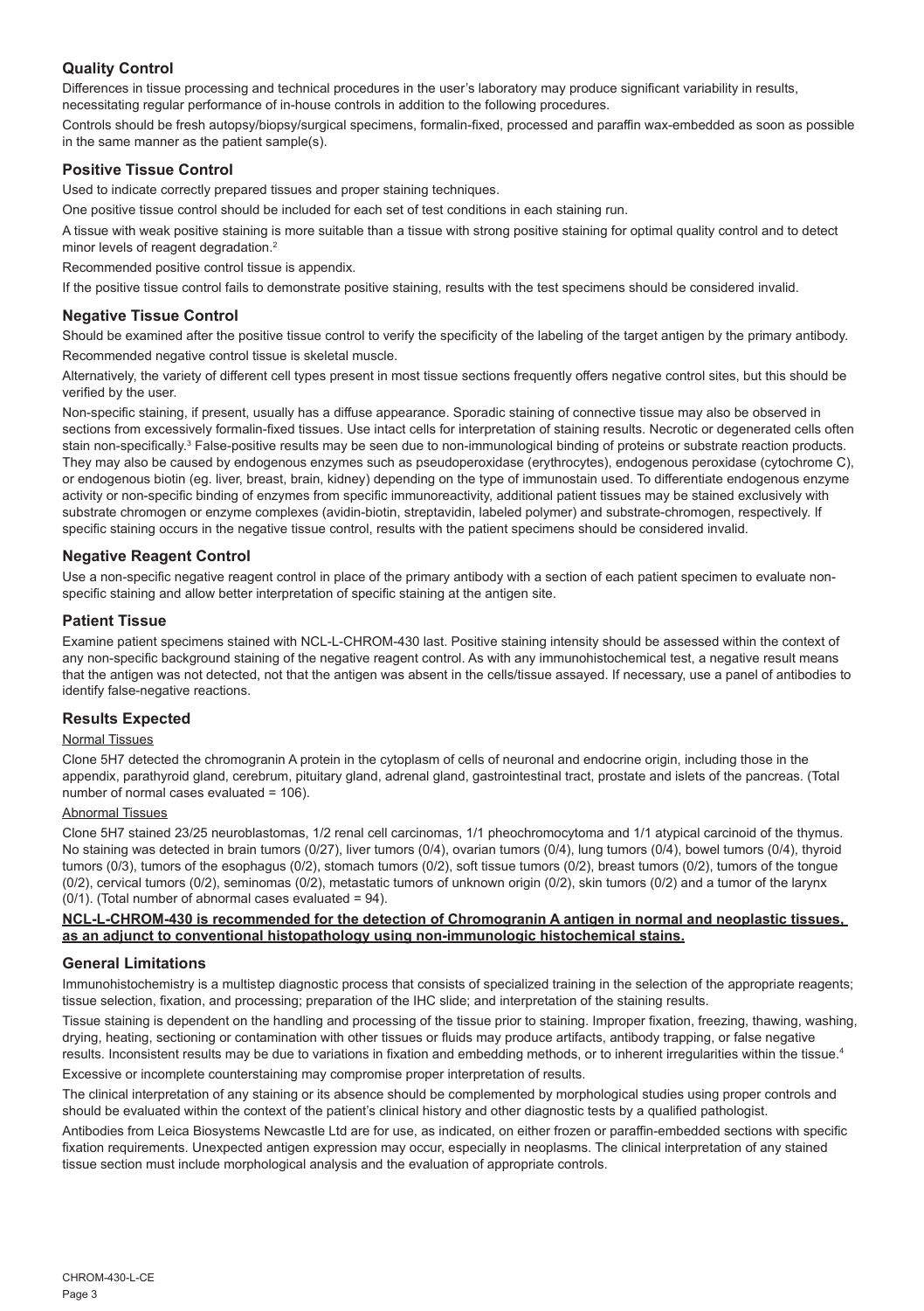## Quality Control

Differences in tissue processing and technical procedures in the user's laboratory may produce significant variability in results, necessitating regular performance of in-house controls in addition to the following procedures.

Controls should be fresh autopsy/biopsy/surgical specimens, formalin-fixed, processed and paraffin wax-embedded as soon as possible in the same manner as the patient sample(s).

## Positive Tissue Control

Used to indicate correctly prepared tissues and proper staining techniques.

One positive tissue control should be included for each set of test conditions in each staining run.

A tissue with weak positive staining is more suitable than a tissue with strong positive staining for optimal quality control and to detect minor levels of reagent degradation.[2]

Recommended positive control tissue is appendix.

If the positive tissue control fails to demonstrate positive staining, results with the test specimens should be considered invalid.

## Negative Tissue Control

Should be examined after the positive tissue control to verify the specificity of the labeling of the target antigen by the primary antibody.

Recommended negative control tissue is skeletal muscle.

Alternatively, the variety of different cell types present in most tissue sections frequently offers negative control sites, but this should be verified by the user.

Non-specific staining, if present, usually has a diffuse appearance. Sporadic staining of connective tissue may also be observed in sections from excessively formalin-fixed tissues. Use intact cells for interpretation of staining results. Necrotic or degenerated cells often stain non-specifically.[3] False-positive results may be seen due to non-immunological binding of proteins or substrate reaction products. They may also be caused by endogenous enzymes such as pseudoperoxidase (erythrocytes), endogenous peroxidase (cytochrome C), or endogenous biotin (eg. liver, breast, brain, kidney) depending on the type of immunostain used. To differentiate endogenous enzyme activity or non-specific binding of enzymes from specific immunoreactivity, additional patient tissues may be stained exclusively with substrate chromogen or enzyme complexes (avidin-biotin, streptavidin, labeled polymer) and substrate-chromogen, respectively. If specific staining occurs in the negative tissue control, results with the patient specimens should be considered invalid.

## Negative Reagent Control

Use a non-specific negative reagent control in place of the primary antibody with a section of each patient specimen to evaluate non-specific staining and allow better interpretation of specific staining at the antigen site.

## Patient Tissue

Examine patient specimens stained with NCL-L-CHROM-430 last. Positive staining intensity should be assessed within the context of any non-specific background staining of the negative reagent control. As with any immunohistochemical test, a negative result means that the antigen was not detected, not that the antigen was absent in the cells/tissue assayed. If necessary, use a panel of antibodies to identify false-negative reactions.

## Results Expected

Normal Tissues

Clone 5H7 detected the chromogranin A protein in the cytoplasm of cells of neuronal and endocrine origin, including those in the appendix, parathyroid gland, cerebrum, pituitary gland, adrenal gland, gastrointestinal tract, prostate and islets of the pancreas. (Total number of normal cases evaluated = 106).

Abnormal Tissues

Clone 5H7 stained 23/25 neuroblastomas, 1/2 renal cell carcinomas, 1/1 pheochromocytoma and 1/1 atypical carcinoid of the thymus. No staining was detected in brain tumors (0/27), liver tumors (0/4), ovarian tumors (0/4), lung tumors (0/4), bowel tumors (0/4), thyroid tumors (0/3), tumors of the esophagus (0/2), stomach tumors (0/2), soft tissue tumors (0/2), breast tumors (0/2), tumors of the tongue (0/2), cervical tumors (0/2), seminomas (0/2), metastatic tumors of unknown origin (0/2), skin tumors (0/2) and a tumor of the larynx (0/1). (Total number of abnormal cases evaluated = 94).

**NCL-L-CHROM-430 is recommended for the detection of Chromogranin A antigen in normal and neoplastic tissues, as an adjunct to conventional histopathology using non-immunologic histochemical stains.**

## General Limitations

Immunohistochemistry is a multistep diagnostic process that consists of specialized training in the selection of the appropriate reagents; tissue selection, fixation, and processing; preparation of the IHC slide; and interpretation of the staining results.

Tissue staining is dependent on the handling and processing of the tissue prior to staining. Improper fixation, freezing, thawing, washing, drying, heating, sectioning or contamination with other tissues or fluids may produce artifacts, antibody trapping, or false negative results. Inconsistent results may be due to variations in fixation and embedding methods, or to inherent irregularities within the tissue.[4]

Excessive or incomplete counterstaining may compromise proper interpretation of results.

The clinical interpretation of any staining or its absence should be complemented by morphological studies using proper controls and should be evaluated within the context of the patient's clinical history and other diagnostic tests by a qualified pathologist.

Antibodies from Leica Biosystems Newcastle Ltd are for use, as indicated, on either frozen or paraffin-embedded sections with specific fixation requirements. Unexpected antigen expression may occur, especially in neoplasms. The clinical interpretation of any stained tissue section must include morphological analysis and the evaluation of appropriate controls.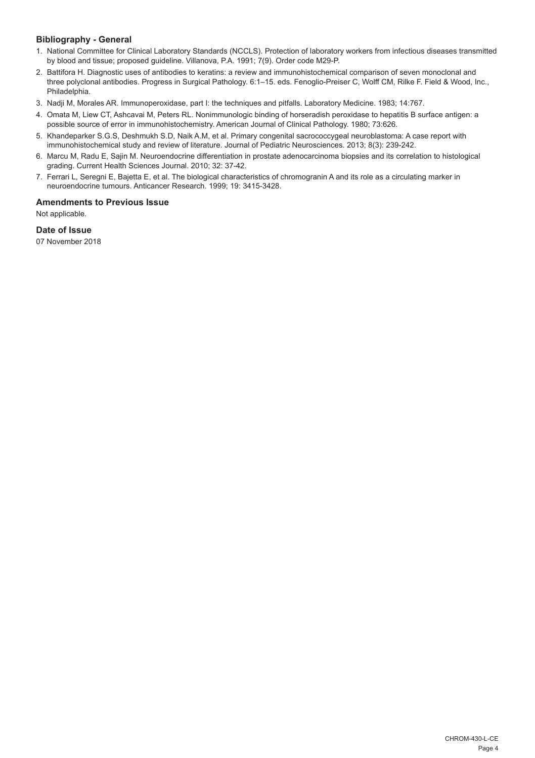### Bibliography - General

1. National Committee for Clinical Laboratory Standards (NCCLS). Protection of laboratory workers from infectious diseases transmitted by blood and tissue; proposed guideline. Villanova, P.A. 1991; 7(9). Order code M29-P.
2. Battifora H. Diagnostic uses of antibodies to keratins: a review and immunohistochemical comparison of seven monoclonal and three polyclonal antibodies. Progress in Surgical Pathology. 6:1–15. eds. Fenoglio-Preiser C, Wolff CM, Rilke F. Field & Wood, Inc., Philadelphia.
3. Nadji M, Morales AR. Immunoperoxidase, part I: the techniques and pitfalls. Laboratory Medicine. 1983; 14:767.
4. Omata M, Liew CT, Ashcavai M, Peters RL. Nonimmunologic binding of horseradish peroxidase to hepatitis B surface antigen: a possible source of error in immunohistochemistry. American Journal of Clinical Pathology. 1980; 73:626.
5. Khandeparker S.G.S, Deshmukh S.D, Naik A.M, et al. Primary congenital sacrococcygeal neuroblastoma: A case report with immunohistochemical study and review of literature. Journal of Pediatric Neurosciences. 2013; 8(3): 239-242.
6. Marcu M, Radu E, Sajin M. Neuroendocrine differentiation in prostate adenocarcinoma biopsies and its correlation to histological grading. Current Health Sciences Journal. 2010; 32: 37-42.
7. Ferrari L, Seregni E, Bajetta E, et al. The biological characteristics of chromogranin A and its role as a circulating marker in neuroendocrine tumours. Anticancer Research. 1999; 19: 3415-3428.

### Amendments to Previous Issue

Not applicable.

### Date of Issue

07 November 2018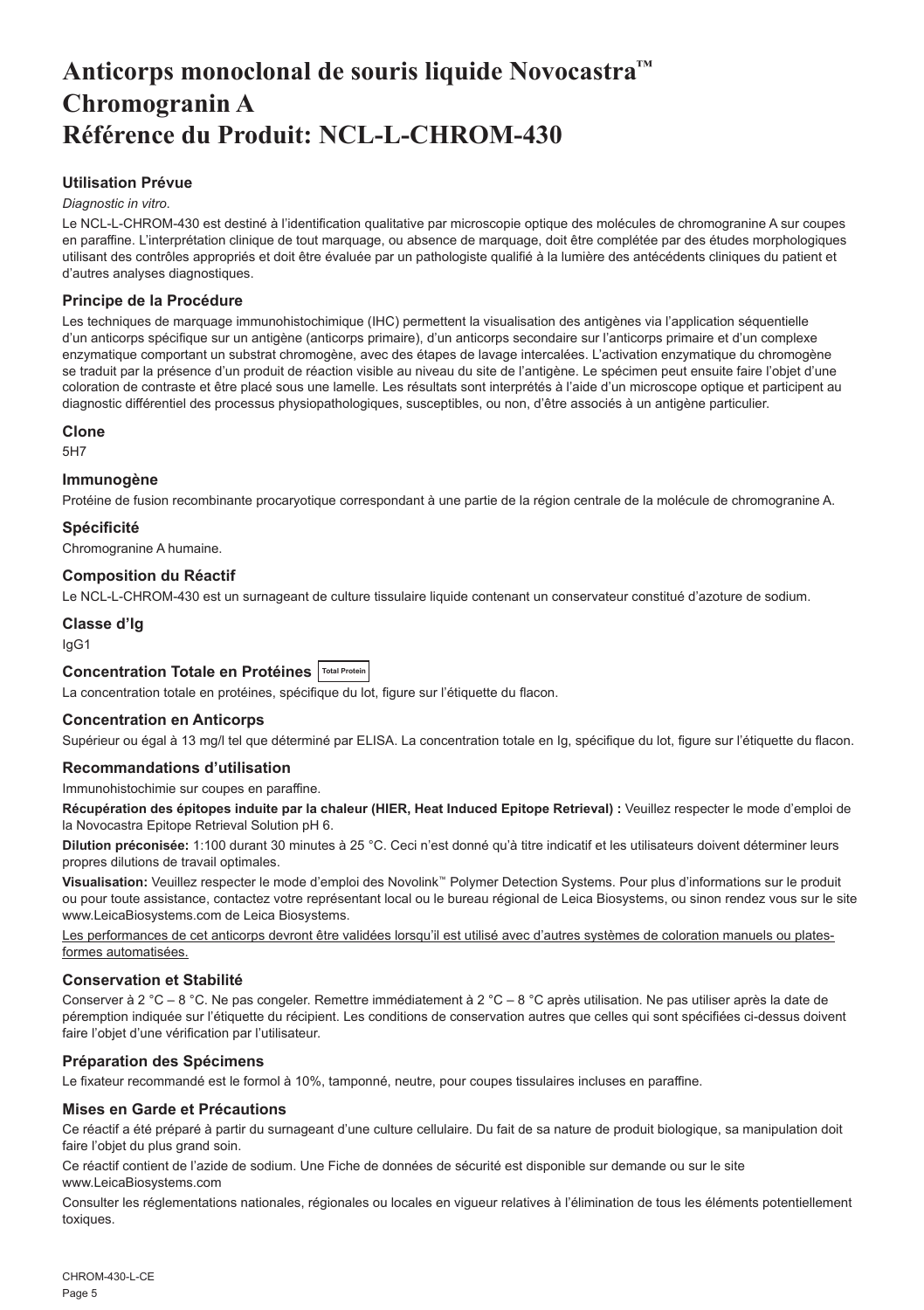# Anticorps monoclonal de souris liquide Novocastra™ Chromogranin A Référence du Produit: NCL-L-CHROM-430

### Utilisation Prévue

*Diagnostic in vitro*.

Le NCL-L-CHROM-430 est destiné à l'identification qualitative par microscopie optique des molécules de chromogranine A sur coupes en paraffine. L'interprétation clinique de tout marquage, ou absence de marquage, doit être complétée par des études morphologiques utilisant des contrôles appropriés et doit être évaluée par un pathologiste qualifié à la lumière des antécédents cliniques du patient et d'autres analyses diagnostiques.

### Principe de la Procédure

Les techniques de marquage immunohistochimique (IHC) permettent la visualisation des antigènes via l'application séquentielle d'un anticorps spécifique sur un antigène (anticorps primaire), d'un anticorps secondaire sur l'anticorps primaire et d'un complexe enzymatique comportant un substrat chromogène, avec des étapes de lavage intercalées. L'activation enzymatique du chromogène se traduit par la présence d'un produit de réaction visible au niveau du site de l'antigène. Le spécimen peut ensuite faire l'objet d'une coloration de contraste et être placé sous une lamelle. Les résultats sont interprétés à l'aide d'un microscope optique et participent au diagnostic différentiel des processus physiopathologiques, susceptibles, ou non, d'être associés à un antigène particulier.

### Clone

5H7

### Immunogène

Protéine de fusion recombinante procaryotique correspondant à une partie de la région centrale de la molécule de chromogranine A.

### Spécificité

Chromogranine A humaine.

### Composition du Réactif

Le NCL-L-CHROM-430 est un surnageant de culture tissulaire liquide contenant un conservateur constitué d'azoture de sodium.

### Classe d'Ig

IgG1

### Concentration Totale en Protéines Total Protein

La concentration totale en protéines, spécifique du lot, figure sur l'étiquette du flacon.

### Concentration en Anticorps

Supérieur ou égal à 13 mg/l tel que déterminé par ELISA. La concentration totale en Ig, spécifique du lot, figure sur l'étiquette du flacon.

### Recommandations d'utilisation

Immunohistochimie sur coupes en paraffine.

**Récupération des épitopes induite par la chaleur (HIER, Heat Induced Epitope Retrieval) :** Veuillez respecter le mode d'emploi de la Novocastra Epitope Retrieval Solution pH 6.

**Dilution préconisée:** 1:100 durant 30 minutes à 25 °C. Ceci n'est donné qu'à titre indicatif et les utilisateurs doivent déterminer leurs propres dilutions de travail optimales.

**Visualisation:** Veuillez respecter le mode d'emploi des Novolink™ Polymer Detection Systems. Pour plus d'informations sur le produit ou pour toute assistance, contactez votre représentant local ou le bureau régional de Leica Biosystems, ou sinon rendez vous sur le site www.LeicaBiosystems.com de Leica Biosystems.

<u>Les performances de cet anticorps devront être validées lorsqu'il est utilisé avec d'autres systèmes de coloration manuels ou plates-formes automatisées.</u>

### Conservation et Stabilité

Conserver à 2 °C – 8 °C. Ne pas congeler. Remettre immédiatement à 2 °C – 8 °C après utilisation. Ne pas utiliser après la date de péremption indiquée sur l'étiquette du récipient. Les conditions de conservation autres que celles qui sont spécifiées ci-dessus doivent faire l'objet d'une vérification par l'utilisateur.

### Préparation des Spécimens

Le fixateur recommandé est le formol à 10%, tamponné, neutre, pour coupes tissulaires incluses en paraffine.

### Mises en Garde et Précautions

Ce réactif a été préparé à partir du surnageant d'une culture cellulaire. Du fait de sa nature de produit biologique, sa manipulation doit faire l'objet du plus grand soin.

Ce réactif contient de l'azide de sodium. Une Fiche de données de sécurité est disponible sur demande ou sur le site www.LeicaBiosystems.com

Consulter les réglementations nationales, régionales ou locales en vigueur relatives à l'élimination de tous les éléments potentiellement toxiques.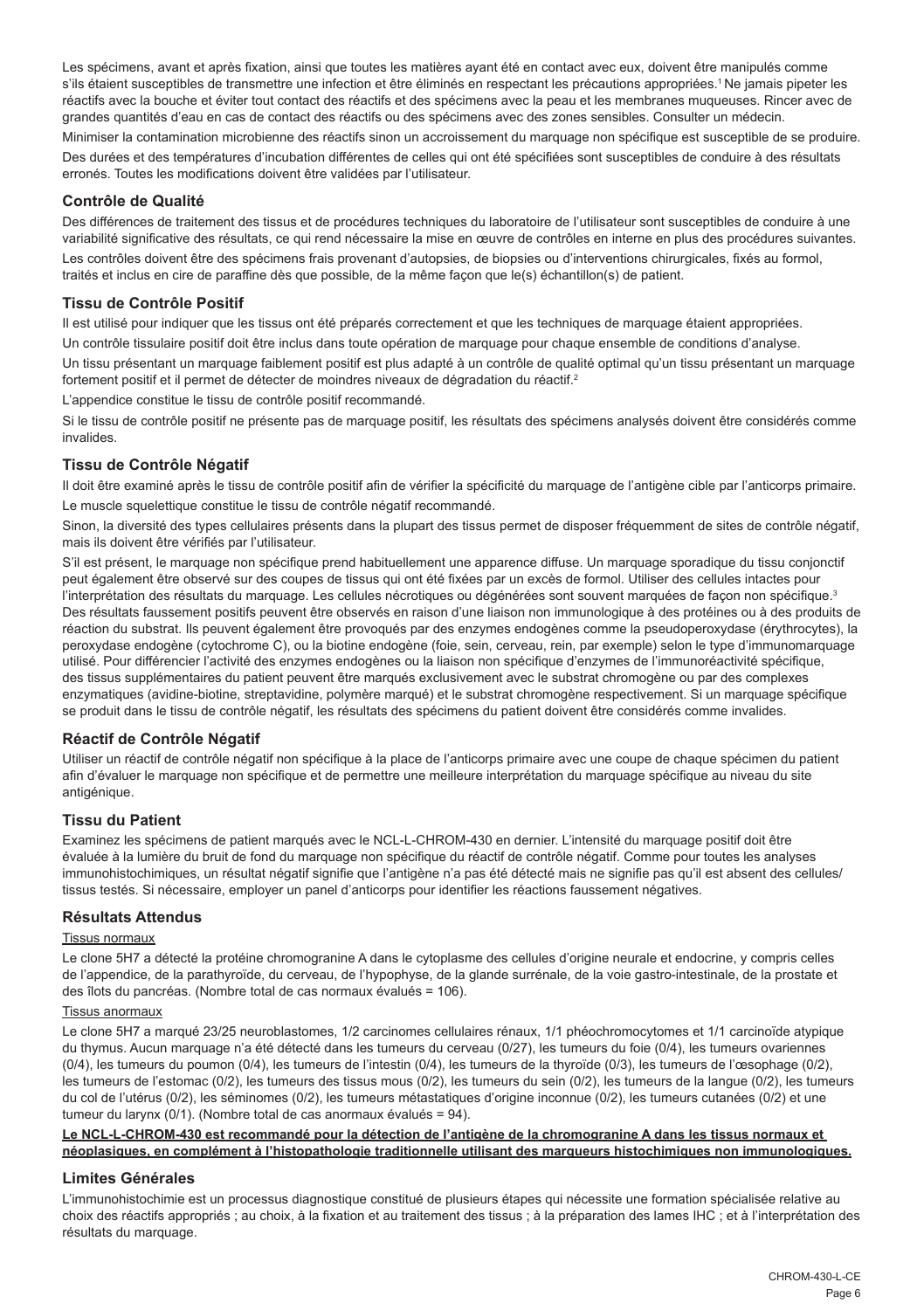Les spécimens, avant et après fixation, ainsi que toutes les matières ayant été en contact avec eux, doivent être manipulés comme s'ils étaient susceptibles de transmettre une infection et être éliminés en respectant les précautions appropriées.[1] Ne jamais pipeter les réactifs avec la bouche et éviter tout contact des réactifs et des spécimens avec la peau et les membranes muqueuses. Rincer avec de grandes quantités d'eau en cas de contact des réactifs ou des spécimens avec des zones sensibles. Consulter un médecin.

Minimiser la contamination microbienne des réactifs sinon un accroissement du marquage non spécifique est susceptible de se produire.

Des durées et des températures d'incubation différentes de celles qui ont été spécifiées sont susceptibles de conduire à des résultats erronés. Toutes les modifications doivent être validées par l'utilisateur.

## Contrôle de Qualité

Des différences de traitement des tissus et de procédures techniques du laboratoire de l'utilisateur sont susceptibles de conduire à une variabilité significative des résultats, ce qui rend nécessaire la mise en œuvre de contrôles en interne en plus des procédures suivantes.

Les contrôles doivent être des spécimens frais provenant d'autopsies, de biopsies ou d'interventions chirurgicales, fixés au formol, traités et inclus en cire de paraffine dès que possible, de la même façon que le(s) échantillon(s) de patient.

## Tissu de Contrôle Positif

Il est utilisé pour indiquer que les tissus ont été préparés correctement et que les techniques de marquage étaient appropriées.

Un contrôle tissulaire positif doit être inclus dans toute opération de marquage pour chaque ensemble de conditions d'analyse.

Un tissu présentant un marquage faiblement positif est plus adapté à un contrôle de qualité optimal qu'un tissu présentant un marquage fortement positif et il permet de détecter de moindres niveaux de dégradation du réactif.[2]

L'appendice constitue le tissu de contrôle positif recommandé.

Si le tissu de contrôle positif ne présente pas de marquage positif, les résultats des spécimens analysés doivent être considérés comme invalides.

## Tissu de Contrôle Négatif

Il doit être examiné après le tissu de contrôle positif afin de vérifier la spécificité du marquage de l'antigène cible par l'anticorps primaire.

Le muscle squelettique constitue le tissu de contrôle négatif recommandé.

Sinon, la diversité des types cellulaires présents dans la plupart des tissus permet de disposer fréquemment de sites de contrôle négatif, mais ils doivent être vérifiés par l'utilisateur.

S'il est présent, le marquage non spécifique prend habituellement une apparence diffuse. Un marquage sporadique du tissu conjonctif peut également être observé sur des coupes de tissus qui ont été fixées par un excès de formol. Utiliser des cellules intactes pour l'interprétation des résultats du marquage. Les cellules nécrotiques ou dégénérées sont souvent marquées de façon non spécifique.[3] Des résultats faussement positifs peuvent être observés en raison d'une liaison non immunologique à des protéines ou à des produits de réaction du substrat. Ils peuvent également être provoqués par des enzymes endogènes comme la pseudoperoxydase (érythrocytes), la peroxydase endogène (cytochrome C), ou la biotine endogène (foie, sein, cerveau, rein, par exemple) selon le type d'immunomarquage utilisé. Pour différencier l'activité des enzymes endogènes ou la liaison non spécifique d'enzymes de l'immunoréactivité spécifique, des tissus supplémentaires du patient peuvent être marqués exclusivement avec le substrat chromogène ou par des complexes enzymatiques (avidine-biotine, streptavidine, polymère marqué) et le substrat chromogène respectivement. Si un marquage spécifique se produit dans le tissu de contrôle négatif, les résultats des spécimens du patient doivent être considérés comme invalides.

## Réactif de Contrôle Négatif

Utiliser un réactif de contrôle négatif non spécifique à la place de l'anticorps primaire avec une coupe de chaque spécimen du patient afin d'évaluer le marquage non spécifique et de permettre une meilleure interprétation du marquage spécifique au niveau du site antigénique.

## Tissu du Patient

Examinez les spécimens de patient marqués avec le NCL-L-CHROM-430 en dernier. L'intensité du marquage positif doit être évaluée à la lumière du bruit de fond du marquage non spécifique du réactif de contrôle négatif. Comme pour toutes les analyses immunohistochimiques, un résultat négatif signifie que l'antigène n'a pas été détecté mais ne signifie pas qu'il est absent des cellules/ tissus testés. Si nécessaire, employer un panel d'anticorps pour identifier les réactions faussement négatives.

## Résultats Attendus

Tissus normaux

Le clone 5H7 a détecté la protéine chromogranine A dans le cytoplasme des cellules d'origine neurale et endocrine, y compris celles de l'appendice, de la parathyroïde, du cerveau, de l'hypophyse, de la glande surrénale, de la voie gastro-intestinale, de la prostate et des îlots du pancréas. (Nombre total de cas normaux évalués = 106).

Tissus anormaux

Le clone 5H7 a marqué 23/25 neuroblastomes, 1/2 carcinomes cellulaires rénaux, 1/1 phéochromocytomes et 1/1 carcinoïde atypique du thymus. Aucun marquage n'a été détecté dans les tumeurs du cerveau (0/27), les tumeurs du foie (0/4), les tumeurs ovariennes (0/4), les tumeurs du poumon (0/4), les tumeurs de l'intestin (0/4), les tumeurs de la thyroïde (0/3), les tumeurs de l'œsophage (0/2), les tumeurs de l'estomac (0/2), les tumeurs des tissus mous (0/2), les tumeurs du sein (0/2), les tumeurs de la langue (0/2), les tumeurs du col de l'utérus (0/2), les séminomes (0/2), les tumeurs métastatiques d'origine inconnue (0/2), les tumeurs cutanées (0/2) et une tumeur du larynx (0/1). (Nombre total de cas anormaux évalués = 94).

**Le NCL-L-CHROM-430 est recommandé pour la détection de l'antigène de la chromogranine A dans les tissus normaux et néoplasiques, en complément à l'histopathologie traditionnelle utilisant des marqueurs histochimiques non immunologiques.**

## Limites Générales

L'immunohistochimie est un processus diagnostique constitué de plusieurs étapes qui nécessite une formation spécialisée relative au choix des réactifs appropriés ; au choix, à la fixation et au traitement des tissus ; à la préparation des lames IHC ; et à l'interprétation des résultats du marquage.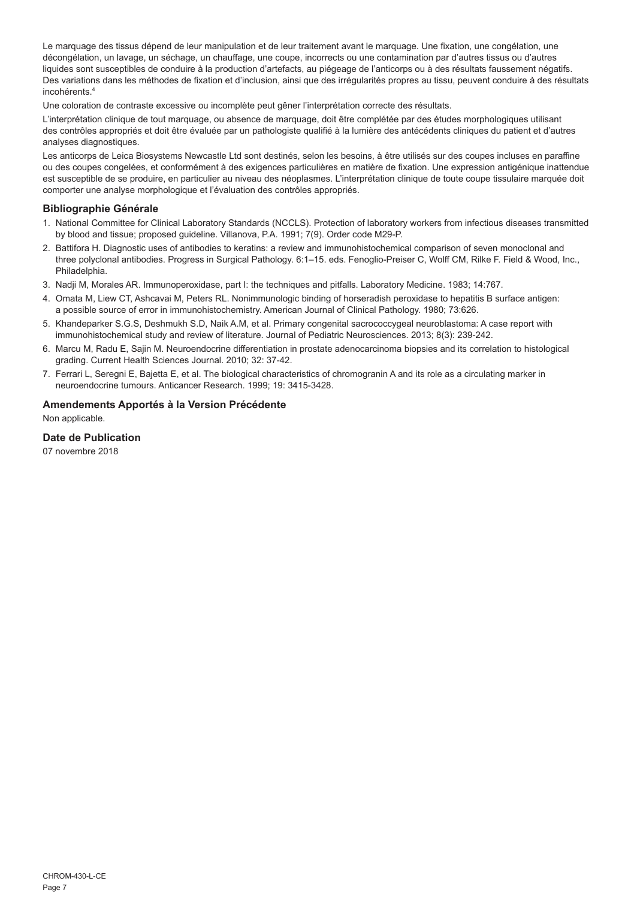Le marquage des tissus dépend de leur manipulation et de leur traitement avant le marquage. Une fixation, une congélation, une décongélation, un lavage, un séchage, un chauffage, une coupe, incorrects ou une contamination par d'autres tissus ou d'autres liquides sont susceptibles de conduire à la production d'artefacts, au piégeage de l'anticorps ou à des résultats faussement négatifs. Des variations dans les méthodes de fixation et d'inclusion, ainsi que des irrégularités propres au tissu, peuvent conduire à des résultats incohérents.[4]

Une coloration de contraste excessive ou incomplète peut gêner l'interprétation correcte des résultats.

L'interprétation clinique de tout marquage, ou absence de marquage, doit être complétée par des études morphologiques utilisant des contrôles appropriés et doit être évaluée par un pathologiste qualifié à la lumière des antécédents cliniques du patient et d'autres analyses diagnostiques.

Les anticorps de Leica Biosystems Newcastle Ltd sont destinés, selon les besoins, à être utilisés sur des coupes incluses en paraffine ou des coupes congelées, et conformément à des exigences particulières en matière de fixation. Une expression antigénique inattendue est susceptible de se produire, en particulier au niveau des néoplasmes. L'interprétation clinique de toute coupe tissulaire marquée doit comporter une analyse morphologique et l'évaluation des contrôles appropriés.

## Bibliographie Générale

1. National Committee for Clinical Laboratory Standards (NCCLS). Protection of laboratory workers from infectious diseases transmitted by blood and tissue; proposed guideline. Villanova, P.A. 1991; 7(9). Order code M29-P.
2. Battifora H. Diagnostic uses of antibodies to keratins: a review and immunohistochemical comparison of seven monoclonal and three polyclonal antibodies. Progress in Surgical Pathology. 6:1–15. eds. Fenoglio-Preiser C, Wolff CM, Rilke F. Field & Wood, Inc., Philadelphia.
3. Nadji M, Morales AR. Immunoperoxidase, part I: the techniques and pitfalls. Laboratory Medicine. 1983; 14:767.
4. Omata M, Liew CT, Ashcavai M, Peters RL. Nonimmunologic binding of horseradish peroxidase to hepatitis B surface antigen: a possible source of error in immunohistochemistry. American Journal of Clinical Pathology. 1980; 73:626.
5. Khandeparker S.G.S, Deshmukh S.D, Naik A.M, et al. Primary congenital sacrococcygeal neuroblastoma: A case report with immunohistochemical study and review of literature. Journal of Pediatric Neurosciences. 2013; 8(3): 239-242.
6. Marcu M, Radu E, Sajin M. Neuroendocrine differentiation in prostate adenocarcinoma biopsies and its correlation to histological grading. Current Health Sciences Journal. 2010; 32: 37-42.
7. Ferrari L, Seregni E, Bajetta E, et al. The biological characteristics of chromogranin A and its role as a circulating marker in neuroendocrine tumours. Anticancer Research. 1999; 19: 3415-3428.

## Amendements Apportés à la Version Précédente

Non applicable.

## Date de Publication

07 novembre 2018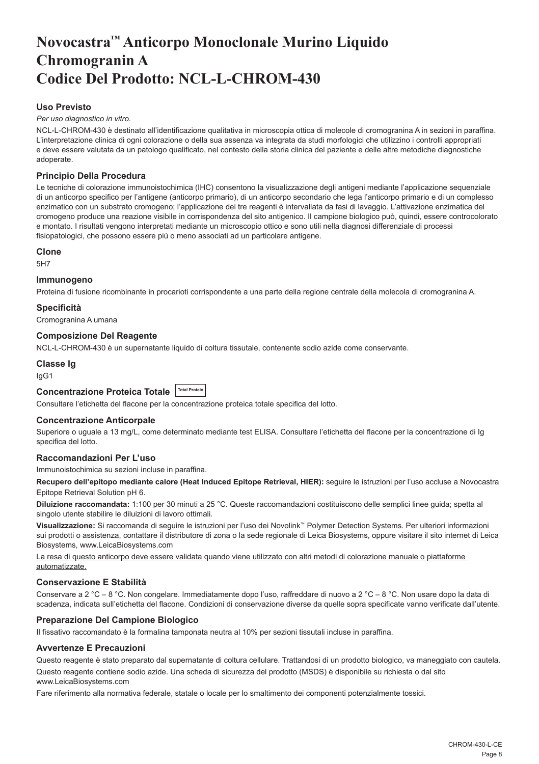# Novocastra™ Anticorpo Monoclonale Murino Liquido Chromogranin A Codice Del Prodotto: NCL-L-CHROM-430

### Uso Previsto

*Per uso diagnostico in vitro*.

NCL-L-CHROM-430 è destinato all'identificazione qualitativa in microscopia ottica di molecole di cromogranina A in sezioni in paraffina. L'interpretazione clinica di ogni colorazione o della sua assenza va integrata da studi morfologici che utilizzino i controlli appropriati e deve essere valutata da un patologo qualificato, nel contesto della storia clinica del paziente e delle altre metodiche diagnostiche adoperate.

### Principio Della Procedura

Le tecniche di colorazione immunoistochimica (IHC) consentono la visualizzazione degli antigeni mediante l'applicazione sequenziale di un anticorpo specifico per l'antigene (anticorpo primario), di un anticorpo secondario che lega l'anticorpo primario e di un complesso enzimatico con un substrato cromogeno; l'applicazione dei tre reagenti è intervallata da fasi di lavaggio. L'attivazione enzimatica del cromogeno produce una reazione visibile in corrispondenza del sito antigenico. Il campione biologico può, quindi, essere controcolorato e montato. I risultati vengono interpretati mediante un microscopio ottico e sono utili nella diagnosi differenziale di processi fisiopatologici, che possono essere più o meno associati ad un particolare antigene.

### Clone

5H7

### Immunogeno

Proteina di fusione ricombinante in procarioti corrispondente a una parte della regione centrale della molecola di cromogranina A.

### Specificità

Cromogranina A umana

### Composizione Del Reagente

NCL-L-CHROM-430 è un supernatante liquido di coltura tissutale, contenente sodio azide come conservante.

### Classe Ig

IgG1

### Concentrazione Proteica Totale Total Protein

Consultare l'etichetta del flacone per la concentrazione proteica totale specifica del lotto.

### Concentrazione Anticorpale

Superiore o uguale a 13 mg/L, come determinato mediante test ELISA. Consultare l'etichetta del flacone per la concentrazione di Ig specifica del lotto.

### Raccomandazioni Per L'uso

Immunoistochimica su sezioni incluse in paraffina.

**Recupero dell'epitopo mediante calore (Heat Induced Epitope Retrieval, HIER):** seguire le istruzioni per l'uso accluse a Novocastra Epitope Retrieval Solution pH 6.

**Diluizione raccomandata:** 1:100 per 30 minuti a 25 °C. Queste raccomandazioni costituiscono delle semplici linee guida; spetta al singolo utente stabilire le diluizioni di lavoro ottimali.

**Visualizzazione:** Si raccomanda di seguire le istruzioni per l'uso dei Novolink™ Polymer Detection Systems. Per ulteriori informazioni sui prodotti o assistenza, contattare il distributore di zona o la sede regionale di Leica Biosystems, oppure visitare il sito internet di Leica Biosystems, www.LeicaBiosystems.com

La resa di questo anticorpo deve essere validata quando viene utilizzato con altri metodi di colorazione manuale o piattaforme automatizzate.

### Conservazione E Stabilità

Conservare a 2 °C – 8 °C. Non congelare. Immediatamente dopo l'uso, raffreddare di nuovo a 2 °C – 8 °C. Non usare dopo la data di scadenza, indicata sull'etichetta del flacone. Condizioni di conservazione diverse da quelle sopra specificate vanno verificate dall'utente.

### Preparazione Del Campione Biologico

Il fissativo raccomandato è la formalina tamponata neutra al 10% per sezioni tissutali incluse in paraffina.

### Avvertenze E Precauzioni

Questo reagente è stato preparato dal supernatante di coltura cellulare. Trattandosi di un prodotto biologico, va maneggiato con cautela.

Questo reagente contiene sodio azide. Una scheda di sicurezza del prodotto (MSDS) è disponibile su richiesta o dal sito www.LeicaBiosystems.com

Fare riferimento alla normativa federale, statale o locale per lo smaltimento dei componenti potenzialmente tossici.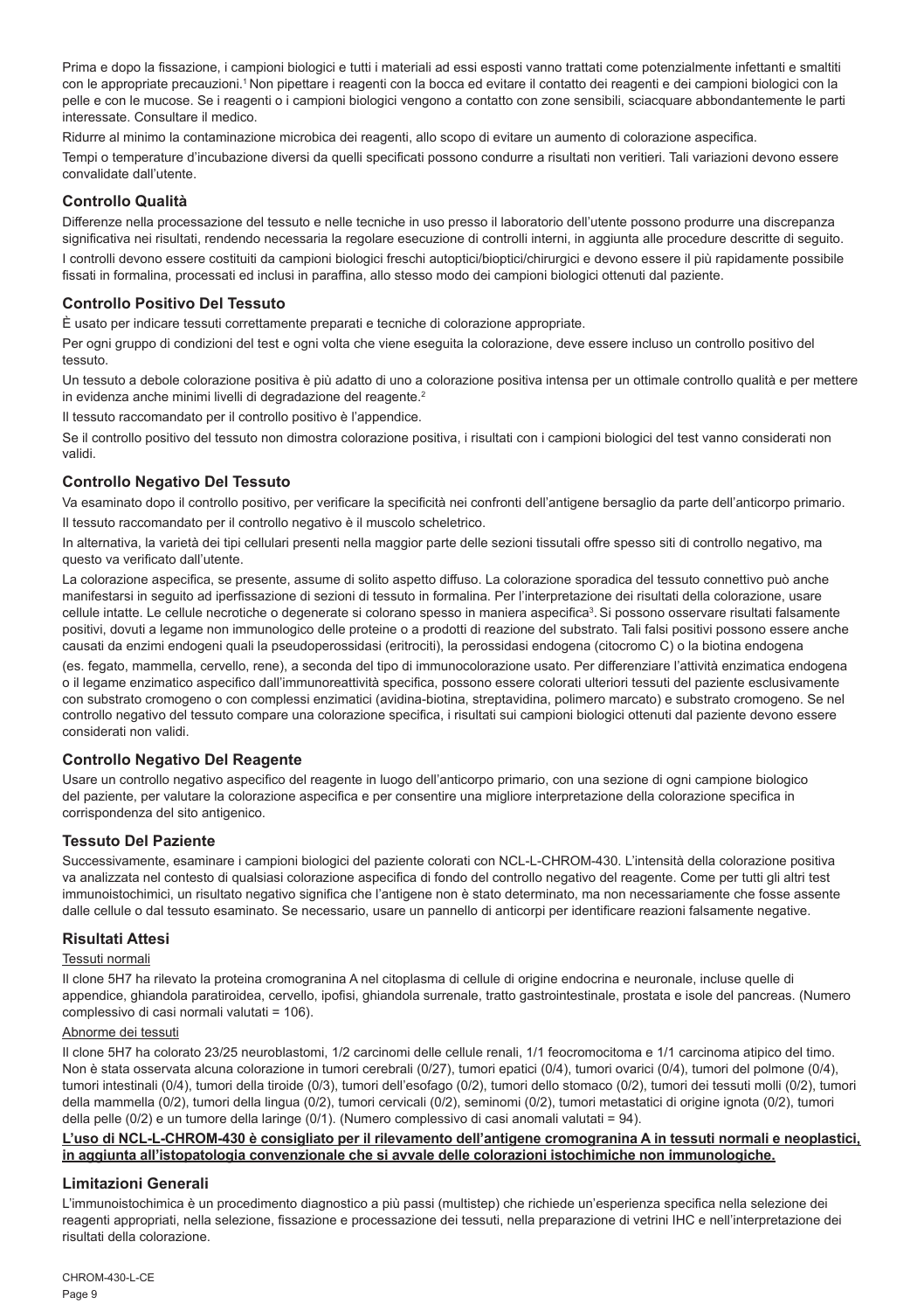Prima e dopo la fissazione, i campioni biologici e tutti i materiali ad essi esposti vanno trattati come potenzialmente infettanti e smaltiti con le appropriate precauzioni.[1] Non pipettare i reagenti con la bocca ed evitare il contatto dei reagenti e dei campioni biologici con la pelle e con le mucose. Se i reagenti o i campioni biologici vengono a contatto con zone sensibili, sciacquare abbondantemente le parti interessate. Consultare il medico.

Ridurre al minimo la contaminazione microbica dei reagenti, allo scopo di evitare un aumento di colorazione aspecifica.

Tempi o temperature d'incubazione diversi da quelli specificati possono condurre a risultati non veritieri. Tali variazioni devono essere convalidate dall'utente.

## Controllo Qualità

Differenze nella processazione del tessuto e nelle tecniche in uso presso il laboratorio dell'utente possono produrre una discrepanza significativa nei risultati, rendendo necessaria la regolare esecuzione di controlli interni, in aggiunta alle procedure descritte di seguito.

I controlli devono essere costituiti da campioni biologici freschi autoptici/bioptici/chirurgici e devono essere il più rapidamente possibile fissati in formalina, processati ed inclusi in paraffina, allo stesso modo dei campioni biologici ottenuti dal paziente.

## Controllo Positivo Del Tessuto

È usato per indicare tessuti correttamente preparati e tecniche di colorazione appropriate.

Per ogni gruppo di condizioni del test e ogni volta che viene eseguita la colorazione, deve essere incluso un controllo positivo del tessuto.

Un tessuto a debole colorazione positiva è più adatto di uno a colorazione positiva intensa per un ottimale controllo qualità e per mettere in evidenza anche minimi livelli di degradazione del reagente.[2]

Il tessuto raccomandato per il controllo positivo è l'appendice.

Se il controllo positivo del tessuto non dimostra colorazione positiva, i risultati con i campioni biologici del test vanno considerati non validi.

## Controllo Negativo Del Tessuto

Va esaminato dopo il controllo positivo, per verificare la specificità nei confronti dell'antigene bersaglio da parte dell'anticorpo primario.

Il tessuto raccomandato per il controllo negativo è il muscolo scheletrico.

In alternativa, la varietà dei tipi cellulari presenti nella maggior parte delle sezioni tissutali offre spesso siti di controllo negativo, ma questo va verificato dall'utente.

La colorazione aspecifica, se presente, assume di solito aspetto diffuso. La colorazione sporadica del tessuto connettivo può anche manifestarsi in seguito ad iperfissazione di sezioni di tessuto in formalina. Per l'interpretazione dei risultati della colorazione, usare cellule intatte. Le cellule necrotiche o degenerate si colorano spesso in maniera aspecifica[3]. Si possono osservare risultati falsamente positivi, dovuti a legame non immunologico delle proteine o a prodotti di reazione del substrato. Tali falsi positivi possono essere anche causati da enzimi endogeni quali la pseudoperossidasi (eritrociti), la perossidasi endogena (citocromo C) o la biotina endogena (es. fegato, mammella, cervello, rene), a seconda del tipo di immunocolorazione usato. Per differenziare l'attività enzimatica endogena o il legame enzimatico aspecifico dall'immunoreattività specifica, possono essere colorati ulteriori tessuti del paziente esclusivamente con substrato cromogeno o con complessi enzimatici (avidina-biotina, streptavidina, polimero marcato) e substrato cromogeno. Se nel controllo negativo del tessuto compare una colorazione specifica, i risultati sui campioni biologici ottenuti dal paziente devono essere considerati non validi.

## Controllo Negativo Del Reagente

Usare un controllo negativo aspecifico del reagente in luogo dell'anticorpo primario, con una sezione di ogni campione biologico del paziente, per valutare la colorazione aspecifica e per consentire una migliore interpretazione della colorazione specifica in corrispondenza del sito antigenico.

## Tessuto Del Paziente

Successivamente, esaminare i campioni biologici del paziente colorati con NCL-L-CHROM-430. L'intensità della colorazione positiva va analizzata nel contesto di qualsiasi colorazione aspecifica di fondo del controllo negativo del reagente. Come per tutti gli altri test immunoistochimici, un risultato negativo significa che l'antigene non è stato determinato, ma non necessariamente che fosse assente dalle cellule o dal tessuto esaminato. Se necessario, usare un pannello di anticorpi per identificare reazioni falsamente negative.

## Risultati Attesi

Tessuti normali

Il clone 5H7 ha rilevato la proteina cromogranina A nel citoplasma di cellule di origine endocrina e neuronale, incluse quelle di appendice, ghiandola paratiroidea, cervello, ipofisi, ghiandola surrenale, tratto gastrointestinale, prostata e isole del pancreas. (Numero complessivo di casi normali valutati = 106).

Abnorme dei tessuti

Il clone 5H7 ha colorato 23/25 neuroblastomi, 1/2 carcinomi delle cellule renali, 1/1 feocromocitoma e 1/1 carcinoma atipico del timo. Non è stata osservata alcuna colorazione in tumori cerebrali (0/27), tumori epatici (0/4), tumori ovarici (0/4), tumori del polmone (0/4), tumori intestinali (0/4), tumori della tiroide (0/3), tumori dell'esofago (0/2), tumori dello stomaco (0/2), tumori dei tessuti molli (0/2), tumori della mammella (0/2), tumori della lingua (0/2), tumori cervicali (0/2), seminomi (0/2), tumori metastatici di origine ignota (0/2), tumori della pelle (0/2) e un tumore della laringe (0/1). (Numero complessivo di casi anomali valutati = 94).

**L'uso di NCL-L-CHROM-430 è consigliato per il rilevamento dell'antigene cromogranina A in tessuti normali e neoplastici, in aggiunta all'istopatologia convenzionale che si avvale delle colorazioni istochimiche non immunologiche.**

## Limitazioni Generali

L'immunoistochimica è un procedimento diagnostico a più passi (multistep) che richiede un'esperienza specifica nella selezione dei reagenti appropriati, nella selezione, fissazione e processazione dei tessuti, nella preparazione di vetrini IHC e nell'interpretazione dei risultati della colorazione.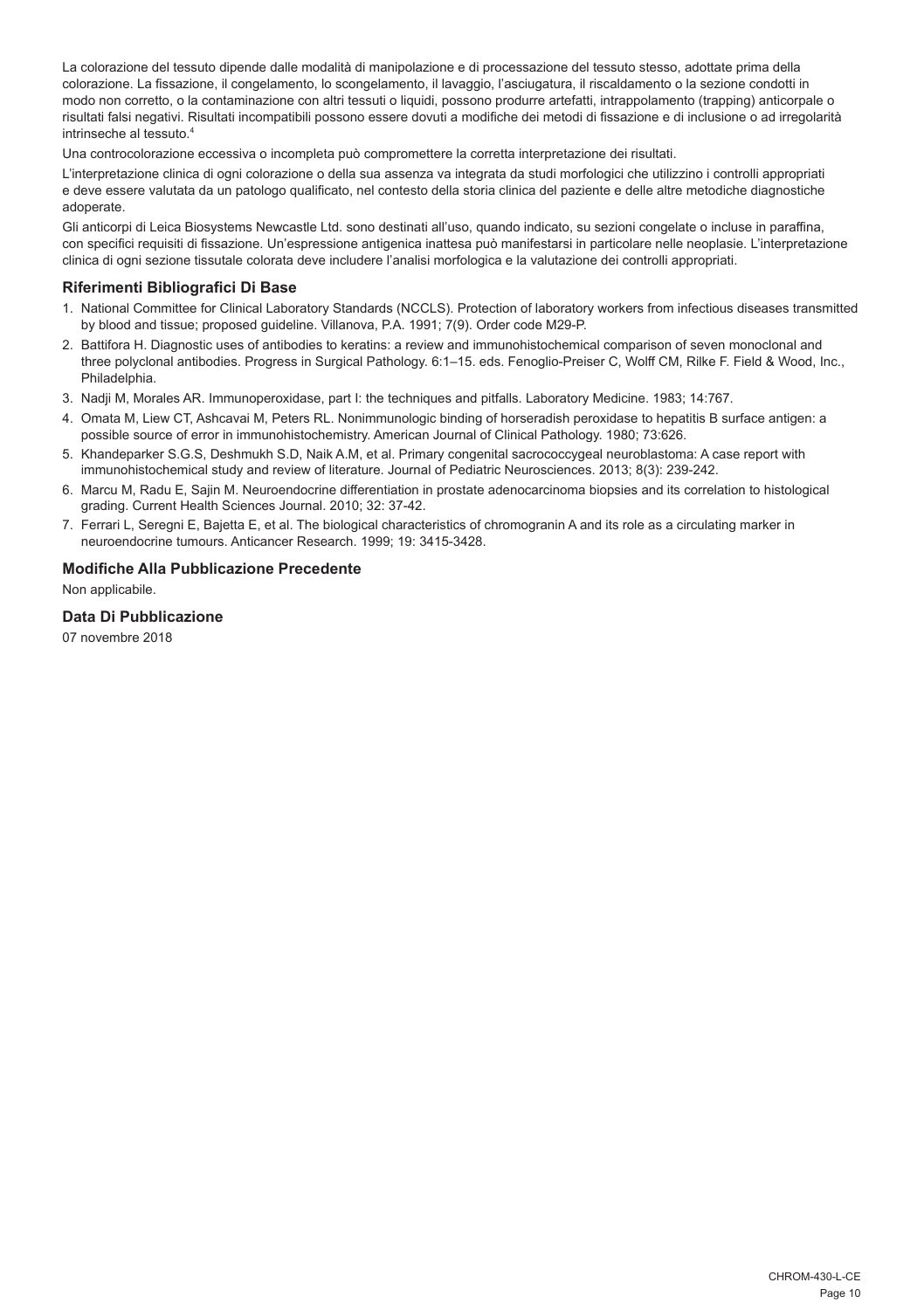La colorazione del tessuto dipende dalle modalità di manipolazione e di processazione del tessuto stesso, adottate prima della colorazione. La fissazione, il congelamento, lo scongelamento, il lavaggio, l'asciugatura, il riscaldamento o la sezione condotti in modo non corretto, o la contaminazione con altri tessuti o liquidi, possono produrre artefatti, intrappolamento (trapping) anticorpale o risultati falsi negativi. Risultati incompatibili possono essere dovuti a modifiche dei metodi di fissazione e di inclusione o ad irregolarità intrinseche al tessuto.[4]

Una controcolorazione eccessiva o incompleta può compromettere la corretta interpretazione dei risultati.

L'interpretazione clinica di ogni colorazione o della sua assenza va integrata da studi morfologici che utilizzino i controlli appropriati e deve essere valutata da un patologo qualificato, nel contesto della storia clinica del paziente e delle altre metodiche diagnostiche adoperate.

Gli anticorpi di Leica Biosystems Newcastle Ltd. sono destinati all'uso, quando indicato, su sezioni congelate o incluse in paraffina, con specifici requisiti di fissazione. Un'espressione antigenica inattesa può manifestarsi in particolare nelle neoplasie. L'interpretazione clinica di ogni sezione tissutale colorata deve includere l'analisi morfologica e la valutazione dei controlli appropriati.

## Riferimenti Bibliografici Di Base

1. National Committee for Clinical Laboratory Standards (NCCLS). Protection of laboratory workers from infectious diseases transmitted by blood and tissue; proposed guideline. Villanova, P.A. 1991; 7(9). Order code M29-P.
2. Battifora H. Diagnostic uses of antibodies to keratins: a review and immunohistochemical comparison of seven monoclonal and three polyclonal antibodies. Progress in Surgical Pathology. 6:1–15. eds. Fenoglio-Preiser C, Wolff CM, Rilke F. Field & Wood, Inc., Philadelphia.
3. Nadji M, Morales AR. Immunoperoxidase, part I: the techniques and pitfalls. Laboratory Medicine. 1983; 14:767.
4. Omata M, Liew CT, Ashcavai M, Peters RL. Nonimmunologic binding of horseradish peroxidase to hepatitis B surface antigen: a possible source of error in immunohistochemistry. American Journal of Clinical Pathology. 1980; 73:626.
5. Khandeparker S.G.S, Deshmukh S.D, Naik A.M, et al. Primary congenital sacrococcygeal neuroblastoma: A case report with immunohistochemical study and review of literature. Journal of Pediatric Neurosciences. 2013; 8(3): 239-242.
6. Marcu M, Radu E, Sajin M. Neuroendocrine differentiation in prostate adenocarcinoma biopsies and its correlation to histological grading. Current Health Sciences Journal. 2010; 32: 37-42.
7. Ferrari L, Seregni E, Bajetta E, et al. The biological characteristics of chromogranin A and its role as a circulating marker in neuroendocrine tumours. Anticancer Research. 1999; 19: 3415-3428.

## Modifiche Alla Pubblicazione Precedente

Non applicabile.

## Data Di Pubblicazione

07 novembre 2018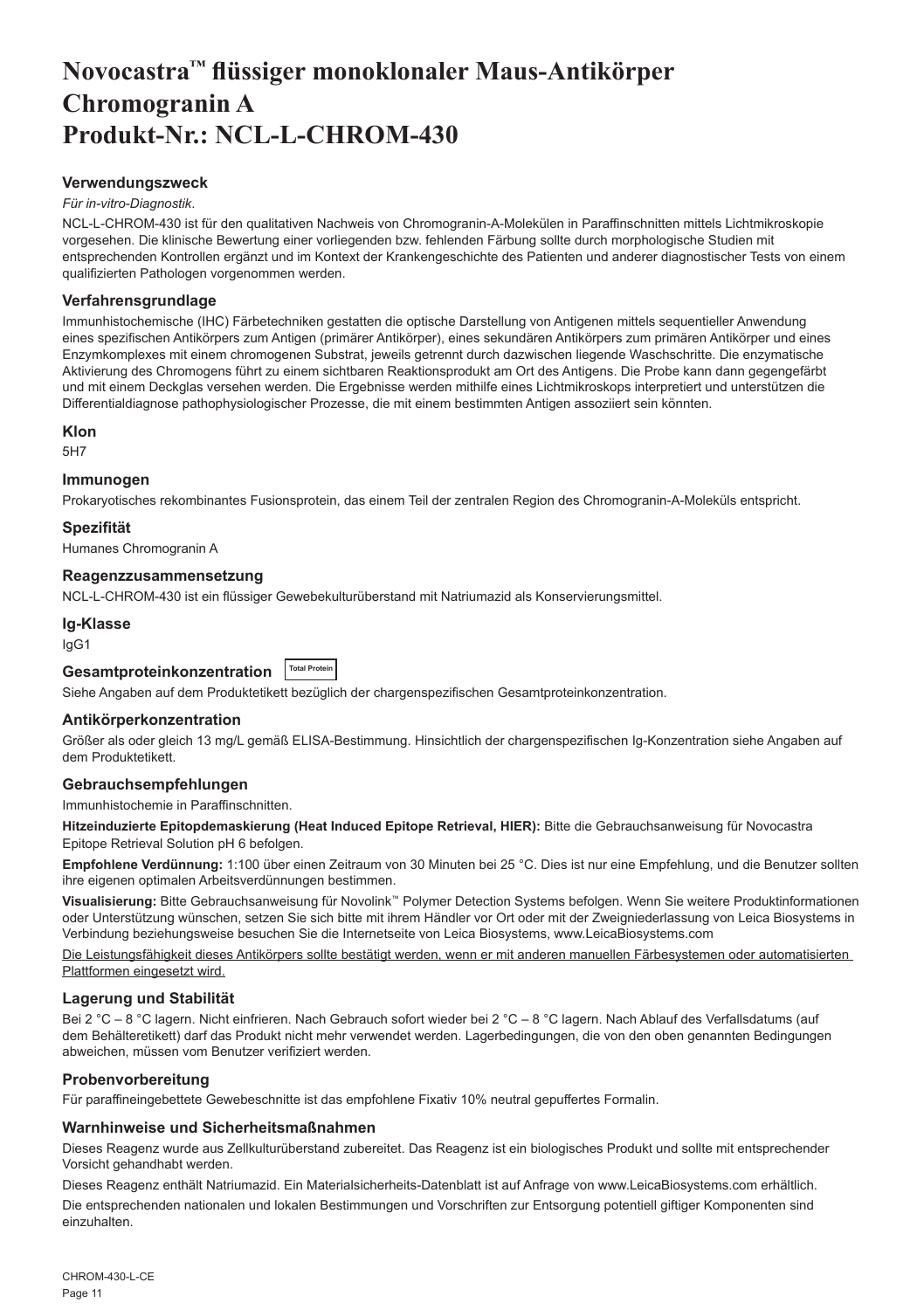# Novocastra™ flüssiger monoklonaler Maus-Antikörper Chromogranin A Produkt-Nr.: NCL-L-CHROM-430

### Verwendungszweck

*Für in-vitro-Diagnostik*.

NCL-L-CHROM-430 ist für den qualitativen Nachweis von Chromogranin-A-Molekülen in Paraffinschnitten mittels Lichtmikroskopie vorgesehen. Die klinische Bewertung einer vorliegenden bzw. fehlenden Färbung sollte durch morphologische Studien mit entsprechenden Kontrollen ergänzt und im Kontext der Krankengeschichte des Patienten und anderer diagnostischer Tests von einem qualifizierten Pathologen vorgenommen werden.

### Verfahrensgrundlage

Immunhistochemische (IHC) Färbetechniken gestatten die optische Darstellung von Antigenen mittels sequentieller Anwendung eines spezifischen Antikörpers zum Antigen (primärer Antikörper), eines sekundären Antikörpers zum primären Antikörper und eines Enzymkomplexes mit einem chromogenen Substrat, jeweils getrennt durch dazwischen liegende Waschschritte. Die enzymatische Aktivierung des Chromogens führt zu einem sichtbaren Reaktionsprodukt am Ort des Antigens. Die Probe kann dann gegengefärbt und mit einem Deckglas versehen werden. Die Ergebnisse werden mithilfe eines Lichtmikroskops interpretiert und unterstützen die Differentialdiagnose pathophysiologischer Prozesse, die mit einem bestimmten Antigen assoziiert sein könnten.

### Klon

5H7

### Immunogen

Prokaryotisches rekombinantes Fusionsprotein, das einem Teil der zentralen Region des Chromogranin-A-Moleküls entspricht.

### Spezifität

Humanes Chromogranin A

### Reagenzzusammensetzung

NCL-L-CHROM-430 ist ein flüssiger Gewebekulturüberstand mit Natriumazid als Konservierungsmittel.

### Ig-Klasse

IgG1

### Gesamtproteinkonzentration Total Protein

Siehe Angaben auf dem Produktetikett bezüglich der chargenspezifischen Gesamtproteinkonzentration.

### Antikörperkonzentration

Größer als oder gleich 13 mg/L gemäß ELISA-Bestimmung. Hinsichtlich der chargenspezifischen Ig-Konzentration siehe Angaben auf dem Produktetikett.

### Gebrauchsempfehlungen

Immunhistochemie in Paraffinschnitten.

**Hitzeinduzierte Epitopdemaskierung (Heat Induced Epitope Retrieval, HIER):** Bitte die Gebrauchsanweisung für Novocastra Epitope Retrieval Solution pH 6 befolgen.

**Empfohlene Verdünnung:** 1:100 über einen Zeitraum von 30 Minuten bei 25 °C. Dies ist nur eine Empfehlung, und die Benutzer sollten ihre eigenen optimalen Arbeitsverdünnungen bestimmen.

**Visualisierung:** Bitte Gebrauchsanweisung für Novolink™ Polymer Detection Systems befolgen. Wenn Sie weitere Produktinformationen oder Unterstützung wünschen, setzen Sie sich bitte mit ihrem Händler vor Ort oder mit der Zweigniederlassung von Leica Biosystems in Verbindung beziehungsweise besuchen Sie die Internetseite von Leica Biosystems, www.LeicaBiosystems.com

Die Leistungsfähigkeit dieses Antikörpers sollte bestätigt werden, wenn er mit anderen manuellen Färbesystemen oder automatisierten Plattformen eingesetzt wird.

### Lagerung und Stabilität

Bei 2 °C – 8 °C lagern. Nicht einfrieren. Nach Gebrauch sofort wieder bei 2 °C – 8 °C lagern. Nach Ablauf des Verfallsdatums (auf dem Behälteretikett) darf das Produkt nicht mehr verwendet werden. Lagerbedingungen, die von den oben genannten Bedingungen abweichen, müssen vom Benutzer verifiziert werden.

### Probenvorbereitung

Für paraffineingebettete Gewebeschnitte ist das empfohlene Fixativ 10% neutral gepuffertes Formalin.

### Warnhinweise und Sicherheitsmaßnahmen

Dieses Reagenz wurde aus Zellkulturüberstand zubereitet. Das Reagenz ist ein biologisches Produkt und sollte mit entsprechender Vorsicht gehandhabt werden.

Dieses Reagenz enthält Natriumazid. Ein Materialsicherheits-Datenblatt ist auf Anfrage von www.LeicaBiosystems.com erhältlich.

Die entsprechenden nationalen und lokalen Bestimmungen und Vorschriften zur Entsorgung potentiell giftiger Komponenten sind einzuhalten.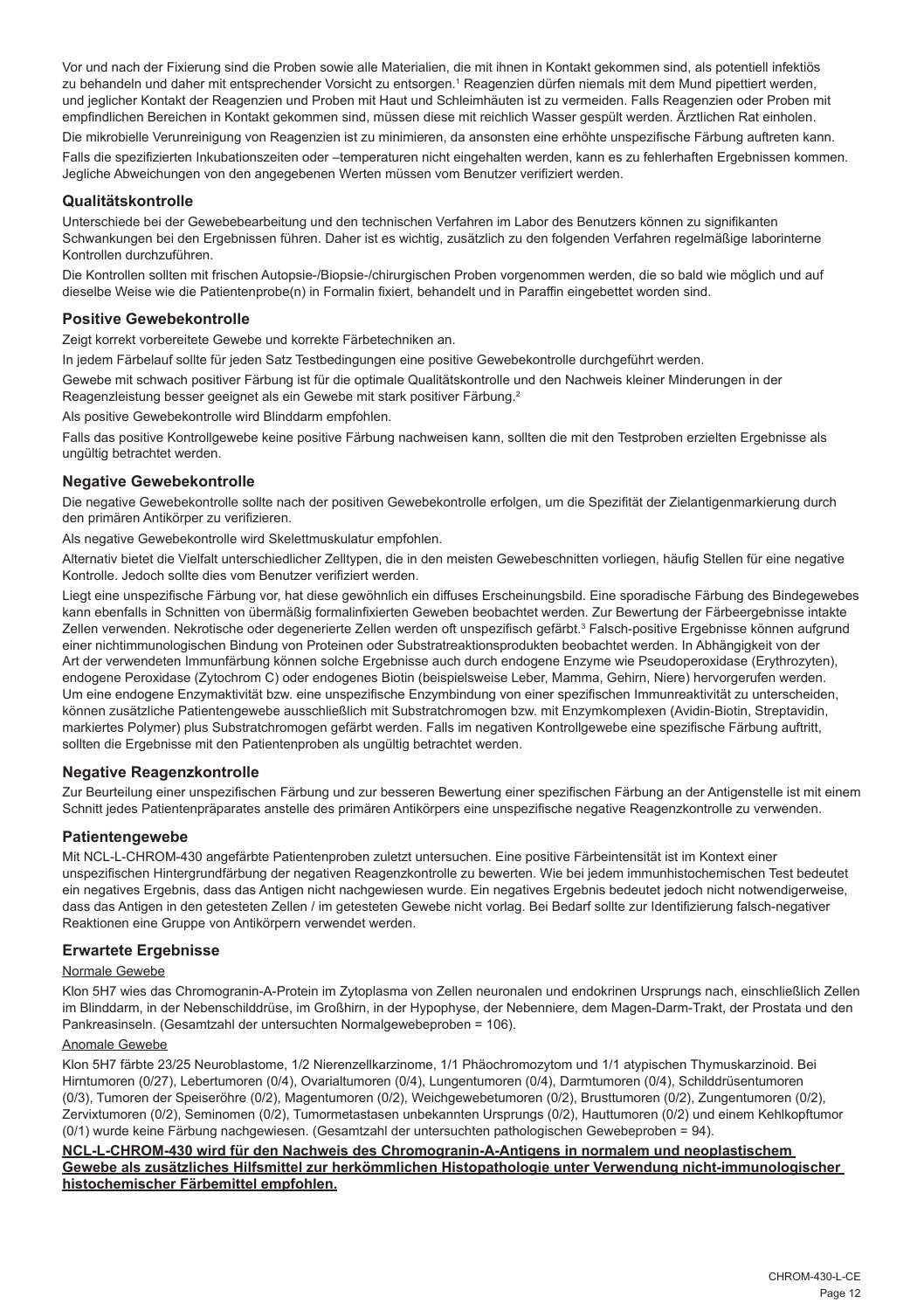Vor und nach der Fixierung sind die Proben sowie alle Materialien, die mit ihnen in Kontakt gekommen sind, als potentiell infektiös zu behandeln und daher mit entsprechender Vorsicht zu entsorgen.[1] Reagenzien dürfen niemals mit dem Mund pipettiert werden, und jeglicher Kontakt der Reagenzien und Proben mit Haut und Schleimhäuten ist zu vermeiden. Falls Reagenzien oder Proben mit empfindlichen Bereichen in Kontakt gekommen sind, müssen diese mit reichlich Wasser gespült werden. Ärztlichen Rat einholen.

Die mikrobielle Verunreinigung von Reagenzien ist zu minimieren, da ansonsten eine erhöhte unspezifische Färbung auftreten kann.

Falls die spezifizierten Inkubationszeiten oder –temperaturen nicht eingehalten werden, kann es zu fehlerhaften Ergebnissen kommen. Jegliche Abweichungen von den angegebenen Werten müssen vom Benutzer verifiziert werden.

## Qualitätskontrolle

Unterschiede bei der Gewebebearbeitung und den technischen Verfahren im Labor des Benutzers können zu signifikanten Schwankungen bei den Ergebnissen führen. Daher ist es wichtig, zusätzlich zu den folgenden Verfahren regelmäßige laborinterne Kontrollen durchzuführen.

Die Kontrollen sollten mit frischen Autopsie-/Biopsie-/chirurgischen Proben vorgenommen werden, die so bald wie möglich und auf dieselbe Weise wie die Patientenprobe(n) in Formalin fixiert, behandelt und in Paraffin eingebettet worden sind.

## Positive Gewebekontrolle

Zeigt korrekt vorbereitete Gewebe und korrekte Färbetechniken an.

In jedem Färbelauf sollte für jeden Satz Testbedingungen eine positive Gewebekontrolle durchgeführt werden.

Gewebe mit schwach positiver Färbung ist für die optimale Qualitätskontrolle und den Nachweis kleiner Minderungen in der Reagenzleistung besser geeignet als ein Gewebe mit stark positiver Färbung.[2]

Als positive Gewebekontrolle wird Blinddarm empfohlen.

Falls das positive Kontrollgewebe keine positive Färbung nachweisen kann, sollten die mit den Testproben erzielten Ergebnisse als ungültig betrachtet werden.

## Negative Gewebekontrolle

Die negative Gewebekontrolle sollte nach der positiven Gewebekontrolle erfolgen, um die Spezifität der Zielantigenmarkierung durch den primären Antikörper zu verifizieren.

Als negative Gewebekontrolle wird Skelettmuskulatur empfohlen.

Alternativ bietet die Vielfalt unterschiedlicher Zelltypen, die in den meisten Gewebeschnitten vorliegen, häufig Stellen für eine negative Kontrolle. Jedoch sollte dies vom Benutzer verifiziert werden.

Liegt eine unspezifische Färbung vor, hat diese gewöhnlich ein diffuses Erscheinungsbild. Eine sporadische Färbung des Bindegewebes kann ebenfalls in Schnitten von übermäßig formalinfixierten Geweben beobachtet werden. Zur Bewertung der Färbeergebnisse intakte Zellen verwenden. Nekrotische oder degenerierte Zellen werden oft unspezifisch gefärbt.[3] Falsch-positive Ergebnisse können aufgrund einer nichtimmunologischen Bindung von Proteinen oder Substratreaktionsprodukten beobachtet werden. In Abhängigkeit von der Art der verwendeten Immunfärbung können solche Ergebnisse auch durch endogene Enzyme wie Pseudoperoxidase (Erythrozyten), endogene Peroxidase (Zytochrom C) oder endogenes Biotin (beispielsweise Leber, Mamma, Gehirn, Niere) hervorgerufen werden. Um eine endogene Enzymaktivität bzw. eine unspezifische Enzymbindung von einer spezifischen Immunreaktivität zu unterscheiden, können zusätzliche Patientengewebe ausschließlich mit Substratchromogen bzw. mit Enzymkomplexen (Avidin-Biotin, Streptavidin, markiertes Polymer) plus Substratchromogen gefärbt werden. Falls im negativen Kontrollgewebe eine spezifische Färbung auftritt, sollten die Ergebnisse mit den Patientenproben als ungültig betrachtet werden.

## Negative Reagenzkontrolle

Zur Beurteilung einer unspezifischen Färbung und zur besseren Bewertung einer spezifischen Färbung an der Antigenstelle ist mit einem Schnitt jedes Patientenpräparates anstelle des primären Antikörpers eine unspezifische negative Reagenzkontrolle zu verwenden.

## Patientengewebe

Mit NCL-L-CHROM-430 angefärbte Patientenproben zuletzt untersuchen. Eine positive Färbeintensität ist im Kontext einer unspezifischen Hintergrundfärbung der negativen Reagenzkontrolle zu bewerten. Wie bei jedem immunhistochemischen Test bedeutet ein negatives Ergebnis, dass das Antigen nicht nachgewiesen wurde. Ein negatives Ergebnis bedeutet jedoch nicht notwendigerweise, dass das Antigen in den getesteten Zellen / im getesteten Gewebe nicht vorlag. Bei Bedarf sollte zur Identifizierung falsch-negativer Reaktionen eine Gruppe von Antikörpern verwendet werden.

## Erwartete Ergebnisse

Normale Gewebe

Klon 5H7 wies das Chromogranin-A-Protein im Zytoplasma von Zellen neuronalen und endokrinen Ursprungs nach, einschließlich Zellen im Blinddarm, in der Nebenschilddrüse, im Großhirn, in der Hypophyse, der Nebenniere, dem Magen-Darm-Trakt, der Prostata und den Pankreasinseln. (Gesamtzahl der untersuchten Normalgewebeproben = 106).

Anomale Gewebe

Klon 5H7 färbte 23/25 Neuroblastome, 1/2 Nierenzellkarzinome, 1/1 Phäochromozytom und 1/1 atypischen Thymuskarzinoid. Bei Hirntumoren (0/27), Lebertumoren (0/4), Ovarialtumoren (0/4), Lungentumoren (0/4), Darmtumoren (0/4), Schilddrüsentumoren (0/3), Tumoren der Speiseröhre (0/2), Magentumoren (0/2), Weichgewebetumoren (0/2), Brusttumoren (0/2), Zungentumoren (0/2), Zervixtumoren (0/2), Seminomen (0/2), Tumormetastasen unbekannten Ursprungs (0/2), Hauttumoren (0/2) und einem Kehlkopftumor (0/1) wurde keine Färbung nachgewiesen. (Gesamtzahl der untersuchten pathologischen Gewebeproben = 94).

**NCL-L-CHROM-430 wird für den Nachweis des Chromogranin-A-Antigens in normalem und neoplastischem Gewebe als zusätzliches Hilfsmittel zur herkömmlichen Histopathologie unter Verwendung nicht-immunologischer histochemischer Färbemittel empfohlen.**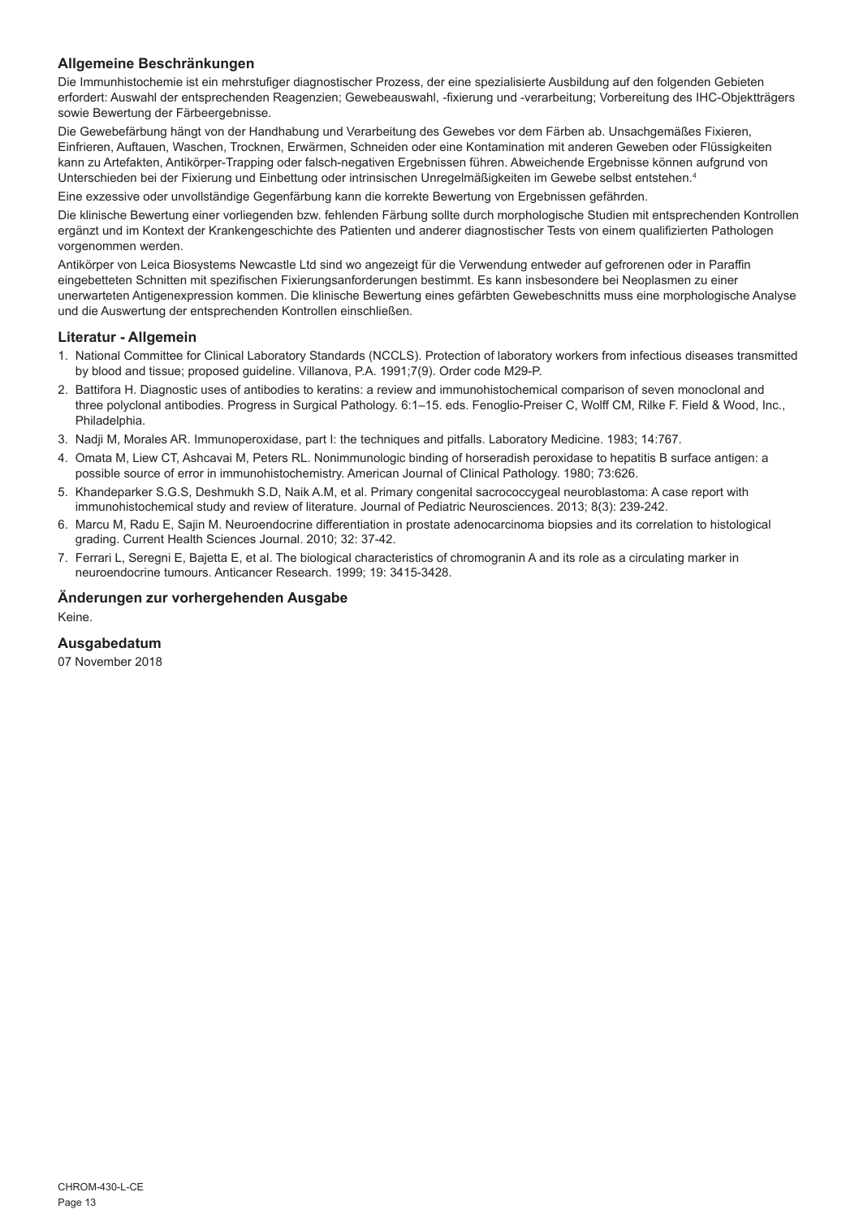### Allgemeine Beschränkungen

Die Immunhistochemie ist ein mehrstufiger diagnostischer Prozess, der eine spezialisierte Ausbildung auf den folgenden Gebieten erfordert: Auswahl der entsprechenden Reagenzien; Gewebeauswahl, -fixierung und -verarbeitung; Vorbereitung des IHC-Objektträgers sowie Bewertung der Färbeergebnisse.

Die Gewebefärbung hängt von der Handhabung und Verarbeitung des Gewebes vor dem Färben ab. Unsachgemäßes Fixieren, Einfrieren, Auftauen, Waschen, Trocknen, Erwärmen, Schneiden oder eine Kontamination mit anderen Geweben oder Flüssigkeiten kann zu Artefakten, Antikörper-Trapping oder falsch-negativen Ergebnissen führen. Abweichende Ergebnisse können aufgrund von Unterschieden bei der Fixierung und Einbettung oder intrinsischen Unregelmäßigkeiten im Gewebe selbst entstehen.[4]

Eine exzessive oder unvollständige Gegenfärbung kann die korrekte Bewertung von Ergebnissen gefährden.

Die klinische Bewertung einer vorliegenden bzw. fehlenden Färbung sollte durch morphologische Studien mit entsprechenden Kontrollen ergänzt und im Kontext der Krankengeschichte des Patienten und anderer diagnostischer Tests von einem qualifizierten Pathologen vorgenommen werden.

Antikörper von Leica Biosystems Newcastle Ltd sind wo angezeigt für die Verwendung entweder auf gefrorenen oder in Paraffin eingebetteten Schnitten mit spezifischen Fixierungsanforderungen bestimmt. Es kann insbesondere bei Neoplasmen zu einer unerwarteten Antigenexpression kommen. Die klinische Bewertung eines gefärbten Gewebeschnitts muss eine morphologische Analyse und die Auswertung der entsprechenden Kontrollen einschließen.

### Literatur - Allgemein

1. National Committee for Clinical Laboratory Standards (NCCLS). Protection of laboratory workers from infectious diseases transmitted by blood and tissue; proposed guideline. Villanova, P.A. 1991;7(9). Order code M29-P.
2. Battifora H. Diagnostic uses of antibodies to keratins: a review and immunohistochemical comparison of seven monoclonal and three polyclonal antibodies. Progress in Surgical Pathology. 6:1–15. eds. Fenoglio-Preiser C, Wolff CM, Rilke F. Field & Wood, Inc., Philadelphia.
3. Nadji M, Morales AR. Immunoperoxidase, part I: the techniques and pitfalls. Laboratory Medicine. 1983; 14:767.
4. Omata M, Liew CT, Ashcavai M, Peters RL. Nonimmunologic binding of horseradish peroxidase to hepatitis B surface antigen: a possible source of error in immunohistochemistry. American Journal of Clinical Pathology. 1980; 73:626.
5. Khandeparker S.G.S, Deshmukh S.D, Naik A.M, et al. Primary congenital sacrococcygeal neuroblastoma: A case report with immunohistochemical study and review of literature. Journal of Pediatric Neurosciences. 2013; 8(3): 239-242.
6. Marcu M, Radu E, Sajin M. Neuroendocrine differentiation in prostate adenocarcinoma biopsies and its correlation to histological grading. Current Health Sciences Journal. 2010; 32: 37-42.
7. Ferrari L, Seregni E, Bajetta E, et al. The biological characteristics of chromogranin A and its role as a circulating marker in neuroendocrine tumours. Anticancer Research. 1999; 19: 3415-3428.

### Änderungen zur vorhergehenden Ausgabe

Keine.

### Ausgabedatum

07 November 2018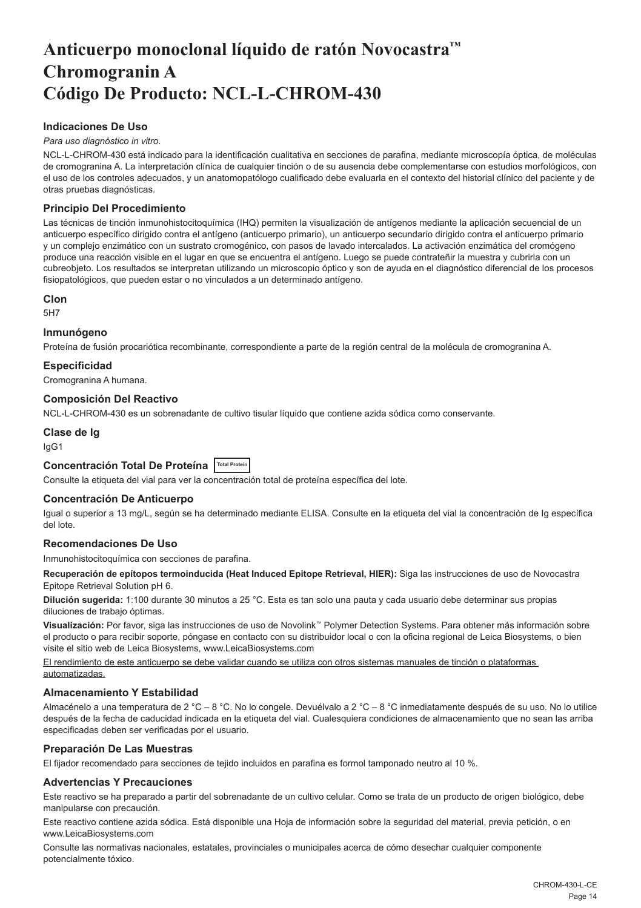# Anticuerpo monoclonal líquido de ratón Novocastra™ Chromogranin A Código De Producto: NCL-L-CHROM-430

### Indicaciones De Uso

*Para uso diagnóstico in vitro*.

NCL-L-CHROM-430 está indicado para la identificación cualitativa en secciones de parafina, mediante microscopía óptica, de moléculas de cromogranina A. La interpretación clínica de cualquier tinción o de su ausencia debe complementarse con estudios morfológicos, con el uso de los controles adecuados, y un anatomopatólogo cualificado debe evaluarla en el contexto del historial clínico del paciente y de otras pruebas diagnósticas.

### Principio Del Procedimiento

Las técnicas de tinción inmunohistocitoquímica (IHQ) permiten la visualización de antígenos mediante la aplicación secuencial de un anticuerpo específico dirigido contra el antígeno (anticuerpo primario), un anticuerpo secundario dirigido contra el anticuerpo primario y un complejo enzimático con un sustrato cromogénico, con pasos de lavado intercalados. La activación enzimática del cromógeno produce una reacción visible en el lugar en que se encuentra el antígeno. Luego se puede contrateñir la muestra y cubrirla con un cubreobjeto. Los resultados se interpretan utilizando un microscopio óptico y son de ayuda en el diagnóstico diferencial de los procesos fisiopatológicos, que pueden estar o no vinculados a un determinado antígeno.

### Clon

5H7

### Inmunógeno

Proteína de fusión procariótica recombinante, correspondiente a parte de la región central de la molécula de cromogranina A.

### Especificidad

Cromogranina A humana.

### Composición Del Reactivo

NCL-L-CHROM-430 es un sobrenadante de cultivo tisular líquido que contiene azida sódica como conservante.

### Clase de Ig

IgG1

### Concentración Total De Proteína Total Protein

Consulte la etiqueta del vial para ver la concentración total de proteína específica del lote.

### Concentración De Anticuerpo

Igual o superior a 13 mg/L, según se ha determinado mediante ELISA. Consulte en la etiqueta del vial la concentración de Ig específica del lote.

### Recomendaciones De Uso

Inmunohistocitoquímica con secciones de parafina.

**Recuperación de epítopos termoinducida (Heat Induced Epitope Retrieval, HIER):** Siga las instrucciones de uso de Novocastra Epitope Retrieval Solution pH 6.

**Dilución sugerida:** 1:100 durante 30 minutos a 25 °C. Esta es tan solo una pauta y cada usuario debe determinar sus propias diluciones de trabajo óptimas.

**Visualización:** Por favor, siga las instrucciones de uso de Novolink™ Polymer Detection Systems. Para obtener más información sobre el producto o para recibir soporte, póngase en contacto con su distribuidor local o con la oficina regional de Leica Biosystems, o bien visite el sitio web de Leica Biosystems, www.LeicaBiosystems.com

<u>El rendimiento de este anticuerpo se debe validar cuando se utiliza con otros sistemas manuales de tinción o plataformas automatizadas.</u>

### Almacenamiento Y Estabilidad

Almacénelo a una temperatura de 2 °C – 8 °C. No lo congele. Devuélvalo a 2 °C – 8 °C inmediatamente después de su uso. No lo utilice después de la fecha de caducidad indicada en la etiqueta del vial. Cualesquiera condiciones de almacenamiento que no sean las arriba especificadas deben ser verificadas por el usuario.

### Preparación De Las Muestras

El fijador recomendado para secciones de tejido incluidos en parafina es formol tamponado neutro al 10 %.

### Advertencias Y Precauciones

Este reactivo se ha preparado a partir del sobrenadante de un cultivo celular. Como se trata de un producto de origen biológico, debe manipularse con precaución.

Este reactivo contiene azida sódica. Está disponible una Hoja de información sobre la seguridad del material, previa petición, o en www.LeicaBiosystems.com

Consulte las normativas nacionales, estatales, provinciales o municipales acerca de cómo desechar cualquier componente potencialmente tóxico.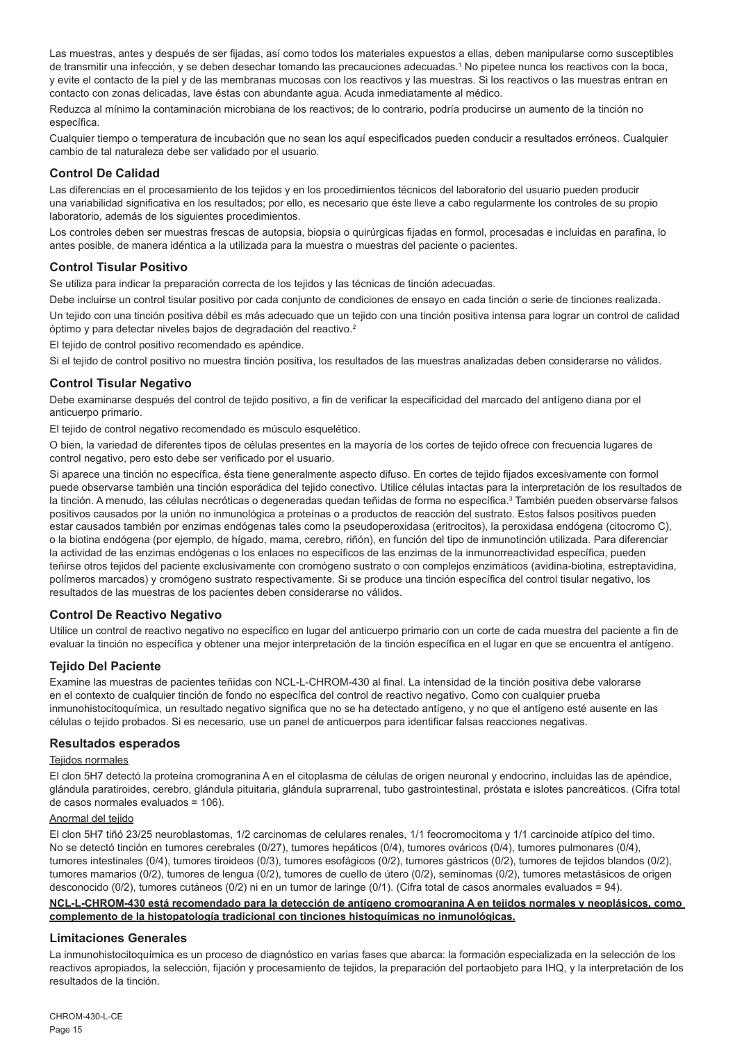Las muestras, antes y después de ser fijadas, así como todos los materiales expuestos a ellas, deben manipularse como susceptibles de transmitir una infección, y se deben desechar tomando las precauciones adecuadas.[1] No pipetee nunca los reactivos con la boca, y evite el contacto de la piel y de las membranas mucosas con los reactivos y las muestras. Si los reactivos o las muestras entran en contacto con zonas delicadas, lave éstas con abundante agua. Acuda inmediatamente al médico.

Reduzca al mínimo la contaminación microbiana de los reactivos; de lo contrario, podría producirse un aumento de la tinción no específica.

Cualquier tiempo o temperatura de incubación que no sean los aquí especificados pueden conducir a resultados erróneos. Cualquier cambio de tal naturaleza debe ser validado por el usuario.

## Control De Calidad

Las diferencias en el procesamiento de los tejidos y en los procedimientos técnicos del laboratorio del usuario pueden producir una variabilidad significativa en los resultados; por ello, es necesario que éste lleve a cabo regularmente los controles de su propio laboratorio, además de los siguientes procedimientos.

Los controles deben ser muestras frescas de autopsia, biopsia o quirúrgicas fijadas en formol, procesadas e incluidas en parafina, lo antes posible, de manera idéntica a la utilizada para la muestra o muestras del paciente o pacientes.

## Control Tisular Positivo

Se utiliza para indicar la preparación correcta de los tejidos y las técnicas de tinción adecuadas.

Debe incluirse un control tisular positivo por cada conjunto de condiciones de ensayo en cada tinción o serie de tinciones realizada.

Un tejido con una tinción positiva débil es más adecuado que un tejido con una tinción positiva intensa para lograr un control de calidad óptimo y para detectar niveles bajos de degradación del reactivo.[2]

El tejido de control positivo recomendado es apéndice.

Si el tejido de control positivo no muestra tinción positiva, los resultados de las muestras analizadas deben considerarse no válidos.

## Control Tisular Negativo

Debe examinarse después del control de tejido positivo, a fin de verificar la especificidad del marcado del antígeno diana por el anticuerpo primario.

El tejido de control negativo recomendado es músculo esquelético.

O bien, la variedad de diferentes tipos de células presentes en la mayoría de los cortes de tejido ofrece con frecuencia lugares de control negativo, pero esto debe ser verificado por el usuario.

Si aparece una tinción no específica, ésta tiene generalmente aspecto difuso. En cortes de tejido fijados excesivamente con formol puede observarse también una tinción esporádica del tejido conectivo. Utilice células intactas para la interpretación de los resultados de la tinción. A menudo, las células necróticas o degeneradas quedan teñidas de forma no específica.[3] También pueden observarse falsos positivos causados por la unión no inmunológica a proteínas o a productos de reacción del sustrato. Estos falsos positivos pueden estar causados también por enzimas endógenas tales como la pseudoperoxidasa (eritrocitos), la peroxidasa endógena (citocromo C), o la biotina endógena (por ejemplo, de hígado, mama, cerebro, riñón), en función del tipo de inmunotinción utilizada. Para diferenciar la actividad de las enzimas endógenas o los enlaces no específicos de las enzimas de la inmunorreactividad específica, pueden teñirse otros tejidos del paciente exclusivamente con cromógeno sustrato o con complejos enzimáticos (avidina-biotina, estreptavidina, polímeros marcados) y cromógeno sustrato respectivamente. Si se produce una tinción específica del control tisular negativo, los resultados de las muestras de los pacientes deben considerarse no válidos.

## Control De Reactivo Negativo

Utilice un control de reactivo negativo no específico en lugar del anticuerpo primario con un corte de cada muestra del paciente a fin de evaluar la tinción no específica y obtener una mejor interpretación de la tinción específica en el lugar en que se encuentra el antígeno.

## Tejido Del Paciente

Examine las muestras de pacientes teñidas con NCL-L-CHROM-430 al final. La intensidad de la tinción positiva debe valorarse en el contexto de cualquier tinción de fondo no específica del control de reactivo negativo. Como con cualquier prueba inmunohistocitoquímica, un resultado negativo significa que no se ha detectado antígeno, y no que el antígeno esté ausente en las células o tejido probados. Si es necesario, use un panel de anticuerpos para identificar falsas reacciones negativas.

## Resultados esperados

Tejidos normales

El clon 5H7 detectó la proteína cromogranina A en el citoplasma de células de origen neuronal y endocrino, incluidas las de apéndice, glándula paratiroides, cerebro, glándula pituitaria, glándula suprarrenal, tubo gastrointestinal, próstata e islotes pancreáticos. (Cifra total de casos normales evaluados = 106).

Anormal del tejido

El clon 5H7 tiñó 23/25 neuroblastomas, 1/2 carcinomas de celulares renales, 1/1 feocromocitoma y 1/1 carcinoide atípico del timo. No se detectó tinción en tumores cerebrales (0/27), tumores hepáticos (0/4), tumores ováricos (0/4), tumores pulmonares (0/4), tumores intestinales (0/4), tumores tiroideos (0/3), tumores esofágicos (0/2), tumores gástricos (0/2), tumores de tejidos blandos (0/2), tumores mamarios (0/2), tumores de lengua (0/2), tumores de cuello de útero (0/2), seminomas (0/2), tumores metastásicos de origen desconocido (0/2), tumores cutáneos (0/2) ni en un tumor de laringe (0/1). (Cifra total de casos anormales evaluados = 94).

**NCL-L-CHROM-430 está recomendado para la detección de antígeno cromogranina A en tejidos normales y neoplásicos, como complemento de la histopatología tradicional con tinciones histoquímicas no inmunológicas.**

## Limitaciones Generales

La inmunohistocitoquímica es un proceso de diagnóstico en varias fases que abarca: la formación especializada en la selección de los reactivos apropiados, la selección, fijación y procesamiento de tejidos, la preparación del portaobjeto para IHQ, y la interpretación de los resultados de la tinción.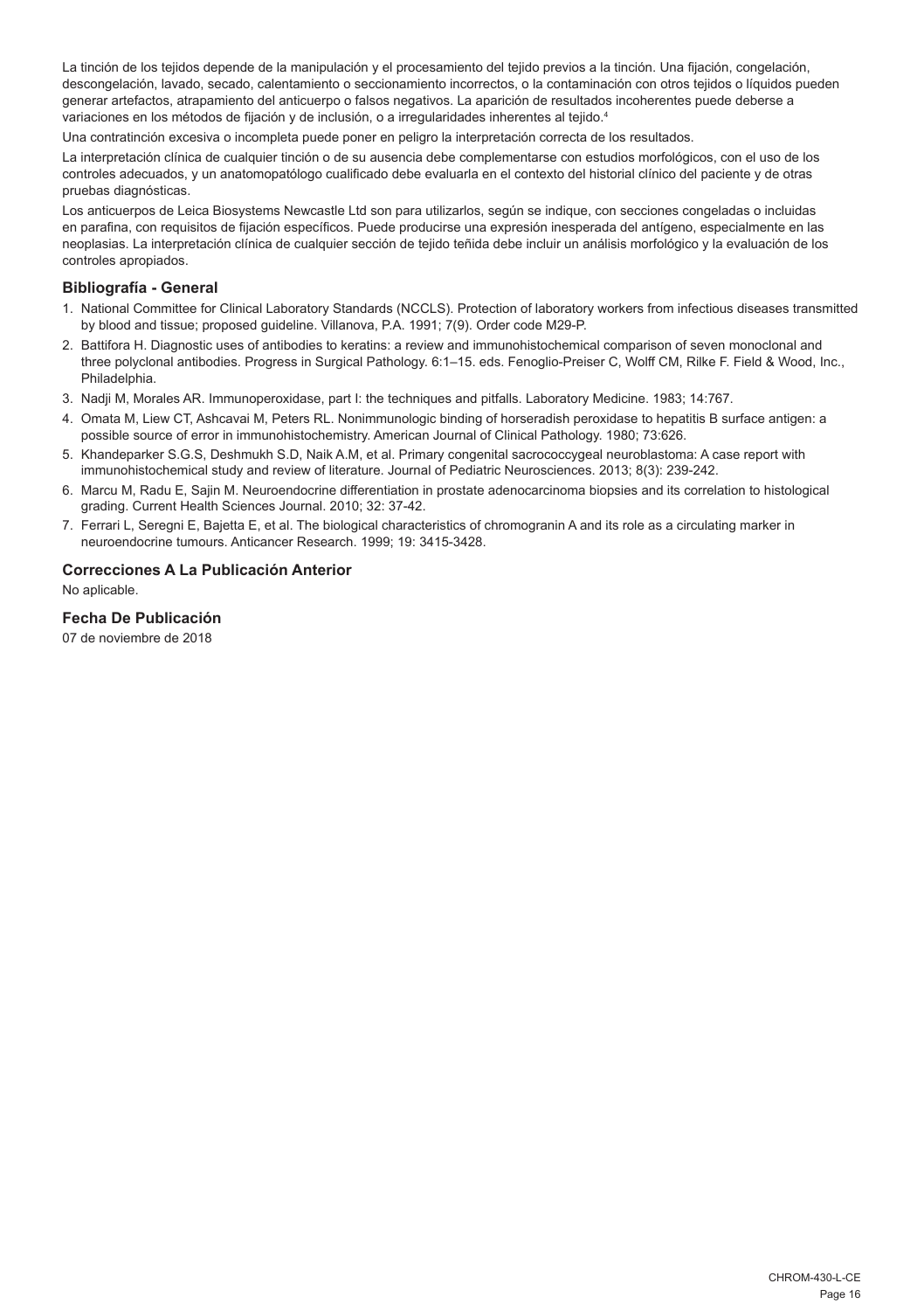La tinción de los tejidos depende de la manipulación y el procesamiento del tejido previos a la tinción. Una fijación, congelación, descongelación, lavado, secado, calentamiento o seccionamiento incorrectos, o la contaminación con otros tejidos o líquidos pueden generar artefactos, atrapamiento del anticuerpo o falsos negativos. La aparición de resultados incoherentes puede deberse a variaciones en los métodos de fijación y de inclusión, o a irregularidades inherentes al tejido.[4]

Una contratinción excesiva o incompleta puede poner en peligro la interpretación correcta de los resultados.

La interpretación clínica de cualquier tinción o de su ausencia debe complementarse con estudios morfológicos, con el uso de los controles adecuados, y un anatomopatólogo cualificado debe evaluarla en el contexto del historial clínico del paciente y de otras pruebas diagnósticas.

Los anticuerpos de Leica Biosystems Newcastle Ltd son para utilizarlos, según se indique, con secciones congeladas o incluidas en parafina, con requisitos de fijación específicos. Puede producirse una expresión inesperada del antígeno, especialmente en las neoplasias. La interpretación clínica de cualquier sección de tejido teñida debe incluir un análisis morfológico y la evaluación de los controles apropiados.

### Bibliografía - General

1. National Committee for Clinical Laboratory Standards (NCCLS). Protection of laboratory workers from infectious diseases transmitted by blood and tissue; proposed guideline. Villanova, P.A. 1991; 7(9). Order code M29-P.
2. Battifora H. Diagnostic uses of antibodies to keratins: a review and immunohistochemical comparison of seven monoclonal and three polyclonal antibodies. Progress in Surgical Pathology. 6:1–15. eds. Fenoglio-Preiser C, Wolff CM, Rilke F. Field & Wood, Inc., Philadelphia.
3. Nadji M, Morales AR. Immunoperoxidase, part I: the techniques and pitfalls. Laboratory Medicine. 1983; 14:767.
4. Omata M, Liew CT, Ashcavai M, Peters RL. Nonimmunologic binding of horseradish peroxidase to hepatitis B surface antigen: a possible source of error in immunohistochemistry. American Journal of Clinical Pathology. 1980; 73:626.
5. Khandeparker S.G.S, Deshmukh S.D, Naik A.M, et al. Primary congenital sacrococcygeal neuroblastoma: A case report with immunohistochemical study and review of literature. Journal of Pediatric Neurosciences. 2013; 8(3): 239-242.
6. Marcu M, Radu E, Sajin M. Neuroendocrine differentiation in prostate adenocarcinoma biopsies and its correlation to histological grading. Current Health Sciences Journal. 2010; 32: 37-42.
7. Ferrari L, Seregni E, Bajetta E, et al. The biological characteristics of chromogranin A and its role as a circulating marker in neuroendocrine tumours. Anticancer Research. 1999; 19: 3415-3428.

### Correcciones A La Publicación Anterior

No aplicable.

### Fecha De Publicación

07 de noviembre de 2018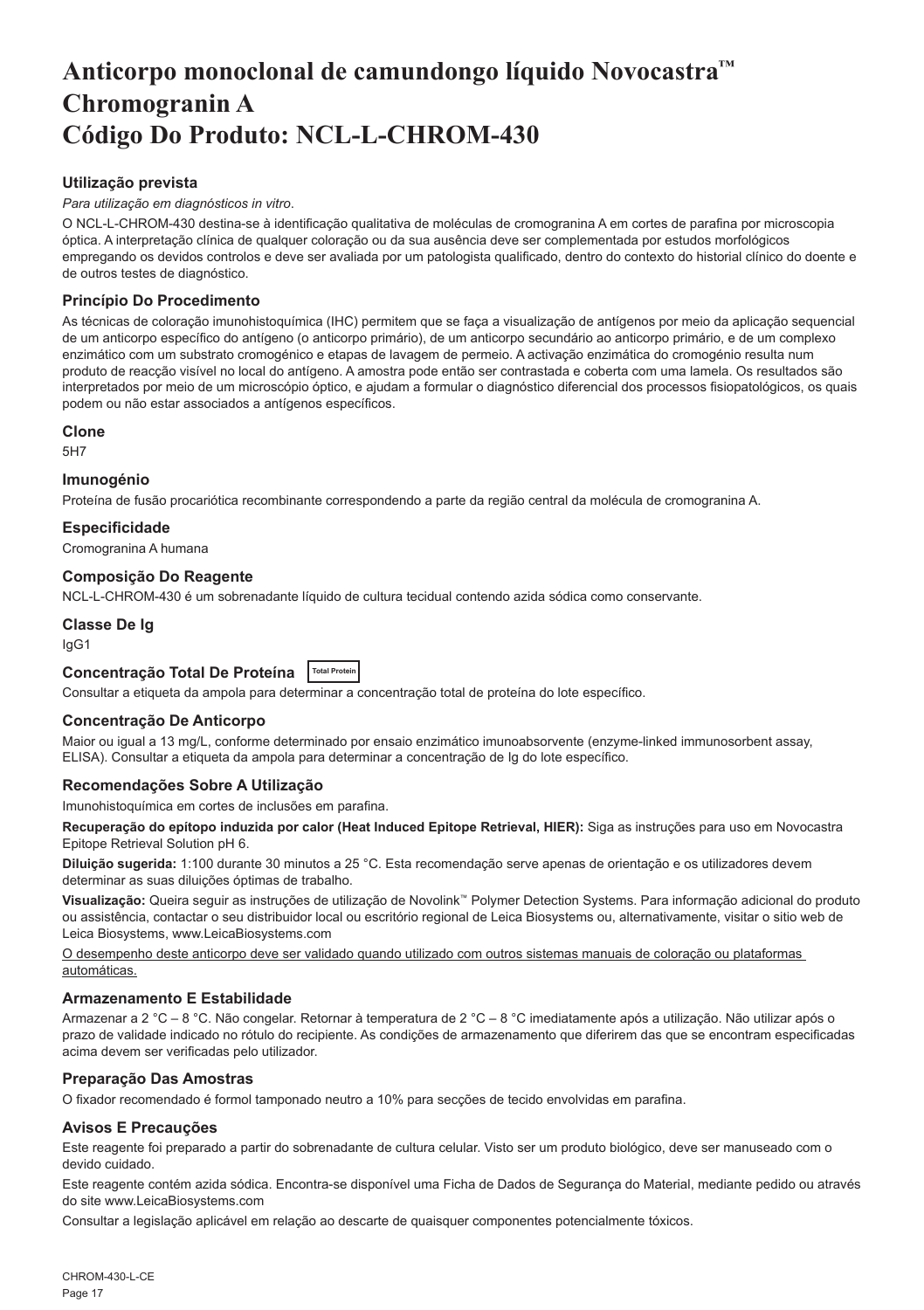// Anticorpo monoclonal de camundongo líquido Novocastra™ Chromogranin A Código Do Produto: NCL-L-CHROM-430

# Anticorpo monoclonal de camundongo líquido Novocastra™ Chromogranin A
# Código Do Produto: NCL-L-CHROM-430

### Utilização prevista

*Para utilização em diagnósticos in vitro*.

O NCL-L-CHROM-430 destina-se à identificação qualitativa de moléculas de cromogranina A em cortes de parafina por microscopia óptica. A interpretação clínica de qualquer coloração ou da sua ausência deve ser complementada por estudos morfológicos empregando os devidos controlos e deve ser avaliada por um patologista qualificado, dentro do contexto do historial clínico do doente e de outros testes de diagnóstico.

### Princípio Do Procedimento

As técnicas de coloração imunohistoquímica (IHC) permitem que se faça a visualização de antígenos por meio da aplicação sequencial de um anticorpo específico do antígeno (o anticorpo primário), de um anticorpo secundário ao anticorpo primário, e de um complexo enzimático com um substrato cromogénico e etapas de lavagem de permeio. A activação enzimática do cromogénio resulta num produto de reacção visível no local do antígeno. A amostra pode então ser contrastada e coberta com uma lamela. Os resultados são interpretados por meio de um microscópio óptico, e ajudam a formular o diagnóstico diferencial dos processos fisiopatológicos, os quais podem ou não estar associados a antígenos específicos.

### Clone

5H7

### Imunogénio

Proteína de fusão procariótica recombinante correspondendo a parte da região central da molécula de cromogranina A.

### Especificidade

Cromogranina A humana

### Composição Do Reagente

NCL-L-CHROM-430 é um sobrenadante líquido de cultura tecidual contendo azida sódica como conservante.

### Classe De Ig

IgG1

### Concentração Total De Proteína

Total Protein

Consultar a etiqueta da ampola para determinar a concentração total de proteína do lote específico.

### Concentração De Anticorpo

Maior ou igual a 13 mg/L, conforme determinado por ensaio enzimático imunoabsorvente (enzyme-linked immunosorbent assay, ELISA). Consultar a etiqueta da ampola para determinar a concentração de Ig do lote específico.

### Recomendações Sobre A Utilização

Imunohistoquímica em cortes de inclusões em parafina.

**Recuperação do epítopo induzida por calor (Heat Induced Epitope Retrieval, HIER):** Siga as instruções para uso em Novocastra Epitope Retrieval Solution pH 6.

**Diluição sugerida:** 1:100 durante 30 minutos a 25 °C. Esta recomendação serve apenas de orientação e os utilizadores devem determinar as suas diluições óptimas de trabalho.

**Visualização:** Queira seguir as instruções de utilização de Novolink™ Polymer Detection Systems. Para informação adicional do produto ou assistência, contactar o seu distribuidor local ou escritório regional de Leica Biosystems ou, alternativamente, visitar o sitio web de Leica Biosystems, www.LeicaBiosystems.com

O desempenho deste anticorpo deve ser validado quando utilizado com outros sistemas manuais de coloração ou plataformas automáticas.

### Armazenamento E Estabilidade

Armazenar a 2 °C – 8 °C. Não congelar. Retornar à temperatura de 2 °C – 8 °C imediatamente após a utilização. Não utilizar após o prazo de validade indicado no rótulo do recipiente. As condições de armazenamento que diferirem das que se encontram especificadas acima devem ser verificadas pelo utilizador.

### Preparação Das Amostras

O fixador recomendado é formol tamponado neutro a 10% para secções de tecido envolvidas em parafina.

### Avisos E Precauções

Este reagente foi preparado a partir do sobrenadante de cultura celular. Visto ser um produto biológico, deve ser manuseado com o devido cuidado.

Este reagente contém azida sódica. Encontra-se disponível uma Ficha de Dados de Segurança do Material, mediante pedido ou através do site www.LeicaBiosystems.com

Consultar a legislação aplicável em relação ao descarte de quaisquer componentes potencialmente tóxicos.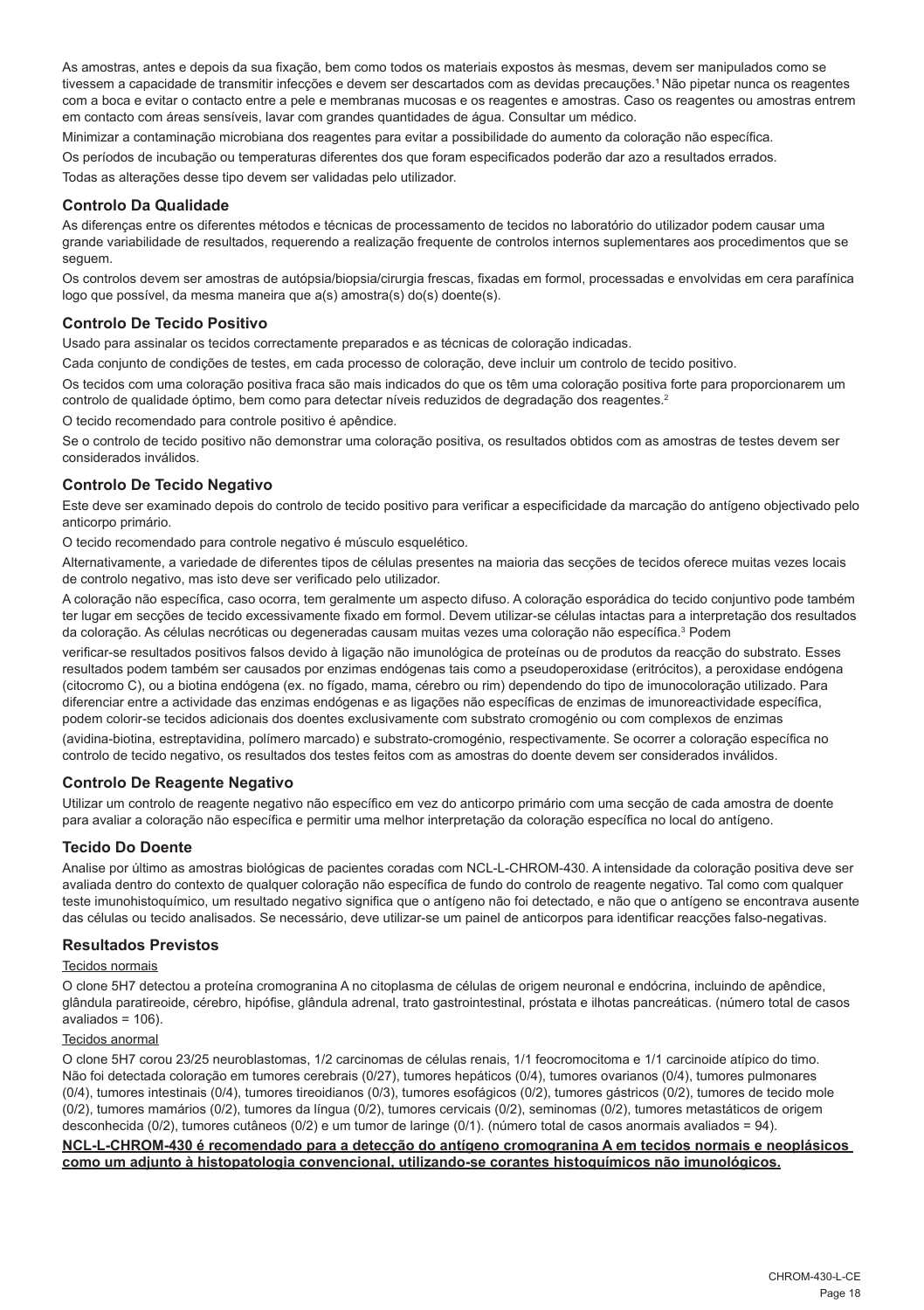As amostras, antes e depois da sua fixação, bem como todos os materiais expostos às mesmas, devem ser manipulados como se tivessem a capacidade de transmitir infecções e devem ser descartados com as devidas precauções.[1] Não pipetar nunca os reagentes com a boca e evitar o contacto entre a pele e membranas mucosas e os reagentes e amostras. Caso os reagentes ou amostras entrem em contacto com áreas sensíveis, lavar com grandes quantidades de água. Consultar um médico.

Minimizar a contaminação microbiana dos reagentes para evitar a possibilidade do aumento da coloração não específica.

Os períodos de incubação ou temperaturas diferentes dos que foram especificados poderão dar azo a resultados errados.

Todas as alterações desse tipo devem ser validadas pelo utilizador.

### Controlo Da Qualidade

As diferenças entre os diferentes métodos e técnicas de processamento de tecidos no laboratório do utilizador podem causar uma grande variabilidade de resultados, requerendo a realização frequente de controlos internos suplementares aos procedimentos que se seguem.

Os controlos devem ser amostras de autópsia/biopsia/cirurgia frescas, fixadas em formol, processadas e envolvidas em cera parafínica logo que possível, da mesma maneira que a(s) amostra(s) do(s) doente(s).

### Controlo De Tecido Positivo

Usado para assinalar os tecidos correctamente preparados e as técnicas de coloração indicadas.

Cada conjunto de condições de testes, em cada processo de coloração, deve incluir um controlo de tecido positivo.

Os tecidos com uma coloração positiva fraca são mais indicados do que os têm uma coloração positiva forte para proporcionarem um controlo de qualidade óptimo, bem como para detectar níveis reduzidos de degradação dos reagentes.[2]

O tecido recomendado para controle positivo é apêndice.

Se o controlo de tecido positivo não demonstrar uma coloração positiva, os resultados obtidos com as amostras de testes devem ser considerados inválidos.

### Controlo De Tecido Negativo

Este deve ser examinado depois do controlo de tecido positivo para verificar a especificidade da marcação do antígeno objectivado pelo anticorpo primário.

O tecido recomendado para controle negativo é músculo esquelético.

Alternativamente, a variedade de diferentes tipos de células presentes na maioria das secções de tecidos oferece muitas vezes locais de controlo negativo, mas isto deve ser verificado pelo utilizador.

A coloração não específica, caso ocorra, tem geralmente um aspecto difuso. A coloração esporádica do tecido conjuntivo pode também ter lugar em secções de tecido excessivamente fixado em formol. Devem utilizar-se células intactas para a interpretação dos resultados da coloração. As células necróticas ou degeneradas causam muitas vezes uma coloração não específica.[3] Podem verificar-se resultados positivos falsos devido à ligação não imunológica de proteínas ou de produtos da reacção do substrato. Esses resultados podem também ser causados por enzimas endógenas tais como a pseudoperoxidase (eritrócitos), a peroxidase endógena (citocromo C), ou a biotina endógena (ex. no fígado, mama, cérebro ou rim) dependendo do tipo de imunocoloração utilizado. Para diferenciar entre a actividade das enzimas endógenas e as ligações não específicas de enzimas de imunoreactividade específica, podem colorir-se tecidos adicionais dos doentes exclusivamente com substrato cromogénio ou com complexos de enzimas (avidina-biotina, estreptavidina, polímero marcado) e substrato-cromogénio, respectivamente. Se ocorrer a coloração específica no controlo de tecido negativo, os resultados dos testes feitos com as amostras do doente devem ser considerados inválidos.

### Controlo De Reagente Negativo

Utilizar um controlo de reagente negativo não específico em vez do anticorpo primário com uma secção de cada amostra de doente para avaliar a coloração não específica e permitir uma melhor interpretação da coloração específica no local do antígeno.

### Tecido Do Doente

Analise por último as amostras biológicas de pacientes coradas com NCL-L-CHROM-430. A intensidade da coloração positiva deve ser avaliada dentro do contexto de qualquer coloração não específica de fundo do controlo de reagente negativo. Tal como com qualquer teste imunohistoquímico, um resultado negativo significa que o antígeno não foi detectado, e não que o antígeno se encontrava ausente das células ou tecido analisados. Se necessário, deve utilizar-se um painel de anticorpos para identificar reacções falso-negativas.

### Resultados Previstos

Tecidos normais

O clone 5H7 detectou a proteína cromogranina A no citoplasma de células de origem neuronal e endócrina, incluindo de apêndice, glândula paratireoide, cérebro, hipófise, glândula adrenal, trato gastrointestinal, próstata e ilhotas pancreáticas. (número total de casos avaliados = 106).

Tecidos anormal

O clone 5H7 corou 23/25 neuroblastomas, 1/2 carcinomas de células renais, 1/1 feocromocitoma e 1/1 carcinoide atípico do timo. Não foi detectada coloração em tumores cerebrais (0/27), tumores hepáticos (0/4), tumores ovarianos (0/4), tumores pulmonares (0/4), tumores intestinais (0/4), tumores tireoidianos (0/3), tumores esofágicos (0/2), tumores gástricos (0/2), tumores de tecido mole (0/2), tumores mamários (0/2), tumores da língua (0/2), tumores cervicais (0/2), seminomas (0/2), tumores metastáticos de origem desconhecida (0/2), tumores cutâneos (0/2) e um tumor de laringe (0/1). (número total de casos anormais avaliados = 94).

**NCL-L-CHROM-430 é recomendado para a detecção do antígeno cromogranina A em tecidos normais e neoplásicos como um adjunto à histopatologia convencional, utilizando-se corantes histoquímicos não imunológicos.**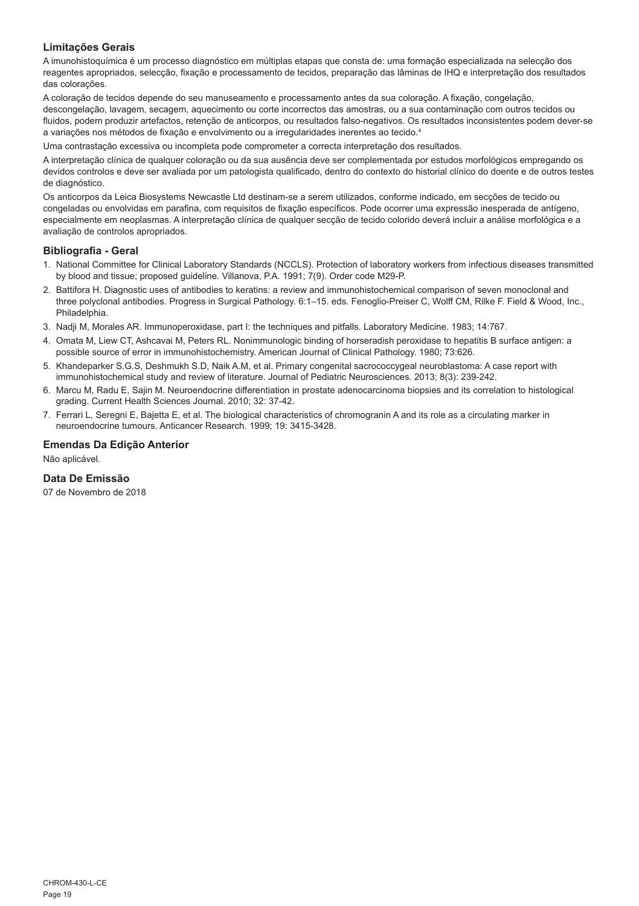### Limitações Gerais

A imunohistoquímica é um processo diagnóstico em múltiplas etapas que consta de: uma formação especializada na selecção dos reagentes apropriados, selecção, fixação e processamento de tecidos, preparação das lâminas de IHQ e interpretação dos resultados das colorações.

A coloração de tecidos depende do seu manuseamento e processamento antes da sua coloração. A fixação, congelação, descongelação, lavagem, secagem, aquecimento ou corte incorrectos das amostras, ou a sua contaminação com outros tecidos ou fluidos, podem produzir artefactos, retenção de anticorpos, ou resultados falso-negativos. Os resultados inconsistentes podem dever-se a variações nos métodos de fixação e envolvimento ou a irregularidades inerentes ao tecido.[4]

Uma contrastação excessiva ou incompleta pode comprometer a correcta interpretação dos resultados.

A interpretação clínica de qualquer coloração ou da sua ausência deve ser complementada por estudos morfológicos empregando os devidos controlos e deve ser avaliada por um patologista qualificado, dentro do contexto do historial clínico do doente e de outros testes de diagnóstico.

Os anticorpos da Leica Biosystems Newcastle Ltd destinam-se a serem utilizados, conforme indicado, em secções de tecido ou congeladas ou envolvidas em parafina, com requisitos de fixação específicos. Pode ocorrer uma expressão inesperada de antígeno, especialmente em neoplasmas. A interpretação clínica de qualquer secção de tecido colorido deverá incluir a análise morfológica e a avaliação de controlos apropriados.

### Bibliografia - Geral

1. National Committee for Clinical Laboratory Standards (NCCLS). Protection of laboratory workers from infectious diseases transmitted by blood and tissue; proposed guideline. Villanova, P.A. 1991; 7(9). Order code M29-P.
2. Battifora H. Diagnostic uses of antibodies to keratins: a review and immunohistochemical comparison of seven monoclonal and three polyclonal antibodies. Progress in Surgical Pathology. 6:1–15. eds. Fenoglio-Preiser C, Wolff CM, Rilke F. Field & Wood, Inc., Philadelphia.
3. Nadji M, Morales AR. Immunoperoxidase, part I: the techniques and pitfalls. Laboratory Medicine. 1983; 14:767.
4. Omata M, Liew CT, Ashcavai M, Peters RL. Nonimmunologic binding of horseradish peroxidase to hepatitis B surface antigen: a possible source of error in immunohistochemistry. American Journal of Clinical Pathology. 1980; 73:626.
5. Khandeparker S.G.S, Deshmukh S.D, Naik A.M, et al. Primary congenital sacrococcygeal neuroblastoma: A case report with immunohistochemical study and review of literature. Journal of Pediatric Neurosciences. 2013; 8(3): 239-242.
6. Marcu M, Radu E, Sajin M. Neuroendocrine differentiation in prostate adenocarcinoma biopsies and its correlation to histological grading. Current Health Sciences Journal. 2010; 32: 37-42.
7. Ferrari L, Seregni E, Bajetta E, et al. The biological characteristics of chromogranin A and its role as a circulating marker in neuroendocrine tumours. Anticancer Research. 1999; 19: 3415-3428.

### Emendas Da Edição Anterior

Não aplicável.

### Data De Emissão

07 de Novembro de 2018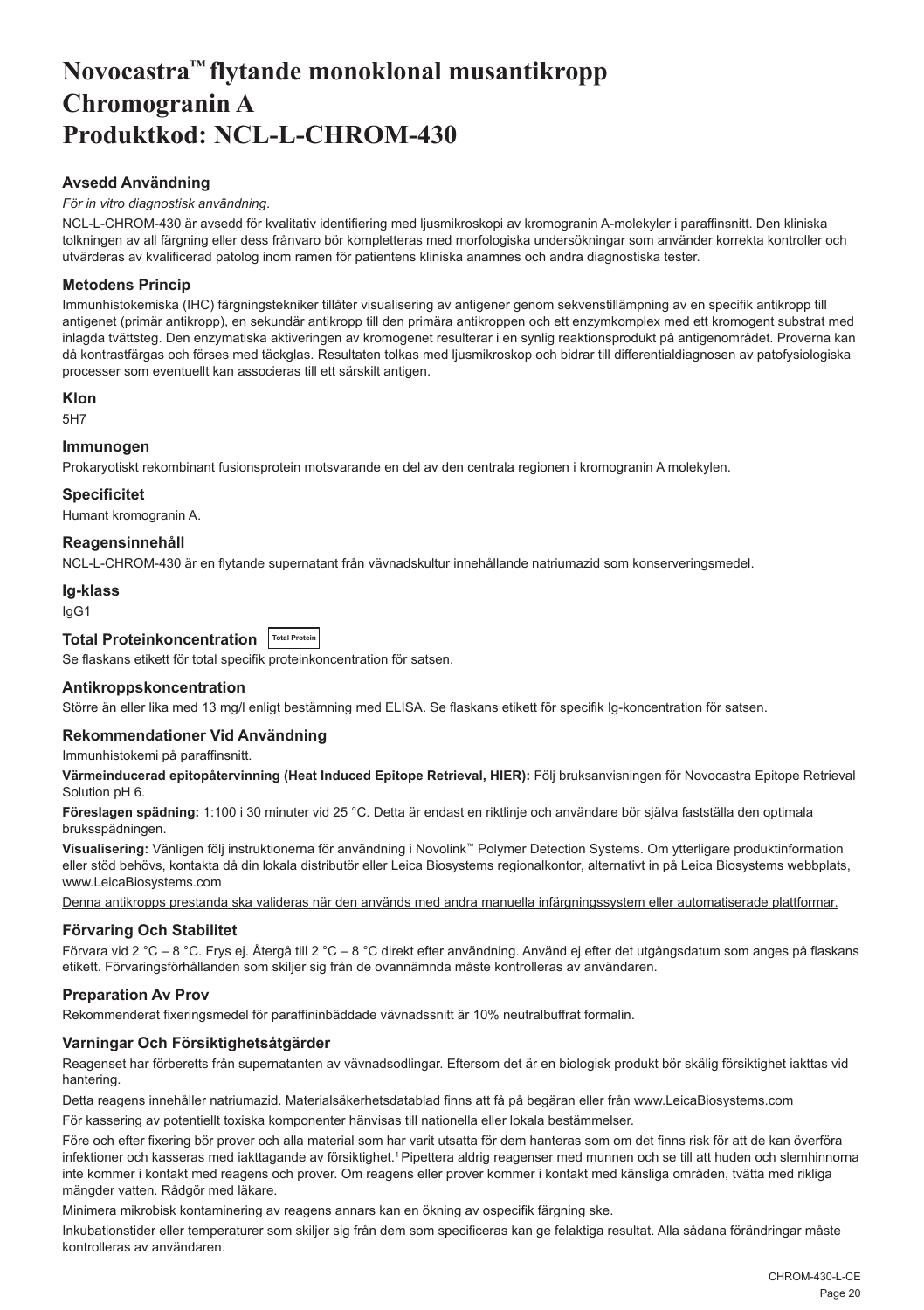# Novocastra™ flytande monoklonal musantikropp Chromogranin A Produktkod: NCL-L-CHROM-430

## Avsedd Användning

*För in vitro diagnostisk användning.*

NCL-L-CHROM-430 är avsedd för kvalitativ identifiering med ljusmikroskopi av kromogranin A-molekyler i paraffinsnitt. Den kliniska tolkningen av all färgning eller dess frånvaro bör kompletteras med morfologiska undersökningar som använder korrekta kontroller och utvärderas av kvalificerad patolog inom ramen för patientens kliniska anamnes och andra diagnostiska tester.

## Metodens Princip

Immunhistokemiska (IHC) färgningstekniker tillåter visualisering av antigener genom sekvenstillämpning av en specifik antikropp till antigenet (primär antikropp), en sekundär antikropp till den primära antikroppen och ett enzymkomplex med ett kromogent substrat med inlagda tvättsteg. Den enzymatiska aktiveringen av kromogenet resulterar i en synlig reaktionsprodukt på antigenområdet. Proverna kan då kontrastfärgas och förses med täckglas. Resultaten tolkas med ljusmikroskop och bidrar till differentialdiagnosen av patofysiologiska processer som eventuellt kan associeras till ett särskilt antigen.

## Klon

5H7

## Immunogen

Prokaryotiskt rekombinant fusionsprotein motsvarande en del av den centrala regionen i kromogranin A molekylen.

## Specificitet

Humant kromogranin A.

## Reagensinnehåll

NCL-L-CHROM-430 är en flytande supernatant från vävnadskultur innehållande natriumazid som konserveringsmedel.

## Ig-klass

IgG1

## Total Proteinkoncentration

Se flaskans etikett för total specifik proteinkoncentration för satsen.

## Antikroppskoncentration

Större än eller lika med 13 mg/l enligt bestämning med ELISA. Se flaskans etikett för specifik Ig-koncentration för satsen.

## Rekommendationer Vid Användning

Immunhistokemi på paraffinsnitt.

**Värmeinducerad epitopåtervinning (Heat Induced Epitope Retrieval, HIER):** Följ bruksanvisningen för Novocastra Epitope Retrieval Solution pH 6.

**Föreslagen spädning:** 1:100 i 30 minuter vid 25 °C. Detta är endast en riktlinje och användare bör själva fastställa den optimala brukspädningen.

**Visualisering:** Vänligen följ instruktionerna för användning i Novolink™ Polymer Detection Systems. Om ytterligare produktinformation eller stöd behövs, kontakta då din lokala distributör eller Leica Biosystems regionalkontor, alternativt in på Leica Biosystems webbplats, www.LeicaBiosystems.com

<u>Denna antikropps prestanda ska valideras när den används med andra manuella infärgningssystem eller automatiserade plattformar.</u>

## Förvaring Och Stabilitet

Förvara vid 2 °C – 8 °C. Frys ej. Återgå till 2 °C – 8 °C direkt efter användning. Använd ej efter det utgångsdatum som anges på flaskans etikett. Förvaringsförhållanden som skiljer sig från de ovannämnda måste kontrolleras av användaren.

## Preparation Av Prov

Rekommenderat fixeringsmedel för paraffininbäddade vävnadssnitt är 10% neutralbuffrat formalin.

## Varningar Och Försiktighetsåtgärder

Reagenset har förberetts från supernatanten av vävnadsodlingar. Eftersom det är en biologisk produkt bör skälig försiktighet iakttas vid hantering.

Detta reagens innehåller natriumazid. Materialsäkerhetsdatablad finns att få på begäran eller från www.LeicaBiosystems.com

För kassering av potentiellt toxiska komponenter hänvisas till nationella eller lokala bestämmelser.

Före och efter fixering bör prover och alla material som har varit utsatta för dem hanteras som om det finns risk för att de kan överföra infektioner och kasseras med iakttagande av försiktighet.[1] Pipettera aldrig reagenser med munnen och se till att huden och slemhinnorna inte kommer i kontakt med reagens och prover. Om reagens eller prover kommer i kontakt med känsliga områden, tvätta med rikliga mängder vatten. Rådgör med läkare.

Minimera mikrobisk kontaminering av reagens annars kan en ökning av ospecifik färgning ske.

Inkubationstider eller temperaturer som skiljer sig från dem som specificeras kan ge felaktiga resultat. Alla sådana förändringar måste kontrolleras av användaren.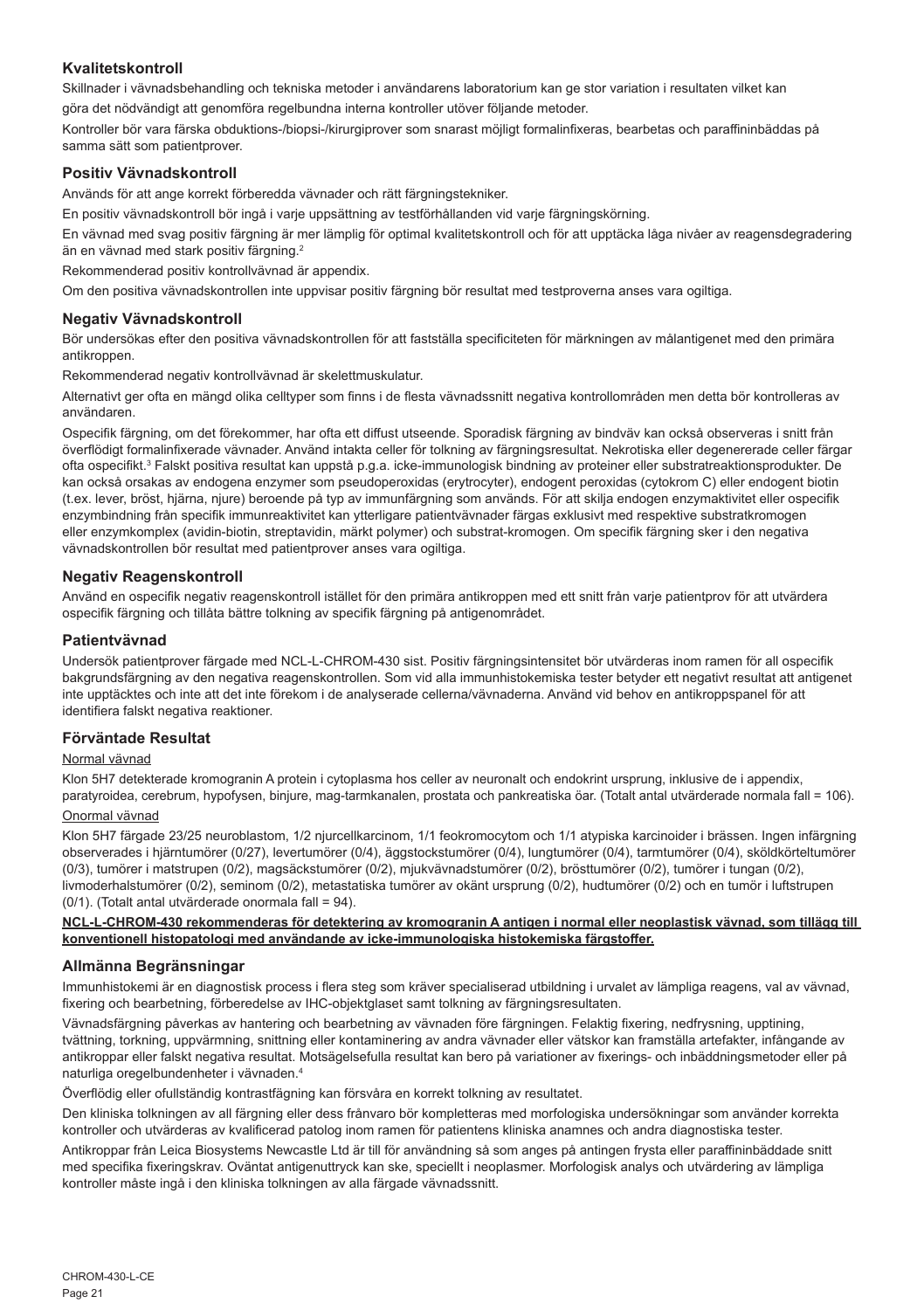## Kvalitetskontroll

Skillnader i vävnadsbehandling och tekniska metoder i användarens laboratorium kan ge stor variation i resultaten vilket kan göra det nödvändigt att genomföra regelbundna interna kontroller utöver följande metoder.

Kontroller bör vara färska obduktions-/biopsi-/kirurgiprover som snarast möjligt formalinfixeras, bearbetas och paraffininbäddas på samma sätt som patientprover.

## Positiv Vävnadskontroll

Används för att ange korrekt förberedda vävnader och rätt färgningstekniker.

En positiv vävnadskontroll bör ingå i varje uppsättning av testförhållanden vid varje färgningskörning.

En vävnad med svag positiv färgning är mer lämplig för optimal kvalitetskontroll och för att upptäcka låga nivåer av reagensdegradering än en vävnad med stark positiv färgning.[2]

Rekommenderad positiv kontrollvävnad är appendix.

Om den positiva vävnadskontrollen inte uppvisar positiv färgning bör resultat med testproverna anses vara ogiltiga.

## Negativ Vävnadskontroll

Bör undersökas efter den positiva vävnadskontrollen för att fastställa specificiteten för märkningen av målantigenet med den primära antikroppen.

Rekommenderad negativ kontrollvävnad är skelettmuskulatur.

Alternativt ger ofta en mängd olika celltyper som finns i de flesta vävnadssnitt negativa kontrollområden men detta bör kontrolleras av användaren.

Ospecifik färgning, om det förekommer, har ofta ett diffust utseende. Sporadisk färgning av bindväv kan också observeras i snitt från överflödigt formalinfixerade vävnader. Använd intakta celler för tolkning av färgningsresultat. Nekrotiska eller degenererade celler färgar ofta ospecifikt.[3] Falskt positiva resultat kan uppstå p.g.a. icke-immunologisk bindning av proteiner eller substratreaktionsprodukter. De kan också orsakas av endogena enzymer som pseudoperoxidas (erytrocyter), endogent peroxidas (cytokrom C) eller endogent biotin (t.ex. lever, bröst, hjärna, njure) beroende på typ av immunfärgning som används. För att skilja endogen enzymaktivitet eller ospecifik enzymbindning från specifik immunreaktivitet kan ytterligare patientvävnader färgas exklusivt med respektive substratkromogen eller enzymkomplex (avidin-biotin, streptavidin, märkt polymer) och substrat-kromogen. Om specifik färgning sker i den negativa vävnadskontrollen bör resultat med patientprover anses vara ogiltiga.

## Negativ Reagenskontroll

Använd en ospecifik negativ reagenskontroll istället för den primära antikroppen med ett snitt från varje patientprov för att utvärdera ospecifik färgning och tillåta bättre tolkning av specifik färgning på antigenområdet.

## Patientvävnad

Undersök patientprover färgade med NCL-L-CHROM-430 sist. Positiv färgningsintensitet bör utvärderas inom ramen för all ospecifik bakgrundsfärgning av den negativa reagenskontrollen. Som vid alla immunhistokemiska tester betyder ett negativt resultat att antigenet inte upptäcktes och inte att det inte förekom i de analyserade cellerna/vävnaderna. Använd vid behov en antikroppspanel för att identifiera falskt negativa reaktioner.

## Förväntade Resultat

Normal vävnad

Klon 5H7 detekterade kromogranin A protein i cytoplasma hos celler av neuronalt och endokrint ursprung, inklusive de i appendix, paratyroidea, cerebrum, hypofysen, binjure, mag-tarmkanalen, prostata och pankreatiska öar. (Totalt antal utvärderade normala fall = 106).

Onormal vävnad

Klon 5H7 färgade 23/25 neuroblastom, 1/2 njurcellkarcinom, 1/1 feokromocytom och 1/1 atypiska karcinoider i brässen. Ingen infärgning observerades i hjärntumörer (0/27), levertumörer (0/4), äggstockstumörer (0/4), lungtumörer (0/4), tarmtumörer (0/4), sköldkörteltumörer (0/3), tumörer i matstrupen (0/2), magsäckstumörer (0/2), mjukvävnadstumörer (0/2), brösttumörer (0/2), tumörer i tungan (0/2), livmoderhalstumörer (0/2), seminom (0/2), metastatiska tumörer av okänt ursprung (0/2), hudtumörer (0/2) och en tumör i luftstrupen (0/1). (Totalt antal utvärderade onormala fall = 94).

**NCL-L-CHROM-430 rekommenderas för detektering av kromogranin A antigen i normal eller neoplastisk vävnad, som tillägg till konventionell histopatologi med användande av icke-immunologiska histokemiska färgstoffer.**

## Allmänna Begränsningar

Immunhistokemi är en diagnostisk process i flera steg som kräver specialiserad utbildning i urvalet av lämpliga reagens, val av vävnad, fixering och bearbetning, förberedelse av IHC-objektglaset samt tolkning av färgningsresultaten.

Vävnadsfärgning påverkas av hantering och bearbetning av vävnaden före färgningen. Felaktig fixering, nedfrysning, upptining, tvättning, torkning, uppvärmning, snittning eller kontaminering av andra vävnader eller vätskor kan framställa artefakter, infångande av antikroppar eller falskt negativa resultat. Motsägelsefulla resultat kan bero på variationer av fixerings- och inbäddningsmetoder eller på naturliga oregelbundenheter i vävnaden.[4]

Överflödig eller ofullständig kontrastfägning kan försvåra en korrekt tolkning av resultatet.

Den kliniska tolkningen av all färgning eller dess frånvaro bör kompletteras med morfologiska undersökningar som använder korrekta kontroller och utvärderas av kvalificerad patolog inom ramen för patientens kliniska anamnes och andra diagnostiska tester.

Antikroppar från Leica Biosystems Newcastle Ltd är till för användning så som anges på antingen frysta eller paraffininbäddade snitt med specifika fixeringskrav. Oväntat antigenuttryck kan ske, speciellt i neoplasmer. Morfologisk analys och utvärdering av lämpliga kontroller måste ingå i den kliniska tolkningen av alla färgade vävnadssnitt.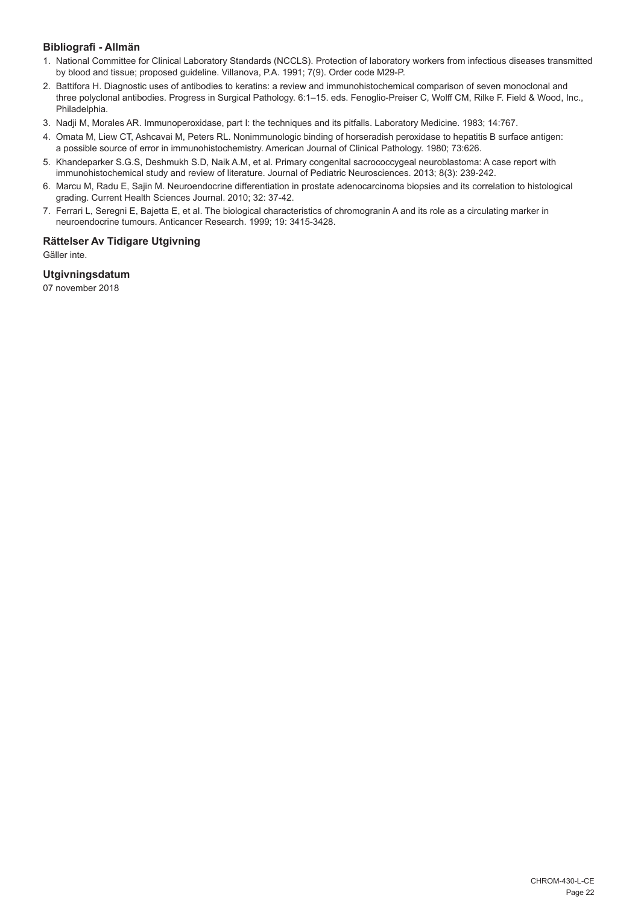### Bibliografi - Allmän

1. National Committee for Clinical Laboratory Standards (NCCLS). Protection of laboratory workers from infectious diseases transmitted by blood and tissue; proposed guideline. Villanova, P.A. 1991; 7(9). Order code M29-P.
2. Battifora H. Diagnostic uses of antibodies to keratins: a review and immunohistochemical comparison of seven monoclonal and three polyclonal antibodies. Progress in Surgical Pathology. 6:1–15. eds. Fenoglio-Preiser C, Wolff CM, Rilke F. Field & Wood, Inc., Philadelphia.
3. Nadji M, Morales AR. Immunoperoxidase, part I: the techniques and its pitfalls. Laboratory Medicine. 1983; 14:767.
4. Omata M, Liew CT, Ashcavai M, Peters RL. Nonimmunologic binding of horseradish peroxidase to hepatitis B surface antigen: a possible source of error in immunohistochemistry. American Journal of Clinical Pathology. 1980; 73:626.
5. Khandeparker S.G.S, Deshmukh S.D, Naik A.M, et al. Primary congenital sacrococcygeal neuroblastoma: A case report with immunohistochemical study and review of literature. Journal of Pediatric Neurosciences. 2013; 8(3): 239-242.
6. Marcu M, Radu E, Sajin M. Neuroendocrine differentiation in prostate adenocarcinoma biopsies and its correlation to histological grading. Current Health Sciences Journal. 2010; 32: 37-42.
7. Ferrari L, Seregni E, Bajetta E, et al. The biological characteristics of chromogranin A and its role as a circulating marker in neuroendocrine tumours. Anticancer Research. 1999; 19: 3415-3428.

### Rättelser Av Tidigare Utgivning

Gäller inte.

### Utgivningsdatum

07 november 2018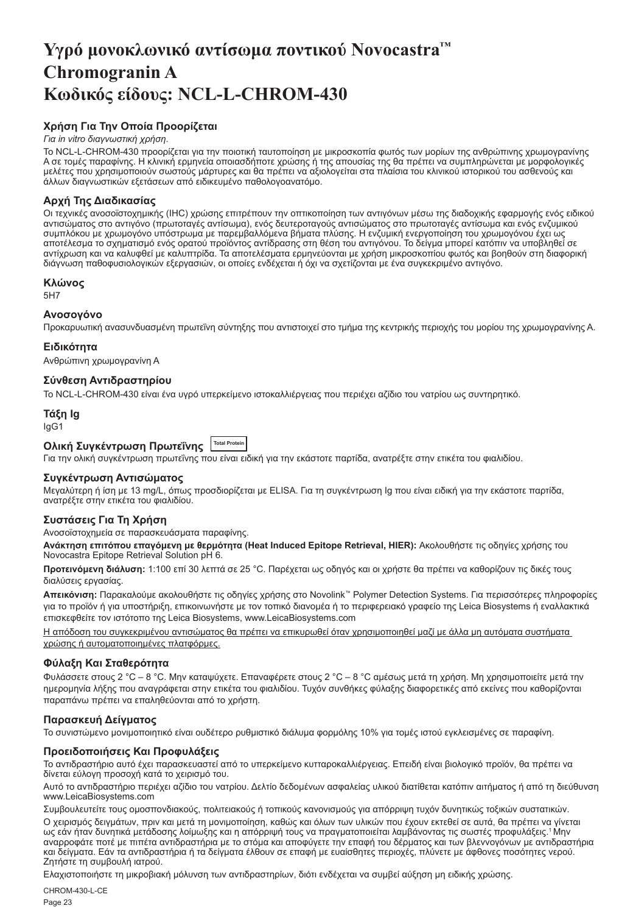# Υγρό μονοκλωνικό αντίσωμα ποντικού Novocastra™ Chromogranin A Κωδικός είδους: NCL-L-CHROM-430

## Χρήση Για Την Οποία Προορίζεται

*Για in vitro διαγνωστική χρήση.*

Το NCL-L-CHROM-430 προορίζεται για την ποιοτική ταυτοποίηση με μικροσκοπία φωτός των μορίων της ανθρώπινης χρωμογρανίνης A σε τομές παραφίνης. Η κλινική ερμηνεία οποιασδήποτε χρώσης ή της απουσίας της θα πρέπει να συμπληρώνεται με μορφολογικές μελέτες που χρησιμοποιούν σωστούς μάρτυρες και θα πρέπει να αξιολογείται στα πλαίσια του κλινικού ιστορικού του ασθενούς και άλλων διαγνωστικών εξετάσεων από ειδικευμένο παθολογοανατόμο.

## Αρχή Της Διαδικασίας

Οι τεχνικές ανοσοϊστοχημικής (IHC) χρώσης επιτρέπουν την οπτικοποίηση των αντιγόνων μέσω της διαδοχικής εφαρμογής ενός ειδικού αντισώματος στο αντιγόνο (πρωτοταγές αντίσωμα), ενός δευτεροταγούς αντισώματος στο πρωτοταγές αντίσωμα και ενός ενζυμικού συμπλόκου με χρωμογόνο υπόστρωμα με παρεμβαλλόμενα βήματα πλύσης. Η ενζυμική ενεργοποίηση του χρωμογόνου έχει ως αποτέλεσμα το σχηματισμό ενός ορατού προϊόντος αντίδρασης στη θέση του αντιγόνου. Το δείγμα μπορεί κατόπιν να υποβληθεί σε αντίχρωση και να καλυφθεί με καλυπτρίδα. Τα αποτελέσματα ερμηνεύονται με χρήση μικροσκοπίου φωτός και βοηθούν στη διαφορική διάγνωση παθοφυσιολογικών εξεργασιών, οι οποίες ενδέχεται ή όχι να σχετίζονται με ένα συγκεκριμένο αντιγόνο.

## Κλώνος

5H7

## Ανοσογόνο

Προκαρυωτική ανασυνδυασμένη πρωτεΐνη σύντηξης που αντιστοιχεί στο τμήμα της κεντρικής περιοχής του μορίου της χρωμογρανίνης A.

## Ειδικότητα

Ανθρώπινη χρωμογρανίνη A

## Σύνθεση Αντιδραστηρίου

Το NCL-L-CHROM-430 είναι ένα υγρό υπερκείμενο ιστοκαλλιέργειας που περιέχει αζίδιο του νατρίου ως συντηρητικό.

## Τάξη Ig

IgG1

## Ολική Συγκέντρωση Πρωτεΐνης Total Protein

Για την ολική συγκέντρωση πρωτεΐνης που είναι ειδική για την εκάστοτε παρτίδα, ανατρέξτε στην ετικέτα του φιαλιδίου.

## Συγκέντρωση Αντισώματος

Μεγαλύτερη ή ίση με 13 mg/L, όπως προσδιορίζεται με ELISA. Για τη συγκέντρωση Ig που είναι ειδική για την εκάστοτε παρτίδα, ανατρέξτε στην ετικέτα του φιαλιδίου.

## Συστάσεις Για Τη Χρήση

Ανοσοϊστοχημεία σε παρασκευάσματα παραφίνης.

**Ανάκτηση επιτόπου επαγόμενη με θερμότητα (Heat Induced Epitope Retrieval, HIER):** Ακολουθήστε τις οδηγίες χρήσης του Novocastra Epitope Retrieval Solution pH 6.

**Προτεινόμενη διάλυση:** 1:100 επί 30 λεπτά σε 25 °C. Παρέχεται ως οδηγός και οι χρήστε θα πρέπει να καθορίζουν τις δικές τους διαλύσεις εργασίας.

**Απεικόνιση:** Παρακαλούμε ακολουθήστε τις οδηγίες χρήσης στο Novolink™ Polymer Detection Systems. Για περισσότερες πληροφορίες για το προϊόν ή για υποστήριξη, επικοινωνήστε με τον τοπικό διανομέα ή το περιφερειακό γραφείο της Leica Biosystems ή εναλλακτικά επισκεφθείτε τον ιστότοπο της Leica Biosystems, www.LeicaBiosystems.com

<u>Η απόδοση του συγκεκριμένου αντισώματος θα πρέπει να επικυρωθεί όταν χρησιμοποιηθεί μαζί με άλλα μη αυτόματα συστήματα χρώσης ή αυτοματοποιημένες πλατφόρμες.</u>

## Φύλαξη Και Σταθερότητα

Φυλάσσετε στους 2 °C – 8 °C. Μην καταψύχετε. Επαναφέρετε στους 2 °C – 8 °C αμέσως μετά τη χρήση. Μη χρησιμοποιείτε μετά την ημερομηνία λήξης που αναγράφεται στην ετικέτα του φιαλιδίου. Τυχόν συνθήκες φύλαξης διαφορετικές από εκείνες που καθορίζονται παραπάνω πρέπει να επαληθεύονται από το χρήστη.

## Παρασκευή Δείγματος

Το συνιστώμενο μονιμοποιητικό είναι ουδέτερο ρυθμιστικό διάλυμα φορμόλης 10% για τομές ιστού εγκλεισμένες σε παραφίνη.

## Προειδοποιήσεις Και Προφυλάξεις

Το αντιδραστήριο αυτό έχει παρασκευαστεί από το υπερκείμενο κυτταροκαλλιέργειας. Επειδή είναι βιολογικό προϊόν, θα πρέπει να δίνεται εύλογη προσοχή κατά το χειρισμό του.

Αυτό το αντιδραστήριο περιέχει αζίδιο του νατρίου. Δελτίο δεδομένων ασφαλείας υλικού διατίθεται κατόπιν αιτήματος ή από τη διεύθυνση www.LeicaBiosystems.com

Συμβουλευτείτε τους ομοσπονδιακούς, πολιτειακούς ή τοπικούς κανονισμούς για απόρριψη τυχόν δυνητικώς τοξικών συστατικών.

Ο χειρισμός δειγμάτων, πριν και μετά τη μονιμοποίηση, καθώς και όλων των υλικών που έχουν εκτεθεί σε αυτά, θα πρέπει να γίνεται ως εάν ήταν δυνητικά μετάδοσης λοίμωξης και η απόρριψή τους να πραγματοποιείται λαμβάνοντας τις σωστές προφυλάξεις.[1] Μην αναρροφάτε ποτέ με πιπέτα αντιδραστήρια με το στόμα και αποφύγετε την επαφή του δέρματος και των βλεννογόνων με αντιδραστήρια και δείγματα. Εάν τα αντιδραστήρια ή τα δείγματα έλθουν σε επαφή με ευαίσθητες περιοχές, πλύνετε με άφθονες ποσότητες νερού. Ζητήστε τη συμβουλή ιατρού.

Ελαχιστοποιήστε τη μικροβιακή μόλυνση των αντιδραστηρίων, διότι ενδέχεται να συμβεί αύξηση μη ειδικής χρώσης.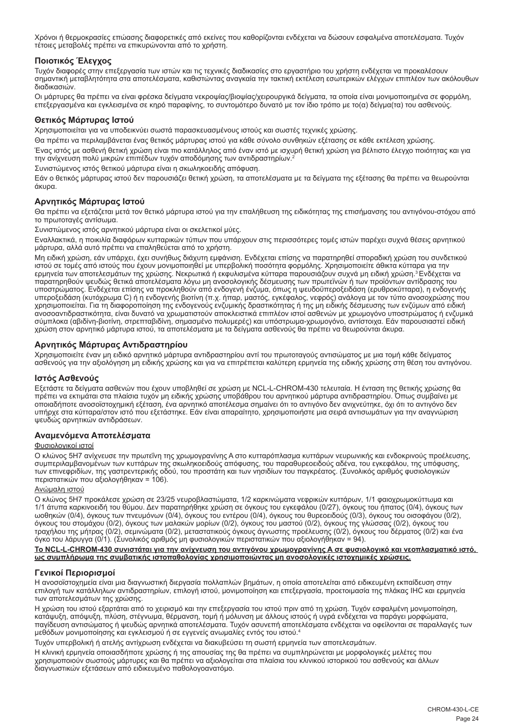Χρόνοι ή θερμοκρασίες επώασης διαφορετικές από εκείνες που καθορίζονται ενδέχεται να δώσουν εσφαλμένα αποτελέσματα. Τυχόν τέτοιες μεταβολές πρέπει να επικυρώνονται από το χρήστη.

## Ποιοτικός Έλεγχος

Τυχόν διαφορές στην επεξεργασία των ιστών και τις τεχνικές διαδικασίες στο εργαστήριο του χρήστη ενδέχεται να προκαλέσουν σημαντική μεταβλητότητα στα αποτελέσματα, καθιστώντας αναγκαία την τακτική εκτέλεση εσωτερικών ελέγχων επιπλέον των ακόλουθων διαδικασιών.

Οι μάρτυρες θα πρέπει να είναι φρέσκα δείγματα νεκροψίας/βιοψίας/χειρουργικά δείγματα, τα οποία είναι μονιμοποιημένα σε φορμόλη, επεξεργασμένα και εγκλεισμένα σε κηρό παραφίνης, το συντομότερο δυνατό με τον ίδιο τρόπο με το(α) δείγμα(τα) του ασθενούς.

## Θετικός Μάρτυρας Ιστού

Χρησιμοποιείται για να υποδεικνύει σωστά παρασκευασμένους ιστούς και σωστές τεχνικές χρώσης.

Θα πρέπει να περιλαμβάνεται ένας θετικός μάρτυρας ιστού για κάθε σύνολο συνθηκών εξέτασης σε κάθε εκτέλεση χρώσης.

Ένας ιστός με ασθενή θετική χρώση είναι πιο κατάλληλος από έναν ιστό με ισχυρή θετική χρώση για βέλτιστο έλεγχο ποιότητας και για την ανίχνευση πολύ μικρών επιπέδων τυχόν αποδόμησης των αντιδραστηρίων.[2]

Συνιστώμενος ιστός θετικού μάρτυρα είναι η σκωληκοειδής απόφυση.

Εάν ο θετικός μάρτυρας ιστού δεν παρουσιάζει θετική χρώση, τα αποτελέσματα με τα δείγματα της εξέτασης θα πρέπει να θεωρούνται άκυρα.

## Αρνητικός Μάρτυρας Ιστού

Θα πρέπει να εξετάζεται μετά τον θετικό μάρτυρα ιστού για την επαλήθευση της ειδικότητας της επισήμανσης του αντιγόνου-στόχου από το πρωτοταγές αντίσωμα.

Συνιστώμενος ιστός αρνητικού μάρτυρα είναι οι σκελετικοί μύες.

Εναλλακτικά, η ποικιλία διαφόρων κυτταρικών τύπων που υπάρχουν στις περισσότερες τομές ιστών παρέχει συχνά θέσεις αρνητικού μάρτυρα, αλλά αυτό πρέπει να επαληθεύεται από το χρήστη.

Μη ειδική χρώση, εάν υπάρχει, έχει συνήθως διάχυτη εμφάνιση. Ενδέχεται επίσης να παρατηρηθεί σποραδική χρώση του συνδετικού ιστού σε τομές από ιστούς που έχουν μονιμοποιηθεί με υπερβολική ποσότητα φορμόλης. Χρησιμοποιείτε άθικτα κύτταρα για την ερμηνεία των αποτελεσμάτων της χρώσης. Νεκρωτικά ή εκφυλισμένα κύτταρα παρουσιάζουν συχνά μη ειδική χρώση.[3] Ενδέχεται να παρατηρηθούν ψευδώς θετικά αποτελέσματα λόγω μη ανοσολογικής δέσμευσης των πρωτεϊνών ή των προϊόντων αντίδρασης του υποστρώματος. Ενδέχεται επίσης να προκληθούν από ενδογενή ένζυμα, όπως η ψευδοϋπεροξειδάση (ερυθροκύτταρα), η ενδογενής υπεροξειδάση (κυτόχρωμα C) ή η ενδογενής βιοτίνη (π.χ. ήπαρ, μαστός, εγκέφαλος, νεφρός) ανάλογα με τον τύπο ανοσοχρώσης που χρησιμοποιείται. Για τη διαφοροποίηση της ενδογενούς ενζυμικής δραστικότητας ή της μη ειδικής δέσμευσης των ενζύμων από ειδική ανοσοαντιδραστικότητα, είναι δυνατό να χρωματιστούν αποκλειστικά επιπλέον ιστοί ασθενών με χρωμογόνο υποστρώματος ή ενζυμικά σύμπλοκα (αβιδίνη-βιοτίνη, στρεπταβιδίνη, σημασμένο πολυμερές) και υπόστρωμα-χρωμογόνο, αντίστοιχα. Εάν παρουσιαστεί ειδική χρώση στον αρνητικό μάρτυρα ιστού, τα αποτελέσματα με τα δείγματα ασθενούς θα πρέπει να θεωρούνται άκυρα.

## Αρνητικός Μάρτυρας Αντιδραστηρίου

Χρησιμοποιείτε έναν μη ειδικό αρνητικό μάρτυρα αντιδραστηρίου αντί του πρωτοταγούς αντισώματος με μια τομή κάθε δείγματος ασθενούς για την αξιολόγηση μη ειδικής χρώσης και για να επιτρέπεται καλύτερη ερμηνεία της ειδικής χρώσης στη θέση του αντιγόνου.

## Ιστός Ασθενούς

Εξετάστε τα δείγματα ασθενών που έχουν υποβληθεί σε χρώση με NCL-L-CHROM-430 τελευταία. Η ένταση της θετικής χρώσης θα πρέπει να εκτιμάται στα πλαίσια τυχόν μη ειδικής χρώσης υποβάθρου του αρνητικού μάρτυρα αντιδραστηρίου. Όπως συμβαίνει με οποιαδήποτε ανοσοϊστοχημική εξέταση, ένα αρνητικό αποτέλεσμα σημαίνει ότι το αντιγόνο δεν ανιχνεύτηκε, όχι ότι το αντιγόνο δεν υπήρχε στα κύτταρα/στον ιστό που εξετάστηκε. Εάν είναι απαραίτητο, χρησιμοποιήστε μια σειρά αντισωμάτων για την αναγνώριση ψευδώς αρνητικών αντιδράσεων.

## Αναμενόμενα Αποτελέσματα

Φυσιολογικοί ιστοί

Ο κλώνος 5H7 ανίχνευσε την πρωτεΐνη της χρωμογρανίνης A στο κυτταρόπλασμα κυττάρων νευρωνικής και ενδοκρινούς προέλευσης, συμπεριλαμβανομένων των κυττάρων της σκωληκοειδούς απόφυσης, του παραθυρεοειδούς αδένα, του εγκεφάλου, της υπόφυσης, των επινεφριδίων, της γαστρεντερικής οδού, του προστάτη και των νησιδίων του παγκρέατος. (Συνολικός αριθμός φυσιολογικών περιστατικών που αξιολογήθηκαν = 106).

Ανώμαλη ιστού

Ο κλώνος 5H7 προκάλεσε χρώση σε 23/25 νευροβλαστώματα, 1/2 καρκινώματα νεφρικών κυττάρων, 1/1 φαιοχρωμοκύττωμα και 1/1 άτυπα καρκινοειδή του θύμου. Δεν παρατηρήθηκε χρώση σε όγκους του εγκεφάλου (0/27), όγκους του ήπατος (0/4), όγκους των ωοθηκών (0/4), όγκους των πνευμόνων (0/4), όγκους του εντέρου (0/4), όγκους του θυρεοειδούς (0/3), όγκους του οισοφάγου (0/2), όγκους του στομάχου (0/2), όγκους των μαλακών μορίων (0/2), όγκους του μαστού (0/2), όγκους της γλώσσας (0/2), όγκους του τραχήλου της μήτρας (0/2), σεμινώματα (0/2), μεταστατικούς όγκους άγνωστης προέλευσης (0/2), όγκους του δέρματος (0/2) και ένα όγκο του λάρυγγα (0/1). (Συνολικός αριθμός μη φυσιολογικών περιστατικών που αξιολογήθηκαν = 94).

**Το NCL-L-CHROM-430 συνιστάται για την ανίχνευση του αντιγόνου χρωμογρανίνης A σε φυσιολογικό και νεοπλασματικό ιστό, ως συμπλήρωμα της συμβατικής ιστοπαθολογίας χρησιμοποιώντας μη ανοσολογικές ιστοχημικές χρώσεις.**

## Γενικοί Περιορισμοί

Η ανοσοϊστοχημεία είναι μια διαγνωστική διεργασία πολλαπλών βημάτων, η οποία αποτελείται από ειδικευμένη εκπαίδευση στην επιλογή των κατάλληλων αντιδραστηρίων, επιλογή ιστού, μονιμοποίηση και επεξεργασία, προετοιμασία της πλάκας IHC και ερμηνεία των αποτελεσμάτων της χρώσης.

Η χρώση του ιστού εξαρτάται από το χειρισμό και την επεξεργασία του ιστού πριν από τη χρώση. Τυχόν εσφαλμένη μονιμοποίηση, κατάψυξη, απόψυξη, πλύση, στέγνωμα, θέρμανση, τομή ή μόλυνση με άλλους ιστούς ή υγρά ενδέχεται να παράγει μορφώματα, παγίδευση αντισώματος ή ψευδώς αρνητικά αποτελέσματα. Τυχόν ασυνεπή αποτελέσματα ενδέχεται να οφείλονται σε παραλλαγές των μεθόδων μονιμοποίησης και εγκλεισμού ή σε εγγενείς ανωμαλίες εντός του ιστού.[4]

Τυχόν υπερβολική ή ατελής αντίχρωση ενδέχεται να διακυβεύσει τη σωστή ερμηνεία των αποτελεσμάτων.

Η κλινική ερμηνεία οποιασδήποτε χρώσης ή της απουσίας της θα πρέπει να συμπληρώνεται με μορφολογικές μελέτες που χρησιμοποιούν σωστούς μάρτυρες και θα πρέπει να αξιολογείται στα πλαίσια του κλινικού ιστορικού του ασθενούς και άλλων διαγνωστικών εξετάσεων από ειδικευμένο παθολογοανατόμο.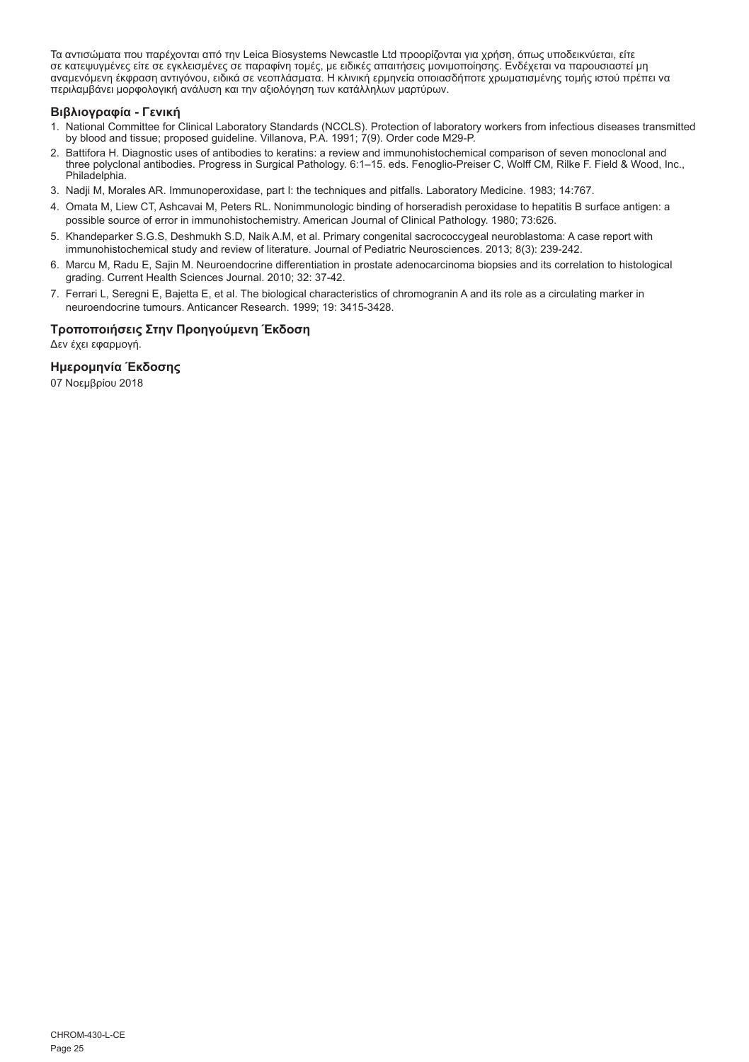Τα αντισώματα που παρέχονται από την Leica Biosystems Newcastle Ltd προορίζονται για χρήση, όπως υποδεικνύεται, είτε σε κατεψυγμένες είτε σε εγκλεισμένες σε παραφίνη τομές, με ειδικές απαιτήσεις μονιμοποίησης. Ενδέχεται να παρουσιαστεί μη αναμενόμενη έκφραση αντιγόνου, ειδικά σε νεοπλάσματα. Η κλινική ερμηνεία οποιασδήποτε χρωματισμένης τομής ιστού πρέπει να περιλαμβάνει μορφολογική ανάλυση και την αξιολόγηση των κατάλληλων μαρτύρων.

### Βιβλιογραφία - Γενική

1. National Committee for Clinical Laboratory Standards (NCCLS). Protection of laboratory workers from infectious diseases transmitted by blood and tissue; proposed guideline. Villanova, P.A. 1991; 7(9). Order code M29-P.
2. Battifora H. Diagnostic uses of antibodies to keratins: a review and immunohistochemical comparison of seven monoclonal and three polyclonal antibodies. Progress in Surgical Pathology. 6:1–15. eds. Fenoglio-Preiser C, Wolff CM, Rilke F. Field & Wood, Inc., Philadelphia.
3. Nadji M, Morales AR. Immunoperoxidase, part I: the techniques and pitfalls. Laboratory Medicine. 1983; 14:767.
4. Omata M, Liew CT, Ashcavai M, Peters RL. Nonimmunologic binding of horseradish peroxidase to hepatitis B surface antigen: a possible source of error in immunohistochemistry. American Journal of Clinical Pathology. 1980; 73:626.
5. Khandeparker S.G.S, Deshmukh S.D, Naik A.M, et al. Primary congenital sacrococcygeal neuroblastoma: A case report with immunohistochemical study and review of literature. Journal of Pediatric Neurosciences. 2013; 8(3): 239-242.
6. Marcu M, Radu E, Sajin M. Neuroendocrine differentiation in prostate adenocarcinoma biopsies and its correlation to histological grading. Current Health Sciences Journal. 2010; 32: 37-42.
7. Ferrari L, Seregni E, Bajetta E, et al. The biological characteristics of chromogranin A and its role as a circulating marker in neuroendocrine tumours. Anticancer Research. 1999; 19: 3415-3428.

### Τροποποιήσεις Στην Προηγούμενη Έκδοση

Δεν έχει εφαρμογή.

### Ημερομηνία Έκδοσης

07 Νοεμβρίου 2018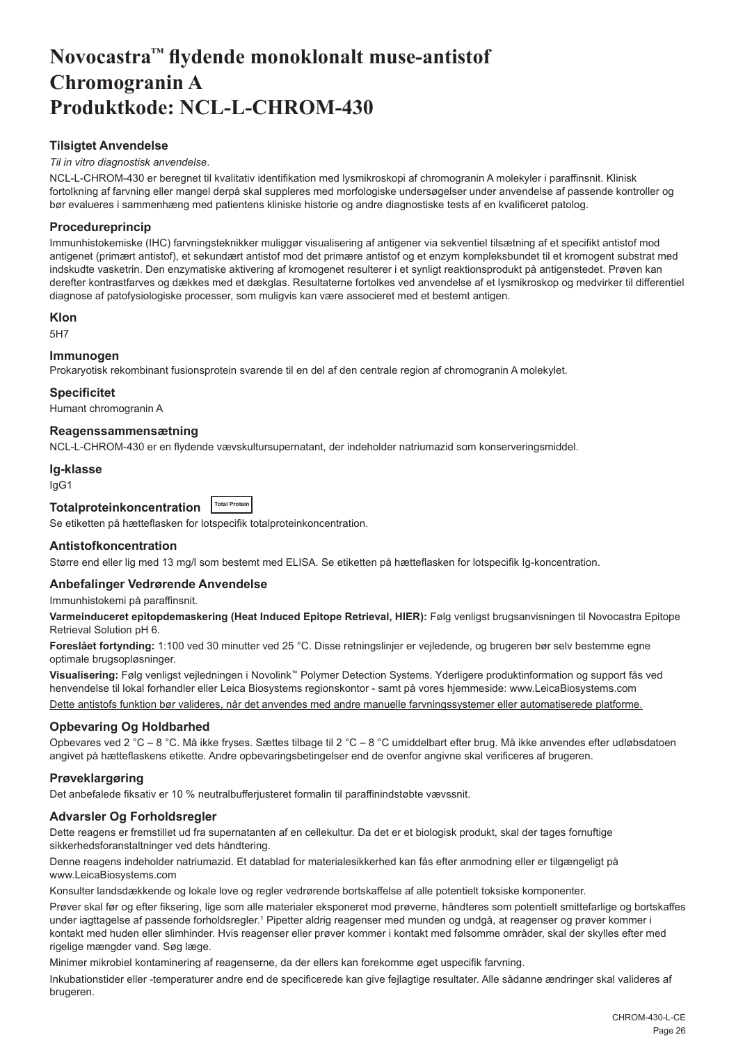# Novocastra™ flydende monoklonalt muse-antistof Chromogranin A Produktkode: NCL-L-CHROM-430

## Tilsigtet Anvendelse

*Til in vitro diagnostisk anvendelse*.

NCL-L-CHROM-430 er beregnet til kvalitativ identifikation med lysmikroskopi af chromogranin A molekyler i paraffinsnit. Klinisk fortolkning af farvning eller mangel derpå skal suppleres med morfologiske undersøgelser under anvendelse af passende kontroller og bør evalueres i sammenhæng med patientens kliniske historie og andre diagnostiske tests af en kvalificeret patolog.

## Procedureprincip

Immunhistokemiske (IHC) farvningsteknikker muliggør visualisering af antigener via sekventiel tilsætning af et specifikt antistof mod antigenet (primært antistof), et sekundært antistof mod det primære antistof og et enzym kompleksbundet til et kromogent substrat med indskudte vasketrin. Den enzymatiske aktivering af kromogenet resulterer i et synligt reaktionsprodukt på antigenstedet. Prøven kan derefter kontrastfarves og dækkes med et dækglas. Resultaterne fortolkes ved anvendelse af et lysmikroskop og medvirker til differentiel diagnose af patofysiologiske processer, som muligvis kan være associeret med et bestemt antigen.

## Klon

5H7

## Immunogen

Prokaryotisk rekombinant fusionsprotein svarende til en del af den centrale region af chromogranin A molekylet.

## Specificitet

Humant chromogranin A

## Reagenssammensætning

NCL-L-CHROM-430 er en flydende vævskultursupernatant, der indeholder natriumazid som konserveringsmiddel.

## Ig-klasse

IgG1

## Totalproteinkoncentration Total Protein

Se etiketten på hætteflasken for lotspecifik totalproteinkoncentration.

## Antistofkoncentration

Større end eller lig med 13 mg/l som bestemt med ELISA. Se etiketten på hætteflasken for lotspecifik Ig-koncentration.

## Anbefalinger Vedrørende Anvendelse

Immunhistokemi på paraffinsnit.

**Varmeinduceret epitopdemaskering (Heat Induced Epitope Retrieval, HIER):** Følg venligst brugsanvisningen til Novocastra Epitope Retrieval Solution pH 6.

**Foreslået fortynding:** 1:100 ved 30 minutter ved 25 °C. Disse retningslinjer er vejledende, og brugeren bør selv bestemme egne optimale brugsopløsninger.

**Visualisering:** Følg venligst vejledningen i Novolink™ Polymer Detection Systems. Yderligere produktinformation og support fås ved henvendelse til lokal forhandler eller Leica Biosystems regionskontor - samt på vores hjemmeside: www.LeicaBiosystems.com

Dette antistofs funktion bør valideres, når det anvendes med andre manuelle farvningssystemer eller automatiserede platforme.

## Opbevaring Og Holdbarhed

Opbevares ved 2 °C – 8 °C. Må ikke fryses. Sættes tilbage til 2 °C – 8 °C umiddelbart efter brug. Må ikke anvendes efter udløbsdatoen angivet på hætteflaskens etikette. Andre opbevaringsbetingelser end de ovenfor angivne skal verificeres af brugeren.

## Prøveklargøring

Det anbefalede fiksativ er 10 % neutralbufferjusteret formalin til paraffinindstøbte vævssnit.

## Advarsler Og Forholdsregler

Dette reagens er fremstillet ud fra supernatanten af en cellekultur. Da det er et biologisk produkt, skal der tages fornuftige sikkerhedsforanstaltninger ved dets håndtering.

Denne reagens indeholder natriumazid. Et datablad for materialesikkerhed kan fås efter anmodning eller er tilgængeligt på www.LeicaBiosystems.com

Konsulter landsdækkende og lokale love og regler vedrørende bortskaffelse af alle potentielt toksiske komponenter.

Prøver skal før og efter fiksering, lige som alle materialer eksponeret mod prøverne, håndteres som potentielt smittefarlige og bortskaffes under iagttagelse af passende forholdsregler.[1] Pipetter aldrig reagenser med munden og undgå, at reagenser og prøver kommer i kontakt med huden eller slimhinder. Hvis reagenser eller prøver kommer i kontakt med følsomme områder, skal der skylles efter med rigelige mængder vand. Søg læge.

Minimer mikrobiel kontaminering af reagenserne, da der ellers kan forekomme øget uspecifik farvning.

Inkubationstider eller -temperaturer andre end de specificerede kan give fejlagtige resultater. Alle sådanne ændringer skal valideres af brugeren.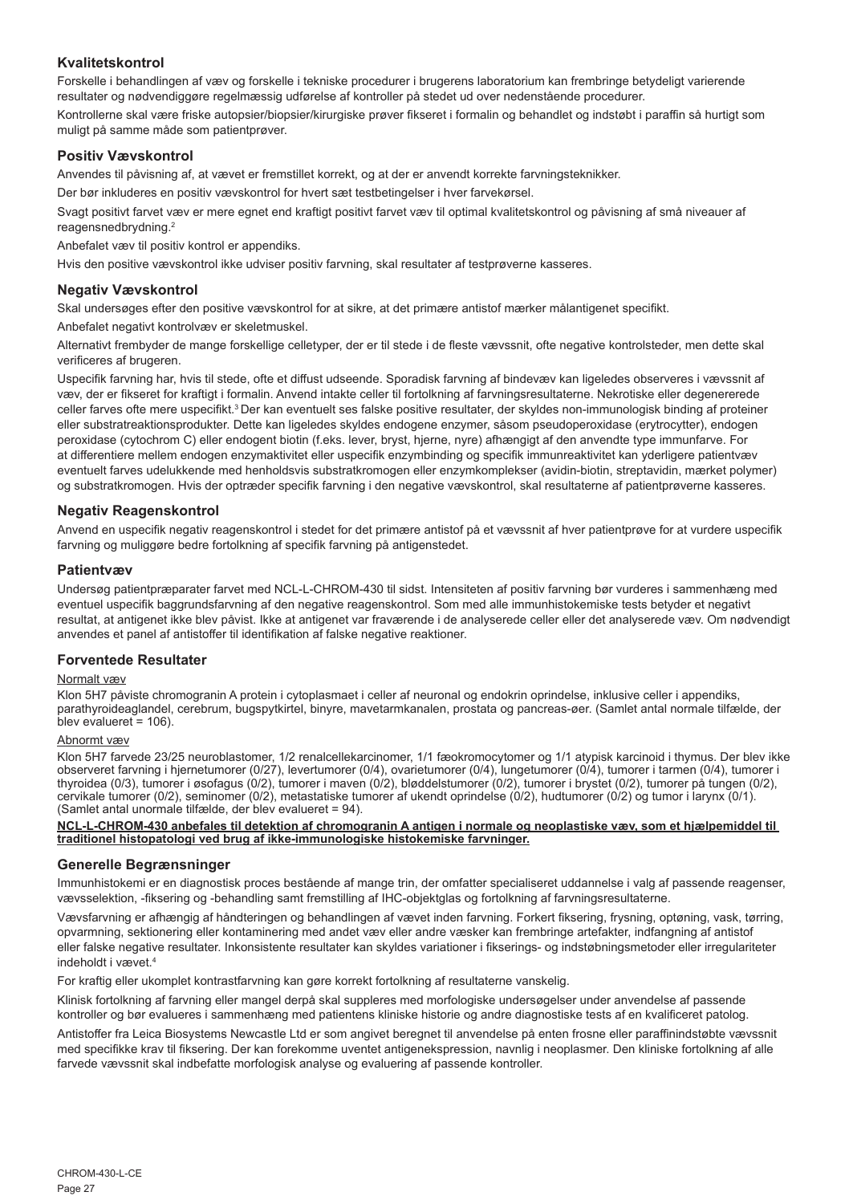## Kvalitetskontrol

Forskelle i behandlingen af væv og forskelle i tekniske procedurer i brugerens laboratorium kan frembringe betydeligt varierende resultater og nødvendiggøre regelmæssig udførelse af kontroller på stedet ud over nedenstående procedurer.

Kontrollerne skal være friske autopsier/biopsier/kirurgiske prøver fikseret i formalin og behandlet og indstøbt i paraffin så hurtigt som muligt på samme måde som patientprøver.

## Positiv Vævskontrol

Anvendes til påvisning af, at vævet er fremstillet korrekt, og at der er anvendt korrekte farvningsteknikker.

Der bør inkluderes en positiv vævskontrol for hvert sæt testbetingelser i hver farvekørsel.

Svagt positivt farvet væv er mere egnet end kraftigt positivt farvet væv til optimal kvalitetskontrol og påvisning af små niveauer af reagensnedbrydning.[2]

Anbefalet væv til positiv kontrol er appendiks.

Hvis den positive vævskontrol ikke udviser positiv farvning, skal resultater af testprøverne kasseres.

## Negativ Vævskontrol

Skal undersøges efter den positive vævskontrol for at sikre, at det primære antistof mærker målantigenet specifikt.

Anbefalet negativt kontrolvæv er skeletmuskel.

Alternativt frembyder de mange forskellige celletyper, der er til stede i de fleste vævssnit, ofte negative kontrolsteder, men dette skal verificeres af brugeren.

Uspecifik farvning har, hvis til stede, ofte et diffust udseende. Sporadisk farvning af bindevæv kan ligeledes observeres i vævssnit af væv, der er fikseret for kraftigt i formalin. Anvend intakte celler til fortolkning af farvningsresultaterne. Nekrotiske eller degenererede celler farves ofte mere uspecifikt.[3] Der kan eventuelt ses falske positive resultater, der skyldes non-immunologisk binding af proteiner eller substratreaktionsprodukter. Dette kan ligeledes skyldes endogene enzymer, såsom pseudoperoxidase (erytrocytter), endogen peroxidase (cytochrom C) eller endogent biotin (f.eks. lever, bryst, hjerne, nyre) afhængigt af den anvendte type immunfarve. For at differentiere mellem endogen enzymaktivitet eller uspecifik enzymbinding og specifik immunreaktivitet kan yderligere patientvæv eventuelt farves udelukkende med henholdsvis substratkromogen eller enzymkomplekser (avidin-biotin, streptavidin, mærket polymer) og substratkromogen. Hvis der optræder specifik farvning i den negative vævskontrol, skal resultaterne af patientprøverne kasseres.

## Negativ Reagenskontrol

Anvend en uspecifik negativ reagenskontrol i stedet for det primære antistof på et vævssnit af hver patientprøve for at vurdere uspecifik farvning og muliggøre bedre fortolkning af specifik farvning på antigenstedet.

## Patientvæv

Undersøg patientpræparater farvet med NCL-L-CHROM-430 til sidst. Intensiteten af positiv farvning bør vurderes i sammenhæng med eventuel uspecifik baggrundsfarvning af den negative reagenskontrol. Som med alle immunhistokemiske tests betyder et negativt resultat, at antigenet ikke blev påvist. Ikke at antigenet var fraværende i de analyserede celler eller det analyserede væv. Om nødvendigt anvendes et panel af antistoffer til identifikation af falske negative reaktioner.

## Forventede Resultater

Normalt væv

Klon 5H7 påviste chromogranin A protein i cytoplasmaet i celler af neuronal og endokrin oprindelse, inklusive celler i appendiks, parathyroideaglandel, cerebrum, bugspytkirtel, binyre, mavetarmkanalen, prostata og pancreas-øer. (Samlet antal normale tilfælde, der blev evalueret = 106).

Abnormt væv

Klon 5H7 farvede 23/25 neuroblastomer, 1/2 renalcellekarcinomer, 1/1 fæokromocytomer og 1/1 atypisk karcinoid i thymus. Der blev ikke observeret farvning i hjernetumorer (0/27), levertumorer (0/4), ovarietumorer (0/4), lungetumorer (0/4), tumorer i tarmen (0/4), tumorer i thyroidea (0/3), tumorer i øsofagus (0/2), tumorer i maven (0/2), bløddelstumorer (0/2), tumorer i brystet (0/2), tumorer på tungen (0/2), cervikale tumorer (0/2), seminomer (0/2), metastatiske tumorer af ukendt oprindelse (0/2), hudtumorer (0/2) og tumor i larynx (0/1). (Samlet antal unormale tilfælde, der blev evalueret = 94).

**NCL-L-CHROM-430 anbefales til detektion af chromogranin A antigen i normale og neoplastiske væv, som et hjælpemiddel til traditionel histopatologi ved brug af ikke-immunologiske histokemiske farvninger.**

## Generelle Begrænsninger

Immunhistokemi er en diagnostisk proces bestående af mange trin, der omfatter specialiseret uddannelse i valg af passende reagenser, vævsselektion, -fiksering og -behandling samt fremstilling af IHC-objektglas og fortolkning af farvningsresultaterne.

Vævsfarvning er afhængig af håndteringen og behandlingen af vævet inden farvning. Forkert fiksering, frysning, optøning, vask, tørring, opvarmning, sektionering eller kontaminering med andet væv eller andre væsker kan frembringe artefakter, indfangning af antistof eller falske negative resultater. Inkonsistente resultater kan skyldes variationer i fikserings- og indstøbningsmetoder eller irregulariteter indeholdt i vævet.[4]

For kraftig eller ukomplet kontrastfarvning kan gøre korrekt fortolkning af resultaterne vanskelig.

Klinisk fortolkning af farvning eller mangel derpå skal suppleres med morfologiske undersøgelser under anvendelse af passende kontroller og bør evalueres i sammenhæng med patientens kliniske historie og andre diagnostiske tests af en kvalificeret patolog.

Antistoffer fra Leica Biosystems Newcastle Ltd er som angivet beregnet til anvendelse på enten frosne eller paraffinindstøbte vævssnit med specifikke krav til fiksering. Der kan forekomme uventet antigenekspression, navnlig i neoplasmer. Den kliniske fortolkning af alle farvede vævssnit skal indbefatte morfologisk analyse og evaluering af passende kontroller.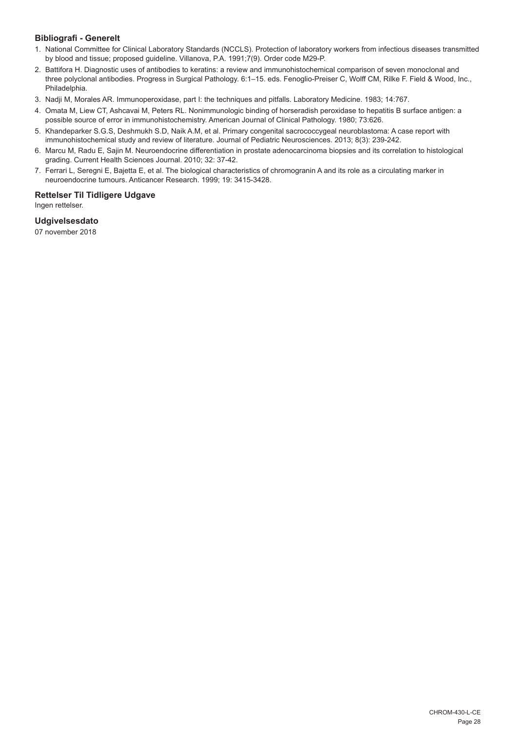## Bibliografi - Generelt

1. National Committee for Clinical Laboratory Standards (NCCLS). Protection of laboratory workers from infectious diseases transmitted by blood and tissue; proposed guideline. Villanova, P.A. 1991;7(9). Order code M29-P.
2. Battifora H. Diagnostic uses of antibodies to keratins: a review and immunohistochemical comparison of seven monoclonal and three polyclonal antibodies. Progress in Surgical Pathology. 6:1–15. eds. Fenoglio-Preiser C, Wolff CM, Rilke F. Field & Wood, Inc., Philadelphia.
3. Nadji M, Morales AR. Immunoperoxidase, part I: the techniques and pitfalls. Laboratory Medicine. 1983; 14:767.
4. Omata M, Liew CT, Ashcavai M, Peters RL. Nonimmunologic binding of horseradish peroxidase to hepatitis B surface antigen: a possible source of error in immunohistochemistry. American Journal of Clinical Pathology. 1980; 73:626.
5. Khandeparker S.G.S, Deshmukh S.D, Naik A.M, et al. Primary congenital sacrococcygeal neuroblastoma: A case report with immunohistochemical study and review of literature. Journal of Pediatric Neurosciences. 2013; 8(3): 239-242.
6. Marcu M, Radu E, Sajin M. Neuroendocrine differentiation in prostate adenocarcinoma biopsies and its correlation to histological grading. Current Health Sciences Journal. 2010; 32: 37-42.
7. Ferrari L, Seregni E, Bajetta E, et al. The biological characteristics of chromogranin A and its role as a circulating marker in neuroendocrine tumours. Anticancer Research. 1999; 19: 3415-3428.

## Rettelser Til Tidligere Udgave

Ingen rettelser.

## Udgivelsesdato

07 november 2018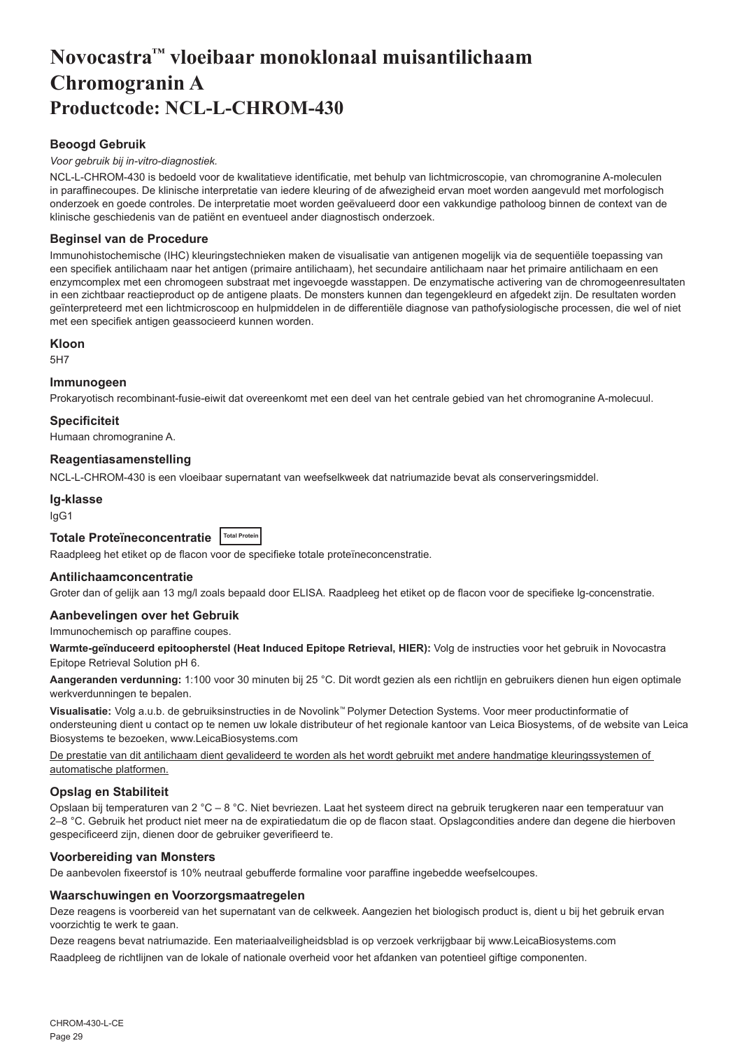# Novocastra™ vloeibaar monoklonaal muisantilichaam Chromogranin A Productcode: NCL-L-CHROM-430

### Beoogd Gebruik

*Voor gebruik bij in-vitro-diagnostiek.*

NCL-L-CHROM-430 is bedoeld voor de kwalitatieve identificatie, met behulp van lichtmicroscopie, van chromogranine A-moleculen in paraffinecoupes. De klinische interpretatie van iedere kleuring of de afwezigheid ervan moet worden aangevuld met morfologisch onderzoek en goede controles. De interpretatie moet worden geëvalueerd door een vakkundige patholoog binnen de context van de klinische geschiedenis van de patiënt en eventueel ander diagnostisch onderzoek.

### Beginsel van de Procedure

Immunohistochemische (IHC) kleuringstechnieken maken de visualisatie van antigenen mogelijk via de sequentiële toepassing van een specifiek antilichaam naar het antigen (primaire antilichaam), het secundaire antilichaam naar het primaire antilichaam en een enzymcomplex met een chromogeen substraat met ingevoegde wasstappen. De enzymatische activering van de chromogeenresultaten in een zichtbaar reactieproduct op de antigene plaats. De monsters kunnen dan tegengekleurd en afgedekt zijn. De resultaten worden geïnterpreteerd met een lichtmicroscoop en hulpmiddelen in de differentiële diagnose van pathofysiologische processen, die wel of niet met een specifiek antigen geassocieerd kunnen worden.

### Kloon

5H7

### Immunogeen

Prokaryotisch recombinant-fusie-eiwit dat overeenkomt met een deel van het centrale gebied van het chromogranine A-molecuul.

### Specificiteit

Humaan chromogranine A.

### Reagentiasamenstelling

NCL-L-CHROM-430 is een vloeibaar supernatant van weefselkweek dat natriumazide bevat als conserveringsmiddel.

### Ig-klasse

IgG1

### Totale Proteïneconcentratie Total Protein

Raadpleeg het etiket op de flacon voor de specifieke totale proteïneconcentratie.

### Antilichaamconcentratie

Groter dan of gelijk aan 13 mg/l zoals bepaald door ELISA. Raadpleeg het etiket op de flacon voor de specifieke Ig-concentratie.

### Aanbevelingen over het Gebruik

Immunochemisch op paraffine coupes.

**Warmte-geïnduceerd epitoopherstel (Heat Induced Epitope Retrieval, HIER):** Volg de instructies voor het gebruik in Novocastra Epitope Retrieval Solution pH 6.

**Aangeranden verdunning:** 1:100 voor 30 minuten bij 25 °C. Dit wordt gezien als een richtlijn en gebruikers dienen hun eigen optimale werkverdunningen te bepalen.

**Visualisatie:** Volg a.u.b. de gebruiksinstructies in de Novolink™ Polymer Detection Systems. Voor meer productinformatie of ondersteuning dient u contact op te nemen uw lokale distributeur of het regionale kantoor van Leica Biosystems, of de website van Leica Biosystems te bezoeken, www.LeicaBiosystems.com

De prestatie van dit antilichaam dient gevalideerd te worden als het wordt gebruikt met andere handmatige kleuringssystemen of automatische platformen.

### Opslag en Stabiliteit

Opslaan bij temperaturen van 2 °C – 8 °C. Niet bevriezen. Laat het systeem direct na gebruik terugkeren naar een temperatuur van 2–8 °C. Gebruik het product niet meer na de expiratiedatum die op de flacon staat. Opslagcondities andere dan degene die hierboven gespecificeerd zijn, dienen door de gebruiker geverifieerd te.

### Voorbereiding van Monsters

De aanbevolen fixeerstof is 10% neutraal gebufferde formaline voor paraffine ingebedde weefselcoupes.

### Waarschuwingen en Voorzorgsmaatregelen

Deze reagens is voorbereid van het supernatant van de celkweek. Aangezien het biologisch product is, dient u bij het gebruik ervan voorzichtig te werk te gaan.

Deze reagens bevat natriumazide. Een materiaalveiligheidsblad is op verzoek verkrijgbaar bij www.LeicaBiosystems.com

Raadpleeg de richtlijnen van de lokale of nationale overheid voor het afdanken van potentieel giftige componenten.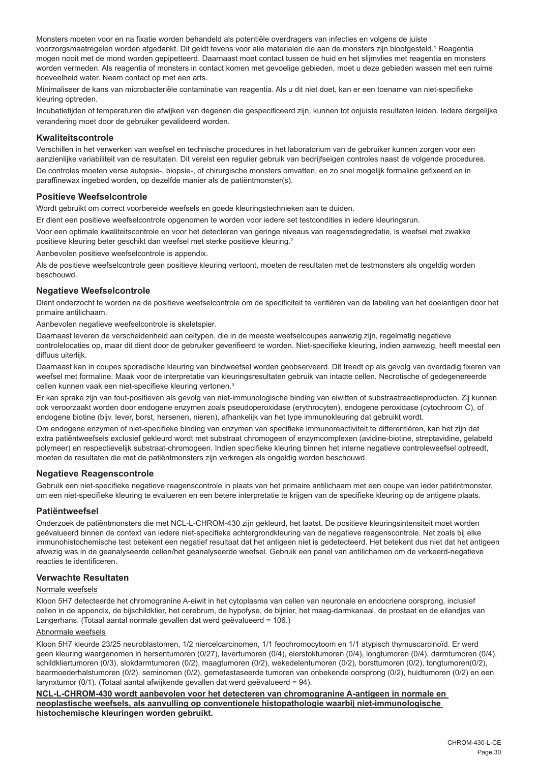Monsters moeten voor en na fixatie worden behandeld als potentiële overdragers van infecties en volgens de juiste voorzorgsmaatregelen worden afgedankt. Dit geldt tevens voor alle materialen die aan de monsters zijn blootgesteld.[1] Reagentia mogen nooit met de mond worden gepipetteerd. Daarnaast moet contact tussen de huid en het slijmvlies met reagentia en monsters worden vermeden. Als reagentia of monsters in contact komen met gevoelige gebieden, moet u deze gebieden wassen met een ruime hoeveelheid water. Neem contact op met een arts.

Minimaliseer de kans van microbacteriële contaminatie van reagentia. Als u dit niet doet, kan er een toename van niet-specifieke kleuring optreden.

Incubatietijden of temperaturen die afwijken van degenen die gespecificeerd zijn, kunnen tot onjuiste resultaten leiden. Iedere dergelijke verandering moet door de gebruiker gevalideerd worden.

## Kwaliteitscontrole

Verschillen in het verwerken van weefsel en technische procedures in het laboratorium van de gebruiker kunnen zorgen voor een aanzienlijke variabiliteit van de resultaten. Dit vereist een regulier gebruik van bedrijfseigen controles naast de volgende procedures.

De controles moeten verse autopsie-, biopsie-, of chirurgische monsters omvatten, en zo snel mogelijk formaline gefixeerd en in paraffinewax ingebed worden, op dezelfde manier als de patiëntmonster(s).

## Positieve Weefselcontrole

Wordt gebruikt om correct voorbereide weefsels en goede kleuringstechnieken aan te duiden.

Er dient een positieve weefselcontrole opgenomen te worden voor iedere set testcondities in iedere kleuringsrun.

Voor een optimale kwaliteitscontrole en voor het detecteren van geringe niveaus van reagensdegradatie, is weefsel met zwakke positieve kleuring beter geschikt dan weefsel met sterke positieve kleuring.[2]

Aanbevolen positieve weefselcontrole is appendix.

Als de positieve weefselcontrole geen positieve kleuring vertoont, moeten de resultaten met de testmonsters als ongeldig worden beschouwd.

## Negatieve Weefselcontrole

Dient onderzocht te worden na de positieve weefselcontrole om de specificiteit te verifiëren van de labeling van het doelantigen door het primaire antilichaam.

Aanbevolen negatieve weefselcontrole is skeletspier.

Daarnaast leveren de verscheidenheid aan celtypen, die in de meeste weefselcoupes aanwezig zijn, regelmatig negatieve controlelocaties op, maar dit dient door de gebruiker geverifieerd te worden. Niet-specifieke kleuring, indien aanwezig, heeft meestal een diffuus uiterlijk.

Daarnaast kan in coupes sporadische kleuring van bindweefsel worden geobserveerd. Dit treedt op als gevolg van overdadig fixeren van weefsel met formaline. Maak voor de interpretatie van kleuringsresultaten gebruik van intacte cellen. Necrotische of gedegenereerde cellen kunnen vaak een niet-specifieke kleuring vertonen.[3]

Er kan sprake zijn van fout-positieven als gevolg van niet-immunologische binding van eiwitten of substraatreactieproducten. Zij kunnen ook veroorzaakt worden door endogene enzymen zoals pseudoperoxidase (erythrocyten), endogene peroxidase (cytochroom C), of endogene biotine (bijv. lever, borst, hersenen, nieren), afhankelijk van het type immunokleuring dat gebruikt wordt.

Om endogene enzymen of niet-specifieke binding van enzymen van specifieke immunoreactiviteit te differentiëren, kan het zijn dat extra patiëntweefsels exclusief gekleurd wordt met substraat chromogeen of enzymcomplexen (avidine-biotine, streptavidine, gelabeld polymeer) en respectievelijk substraat-chromogeen. Indien specifieke kleuring binnen het interne negatieve controleweefsel optreedt, moeten de resultaten die met de patiëntmonsters zijn verkregen als ongeldig worden beschouwd.

## Negatieve Reagenscontrole

Gebruik een niet-specifieke negatieve reagenscontrole in plaats van het primaire antilichaam met een coupe van ieder patiëntmonster, om een niet-specifieke kleuring te evalueren en een betere interpretatie te krijgen van de specifieke kleuring op de antigene plaats.

## Patiëntweefsel

Onderzoek de patiëntmonsters die met NCL-L-CHROM-430 zijn gekleurd, het laatst. De positieve kleuringsintensiteit moet worden geëvalueerd binnen de context van iedere niet-specifieke achtergrondkleuring van de negatieve reagenscontrole. Net zoals bij elke immunohistochemische test betekent een negatief resultaat dat het antigeen niet is gedetecteerd. Het betekent dus niet dat het antigeen afwezig was in de geanalyseerde cellen/het geanalyseerde weefsel. Gebruik een panel van antilichamen om de verkeerd-negatieve reacties te identificeren.

## Verwachte Resultaten

Normale weefsels

Kloon 5H7 detecteerde het chromogranine A-eiwit in het cytoplasma van cellen van neuronale en endocriene oorsprong, inclusief cellen in de appendix, de bijschildklier, het cerebrum, de hypofyse, de bijnier, het maag-darmkanaal, de prostaat en de eilandjes van Langerhans. (Totaal aantal normale gevallen dat werd geëvalueerd = 106.)

Abnormale weefsels

Kloon 5H7 kleurde 23/25 neuroblastomen, 1/2 niercelcarcinomen, 1/1 feochromocytoom en 1/1 atypisch thymuscarcinoïd. Er werd geen kleuring waargenomen in hersentumoren (0/27), levertumoren (0/4), eierstoktumoren (0/4), longtumoren (0/4), darmtumoren (0/4), schildkliertumoren (0/3), slokdarmtumoren (0/2), maagtumoren (0/2), wekedelentumoren (0/2), borsttumoren (0/2), tongtumoren(0/2), baarmoederhalstumoren (0/2), seminomen (0/2), gemetastaseerde tumoren van onbekende oorsprong (0/2), huidtumoren (0/2) en een larynxtumor (0/1). (Totaal aantal afwijkende gevallen dat werd geëvalueerd = 94).

**NCL-L-CHROM-430 wordt aanbevolen voor het detecteren van chromogranine A-antigeen in normale en neoplastische weefsels, als aanvulling op conventionele histopathologie waarbij niet-immunologische histochemische kleuringen worden gebruikt.**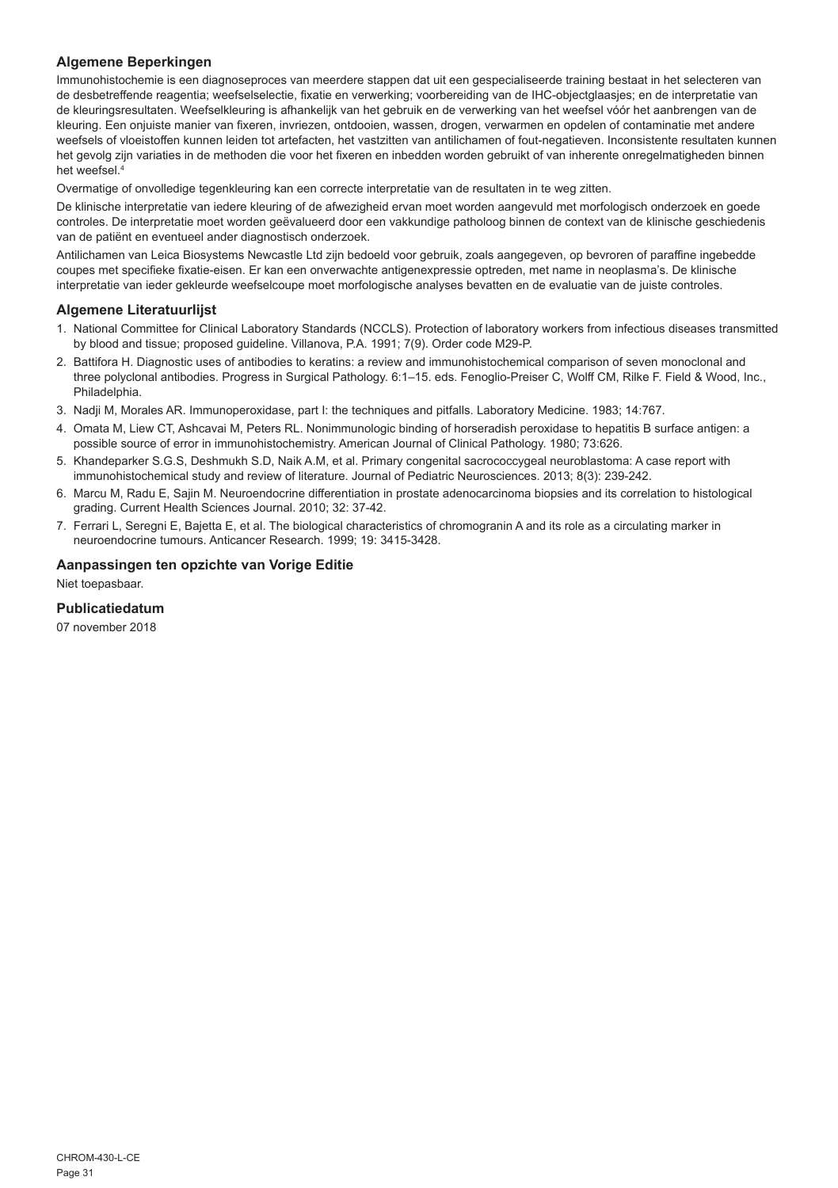## Algemene Beperkingen

Immunohistochemie is een diagnoseproces van meerdere stappen dat uit een gespecialiseerde training bestaat in het selecteren van de desbetreffende reagentia; weefselselectie, fixatie en verwerking; voorbereiding van de IHC-objectglaasjes; en de interpretatie van de kleuringsresultaten. Weefselkleuring is afhankelijk van het gebruik en de verwerking van het weefsel vóór het aanbrengen van de kleuring. Een onjuiste manier van fixeren, invriezen, ontdooien, wassen, drogen, verwarmen en opdelen of contaminatie met andere weefsels of vloeistoffen kunnen leiden tot artefacten, het vastzitten van antilichamen of fout-negatieven. Inconsistente resultaten kunnen het gevolg zijn variaties in de methoden die voor het fixeren en inbedden worden gebruikt of van inherente onregelmatigheden binnen het weefsel.[4]

Overmatige of onvolledige tegenkleuring kan een correcte interpretatie van de resultaten in te weg zitten.

De klinische interpretatie van iedere kleuring of de afwezigheid ervan moet worden aangevuld met morfologisch onderzoek en goede controles. De interpretatie moet worden geëvalueerd door een vakkundige patholoog binnen de context van de klinische geschiedenis van de patiënt en eventueel ander diagnostisch onderzoek.

Antilichamen van Leica Biosystems Newcastle Ltd zijn bedoeld voor gebruik, zoals aangegeven, op bevroren of paraffine ingebedde coupes met specifieke fixatie-eisen. Er kan een onverwachte antigenexpressie optreden, met name in neoplasma's. De klinische interpretatie van ieder gekleurde weefselcoupe moet morfologische analyses bevatten en de evaluatie van de juiste controles.

## Algemene Literatuurlijst

1. National Committee for Clinical Laboratory Standards (NCCLS). Protection of laboratory workers from infectious diseases transmitted by blood and tissue; proposed guideline. Villanova, P.A. 1991; 7(9). Order code M29-P.
2. Battifora H. Diagnostic uses of antibodies to keratins: a review and immunohistochemical comparison of seven monoclonal and three polyclonal antibodies. Progress in Surgical Pathology. 6:1–15. eds. Fenoglio-Preiser C, Wolff CM, Rilke F. Field & Wood, Inc., Philadelphia.
3. Nadji M, Morales AR. Immunoperoxidase, part I: the techniques and pitfalls. Laboratory Medicine. 1983; 14:767.
4. Omata M, Liew CT, Ashcavai M, Peters RL. Nonimmunologic binding of horseradish peroxidase to hepatitis B surface antigen: a possible source of error in immunohistochemistry. American Journal of Clinical Pathology. 1980; 73:626.
5. Khandeparker S.G.S, Deshmukh S.D, Naik A.M, et al. Primary congenital sacrococcygeal neuroblastoma: A case report with immunohistochemical study and review of literature. Journal of Pediatric Neurosciences. 2013; 8(3): 239-242.
6. Marcu M, Radu E, Sajin M. Neuroendocrine differentiation in prostate adenocarcinoma biopsies and its correlation to histological grading. Current Health Sciences Journal. 2010; 32: 37-42.
7. Ferrari L, Seregni E, Bajetta E, et al. The biological characteristics of chromogranin A and its role as a circulating marker in neuroendocrine tumours. Anticancer Research. 1999; 19: 3415-3428.

## Aanpassingen ten opzichte van Vorige Editie

Niet toepasbaar.

## Publicatiedatum

07 november 2018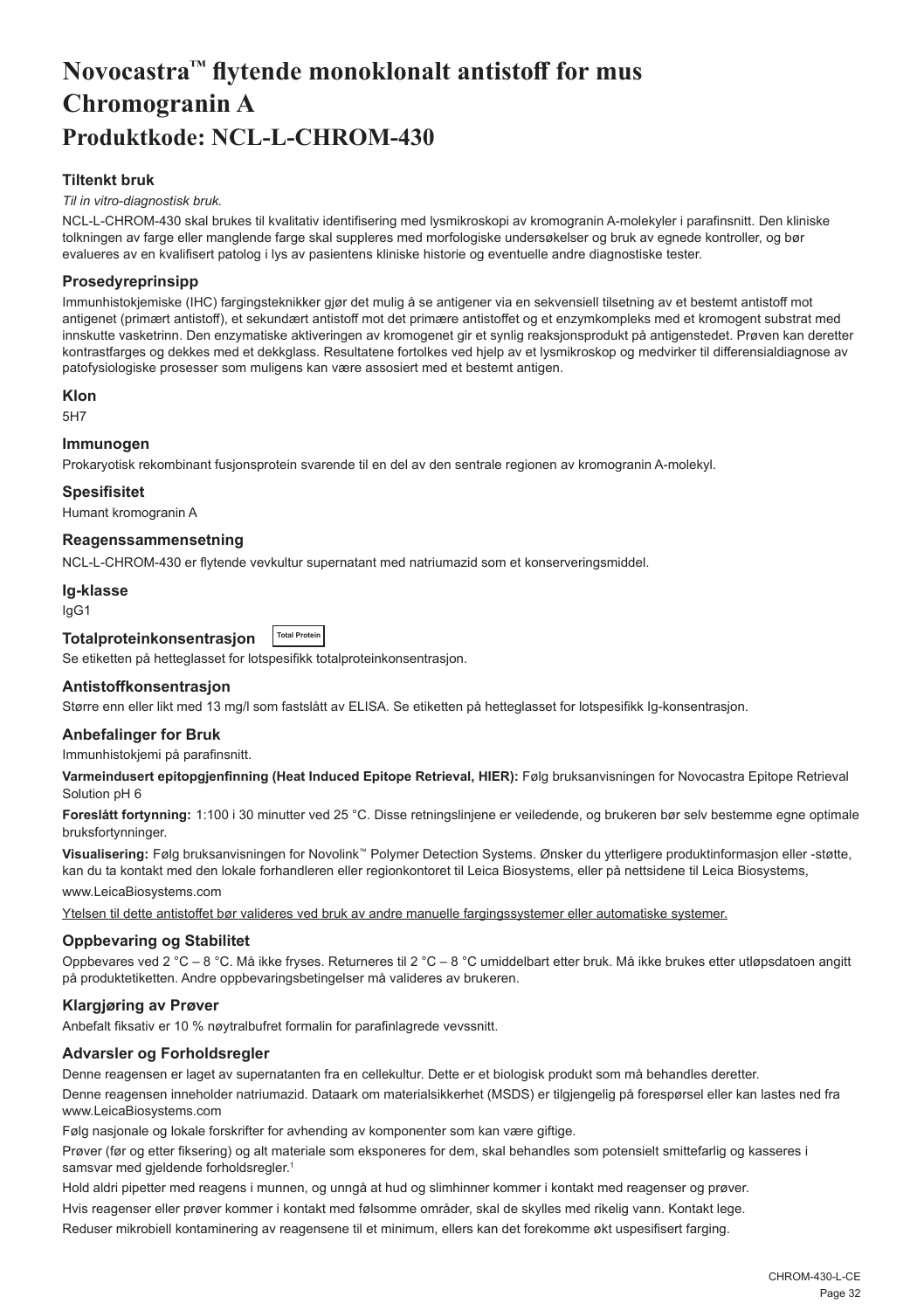# Novocastra™ flytende monoklonalt antistoff for mus Chromogranin A
# Produktkode: NCL-L-CHROM-430

### Tiltenkt bruk

*Til in vitro-diagnostisk bruk.*

NCL-L-CHROM-430 skal brukes til kvalitativ identifisering med lysmikroskopi av kromogranin A-molekyler i parafinsnitt. Den kliniske tolkningen av farge eller manglende farge skal suppleres med morfologiske undersøkelser og bruk av egnede kontroller, og bør evalueres av en kvalifisert patolog i lys av pasientens kliniske historie og eventuelle andre diagnostiske tester.

### Prosedyreprinsipp

Immunhistokjemiske (IHC) fargingsteknikker gjør det mulig å se antigener via en sekvensiell tilsetning av et bestemt antistoff mot antigenet (primært antistoff), et sekundært antistoff mot det primære antistoffet og et enzymkompleks med et kromogent substrat med innskutte vasketrinn. Den enzymatiske aktiveringen av kromogenet gir et synlig reaksjonsprodukt på antigenstedet. Prøven kan deretter kontrastfarges og dekkes med et dekkglass. Resultatene fortolkes ved hjelp av et lysmikroskop og medvirker til differensialdiagnose av patofysiologiske prosesser som muligens kan være assosiert med et bestemt antigen.

### Klon

5H7

### Immunogen

Prokaryotisk rekombinant fusjonsprotein svarende til en del av den sentrale regionen av kromogranin A-molekyl.

### Spesifisitet

Humant kromogranin A

### Reagenssammensetning

NCL-L-CHROM-430 er flytende vevkultur supernatant med natriumazid som et konserveringsmiddel.

### Ig-klasse

IgG1

### Totalproteinkonsentrasjon Total Protein

Se etiketten på hetteglasset for lotspesifikk totalproteinkonsentrasjon.

### Antistoffkonsentrasjon

Større enn eller likt med 13 mg/l som fastslått av ELISA. Se etiketten på hetteglasset for lotspesifikk Ig-konsentrasjon.

### Anbefalinger for Bruk

Immunhistokjemi på parafinsnitt.

**Varmeindusert epitopgjenfinning (Heat Induced Epitope Retrieval, HIER):** Følg bruksanvisningen for Novocastra Epitope Retrieval Solution pH 6

**Foreslått fortynning:** 1:100 i 30 minutter ved 25 °C. Disse retningslinjene er veiledende, og brukeren bør selv bestemme egne optimale bruksfortynninger.

**Visualisering:** Følg bruksanvisningen for Novolink™ Polymer Detection Systems. Ønsker du ytterligere produktinformasjon eller -støtte, kan du ta kontakt med den lokale forhandleren eller regionkontoret til Leica Biosystems, eller på nettsidene til Leica Biosystems, www.LeicaBiosystems.com

Ytelsen til dette antistoffet bør valideres ved bruk av andre manuelle fargingssystemer eller automatiske systemer.

### Oppbevaring og Stabilitet

Oppbevares ved 2 °C – 8 °C. Må ikke fryses. Returneres til 2 °C – 8 °C umiddelbart etter bruk. Må ikke brukes etter utløpsdatoen angitt på produktetiketten. Andre oppbevaringsbetingelser må valideres av brukeren.

### Klargjøring av Prøver

Anbefalt fiksativ er 10 % nøytralbufret formalin for parafinlagrede vevssnitt.

### Advarsler og Forholdsregler

Denne reagensen er laget av supernatanten fra en cellekultur. Dette er et biologisk produkt som må behandles deretter.

Denne reagensen inneholder natriumazid. Dataark om materialsikkerhet (MSDS) er tilgjengelig på forespørsel eller kan lastes ned fra www.LeicaBiosystems.com

Følg nasjonale og lokale forskrifter for avhending av komponenter som kan være giftige.

Prøver (før og etter fiksering) og alt materiale som eksponeres for dem, skal behandles som potensielt smittefarlig og kasseres i samsvar med gjeldende forholdsregler.[1]

Hold aldri pipetter med reagens i munnen, og unngå at hud og slimhinner kommer i kontakt med reagenser og prøver.

Hvis reagenser eller prøver kommer i kontakt med følsomme områder, skal de skylles med rikelig vann. Kontakt lege.

Reduser mikrobiell kontaminering av reagensene til et minimum, ellers kan det forekomme økt uspesifisert farging.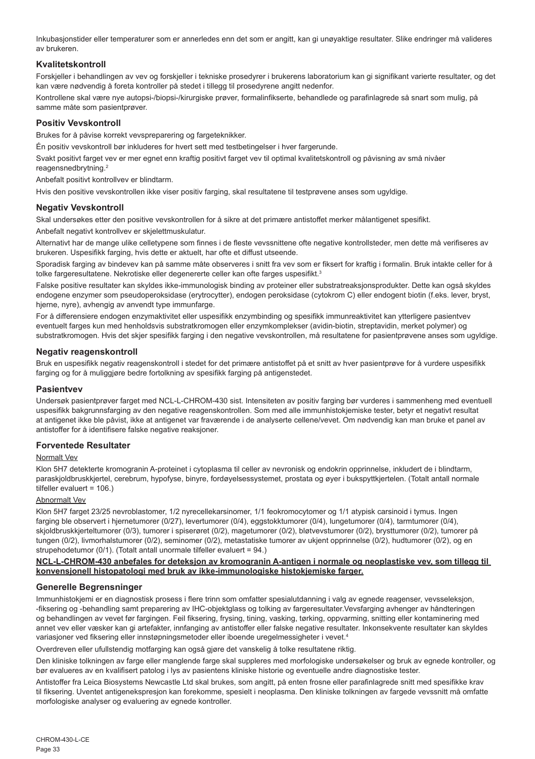Inkubasjonstider eller temperaturer som er annerledes enn det som er angitt, kan gi unøyaktige resultater. Slike endringer må valideres av brukeren.

### Kvalitetskontroll

Forskjeller i behandlingen av vev og forskjeller i tekniske prosedyrer i brukerens laboratorium kan gi signifikant varierte resultater, og det kan være nødvendig å foreta kontroller på stedet i tillegg til prosedyrene angitt nedenfor.

Kontrollene skal være nye autopsi-/biopsi-/kirurgiske prøver, formalinfikserte, behandlede og parafinlagrede så snart som mulig, på samme måte som pasientprøver.

### Positiv Vevskontroll

Brukes for å påvise korrekt vevspreparering og fargeteknikker.

Én positiv vevskontroll bør inkluderes for hvert sett med testbetingelser i hver fargerunde.

Svakt positivt farget vev er mer egnet enn kraftig positivt farget vev til optimal kvalitetskontroll og påvisning av små nivåer reagensnedbrytning.[2]

Anbefalt positivt kontrollvev er blindtarm.

Hvis den positive vevskontrollen ikke viser positiv farging, skal resultatene til testprøvene anses som ugyldige.

### Negativ Vevskontroll

Skal undersøkes etter den positive vevskontrollen for å sikre at det primære antistoffet merker målantigenet spesifikt.

Anbefalt negativt kontrollvev er skjelettmuskulatur.

Alternativt har de mange ulike celletypene som finnes i de fleste vevssnittene ofte negative kontrollsteder, men dette må verifiseres av brukeren. Uspesifikk farging, hvis dette er aktuelt, har ofte et diffust utseende.

Sporadisk farging av bindevev kan på samme måte observeres i snitt fra vev som er fiksert for kraftig i formalin. Bruk intakte celler for å tolke fargeresultatene. Nekrotiske eller degenererte celler kan ofte farges uspesifikt.[3]

Falske positive resultater kan skyldes ikke-immunologisk binding av proteiner eller substratreaksjonsprodukter. Dette kan også skyldes endogene enzymer som pseudoperoksidase (erytrocytter), endogen peroksidase (cytokrom C) eller endogent biotin (f.eks. lever, bryst, hjerne, nyre), avhengig av anvendt type immunfarge.

For å differensiere endogen enzymaktivitet eller uspesifikk enzymbinding og spesifikk immunreaktivitet kan ytterligere pasientvev eventuelt farges kun med henholdsvis substratkromogen eller enzymkomplekser (avidin-biotin, streptavidin, merket polymer) og substratkromogen. Hvis det skjer spesifikk farging i den negative vevskontrollen, må resultatene for pasientprøvene anses som ugyldige.

### Negativ reagenskontroll

Bruk en uspesifikk negativ reagenskontroll i stedet for det primære antistoffet på et snitt av hver pasientprøve for å vurdere uspesifikk farging og for å muliggjøre bedre fortolkning av spesifikk farging på antigenstedet.

### Pasientvev

Undersøk pasientprøver farget med NCL-L-CHROM-430 sist. Intensiteten av positiv farging bør vurderes i sammenheng med eventuell uspesifikk bakgrunnsfarging av den negative reagenskontrollen. Som med alle immunhistokjemiske tester, betyr et negativt resultat at antigenet ikke ble påvist, ikke at antigenet var fraværende i de analyserte cellene/vevet. Om nødvendig kan man bruke et panel av antistoffer for å identifisere falske negative reaksjoner.

### Forventede Resultater

Normalt Vev

Klon 5H7 detekterte kromogranin A-proteinet i cytoplasma til celler av nevronisk og endokrin opprinnelse, inkludert de i blindtarm, paraskjoldbruskkjertel, cerebrum, hypofyse, binyre, fordøyelsessystemet, prostata og øyer i bukspyttkjertelen. (Totalt antall normale tilfeller evaluert = 106.)

Abnormalt Vev

Klon 5H7 farget 23/25 nevroblastomer, 1/2 nyrecellekarsinomer, 1/1 feokromocytomer og 1/1 atypisk carsinoid i tymus. Ingen farging ble observert i hjernetumorer (0/27), levertumorer (0/4), eggstokktumorer (0/4), lungetumorer (0/4), tarmtumorer (0/4), skjoldbruskkjerteltumorer (0/3), tumorer i spiserøret (0/2), magetumorer (0/2), bløtvevstumorer (0/2), brysttumorer (0/2), tumorer på tungen (0/2), livmorhalstumorer (0/2), seminomer (0/2), metastatiske tumorer av ukjent opprinnelse (0/2), hudtumorer (0/2), og en strupehodetumor (0/1). (Totalt antall unormale tilfeller evaluert = 94.)

**NCL-L-CHROM-430 anbefales for deteksjon av kromogranin A-antigen i normale og neoplastiske vev, som tillegg til konvensjonell histopatologi med bruk av ikke-immunologiske histokjemiske farger.**

### Generelle Begrensninger

Immunhistokjemi er en diagnostisk prosess i flere trinn som omfatter spesialutdanning i valg av egnede reagenser, vevsseleksjon, -fiksering og -behandling samt preparering av IHC-objektglass og tolking av fargeresultater.Vevsfarging avhenger av håndteringen og behandlingen av vevet før fargingen. Feil fiksering, frysing, tining, vasking, tørking, oppvarming, snitting eller kontaminering med annet vev eller væsker kan gi artefakter, innfanging av antistoffer eller falske negative resultater. Inkonsekvente resultater kan skyldes variasjoner ved fiksering eller innstøpningsmetoder eller iboende uregelmessigheter i vevet.[4]

Overdreven eller ufullstendig motfarging kan også gjøre det vanskelig å tolke resultatene riktig.

Den kliniske tolkningen av farge eller manglende farge skal suppleres med morfologiske undersøkelser og bruk av egnede kontroller, og bør evalueres av en kvalifisert patolog i lys av pasientens kliniske historie og eventuelle andre diagnostiske tester.

Antistoffer fra Leica Biosystems Newcastle Ltd skal brukes, som angitt, på enten frosne eller parafinlagrede snitt med spesifikke krav til fiksering. Uventet antigenekspresjon kan forekomme, spesielt i neoplasma. Den kliniske tolkningen av fargede vevssnitt må omfatte morfologiske analyser og evaluering av egnede kontroller.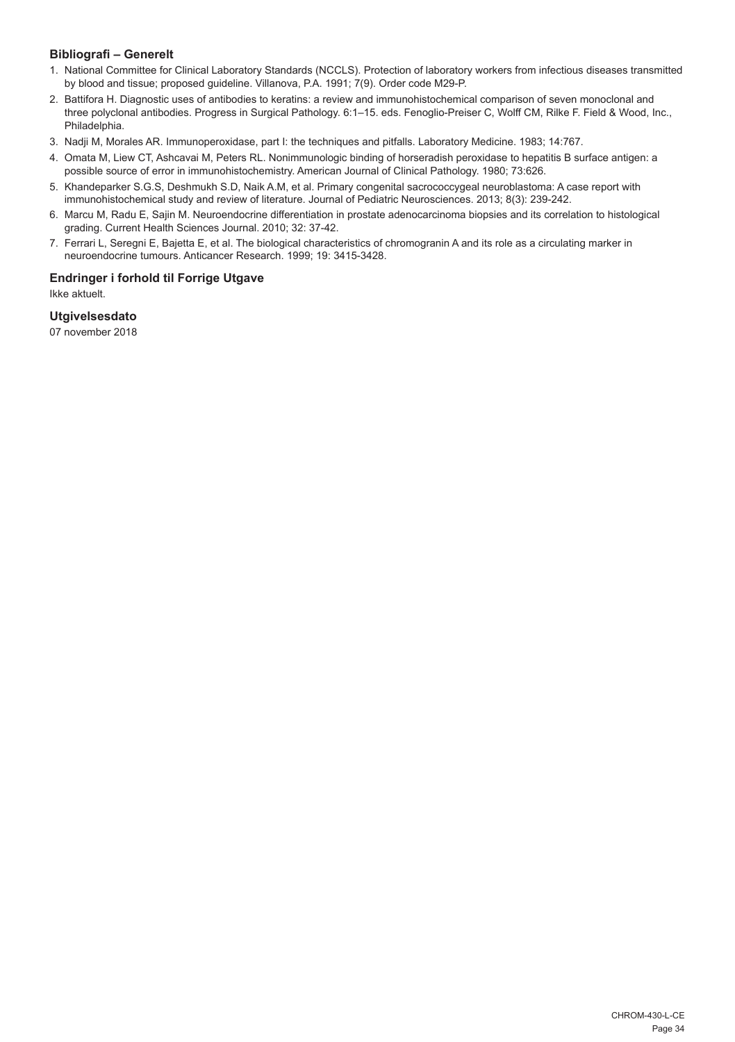### Bibliografi – Generelt

1. National Committee for Clinical Laboratory Standards (NCCLS). Protection of laboratory workers from infectious diseases transmitted by blood and tissue; proposed guideline. Villanova, P.A. 1991; 7(9). Order code M29-P.
2. Battifora H. Diagnostic uses of antibodies to keratins: a review and immunohistochemical comparison of seven monoclonal and three polyclonal antibodies. Progress in Surgical Pathology. 6:1–15. eds. Fenoglio-Preiser C, Wolff CM, Rilke F. Field & Wood, Inc., Philadelphia.
3. Nadji M, Morales AR. Immunoperoxidase, part I: the techniques and pitfalls. Laboratory Medicine. 1983; 14:767.
4. Omata M, Liew CT, Ashcavai M, Peters RL. Nonimmunologic binding of horseradish peroxidase to hepatitis B surface antigen: a possible source of error in immunohistochemistry. American Journal of Clinical Pathology. 1980; 73:626.
5. Khandeparker S.G.S, Deshmukh S.D, Naik A.M, et al. Primary congenital sacrococcygeal neuroblastoma: A case report with immunohistochemical study and review of literature. Journal of Pediatric Neurosciences. 2013; 8(3): 239-242.
6. Marcu M, Radu E, Sajin M. Neuroendocrine differentiation in prostate adenocarcinoma biopsies and its correlation to histological grading. Current Health Sciences Journal. 2010; 32: 37-42.
7. Ferrari L, Seregni E, Bajetta E, et al. The biological characteristics of chromogranin A and its role as a circulating marker in neuroendocrine tumours. Anticancer Research. 1999; 19: 3415-3428.

### Endringer i forhold til Forrige Utgave

Ikke aktuelt.

### Utgivelsesdato

07 november 2018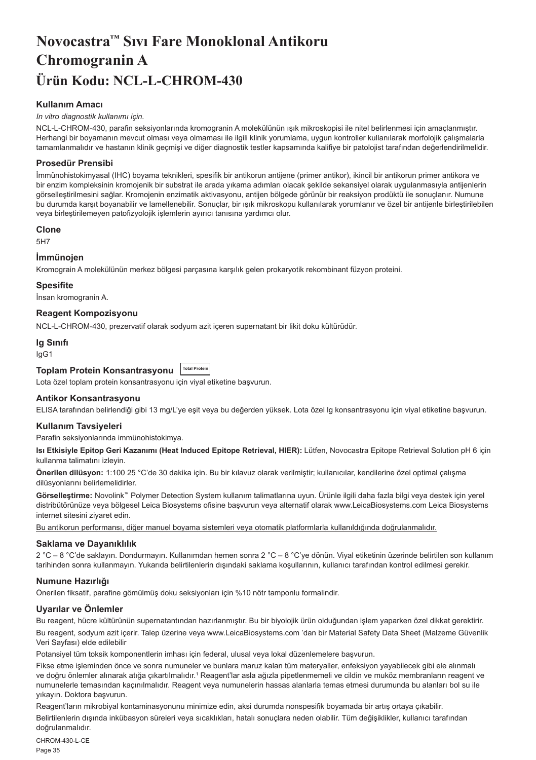# Novocastra™ Sıvı Fare Monoklonal Antikoru Chromogranin A
# Ürün Kodu: NCL-L-CHROM-430

### Kullanım Amacı

*In vitro diagnostik kullanımı için.*

NCL-L-CHROM-430, parafin seksiyonlarında kromogranin A molekülünün ışık mikroskopisi ile nitel belirlenmesi için amaçlanmıştır. Herhangi bir boyamanın mevcut olması veya olmaması ile ilgili klinik yorumlama, uygun kontroller kullanılarak morfolojik çalışmalarla tamamlanmalıdır ve hastanın klinik geçmişi ve diğer diagnostik testler kapsamında kalifiye bir patolojist tarafından değerlendirilmelidir.

### Prosedür Prensibi

İmmünohistokimyasal (IHC) boyama teknikleri, spesifik bir antikorun antijene (primer antikor), ikincil bir antikorun primer antikora ve bir enzim kompleksinin kromojenik bir substrat ile arada yıkama adımları olacak şekilde sekansiyel olarak uygulanmasıyla antijenlerin görselleştirilmesini sağlar. Kromojenin enzimatik aktivasyonu, antijen bölgede görünür bir reaksiyon prodüktü ile sonuçlanır. Numune bu durumda karşıt boyanabilir ve lamellenebilir. Sonuçlar, bir ışık mikroskopu kullanılarak yorumlanır ve özel bir antijenle birleştirilebilen veya birleştirilemeyen patofizyolojik işlemlerin ayırıcı tanısına yardımcı olur.

### Clone

5H7

### İmmünojen

Kromograin A molekülünün merkez bölgesi parçasına karşılık gelen prokaryotik rekombinant füzyon proteini.

### Spesifite

İnsan kromogranin A.

### Reagent Kompozisyonu

NCL-L-CHROM-430, prezervatif olarak sodyum azit içeren supernatant bir likit doku kültürüdür.

### Ig Sınıfı

IgG1

### Toplam Protein Konsantrasyonu Total Protein

Lota özel toplam protein konsantrasyonu için viyal etiketine başvurun.

### Antikor Konsantrasyonu

ELISA tarafından belirlendiği gibi 13 mg/L'ye eşit veya bu değerden yüksek. Lota özel Ig konsantrasyonu için viyal etiketine başvurun.

### Kullanım Tavsiyeleri

Parafin seksiyonlarında immünohistokimya.

**Isı Etkisiyle Epitop Geri Kazanımı (Heat Induced Epitope Retrieval, HIER):** Lütfen, Novocastra Epitope Retrieval Solution pH 6 için kullanma talimatını izleyin.

**Önerilen dilüsyon:** 1:100 25 °C'de 30 dakika için. Bu bir kılavuz olarak verilmiştir; kullanıcılar, kendilerine özel optimal çalışma dilüsyonlarını belirlemelidirler.

**Görselleştirme:** Novolink™ Polymer Detection System kullanım talimatlarına uyun. Ürünle ilgili daha fazla bilgi veya destek için yerel distribütörünüze veya bölgesel Leica Biosystems ofisine başvurun veya alternatif olarak www.LeicaBiosystems.com Leica Biosystems internet sitesini ziyaret edin.

Bu antikorun performansı, diğer manuel boyama sistemleri veya otomatik platformlarla kullanıldığında doğrulanmalıdır.

### Saklama ve Dayanıklılık

2 °C – 8 °C'de saklayın. Dondurmayın. Kullanımdan hemen sonra 2 °C – 8 °C'ye dönün. Viyal etiketinin üzerinde belirtilen son kullanım tarihinden sonra kullanmayın. Yukarıda belirtilenlerin dışındaki saklama koşullarının, kullanıcı tarafından kontrol edilmesi gerekir.

### Numune Hazırlığı

Önerilen fiksatif, parafine gömülmüş doku seksiyonları için %10 nötr tamponlu formalindir.

### Uyarılar ve Önlemler

Bu reagent, hücre kültürünün supernatantından hazırlanmıştır. Bu bir biyolojik ürün olduğundan işlem yaparken özel dikkat gerektirir.

Bu reagent, sodyum azit içerir. Talep üzerine veya www.LeicaBiosystems.com 'dan bir Material Safety Data Sheet (Malzeme Güvenlik Veri Sayfası) elde edilebilir

Potansiyel tüm toksik komponentlerin imhası için federal, ulusal veya lokal düzenlemelere başvurun.

Fikse etme işleminden önce ve sonra numuneler ve bunlara maruz kalan tüm materyaller, enfeksiyon yayabilecek gibi ele alınmalı ve doğru önlemler alınarak atığa çıkartılmalıdır.[1] Reagent'lar asla ağızla pipetlenmemeli ve cildin ve muköz membranların reagent ve numunelerle temasından kaçınılmalıdır. Reagent veya numunelerin hassas alanlarla temas etmesi durumunda bu alanları bol su ile yıkayın. Doktora başvurun.

Reagent'ların mikrobiyal kontaminasyonunu minimize edin, aksi durumda nonspesifik boyamada bir artış ortaya çıkabilir.

Belirtilenlerin dışında inkübasyon süreleri veya sıcaklıkları, hatalı sonuçlara neden olabilir. Tüm değişiklikler, kullanıcı tarafından doğrulanmalıdır.

CHROM-430-L-CE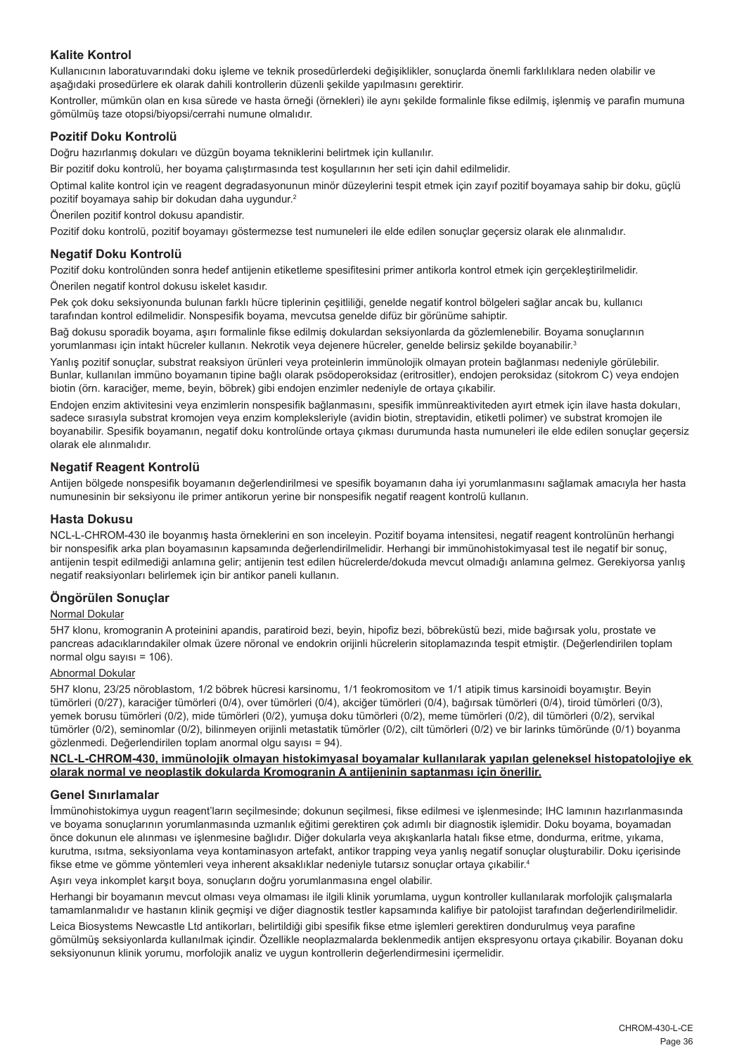## Kalite Kontrol

Kullanıcının laboratuvarındaki doku işleme ve teknik prosedürlerdeki değişiklikler, sonuçlarda önemli farklılıklara neden olabilir ve aşağıdaki prosedürlere ek olarak dahili kontrollerin düzenli şekilde yapılmasını gerektirir.

Kontroller, mümkün olan en kısa sürede ve hasta örneği (örnekleri) ile aynı şekilde formalinle fikse edilmiş, işlenmiş ve parafin mumuna gömülmüş taze otopsi/biyopsi/cerrahi numune olmalıdır.

## Pozitif Doku Kontrolü

Doğru hazırlanmış dokuları ve düzgün boyama tekniklerini belirtmek için kullanılır.

Bir pozitif doku kontrolü, her boyama çalıştırmasında test koşullarının her seti için dahil edilmelidir.

Optimal kalite kontrol için ve reagent degradasyonunun minör düzeylerini tespit etmek için zayıf pozitif boyamaya sahip bir doku, güçlü pozitif boyamaya sahip bir dokudan daha uygundur.[2]

Önerilen pozitif kontrol dokusu apandistir.

Pozitif doku kontrolü, pozitif boyamayı göstermezse test numuneleri ile elde edilen sonuçlar geçersiz olarak ele alınmalıdır.

## Negatif Doku Kontrolü

Pozitif doku kontrolünden sonra hedef antijenin etiketleme spesifitesini primer antikorla kontrol etmek için gerçekleştirilmelidir.

Önerilen negatif kontrol dokusu iskelet kasıdır.

Pek çok doku seksiyonunda bulunan farklı hücre tiplerinin çeşitliliği, genelde negatif kontrol bölgeleri sağlar ancak bu, kullanıcı tarafından kontrol edilmelidir. Nonspesifik boyama, mevcutsa genelde difüz bir görünüme sahiptir.

Bağ dokusu sporadik boyama, aşırı formalinle fikse edilmiş dokulardan seksiyonlarda da gözlemlenebilir. Boyama sonuçlarının yorumlanması için intakt hücreler kullanın. Nekrotik veya dejenere hücreler, genelde belirsiz şekilde boyanabilir.[3]

Yanlış pozitif sonuçlar, substrat reaksiyon ürünleri veya proteinlerin immünolojik olmayan protein bağlanması nedeniyle görülebilir. Bunlar, kullanılan immüno boyamanın tipine bağlı olarak psödoperoksidaz (eritrositler), endojen peroksidaz (sitokrom C) veya endojen biotin (örn. karaciğer, meme, beyin, böbrek) gibi endojen enzimler nedeniyle de ortaya çıkabilir.

Endojen enzim aktivitesini veya enzimlerin nonspesifik bağlanmasını, spesifik immünreaktiviteden ayırt etmek için ilave hasta dokuları, sadece sırasıyla substrat kromojen veya enzim kompleksleriyle (avidin biotin, streptavidin, etiketli polimer) ve substrat kromojen ile boyanabilir. Spesifik boyamanın, negatif doku kontrolünde ortaya çıkması durumunda hasta numuneleri ile elde edilen sonuçlar geçersiz olarak ele alınmalıdır.

## Negatif Reagent Kontrolü

Antijen bölgede nonspesifik boyamanın değerlendirilmesi ve spesifik boyamanın daha iyi yorumlanmasını sağlamak amacıyla her hasta numunesinin bir seksiyonu ile primer antikorun yerine bir nonspesifik negatif reagent kontrolü kullanın.

## Hasta Dokusu

NCL-L-CHROM-430 ile boyanmış hasta örneklerini en son inceleyin. Pozitif boyama intensitesi, negatif reagent kontrolünün herhangi bir nonspesifik arka plan boyamasının kapsamında değerlendirilmelidir. Herhangi bir immünohistokimyasal test ile negatif bir sonuç, antijenin tespit edilmediği anlamına gelir; antijenin test edilen hücrelerde/dokuda mevcut olmadığı anlamına gelmez. Gerekiyorsa yanlış negatif reaksiyonları belirlemek için bir antikor paneli kullanın.

## Öngörülen Sonuçlar

Normal Dokular

5H7 klonu, kromogranin A proteinini apandis, paratiroid bezi, beyin, hipofiz bezi, böbreküstü bezi, mide bağırsak yolu, prostate ve pancreas adacıklarındakiler olmak üzere nöronal ve endokrin orijinli hücrelerin sitoplamazında tespit etmiştir. (Değerlendirilen toplam normal olgu sayısı = 106).

Abnormal Dokular

5H7 klonu, 23/25 nöroblastom, 1/2 böbrek hücresi karsinomu, 1/1 feokromositom ve 1/1 atipik timus karsinoidi boyamıştır. Beyin tümörleri (0/27), karaciğer tümörleri (0/4), over tümörleri (0/4), akciğer tümörleri (0/4), bağırsak tümörleri (0/4), tiroid tümörleri (0/3), yemek borusu tümörleri (0/2), mide tümörleri (0/2), yumuşa doku tümörleri (0/2), meme tümörleri (0/2), dil tümörleri (0/2), servikal tümörler (0/2), seminomlar (0/2), bilinmeyen orijinli metastatik tümörler (0/2), cilt tümörleri (0/2) ve bir larinks tümöründe (0/1) boyanma gözlenmedi. Değerlendirilen toplam anormal olgu sayısı = 94).

**NCL-L-CHROM-430, immünolojik olmayan histokimyasal boyamalar kullanılarak yapılan geleneksel histopatolojiye ek olarak normal ve neoplastik dokularda Kromogranin A antijeninin saptanması için önerilir.**

## Genel Sınırlamalar

İmmünohistokimya uygun reagent'ların seçilmesinde; dokunun seçilmesi, fikse edilmesi ve işlenmesinde; IHC lamının hazırlanmasında ve boyama sonuçlarının yorumlanmasında uzmanlık eğitimi gerektiren çok adımlı bir diagnostik işlemidir. Doku boyama, boyamadan önce dokunun ele alınması ve işlenmesine bağlıdır. Diğer dokularla veya akışkanlarla hatalı fikse etme, dondurma, eritme, yıkama, kurutma, ısıtma, seksiyonlama veya kontaminasyon artefakt, antikor trapping veya yanlış negatif sonuçlar oluşturabilir. Doku içerisinde fikse etme ve gömme yöntemleri veya inherent aksaklıklar nedeniyle tutarsız sonuçlar ortaya çıkabilir.[4]

Aşırı veya inkomplet karşıt boya, sonuçların doğru yorumlanmasına engel olabilir.

Herhangi bir boyamanın mevcut olması veya olmaması ile ilgili klinik yorumlama, uygun kontroller kullanılarak morfolojik çalışmalarla tamamlanmalıdır ve hastanın klinik geçmişi ve diğer diagnostik testler kapsamında kalifiye bir patolojist tarafından değerlendirilmelidir.

Leica Biosystems Newcastle Ltd antikorları, belirtildiği gibi spesifik fikse etme işlemleri gerektiren dondurulmuş veya parafine gömülmüş seksiyonlarda kullanılmak içindir. Özellikle neoplazmalarda beklenmedik antijen ekspresyonu ortaya çıkabilir. Boyanan doku seksiyonunun klinik yorumu, morfolojik analiz ve uygun kontrollerin değerlendirmesini içermelidir.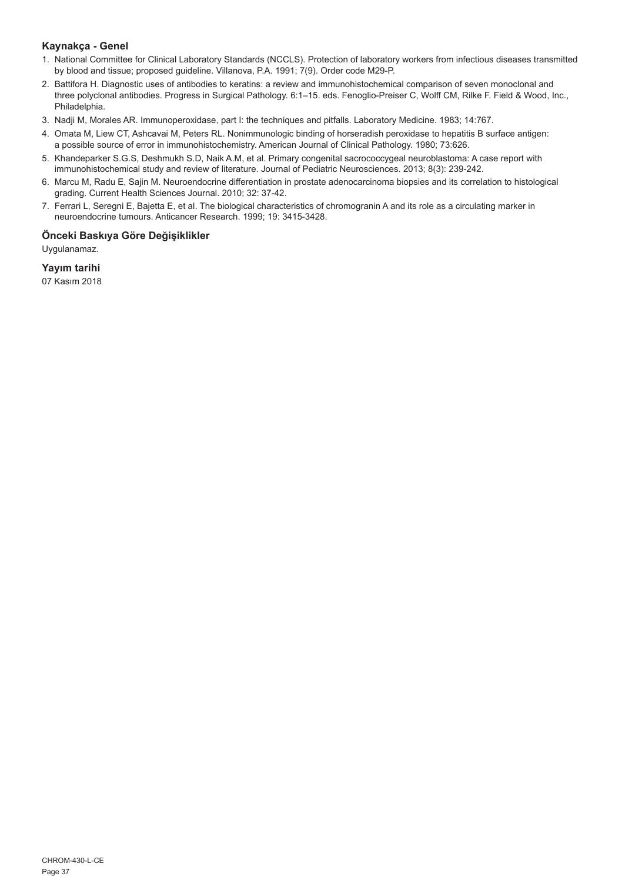### Kaynakça - Genel

1. National Committee for Clinical Laboratory Standards (NCCLS). Protection of laboratory workers from infectious diseases transmitted by blood and tissue; proposed guideline. Villanova, P.A. 1991; 7(9). Order code M29-P.
2. Battifora H. Diagnostic uses of antibodies to keratins: a review and immunohistochemical comparison of seven monoclonal and three polyclonal antibodies. Progress in Surgical Pathology. 6:1–15. eds. Fenoglio-Preiser C, Wolff CM, Rilke F. Field & Wood, Inc., Philadelphia.
3. Nadji M, Morales AR. Immunoperoxidase, part I: the techniques and pitfalls. Laboratory Medicine. 1983; 14:767.
4. Omata M, Liew CT, Ashcavai M, Peters RL. Nonimmunologic binding of horseradish peroxidase to hepatitis B surface antigen: a possible source of error in immunohistochemistry. American Journal of Clinical Pathology. 1980; 73:626.
5. Khandeparker S.G.S, Deshmukh S.D, Naik A.M, et al. Primary congenital sacrococcygeal neuroblastoma: A case report with immunohistochemical study and review of literature. Journal of Pediatric Neurosciences. 2013; 8(3): 239-242.
6. Marcu M, Radu E, Sajin M. Neuroendocrine differentiation in prostate adenocarcinoma biopsies and its correlation to histological grading. Current Health Sciences Journal. 2010; 32: 37-42.
7. Ferrari L, Seregni E, Bajetta E, et al. The biological characteristics of chromogranin A and its role as a circulating marker in neuroendocrine tumours. Anticancer Research. 1999; 19: 3415-3428.

### Önceki Baskıya Göre Değişiklikler

Uygulanamaz.

### Yayım tarihi

07 Kasım 2018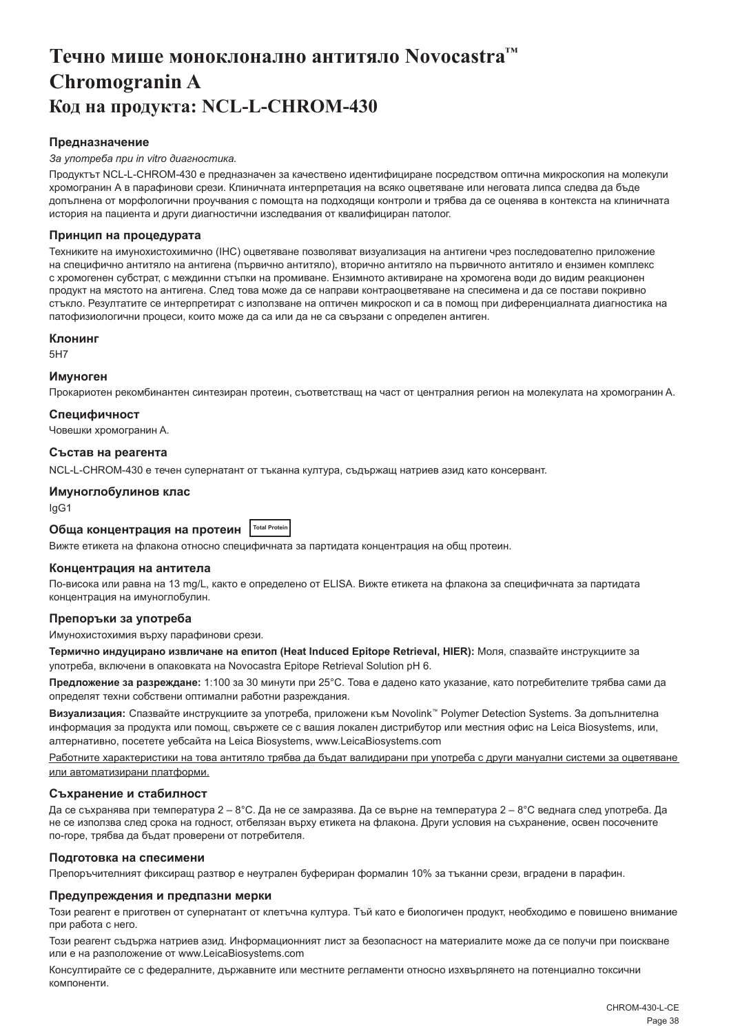# Течно мише моноклонално антитяло Novocastra™ Chromogranin A
# Код на продукта: NCL-L-CHROM-430

### Предназначение

*За употреба при in vitro диагностика.*

Продуктът NCL-L-CHROM-430 е предназначен за качествено идентифициране посредством оптична микроскопия на молекули хромогранин A в парафинови срези. Клиничната интерпретация на всяко оцветяване или неговата липса следва да бъде допълнена от морфологични проучвания с помощта на подходящи контроли и трябва да се оценява в контекста на клиничната история на пациента и други диагностични изследвания от квалифициран патолог.

### Принцип на процедурата

Техниките на имунохистохимично (IHC) оцветяване позволяват визуализация на антигени чрез последователно приложение на специфично антитяло на антигена (първично антитяло), вторично антитяло на първичното антитяло и ензимен комплекс с хромогенен субстрат, с междинни стъпки на промиване. Ензимното активиране на хромогена води до видим реакционен продукт на мястото на антигена. След това може да се направи контраоцветяване на спесимена и да се постави покривно стъкло. Резултатите се интерпретират с използване на оптичен микроскоп и са в помощ при диференциалната диагностика на патофизиологични процеси, които може да са или да не са свързани с определен антиген.

### Клонинг

5H7

### Имуноген

Прокариотен рекомбинантен синтезиран протеин, съответстващ на част от централния регион на молекулата на хромогранин A.

### Специфичност

Човешки хромогранин A.

### Състав на реагента

NCL-L-CHROM-430 е течен супернатант от тъканна култура, съдържащ натриев азид като консервант.

### Имуноглобулинов клас

IgG1

### Обща концентрация на протеин Total Protein

Вижте етикета на флакона относно специфичната за партидата концентрация на общ протеин.

### Концентрация на антитела

По-висока или равна на 13 mg/L, както е определено от ELISA. Вижте етикета на флакона за специфичната за партидата концентрация на имуноглобулин.

### Препоръки за употреба

Имунохистохимия върху парафинови срези.

**Термично индуцирано извличане на епитоп (Heat Induced Epitope Retrieval, HIER):** Моля, спазвайте инструкциите за употреба, включени в опаковката на Novocastra Epitope Retrieval Solution pH 6.

**Предложение за разреждане:** 1:100 за 30 минути при 25°C. Това е дадено като указание, като потребителите трябва сами да определят техни собствени оптимални работни разреждания.

**Визуализация:** Спазвайте инструкциите за употреба, приложени към Novolink™ Polymer Detection Systems. За допълнителна информация за продукта или помощ, свържете се с вашия локален дистрибутор или местния офис на Leica Biosystems, или, алтернативно, посетете уебсайта на Leica Biosystems, www.LeicaBiosystems.com

Работните характеристики на това антитяло трябва да бъдат валидирани при употреба с други мануални системи за оцветяване или автоматизирани платформи.

### Съхранение и стабилност

Да се съхранява при температура 2 – 8°C. Да не се замразява. Да се върне на температура 2 – 8°C веднага след употреба. Да не се използва след срока на годност, отбелязан върху етикета на флакона. Други условия на съхранение, освен посочените по-горе, трябва да бъдат проверени от потребителя.

### Подготовка на спесимени

Препоръчителният фиксиращ разтвор е неутрален буфериран формалин 10% за тъканни срези, вградени в парафин.

### Предупреждения и предпазни мерки

Този реагент е приготвен от супернатант от клетъчна култура. Тъй като е биологичен продукт, необходимо е повишено внимание при работа с него.

Този реагент съдържа натриев азид. Информационният лист за безопасност на материалите може да се получи при поискване или е на разположение от www.LeicaBiosystems.com

Консултирайте се с федералните, държавните или местните регламенти относно изхвърлянето на потенциално токсични компоненти.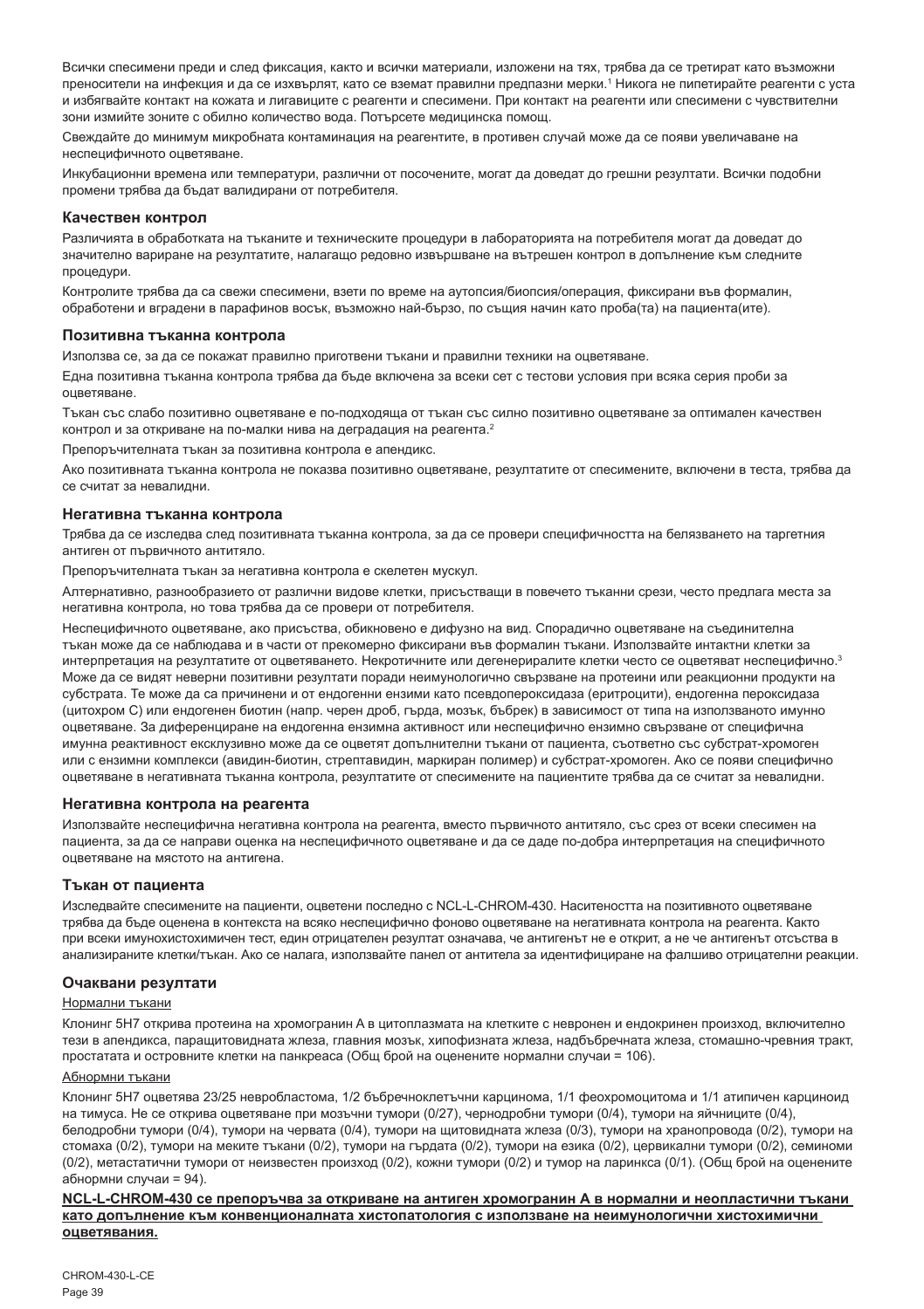Всички спесимени преди и след фиксация, както и всички материали, изложени на тях, трябва да се третират като възможни преносители на инфекция и да се изхвърлят, като се вземат правилни предпазни мерки.[1] Никога не пипетирайте реагенти с уста и избягвайте контакт на кожата и лигавиците с реагенти и спесимени. При контакт на реагенти или спесимени с чувствителни зони измийте зоните с обилно количество вода. Потърсете медицинска помощ.

Свеждайте до минимум микробната контаминация на реагентите, в противен случай може да се появи увеличаване на неспецифичното оцветяване.

Инкубационни времена или температури, различни от посочените, могат да доведат до грешни резултати. Всички подобни промени трябва да бъдат валидирани от потребителя.

### Качествен контрол

Различията в обработката на тъканите и техническите процедури в лабораторията на потребителя могат да доведат до значително вариране на резултатите, налагащо редовно извършване на вътрешен контрол в допълнение към следните процедури.

Контролите трябва да са свежи спесимени, взети по време на аутопсия/биопсия/операция, фиксирани във формалин, обработени и вградени в парафинов восък, възможно най-бързо, по същия начин като проба(та) на пациента(ите).

### Позитивна тъканна контрола

Използва се, за да се покажат правилно приготвени тъкани и правилни техники на оцветяване.

Една позитивна тъканна контрола трябва да бъде включена за всеки сет с тестови условия при всяка серия проби за оцветяване.

Тъкан със слабо позитивно оцветяване е по-подходяща от тъкан със силно позитивно оцветяване за оптимален качествен контрол и за откриване на по-малки нива на деградация на реагента.[2]

Препоръчителната тъкан за позитивна контрола е апендикс.

Ако позитивната тъканна контрола не показва позитивно оцветяване, резултатите от спесимените, включени в теста, трябва да се считат за невалидни.

### Негативна тъканна контрола

Трябва да се изследва след позитивната тъканна контрола, за да се провери специфичността на белязването на таргетния антиген от първичното антитяло.

Препоръчителната тъкан за негативна контрола е скелетен мускул.

Алтернативно, разнообразието от различни видове клетки, присъстващи в повечето тъканни срези, често предлага места за негативна контрола, но това трябва да се провери от потребителя.

Неспецифичното оцветяване, ако присъства, обикновено е дифузно на вид. Спорадично оцветяване на съединителна тъкан може да се наблюдава и в части от прекомерно фиксирани във формалин тъкани. Използвайте интактни клетки за интерпретация на резултатите от оцветяването. Некротичните или дегенериралите клетки често се оцветяват неспецифично.[3] Може да се видят неверни позитивни резултати поради неимунологично свързване на протеини или реакционни продукти на субстрата. Те може да са причинени и от ендогенни ензими като псевдопероксидаза (еритроцити), ендогенна пероксидаза (цитохром C) или ендогенен биотин (напр. черен дроб, гърда, мозък, бъбрек) в зависимост от типа на използваното имунно оцветяване. За диференциране на ендогенна ензимна активност или неспецифично ензимно свързване от специфична имунна реактивност ексклузивно може да се оцветят допълнителни тъкани от пациента, съответно със субстрат-хромоген или с ензимни комплекси (авидин-биотин, стрептавидин, маркиран полимер) и субстрат-хромоген. Ако се появи специфично оцветяване в негативната тъканна контрола, резултатите от спесимените на пациентите трябва да се считат за невалидни.

### Негативна контрола на реагента

Използвайте неспецифична негативна контрола на реагента, вместо първичното антитяло, със срез от всеки спесимен на пациента, за да се направи оценка на неспецифичното оцветяване и да се даде по-добра интерпретация на специфичното оцветяване на мястото на антигена.

### Тъкан от пациента

Изследвайте спесимените на пациенти, оцветени последно с NCL-L-CHROM-430. Наситеността на позитивното оцветяване трябва да бъде оценена в контекста на всяко неспецифично фоново оцветяване на негативната контрола на реагента. Както при всеки имунохистохимичен тест, един отрицателен резултат означава, че антигенът не е открит, а не че антигенът отсъства в анализираните клетки/тъкан. Ако се налага, използвайте панел от антитела за идентифициране на фалшиво отрицателни реакции.

### Очаквани резултати

Нормални тъкани

Клонинг 5H7 открива протеина на хромогранин A в цитоплазмата на клетките с невронен и ендокринен произход, включително тези в апендикса, паращитовидната жлеза, главния мозък, хипофизната жлеза, надбъбречната жлеза, стомашно-чревния тракт, простатата и островните клетки на панкреаса (Общ брой на оценените нормални случаи = 106).

Абнормни тъкани

Клонинг 5H7 оцветява 23/25 невробластома, 1/2 бъбречноклетъчни карцинома, 1/1 феохромоцитома и 1/1 атипичен карциноид на тимуса. Не се открива оцветяване при мозъчни тумори (0/27), чернодробни тумори (0/4), тумори на яйчниците (0/4), белодробни тумори (0/4), тумори на червата (0/4), тумори на щитовидната жлеза (0/3), тумори на хранопровода (0/2), тумори на стомаха (0/2), тумори на меките тъкани (0/2), тумори на гърдата (0/2), тумори на езика (0/2), цервикални тумори (0/2), семиноми (0/2), метастатични тумори от неизвестен произход (0/2), кожни тумори (0/2) и тумор на ларинкса (0/1). (Общ брой на оценените абнормни случаи = 94).

**NCL-L-CHROM-430 се препоръчва за откриване на антиген хромогранин A в нормални и неопластични тъкани като допълнение към конвенционалната хистопатология с използване на неимунологични хистохимични оцветявания.**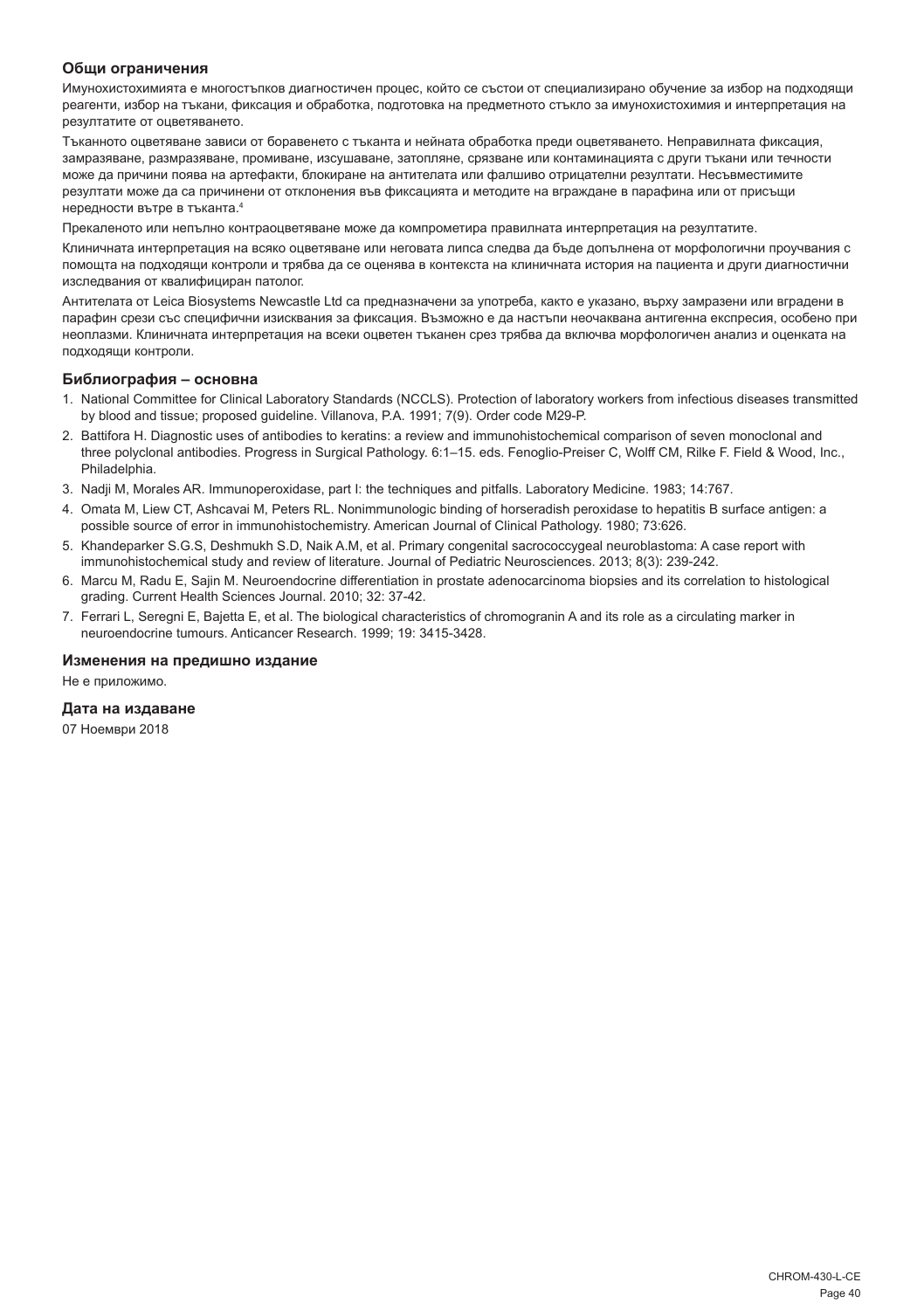### Общи ограничения

Имунохистохимията е многостъпков диагностичен процес, който се състои от специализирано обучение за избор на подходящи реагенти, избор на тъкани, фиксация и обработка, подготовка на предметното стъкло за имунохистохимия и интерпретация на резултатите от оцветяването.

Тъканното оцветяване зависи от боравенето с тъканта и нейната обработка преди оцветяването. Неправилната фиксация, замразяване, размразяване, промиване, изсушаване, затопляне, срязване или контаминацията с други тъкани или течности може да причини поява на артефакти, блокиране на антителата или фалшиво отрицателни резултати. Несъвместимите резултати може да са причинени от отклонения във фиксацията и методите на вграждане в парафина или от присъщи нередности вътре в тъканта.[4]

Прекаленото или непълно контраоцветяване може да компрометира правилната интерпретация на резултатите.

Клиничната интерпретация на всяко оцветяване или неговата липса следва да бъде допълнена от морфологични проучвания с помощта на подходящи контроли и трябва да се оценява в контекста на клиничната история на пациента и други диагностични изследвания от квалифициран патолог.

Антителата от Leica Biosystems Newcastle Ltd са предназначени за употреба, както е указано, върху замразени или вградени в парафин срези със специфични изисквания за фиксация. Възможно е да настъпи неочаквана антигенна експресия, особено при неоплазми. Клиничната интерпретация на всеки оцветен тъканен срез трябва да включва морфологичен анализ и оценката на подходящи контроли.

### Библиография – основна

1. National Committee for Clinical Laboratory Standards (NCCLS). Protection of laboratory workers from infectious diseases transmitted by blood and tissue; proposed guideline. Villanova, P.A. 1991; 7(9). Order code M29-P.
2. Battifora H. Diagnostic uses of antibodies to keratins: a review and immunohistochemical comparison of seven monoclonal and three polyclonal antibodies. Progress in Surgical Pathology. 6:1–15. eds. Fenoglio-Preiser C, Wolff CM, Rilke F. Field & Wood, Inc., Philadelphia.
3. Nadji M, Morales AR. Immunoperoxidase, part I: the techniques and pitfalls. Laboratory Medicine. 1983; 14:767.
4. Omata M, Liew CT, Ashcavai M, Peters RL. Nonimmunologic binding of horseradish peroxidase to hepatitis B surface antigen: a possible source of error in immunohistochemistry. American Journal of Clinical Pathology. 1980; 73:626.
5. Khandeparker S.G.S, Deshmukh S.D, Naik A.M, et al. Primary congenital sacrococcygeal neuroblastoma: A case report with immunohistochemical study and review of literature. Journal of Pediatric Neurosciences. 2013; 8(3): 239-242.
6. Marcu M, Radu E, Sajin M. Neuroendocrine differentiation in prostate adenocarcinoma biopsies and its correlation to histological grading. Current Health Sciences Journal. 2010; 32: 37-42.
7. Ferrari L, Seregni E, Bajetta E, et al. The biological characteristics of chromogranin A and its role as a circulating marker in neuroendocrine tumours. Anticancer Research. 1999; 19: 3415-3428.

### Изменения на предишно издание

Не е приложимо.

### Дата на издаване

07 Ноември 2018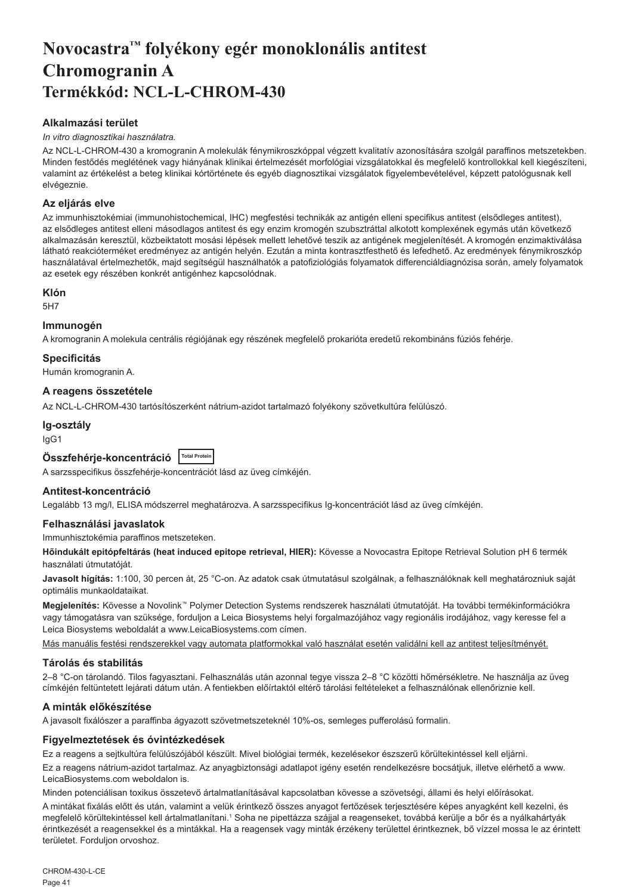# Novocastra™ folyékony egér monoklonális antitest Chromogranin A
## Termékkód: NCL-L-CHROM-430

### Alkalmazási terület

*In vitro diagnosztikai használatra.*

Az NCL-L-CHROM-430 a kromogranin A molekulák fénymikroszkóppal végzett kvalitatív azonosítására szolgál paraffinos metszetekben. Minden festődés meglétének vagy hiányának klinikai értelmezését morfológiai vizsgálatokkal és megfelelő kontrollokkal kell kiegészíteni, valamint az értékelést a beteg klinikai kórtörténete és egyéb diagnosztikai vizsgálatok figyelembevételével, képzett patológusnak kell elvégeznie.

### Az eljárás elve

Az immunhisztokémiai (immunohistochemical, IHC) megfestési technikák az antigén elleni specifikus antitest (elsődleges antitest), az elsődleges antitest elleni másodlagos antitest és egy enzim kromogén szubsztráttal alkotott komplexének egymás után következő alkalmazásán keresztül, közbeiktatott mosási lépések mellett lehetővé teszik az antigének megjelenítését. A kromogén enzimaktiválása látható reakcióterméket eredményez az antigén helyén. Ezután a minta kontrasztfesthető és lefedhető. Az eredmények fénymikroszkóp használatával értelmezhetők, majd segítségül használhatók a patofiziológiás folyamatok differenciáldiagnózisa során, amely folyamatok az esetek egy részében konkrét antigénhez kapcsolódnak.

### Klón

5H7

### Immunogén

A kromogranin A molekula centrális régiójának egy részének megfelelő prokarióta eredetű rekombináns fúziós fehérje.

### Specificitás

Humán kromogranin A.

### A reagens összetétele

Az NCL-L-CHROM-430 tartósítószerként nátrium-azidot tartalmazó folyékony szövetkultúra felülúszó.

### Ig-osztály

IgG1

### Összfehérje-koncentráció Total Protein

A sarzsspecifikus összfehérje-koncentrációt lásd az üveg címkéjén.

### Antitest-koncentráció

Legalább 13 mg/l, ELISA módszerrel meghatározva. A sarzsspecifikus Ig-koncentrációt lásd az üveg címkéjén.

### Felhasználási javaslatok

Immunhisztokémia paraffinos metszeteken.

**Hőindukált epitópfeltárás (heat induced epitope retrieval, HIER):** Kövesse a Novocastra Epitope Retrieval Solution pH 6 termék használati útmutatóját.

**Javasolt hígítás:** 1:100, 30 percen át, 25 °C-on. Az adatok csak útmutatásul szolgálnak, a felhasználóknak kell meghatározniuk saját optimális munkaoldataikat.

**Megjelenítés:** Kövesse a Novolink™ Polymer Detection Systems rendszerek használati útmutatóját. Ha további termékinformációkra vagy támogatásra van szüksége, forduljon a Leica Biosystems helyi forgalmazójához vagy regionális irodájához, vagy keresse fel a Leica Biosystems weboldalát a www.LeicaBiosystems.com címen.

Más manuális festési rendszerekkel vagy automata platformokkal való használat esetén validálni kell az antitest teljesítményét.

### Tárolás és stabilitás

2–8 °C-on tárolandó. Tilos fagyasztani. Felhasználás után azonnal tegye vissza 2–8 °C közötti hőmérsékletre. Ne használja az üveg címkéjén feltüntetett lejárati dátum után. A fentiekben előírtaktól eltérő tárolási feltételeket a felhasználónak ellenőriznie kell.

### A minták előkészítése

A javasolt fixálószer a paraffinba ágyazott szövetmetszeteknél 10%-os, semleges pufferolású formalin.

### Figyelmeztetések és óvintézkedések

Ez a reagens a sejtkultúra felülúszójából készült. Mivel biológiai termék, kezelésekor észszerű körültekintéssel kell eljárni.

Ez a reagens nátrium-azidot tartalmaz. Az anyagbiztonsági adatlapot igény esetén rendelkezésre bocsátjuk, illetve elérhető a www. LeicaBiosystems.com weboldalon is.

Minden potenciálisan toxikus összetevő ártalmatlanításával kapcsolatban kövesse a szövetségi, állami és helyi előírásokat.

A mintákat fixálás előtt és után, valamint a velük érintkező összes anyagot fertőzések terjesztésére képes anyagként kell kezelni, és megfelelő körültekintéssel kell ártalmatlanítani.[1] Soha ne pipettázza szájjal a reagenseket, továbbá kerülje a bőr és a nyálkahártyák érintkezését a reagensekkel és a mintákkal. Ha a reagensek vagy minták érzékeny területtel érintkeznek, bő vízzel mossa le az érintett területet. Forduljon orvoshoz.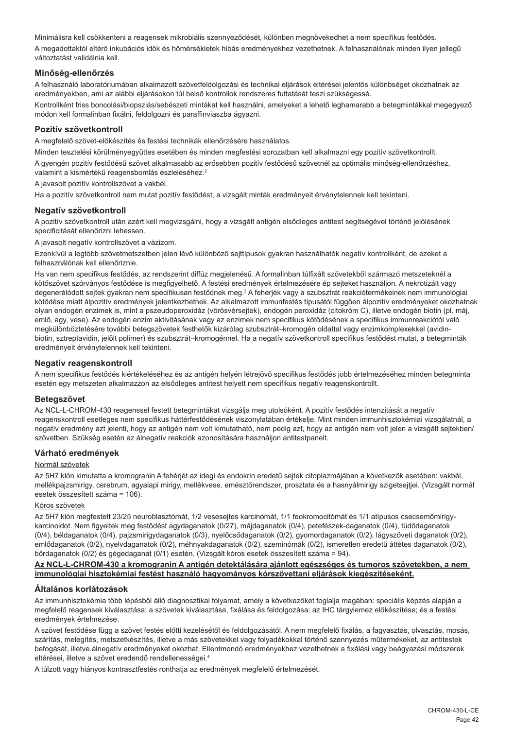Minimálisra kell csökkenteni a reagensek mikrobiális szennyeződését, különben megnövekedhet a nem specifikus festődés.

A megadottaktól eltérő inkubációs idők és hőmérsékletek hibás eredményekhez vezethetnek. A felhasználónak minden ilyen jellegű változtatást validálnia kell.

### Minőség-ellenőrzés

A felhasználó laboratóriumában alkalmazott szövetfeldolgozási és technikai eljárások eltérései jelentős különbséget okozhatnak az eredményekben, ami az alábbi eljárásokon túl belső kontrollok rendszeres futtatását teszi szükségessé.

Kontrollként friss boncolási/biopsziás/sebészeti mintákat kell használni, amelyeket a lehető leghamarabb a betegmintákkal megegyező módon kell formalinban fixálni, feldolgozni és paraffinviaszba ágyazni.

### Pozitív szövetkontroll

A megfelelő szövet-előkészítés és festési technikák ellenőrzésére használatos.

Minden tesztelési körülményegyüttes esetében és minden megfestési sorozatban kell alkalmazni egy pozitív szövetkontrollt.

A gyengén pozitív festődésű szövet alkalmasabb az erősebben pozitív festődésű szövetnél az optimális minőség-ellenőrzéshez, valamint a kismértékű reagensbomlás észleléséhez.[2]

A javasolt pozitív kontrollszövet a vakbél.

Ha a pozitív szövetkontroll nem mutat pozitív festődést, a vizsgált minták eredményeit érvénytelennek kell tekinteni.

### Negatív szövetkontroll

A pozitív szövetkontroll után azért kell megvizsgálni, hogy a vizsgált antigén elsődleges antitest segítségével történő jelölésének specificitását ellenőrizni lehessen.

A javasolt negatív kontrollszövet a vázizom.

Ezenkívül a legtöbb szövetmetszetben jelen lévő különböző sejttípusok gyakran használhatók negatív kontrollként, de ezeket a felhasználónak kell ellenőriznie.

Ha van nem specifikus festődés, az rendszerint diffúz megjelenésű. A formalinban túlfixált szövetekből származó metszeteknél a kötőszövet szórványos festődése is megfigyelhető. A festési eredmények értelmezésére ép sejteket használjon. A nekrotizált vagy degenerálódott sejtek gyakran nem specifikusan festődnek meg.[3] A fehérjék vagy a szubsztrát reakciótermékeinek nem immunológiai kötődése miatt álpozitív eredmények jelentkezhetnek. Az alkalmazott immunfestés típusától függően álpozitív eredményeket okozhatnak olyan endogén enzimek is, mint a pszeudoperoxidáz (vörösvérsejtek), endogén peroxidáz (citokróm C), illetve endogén biotin (pl. máj, emlő, agy, vese). Az endogén enzim aktivitásának vagy az enzimek nem specifikus kötődésének a specifikus immunreakciótól való megkülönböztetésére további betegszövetek festhetők kizárólag szubsztrát–kromogén oldattal vagy enzimkomplexekkel (avidin-biotin, sztreptavidin, jelölt polimer) és szubsztrát–kromogénnel. Ha a negatív szövetkontroll specifikus festődést mutat, a betegminták eredményeit érvénytelennek kell tekinteni.

### Negatív reagenskontroll

A nem specifikus festődés kiértékeléséhez és az antigén helyén létrejövő specifikus festődés jobb értelmezéséhez minden betegminta esetén egy metszeten alkalmazzon az elsődleges antitest helyett nem specifikus negatív reagenskontrollt.

### Betegszövet

Az NCL-L-CHROM-430 reagenssel festett betegmintákat vizsgálja meg utolsóként. A pozitív festődés intenzitását a negatív reagenskontroll esetleges nem specifikus háttérfestődésének viszonylatában értékelje. Mint minden immunhisztokémiai vizsgálatnál, a negatív eredmény azt jelenti, hogy az antigén nem volt kimutatható, nem pedig azt, hogy az antigén nem volt jelen a vizsgált sejtekben/ szövetben. Szükség esetén az álnegatív reakciók azonosítására használjon antitestpanelt.

### Várható eredmények

Normál szövetek

Az 5H7 klón kimutatta a kromogranin A fehérjét az idegi és endokrin eredetű sejtek citoplazmájában a következők esetében: vakbél, mellékpajzsmirigy, cerebrum, agyalapi mirigy, mellékvese, emésztőrendszer, prosztata és a hasnyálmirigy szigetsejtjei. (Vizsgált normál esetek összesített száma = 106).

Kóros szövetek

Az 5H7 klón megfestett 23/25 neuroblasztómát, 1/2 vesesejtes karcinómát, 1/1 feokromocitómát és 1/1 atípusos csecsemőmirigy-karcinoidot. Nem figyeltek meg festődést agydaganatok (0/27), májdaganatok (0/4), petefészek-daganatok (0/4), tüdődaganatok (0/4), béldaganatok (0/4), pajzsmirigydaganatok (0/3), nyelőcsődaganatok (0/2), gyomordaganatok (0/2), lágyszöveti daganatok (0/2), emlődaganatok (0/2), nyelvdaganatok (0/2), méhnyakdaganatok (0/2), szeminómák (0/2), ismeretlen eredetű áttétes daganatok (0/2), bőrdaganatok (0/2) és gégedaganat (0/1) esetén. (Vizsgált kóros esetek összesített száma = 94).

**Az NCL-L-CHROM-430 a kromogranin A antigén detektálására ajánlott egészséges és tumoros szövetekben, a nem immunológiai hisztokémiai festést használó hagyományos kórszövettani eljárások kiegészítéseként.**

### Általános korlátozások

Az immunhisztokémia több lépésből álló diagnosztikai folyamat, amely a következőket foglalja magában: speciális képzés alapján a megfelelő reagensek kiválasztása; a szövetek kiválasztása, fixálása és feldolgozása; az IHC tárgylemez előkészítése; és a festési eredmények értelmezése.

A szövet festődése függ a szövet festés előtti kezelésétől és feldolgozásától. A nem megfelelő fixálás, a fagyasztás, olvasztás, mosás, szárítás, melegítés, metszetkészítés, illetve a más szövetekkel vagy folyadékokkal történő szennyezés műtermékeket, az antitestek befogását, illetve álnegatív eredményeket okozhat. Ellentmondó eredményekhez vezethetnek a fixálási vagy beágyazási módszerek eltérései, illetve a szövet eredendő rendellenességei.[4]

A túlzott vagy hiányos kontrasztfestés ronthatja az eredmények megfelelő értelmezését.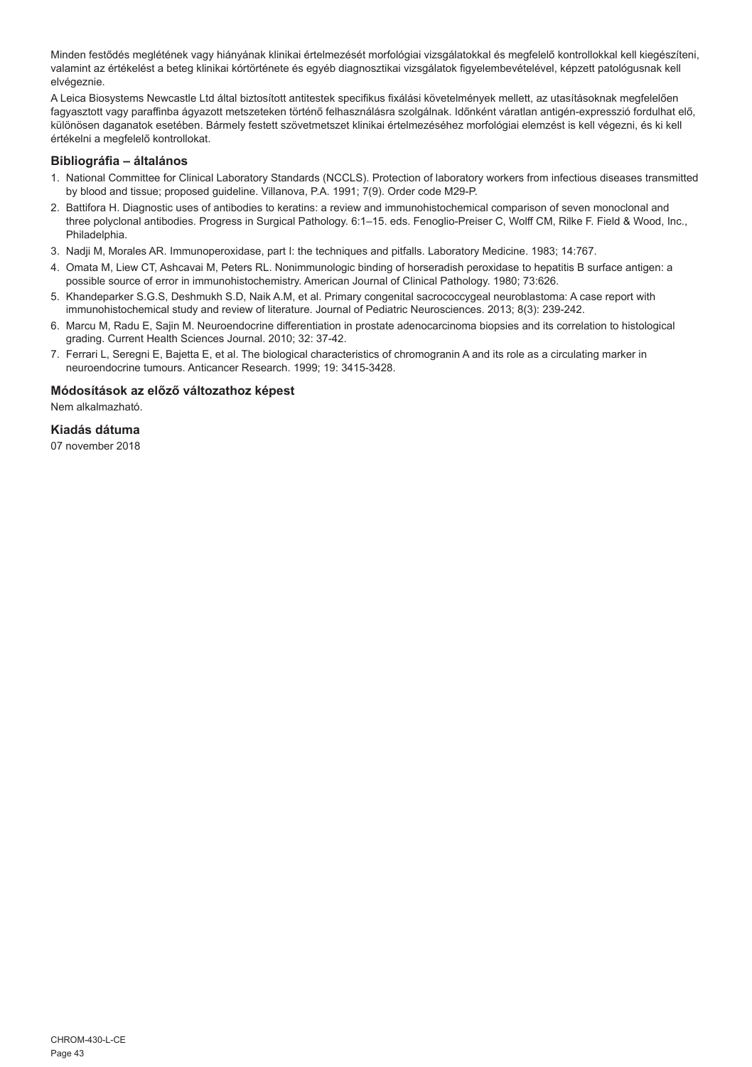Minden festődés meglétének vagy hiányának klinikai értelmezését morfológiai vizsgálatokkal és megfelelő kontrollokkal kell kiegészíteni, valamint az értékelést a beteg klinikai kórtörténete és egyéb diagnosztikai vizsgálatok figyelembevételével, képzett patológusnak kell elvégeznie.

A Leica Biosystems Newcastle Ltd által biztosított antitestek specifikus fixálási követelmények mellett, az utasításoknak megfelelően fagyasztott vagy paraffinba ágyazott metszeteken történő felhasználásra szolgálnak. Időnként váratlan antigén-expresszió fordulhat elő, különösen daganatok esetében. Bármely festett szövetmetszet klinikai értelmezéséhez morfológiai elemzést is kell végezni, és ki kell értékelni a megfelelő kontrollokat.

## Bibliográfia – általános

1. National Committee for Clinical Laboratory Standards (NCCLS). Protection of laboratory workers from infectious diseases transmitted by blood and tissue; proposed guideline. Villanova, P.A. 1991; 7(9). Order code M29-P.
2. Battifora H. Diagnostic uses of antibodies to keratins: a review and immunohistochemical comparison of seven monoclonal and three polyclonal antibodies. Progress in Surgical Pathology. 6:1–15. eds. Fenoglio-Preiser C, Wolff CM, Rilke F. Field & Wood, Inc., Philadelphia.
3. Nadji M, Morales AR. Immunoperoxidase, part I: the techniques and pitfalls. Laboratory Medicine. 1983; 14:767.
4. Omata M, Liew CT, Ashcavai M, Peters RL. Nonimmunologic binding of horseradish peroxidase to hepatitis B surface antigen: a possible source of error in immunohistochemistry. American Journal of Clinical Pathology. 1980; 73:626.
5. Khandeparker S.G.S, Deshmukh S.D, Naik A.M, et al. Primary congenital sacrococcygeal neuroblastoma: A case report with immunohistochemical study and review of literature. Journal of Pediatric Neurosciences. 2013; 8(3): 239-242.
6. Marcu M, Radu E, Sajin M. Neuroendocrine differentiation in prostate adenocarcinoma biopsies and its correlation to histological grading. Current Health Sciences Journal. 2010; 32: 37-42.
7. Ferrari L, Seregni E, Bajetta E, et al. The biological characteristics of chromogranin A and its role as a circulating marker in neuroendocrine tumours. Anticancer Research. 1999; 19: 3415-3428.

## Módosítások az előző változathoz képest

Nem alkalmazható.

## Kiadás dátuma

07 november 2018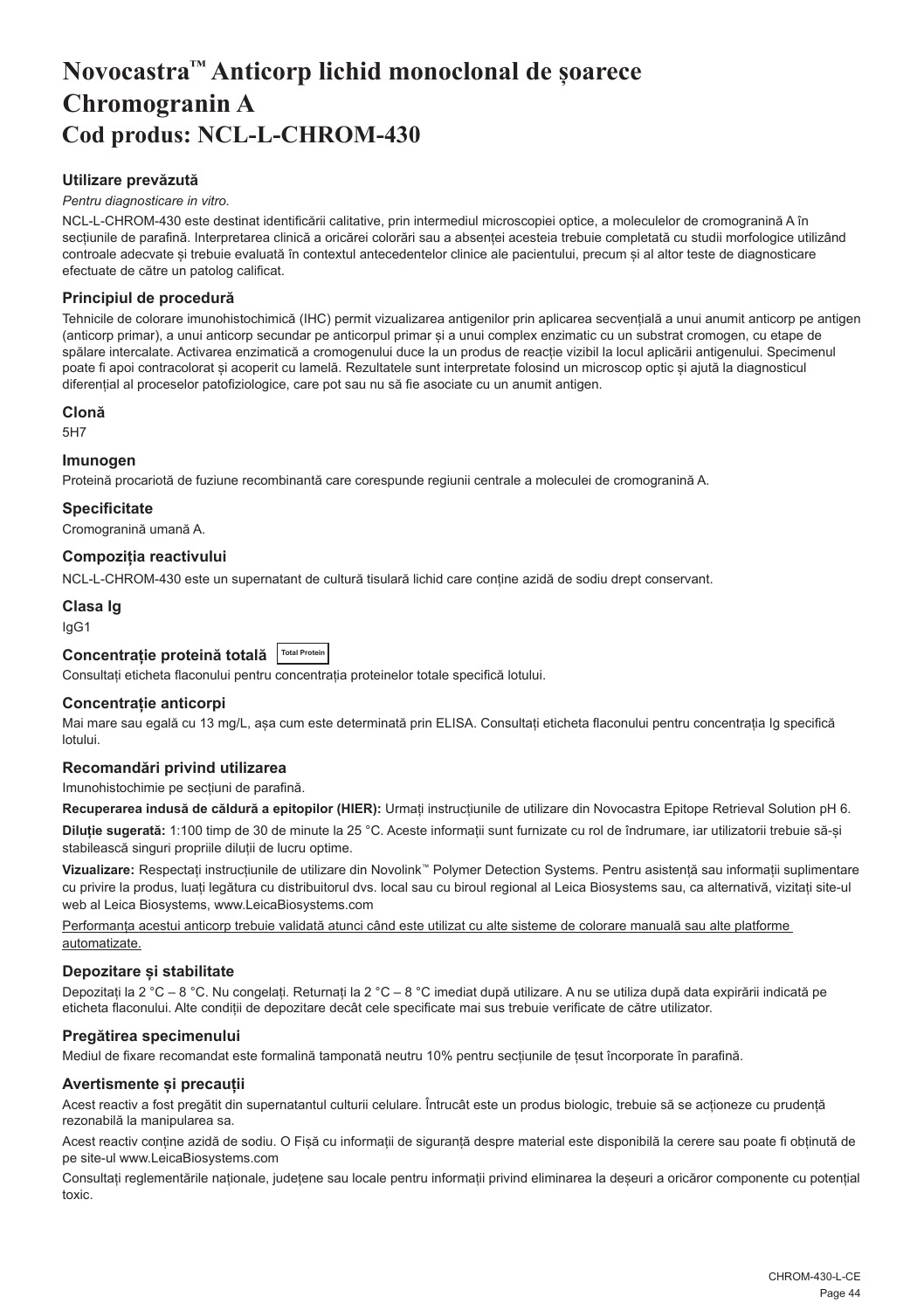# Novocastra™ Anticorp lichid monoclonal de șoarece Chromogranin A
# Cod produs: NCL-L-CHROM-430

### Utilizare prevăzută

*Pentru diagnosticare in vitro.*

NCL-L-CHROM-430 este destinat identificării calitative, prin intermediul microscopiei optice, a moleculelor de cromogranină A în secțiunile de parafină. Interpretarea clinică a oricărei colorări sau a absenței acesteia trebuie completată cu studii morfologice utilizând controale adecvate și trebuie evaluată în contextul antecedentelor clinice ale pacientului, precum și al altor teste de diagnosticare efectuate de către un patolog calificat.

### Principiul de procedură

Tehnicile de colorare imunohistochimică (IHC) permit vizualizarea antigenilor prin aplicarea secvențială a unui anumit anticorp pe antigen (anticorp primar), a unui anticorp secundar pe anticorpul primar și a unui complex enzimatic cu un substrat cromogen, cu etape de spălare intercalate. Activarea enzimatică a cromogenului duce la un produs de reacție vizibil la locul aplicării antigenului. Specimenul poate fi apoi contracolorat și acoperit cu lamelă. Rezultatele sunt interpretate folosind un microscop optic și ajută la diagnosticul diferențial al proceselor patofiziologice, care pot sau nu să fie asociate cu un anumit antigen.

### Clonă

5H7

### Imunogen

Proteină procariotă de fuziune recombinantă care corespunde regiunii centrale a moleculei de cromogranină A.

### Specificitate

Cromogranină umană A.

### Compoziția reactivului

NCL-L-CHROM-430 este un supernatant de cultură tisulară lichid care conține azidă de sodiu drept conservant.

### Clasa Ig

IgG1

### Concentrație proteină totală Total Protein

Consultați eticheta flaconului pentru concentrația proteinelor totale specifică lotului.

### Concentrație anticorpi

Mai mare sau egală cu 13 mg/L, așa cum este determinată prin ELISA. Consultați eticheta flaconului pentru concentrația Ig specifică lotului.

### Recomandări privind utilizarea

Imunohistochimie pe secțiuni de parafină.

**Recuperarea indusă de căldură a epitopilor (HIER):** Urmați instrucțiunile de utilizare din Novocastra Epitope Retrieval Solution pH 6.

**Diluție sugerată:** 1:100 timp de 30 de minute la 25 °C. Aceste informații sunt furnizate cu rol de îndrumare, iar utilizatorii trebuie să-și stabilească singuri propriile diluții de lucru optime.

**Vizualizare:** Respectați instrucțiunile de utilizare din Novolink™ Polymer Detection Systems. Pentru asistență sau informații suplimentare cu privire la produs, luați legătura cu distribuitorul dvs. local sau cu biroul regional al Leica Biosystems sau, ca alternativă, vizitați site-ul web al Leica Biosystems, www.LeicaBiosystems.com

<u>Performanța acestui anticorp trebuie validată atunci când este utilizat cu alte sisteme de colorare manuală sau alte platforme automatizate.</u>

### Depozitare și stabilitate

Depozitați la 2 °C – 8 °C. Nu congelați. Returnați la 2 °C – 8 °C imediat după utilizare. A nu se utiliza după data expirării indicată pe eticheta flaconului. Alte condiții de depozitare decât cele specificate mai sus trebuie verificate de către utilizator.

### Pregătirea specimenului

Mediul de fixare recomandat este formalină tamponată neutru 10% pentru secțiunile de țesut încorporate în parafină.

### Avertismente și precauții

Acest reactiv a fost pregătit din supernatantul culturii celulare. Întrucât este un produs biologic, trebuie să se acționeze cu prudență rezonabilă la manipularea sa.

Acest reactiv conține azidă de sodiu. O Fișă cu informații de siguranță despre material este disponibilă la cerere sau poate fi obținută de pe site-ul www.LeicaBiosystems.com

Consultați reglementările naționale, județene sau locale pentru informații privind eliminarea la deșeuri a oricăror componente cu potențial toxic.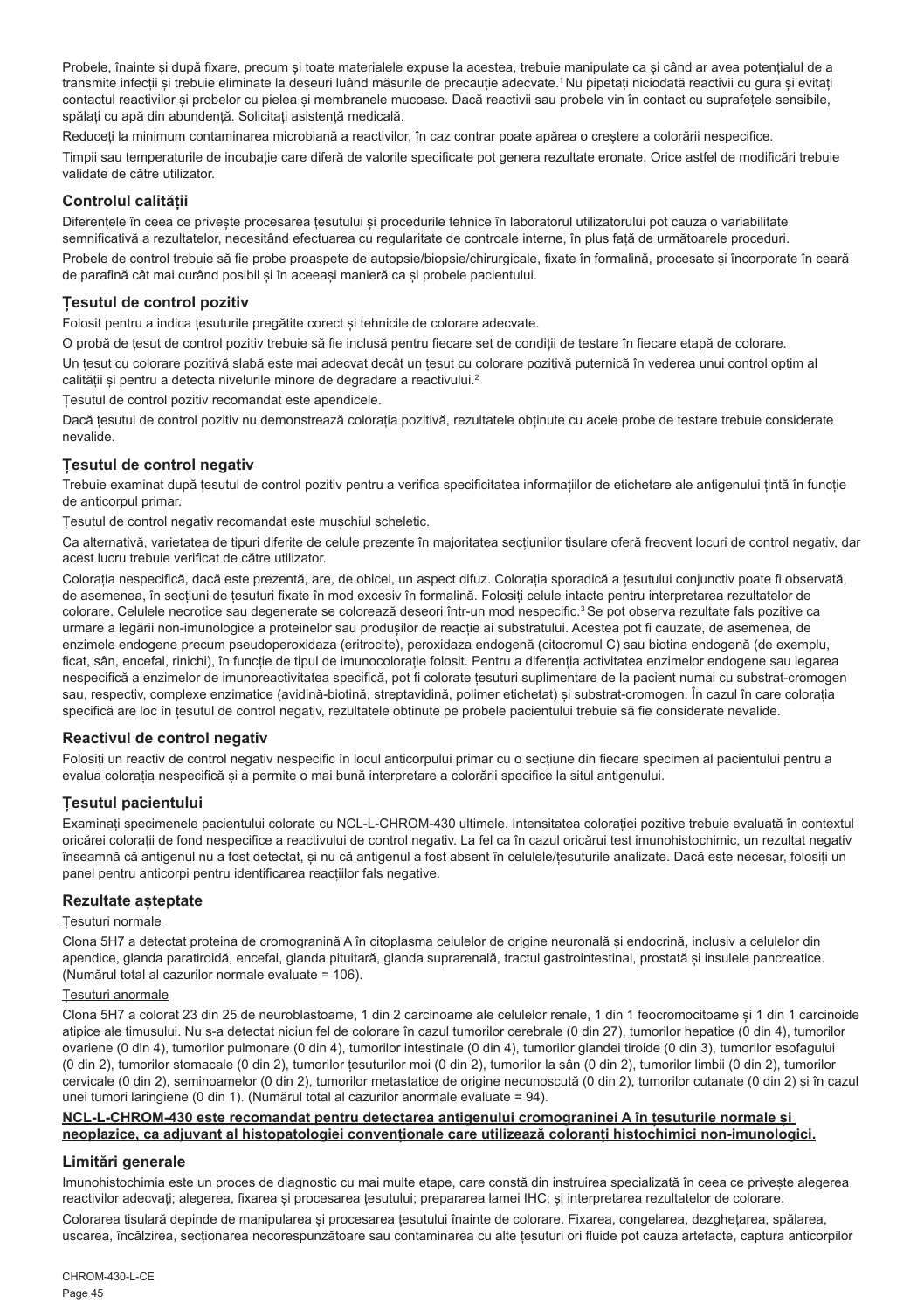Probele, înainte și după fixare, precum și toate materialele expuse la acestea, trebuie manipulate ca și când ar avea potențialul de a transmite infecții și trebuie eliminate la deșeuri luând măsurile de precauție adecvate.[1] Nu pipetați niciodată reactivii cu gura și evitați contactul reactivilor și probelor cu pielea și membranele mucoase. Dacă reactivii sau probele vin în contact cu suprafețele sensibile, spălați cu apă din abundență. Solicitați asistență medicală.

Reduceți la minimum contaminarea microbiană a reactivilor, în caz contrar poate apărea o creștere a colorării nespecifice.

Timpii sau temperaturile de incubație care diferă de valorile specificate pot genera rezultate eronate. Orice astfel de modificări trebuie validate de către utilizator.

## Controlul calității

Diferențele în ceea ce privește procesarea țesutului și procedurile tehnice în laboratorul utilizatorului pot cauza o variabilitate semnificativă a rezultatelor, necesitând efectuarea cu regularitate de controale interne, în plus față de următoarele proceduri.

Probele de control trebuie să fie probe proaspete de autopsie/biopsie/chirurgicale, fixate în formalină, procesate și încorporate în ceară de parafină cât mai curând posibil și în aceeași manieră ca și probele pacientului.

## Țesutul de control pozitiv

Folosit pentru a indica țesuturile pregătite corect și tehnicile de colorare adecvate.

O probă de țesut de control pozitiv trebuie să fie inclusă pentru fiecare set de condiții de testare în fiecare etapă de colorare.

Un țesut cu colorare pozitivă slabă este mai adecvat decât un țesut cu colorare pozitivă puternică în vederea unui control optim al calității și pentru a detecta nivelurile minore de degradare a reactivului.[2]

Țesutul de control pozitiv recomandat este apendicele.

Dacă țesutul de control pozitiv nu demonstrează colorația pozitivă, rezultatele obținute cu acele probe de testare trebuie considerate nevalide.

## Țesutul de control negativ

Trebuie examinat după țesutul de control pozitiv pentru a verifica specificitatea informațiilor de etichetare ale antigenului țintă în funcție de anticorpul primar.

Țesutul de control negativ recomandat este mușchiul scheletic.

Ca alternativă, varietatea de tipuri diferite de celule prezente în majoritatea secțiunilor tisulare oferă frecvent locuri de control negativ, dar acest lucru trebuie verificat de către utilizator.

Colorația nespecifică, dacă este prezentă, are, de obicei, un aspect difuz. Colorația sporadică a țesutului conjunctiv poate fi observată, de asemenea, în secțiuni de țesuturi fixate în mod excesiv în formalină. Folosiți celule intacte pentru interpretarea rezultatelor de colorare. Celulele necrotice sau degenerate se colorează deseori într-un mod nespecific.[3] Se pot observa rezultate fals pozitive ca urmare a legării non-imunologice a proteinelor sau produșilor de reacție ai substratului. Acestea pot fi cauzate, de asemenea, de enzimele endogene precum pseudoperoxidaza (eritrocite), peroxidaza endogenă (citocromul C) sau biotina endogenă (de exemplu, ficat, sân, encefal, rinichi), în funcție de tipul de imunocolorație folosit. Pentru a diferenția activitatea enzimelor endogene sau legarea nespecifică a enzimelor de imunoreactivitatea specifică, pot fi colorate țesuturi suplimentare de la pacient numai cu substrat-cromogen sau, respectiv, complexe enzimatice (avidină-biotină, streptavidină, polimer etichetat) și substrat-cromogen. În cazul în care colorația specifică are loc în țesutul de control negativ, rezultatele obținute pe probele pacientului trebuie să fie considerate nevalide.

## Reactivul de control negativ

Folosiți un reactiv de control negativ nespecific în locul anticorpului primar cu o secțiune din fiecare specimen al pacientului pentru a evalua colorația nespecifică și a permite o mai bună interpretare a colorării specifice la situl antigenului.

## Țesutul pacientului

Examinați specimenele pacientului colorate cu NCL-L-CHROM-430 ultimele. Intensitatea colorației pozitive trebuie evaluată în contextul oricărei colorații de fond nespecifice a reactivului de control negativ. La fel ca în cazul oricărui test imunohistochimic, un rezultat negativ înseamnă că antigenul nu a fost detectat, și nu că antigenul a fost absent în celulele/țesuturile analizate. Dacă este necesar, folosiți un panel pentru anticorpi pentru identificarea reacțiilor fals negative.

## Rezultate așteptate

Țesuturi normale

Clona 5H7 a detectat proteina de cromogranină A în citoplasma celulelor de origine neuronală și endocrină, inclusiv a celulelor din apendice, glanda paratiroidă, encefal, glanda pituitară, glanda suprarenală, tractul gastrointestinal, prostată și insulele pancreatice. (Numărul total al cazurilor normale evaluate = 106).

Țesuturi anormale

Clona 5H7 a colorat 23 din 25 de neuroblastoame, 1 din 2 carcinoame ale celulelor renale, 1 din 1 feocromocitoame și 1 din 1 carcinoide atipice ale timusului. Nu s-a detectat niciun fel de colorare în cazul tumorilor cerebrale (0 din 27), tumorilor hepatice (0 din 4), tumorilor ovariene (0 din 4), tumorilor pulmonare (0 din 4), tumorilor intestinale (0 din 4), tumorilor glandei tiroide (0 din 3), tumorilor esofagului (0 din 2), tumorilor stomacale (0 din 2), tumorilor țesuturilor moi (0 din 2), tumorilor la sân (0 din 2), tumorilor limbii (0 din 2), tumorilor cervicale (0 din 2), seminoamelor (0 din 2), tumorilor metastatice de origine necunoscută (0 din 2), tumorilor cutanate (0 din 2) și în cazul unei tumori laringiene (0 din 1). (Numărul total al cazurilor anormale evaluate = 94).

**NCL-L-CHROM-430 este recomandat pentru detectarea antigenului cromograninei A în țesuturile normale și neoplazice, ca adjuvant al histopatologiei convenționale care utilizează coloranți histochimici non-imunologici.**

## Limitări generale

Imunohistochimia este un proces de diagnostic cu mai multe etape, care constă din instruirea specializată în ceea ce privește alegerea reactivilor adecvați; alegerea, fixarea și procesarea țesutului; prepararea lamei IHC; și interpretarea rezultatelor de colorare.

Colorarea tisulară depinde de manipularea și procesarea țesutului înainte de colorare. Fixarea, congelarea, dezghețarea, spălarea, uscarea, încălzirea, secționarea necorespunzătoare sau contaminarea cu alte țesuturi ori fluide pot cauza artefacte, captura anticorpilor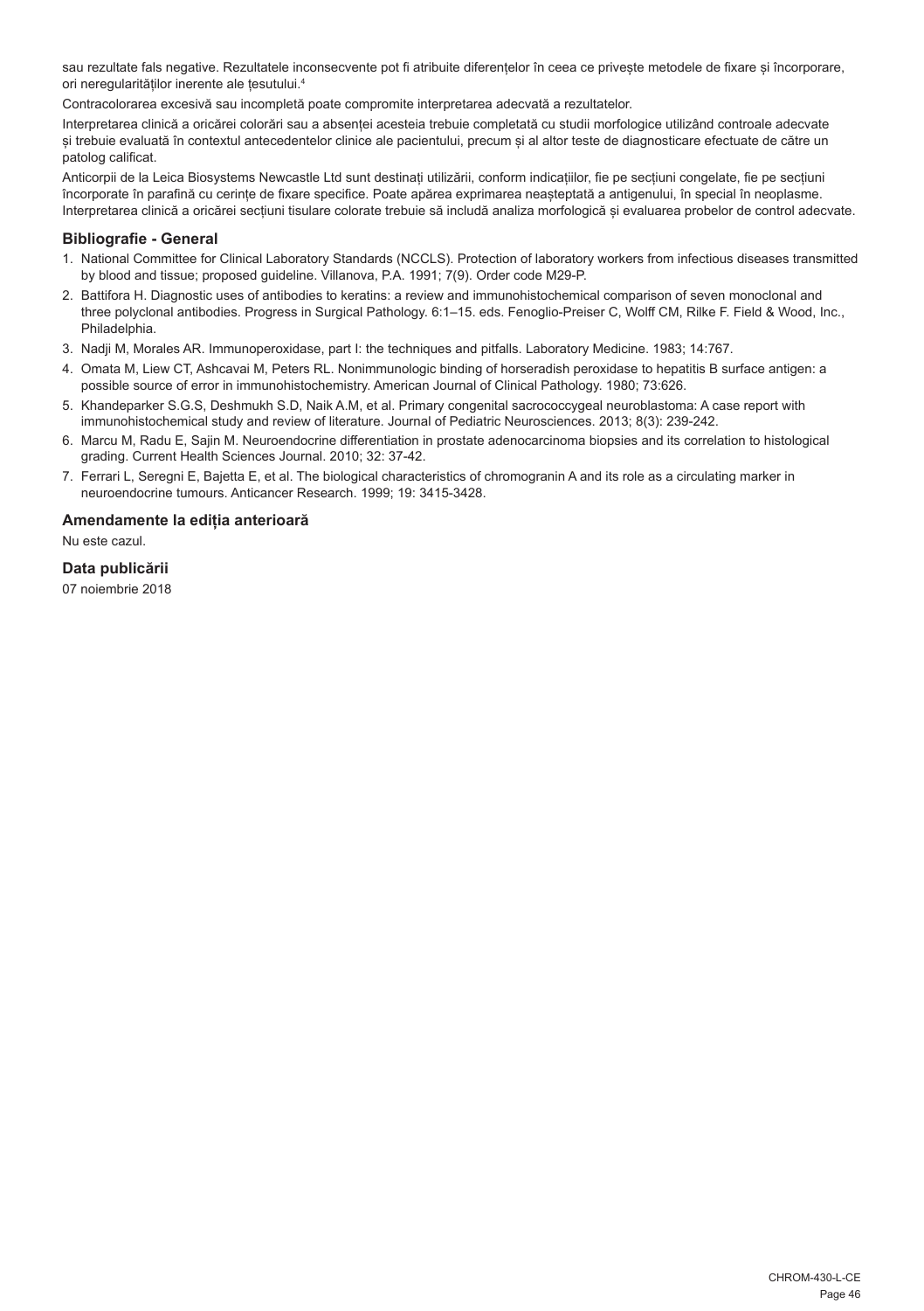sau rezultate fals negative. Rezultatele inconsecvente pot fi atribuite diferențelor în ceea ce privește metodele de fixare și încorporare, ori neregularităților inerente ale țesutului.[4]

Contracolorarea excesivă sau incompletă poate compromite interpretarea adecvată a rezultatelor.

Interpretarea clinică a oricărei colorări sau a absenței acesteia trebuie completată cu studii morfologice utilizând controale adecvate și trebuie evaluată în contextul antecedentelor clinice ale pacientului, precum și al altor teste de diagnosticare efectuate de către un patolog calificat.

Anticorpii de la Leica Biosystems Newcastle Ltd sunt destinați utilizării, conform indicațiilor, fie pe secțiuni congelate, fie pe secțiuni încorporate în parafină cu cerințe de fixare specifice. Poate apărea exprimarea neașteptată a antigenului, în special în neoplasme. Interpretarea clinică a oricărei secțiuni tisulare colorate trebuie să includă analiza morfologică și evaluarea probelor de control adecvate.

### Bibliografie - General

1. National Committee for Clinical Laboratory Standards (NCCLS). Protection of laboratory workers from infectious diseases transmitted by blood and tissue; proposed guideline. Villanova, P.A. 1991; 7(9). Order code M29-P.
2. Battifora H. Diagnostic uses of antibodies to keratins: a review and immunohistochemical comparison of seven monoclonal and three polyclonal antibodies. Progress in Surgical Pathology. 6:1–15. eds. Fenoglio-Preiser C, Wolff CM, Rilke F. Field & Wood, Inc., Philadelphia.
3. Nadji M, Morales AR. Immunoperoxidase, part I: the techniques and pitfalls. Laboratory Medicine. 1983; 14:767.
4. Omata M, Liew CT, Ashcavai M, Peters RL. Nonimmunologic binding of horseradish peroxidase to hepatitis B surface antigen: a possible source of error in immunohistochemistry. American Journal of Clinical Pathology. 1980; 73:626.
5. Khandeparker S.G.S, Deshmukh S.D, Naik A.M, et al. Primary congenital sacrococcygeal neuroblastoma: A case report with immunohistochemical study and review of literature. Journal of Pediatric Neurosciences. 2013; 8(3): 239-242.
6. Marcu M, Radu E, Sajin M. Neuroendocrine differentiation in prostate adenocarcinoma biopsies and its correlation to histological grading. Current Health Sciences Journal. 2010; 32: 37-42.
7. Ferrari L, Seregni E, Bajetta E, et al. The biological characteristics of chromogranin A and its role as a circulating marker in neuroendocrine tumours. Anticancer Research. 1999; 19: 3415-3428.

### Amendamente la ediția anterioară

Nu este cazul.

### Data publicării

07 noiembrie 2018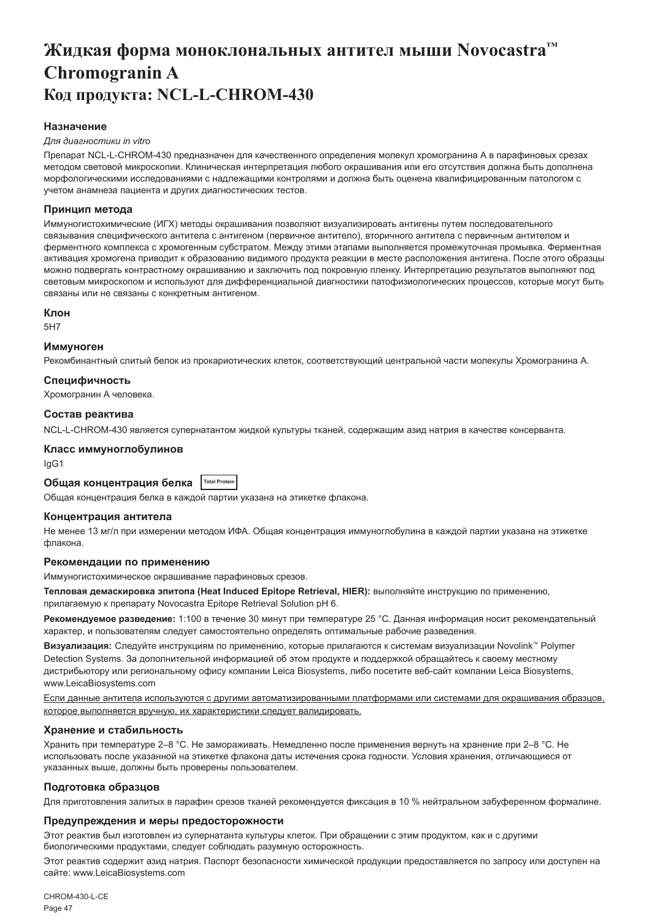# Жидкая форма моноклональных антител мыши Novocastra™ Chromogranin A
# Код продукта: NCL-L-CHROM-430

## Назначение

*Для диагностики in vitro*

Препарат NCL-L-CHROM-430 предназначен для качественного определения молекул хромогранина А в парафиновых срезах методом световой микроскопии. Клиническая интерпретация любого окрашивания или его отсутствия должна быть дополнена морфологическими исследованиями с надлежащими контролями и должна быть оценена квалифицированным патологом с учетом анамнеза пациента и других диагностических тестов.

## Принцип метода

Иммуногистохимические (ИГХ) методы окрашивания позволяют визуализировать антигены путем последовательного связывания специфического антитела с антигеном (первичное антитело), вторичного антитела с первичным антителом и ферментного комплекса с хромогенным субстратом. Между этими этапами выполняется промежуточная промывка. Ферментная активация хромогена приводит к образованию видимого продукта реакции в месте расположения антигена. После этого образцы можно подвергать контрастному окрашиванию и заключить под покровную пленку. Интерпретацию результатов выполняют под световым микроскопом и используют для дифференциальной диагностики патофизиологических процессов, которые могут быть связаны или не связаны с конкретным антигеном.

## Клон

5H7

## Иммуноген

Рекомбинантный слитый белок из прокариотических клеток, соответствующий центральной части молекулы Хромогранина А.

## Специфичность

Хромогранин А человека.

## Состав реактива

NCL-L-CHROM-430 является супернатантом жидкой культуры тканей, содержащим азид натрия в качестве консерванта.

## Класс иммуноглобулинов

IgG1

## Общая концентрация белка Total Protein

Общая концентрация белка в каждой партии указана на этикетке флакона.

## Концентрация антитела

Не менее 13 мг/л при измерении методом ИФА. Общая концентрация иммуноглобулина в каждой партии указана на этикетке флакона.

## Рекомендации по применению

Иммуногистохимическое окрашивание парафиновых срезов.

**Тепловая демаскировка эпитопа (Heat Induced Epitope Retrieval, HIER):** выполняйте инструкцию по применению, прилагаемую к препарату Novocastra Epitope Retrieval Solution pH 6.

**Рекомендуемое разведение:** 1:100 в течение 30 минут при температуре 25 °C. Данная информация носит рекомендательный характер, и пользователям следует самостоятельно определять оптимальные рабочие разведения.

**Визуализация:** Следуйте инструкциям по применению, которые прилагаются к системам визуализации Novolink™ Polymer Detection Systems. За дополнительной информацией об этом продукте и поддержкой обращайтесь к своему местному дистрибьютору или региональному офису компании Leica Biosystems, либо посетите веб-сайт компании Leica Biosystems, www.LeicaBiosystems.com

Если данные антитела используются с другими автоматизированными платформами или системами для окрашивания образцов, которое выполняется вручную, их характеристики следует валидировать.

## Хранение и стабильность

Хранить при температуре 2–8 °C. Не замораживать. Немедленно после применения вернуть на хранение при 2–8 °C. Не использовать после указанной на этикетке флакона даты истечения срока годности. Условия хранения, отличающиеся от указанных выше, должны быть проверены пользователем.

## Подготовка образцов

Для приготовления залитых в парафин срезов тканей рекомендуется фиксация в 10 % нейтральном забуференном формалине.

## Предупреждения и меры предосторожности

Этот реактив был изготовлен из супернатанта культуры клеток. При обращении с этим продуктом, как и с другими биологическими продуктами, следует соблюдать разумную осторожность.

Этот реактив содержит азид натрия. Паспорт безопасности химической продукции предоставляется по запросу или доступен на сайте: www.LeicaBiosystems.com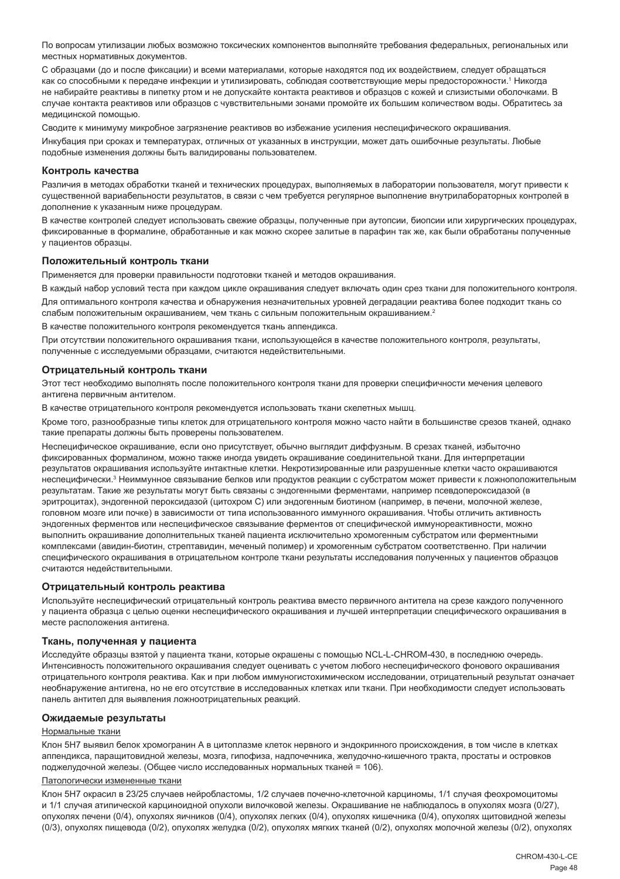По вопросам утилизации любых возможно токсических компонентов выполняйте требования федеральных, региональных или местных нормативных документов.

С образцами (до и после фиксации) и всеми материалами, которые находятся под их воздействием, следует обращаться как со способными к передаче инфекции и утилизировать, соблюдая соответствующие меры предосторожности.[1] Никогда не набирайте реактивы в пипетку ртом и не допускайте контакта реактивов и образцов с кожей и слизистыми оболочками. В случае контакта реактивов или образцов с чувствительными зонами промойте их большим количеством воды. Обратитесь за медицинской помощью.

Сводите к минимуму микробное загрязнение реактивов во избежание усиления неспецифического окрашивания.

Инкубация при сроках и температурах, отличных от указанных в инструкции, может дать ошибочные результаты. Любые подобные изменения должны быть валидированы пользователем.

## Контроль качества

Различия в методах обработки тканей и технических процедурах, выполняемых в лаборатории пользователя, могут привести к существенной вариабельности результатов, в связи с чем требуется регулярное выполнение внутрилабораторных контролей в дополнение к указанным ниже процедурам.

В качестве контролей следует использовать свежие образцы, полученные при аутопсии, биопсии или хирургических процедурах, фиксированные в формалине, обработанные и как можно скорее залитые в парафин так же, как были обработаны полученные у пациентов образцы.

## Положительный контроль ткани

Применяется для проверки правильности подготовки тканей и методов окрашивания.

В каждый набор условий теста при каждом цикле окрашивания следует включать один срез ткани для положительного контроля.

Для оптимального контроля качества и обнаружения незначительных уровней деградации реактива более подходит ткань со слабым положительным окрашиванием, чем ткань с сильным положительным окрашиванием.[2]

В качестве положительного контроля рекомендуется ткань аппендикса.

При отсутствии положительного окрашивания ткани, использующейся в качестве положительного контроля, результаты, полученные с исследуемыми образцами, считаются недействительными.

## Отрицательный контроль ткани

Этот тест необходимо выполнять после положительного контроля ткани для проверки специфичности мечения целевого антигена первичным антителом.

В качестве отрицательного контроля рекомендуется использовать ткани скелетных мышц.

Кроме того, разнообразные типы клеток для отрицательного контроля можно часто найти в большинстве срезов тканей, однако такие препараты должны быть проверены пользователем.

Неспецифическое окрашивание, если оно присутствует, обычно выглядит диффузным. В срезах тканей, избыточно фиксированных формалином, можно также иногда увидеть окрашивание соединительной ткани. Для интерпретации результатов окрашивания используйте интактные клетки. Некротизированные или разрушенные клетки часто окрашиваются неспецифически.[3] Неиммунное связывание белков или продуктов реакции с субстратом может привести к ложноположительным результатам. Такие же результаты могут быть связаны с эндогенными ферментами, например псевдопероксидазой (в эритроцитах), эндогенной пероксидазой (цитохром C) или эндогенным биотином (например, в печени, молочной железе, головном мозге или почке) в зависимости от типа использованного иммунного окрашивания. Чтобы отличить активность эндогенных ферментов или неспецифическое связывание ферментов от специфической иммунореактивности, можно выполнить окрашивание дополнительных тканей пациента исключительно хромогенным субстратом или ферментными комплексами (авидин-биотин, стрептавидин, меченый полимер) и хромогенным субстратом соответственно. При наличии специфического окрашивания в отрицательном контроле ткани результаты исследования полученных у пациентов образцов считаются недействительными.

## Отрицательный контроль реактива

Используйте неспецифический отрицательный контроль реактива вместо первичного антитела на срезе каждого полученного у пациента образца с целью оценки неспецифического окрашивания и лучшей интерпретации специфического окрашивания в месте расположения антигена.

## Ткань, полученная у пациента

Исследуйте образцы взятой у пациента ткани, которые окрашены с помощью NCL-L-CHROM-430, в последнюю очередь. Интенсивность положительного окрашивания следует оценивать с учетом любого неспецифического фонового окрашивания отрицательного контроля реактива. Как и при любом иммуногистохимическом исследовании, отрицательный результат означает необнаружение антигена, но не его отсутствие в исследованных клетках или ткани. При необходимости следует использовать панель антител для выявления ложноотрицательных реакций.

## Ожидаемые результаты

Нормальные ткани

Клон 5H7 выявил белок хромогранин А в цитоплазме клеток нервного и эндокринного происхождения, в том числе в клетках аппендикса, паращитовидной железы, мозга, гипофиза, надпочечника, желудочно-кишечного тракта, простаты и островков поджелудочной железы. (Общее число исследованных нормальных тканей = 106).

Патологически измененные ткани

Клон 5H7 окрасил в 23/25 случаев нейробластомы, 1/2 случаев почечно-клеточной карциномы, 1/1 случая феохромоцитомы и 1/1 случая атипической карциноидной опухоли вилочковой железы. Окрашивание не наблюдалось в опухолях мозга (0/27), опухолях печени (0/4), опухолях яичников (0/4), опухолях легких (0/4), опухолях кишечника (0/4), опухолях щитовидной железы (0/3), опухолях пищевода (0/2), опухолях желудка (0/2), опухолях мягких тканей (0/2), опухолях молочной железы (0/2), опухолях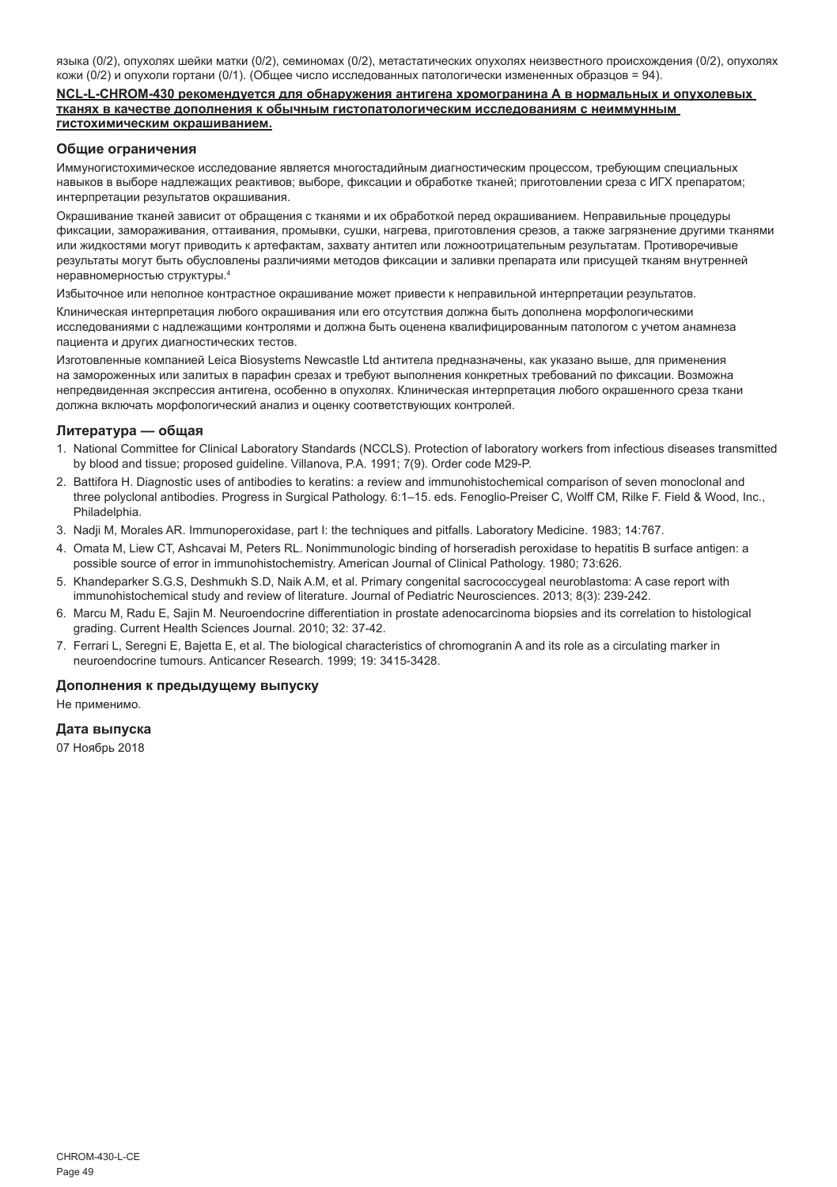языка (0/2), опухолях шейки матки (0/2), семиномах (0/2), метастатических опухолях неизвестного происхождения (0/2), опухолях кожи (0/2) и опухоли гортани (0/1). (Общее число исследованных патологически измененных образцов = 94).

**NCL-L-CHROM-430 рекомендуется для обнаружения антигена хромогранина А в нормальных и опухолевых тканях в качестве дополнения к обычным гистопатологическим исследованиям с неиммунным гистохимическим окрашиванием.**

## Общие ограничения

Иммуногистохимическое исследование является многостадийным диагностическим процессом, требующим специальных навыков в выборе надлежащих реактивов; выборе, фиксации и обработке тканей; приготовлении среза с ИГХ препаратом; интерпретации результатов окрашивания.

Окрашивание тканей зависит от обращения с тканями и их обработкой перед окрашиванием. Неправильные процедуры фиксации, замораживания, оттаивания, промывки, сушки, нагрева, приготовления срезов, а также загрязнение другими тканями или жидкостями могут приводить к артефактам, захвату антител или ложноотрицательным результатам. Противоречивые результаты могут быть обусловлены различиями методов фиксации и заливки препарата или присущей тканям внутренней неравномерностью структуры.[4]

Избыточное или неполное контрастное окрашивание может привести к неправильной интерпретации результатов.

Клиническая интерпретация любого окрашивания или его отсутствия должна быть дополнена морфологическими исследованиями с надлежащими контролями и должна быть оценена квалифицированным патологом с учетом анамнеза пациента и других диагностических тестов.

Изготовленные компанией Leica Biosystems Newcastle Ltd антитела предназначены, как указано выше, для применения на замороженных или залитых в парафин срезах и требуют выполнения конкретных требований по фиксации. Возможна непредвиденная экспрессия антигена, особенно в опухолях. Клиническая интерпретация любого окрашенного среза ткани должна включать морфологический анализ и оценку соответствующих контролей.

## Литература — общая

1. National Committee for Clinical Laboratory Standards (NCCLS). Protection of laboratory workers from infectious diseases transmitted by blood and tissue; proposed guideline. Villanova, P.A. 1991; 7(9). Order code M29-P.
2. Battifora H. Diagnostic uses of antibodies to keratins: a review and immunohistochemical comparison of seven monoclonal and three polyclonal antibodies. Progress in Surgical Pathology. 6:1–15. eds. Fenoglio-Preiser C, Wolff CM, Rilke F. Field & Wood, Inc., Philadelphia.
3. Nadji M, Morales AR. Immunoperoxidase, part I: the techniques and pitfalls. Laboratory Medicine. 1983; 14:767.
4. Omata M, Liew CT, Ashcavai M, Peters RL. Nonimmunologic binding of horseradish peroxidase to hepatitis B surface antigen: a possible source of error in immunohistochemistry. American Journal of Clinical Pathology. 1980; 73:626.
5. Khandeparker S.G.S, Deshmukh S.D, Naik A.M, et al. Primary congenital sacrococcygeal neuroblastoma: A case report with immunohistochemical study and review of literature. Journal of Pediatric Neurosciences. 2013; 8(3): 239-242.
6. Marcu M, Radu E, Sajin M. Neuroendocrine differentiation in prostate adenocarcinoma biopsies and its correlation to histological grading. Current Health Sciences Journal. 2010; 32: 37-42.
7. Ferrari L, Seregni E, Bajetta E, et al. The biological characteristics of chromogranin A and its role as a circulating marker in neuroendocrine tumours. Anticancer Research. 1999; 19: 3415-3428.

## Дополнения к предыдущему выпуску

Не применимо.

## Дата выпуска

07 Ноябрь 2018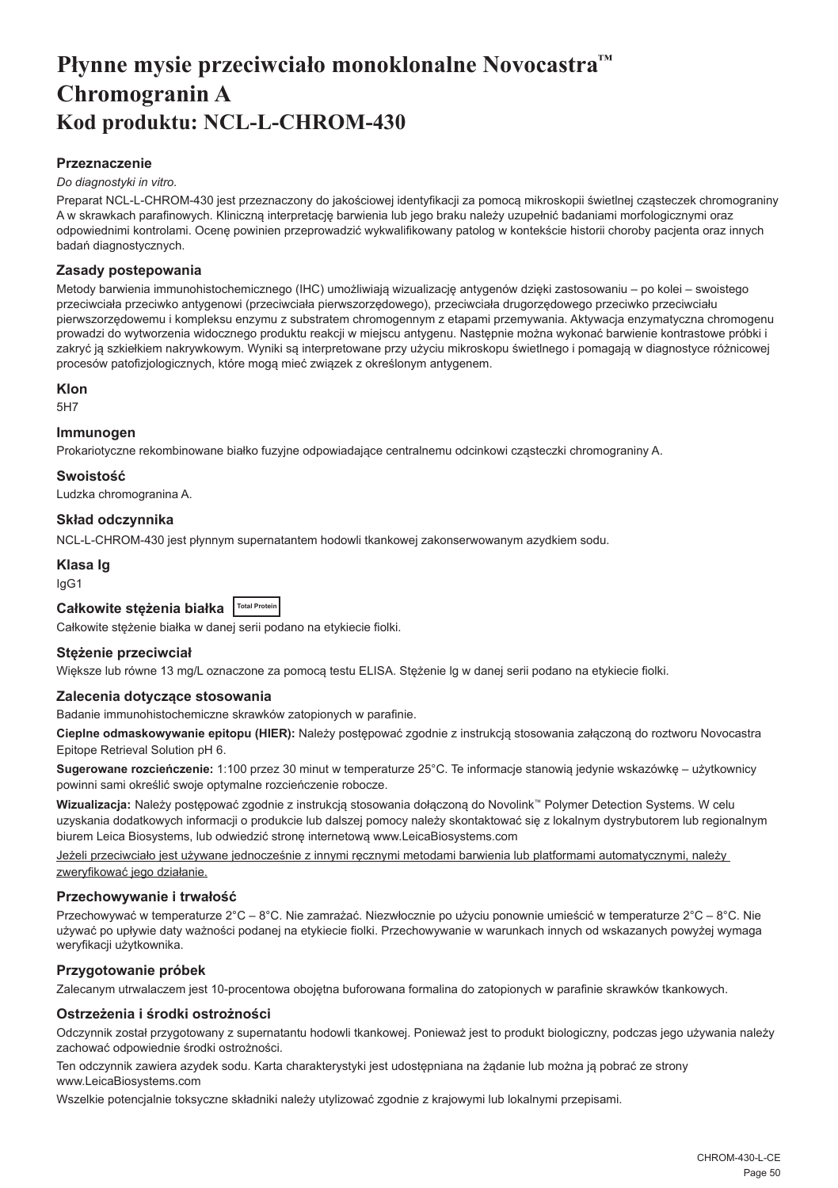# Płynne mysie przeciwciało monoklonalne Novocastra™ Chromogranin A
# Kod produktu: NCL-L-CHROM-430

### Przeznaczenie

*Do diagnostyki in vitro.*

Preparat NCL-L-CHROM-430 jest przeznaczony do jakościowej identyfikacji za pomocą mikroskopii świetlnej cząsteczek chromograniny A w skrawkach parafinowych. Kliniczną interpretację barwienia lub jego braku należy uzupełnić badaniami morfologicznymi oraz odpowiednimi kontrolami. Ocenę powinien przeprowadzić wykwalifikowany patolog w kontekście historii choroby pacjenta oraz innych badań diagnostycznych.

### Zasady postepowania

Metody barwienia immunohistochemicznego (IHC) umożliwiają wizualizację antygenów dzięki zastosowaniu – po kolei – swoistego przeciwciała przeciwko antygenowi (przeciwciała pierwszorzędowego), przeciwciała drugorzędowego przeciwko przeciwciału pierwszorzędowemu i kompleksu enzymu z substratem chromogennym z etapami przemywania. Aktywacja enzymatyczna chromogenu prowadzi do wytworzenia widocznego produktu reakcji w miejscu antygenu. Następnie można wykonać barwienie kontrastowe próbki i zakryć ją szkiełkiem nakrywkowym. Wyniki są interpretowane przy użyciu mikroskopu świetlnego i pomagają w diagnostyce różnicowej procesów patofizjologicznych, które mogą mieć związek z określonym antygenem.

### Klon

5H7

### Immunogen

Prokariotyczne rekombinowane białko fuzyjne odpowiadające centralnemu odcinkowi cząsteczki chromograniny A.

### Swoistość

Ludzka chromogranina A.

### Skład odczynnika

NCL-L-CHROM-430 jest płynnym supernatantem hodowli tkankowej zakonserwowanym azydkiem sodu.

### Klasa Ig

IgG1

### Całkowite stężenia białka Total Protein

Całkowite stężenie białka w danej serii podano na etykiecie fiolki.

### Stężenie przeciwciał

Większe lub równe 13 mg/L oznaczone za pomocą testu ELISA. Stężenie Ig w danej serii podano na etykiecie fiolki.

### Zalecenia dotyczące stosowania

Badanie immunohistochemiczne skrawków zatopionych w parafinie.

**Cieplne odmaskowywanie epitopu (HIER):** Należy postępować zgodnie z instrukcją stosowania załączoną do roztworu Novocastra Epitope Retrieval Solution pH 6.

**Sugerowane rozcieńczenie:** 1:100 przez 30 minut w temperaturze 25°C. Te informacje stanowią jedynie wskazówkę – użytkownicy powinni sami określić swoje optymalne rozcieńczenie robocze.

**Wizualizacja:** Należy postępować zgodnie z instrukcją stosowania dołączoną do Novolink™ Polymer Detection Systems. W celu uzyskania dodatkowych informacji o produkcie lub dalszej pomocy należy skontaktować się z lokalnym dystrybutorem lub regionalnym biurem Leica Biosystems, lub odwiedzić stronę internetową www.LeicaBiosystems.com

Jeżeli przeciwciało jest używane jednocześnie z innymi ręcznymi metodami barwienia lub platformami automatycznymi, należy zweryfikować jego działanie.

### Przechowywanie i trwałość

Przechowywać w temperaturze 2°C – 8°C. Nie zamrażać. Niezwłocznie po użyciu ponownie umieścić w temperaturze 2°C – 8°C. Nie używać po upływie daty ważności podanej na etykiecie fiolki. Przechowywanie w warunkach innych od wskazanych powyżej wymaga weryfikacji użytkownika.

### Przygotowanie próbek

Zalecanym utrwalaczem jest 10-procentowa obojętna buforowana formalina do zatopionych w parafinie skrawków tkankowych.

### Ostrzeżenia i środki ostrożności

Odczynnik został przygotowany z supernatantu hodowli tkankowej. Ponieważ jest to produkt biologiczny, podczas jego używania należy zachować odpowiednie środki ostrożności.

Ten odczynnik zawiera azydek sodu. Karta charakterystyki jest udostępniana na żądanie lub można ją pobrać ze strony www.LeicaBiosystems.com

Wszelkie potencjalnie toksyczne składniki należy utylizować zgodnie z krajowymi lub lokalnymi przepisami.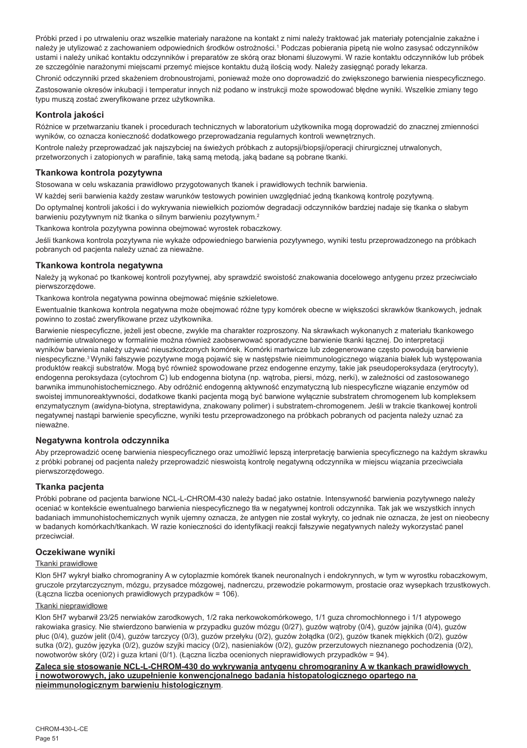Próbki przed i po utrwaleniu oraz wszelkie materiały narażone na kontakt z nimi należy traktować jak materiały potencjalnie zakaźne i należy je utylizować z zachowaniem odpowiednich środków ostrożności.[1] Podczas pobierania pipetą nie wolno zasysać odczynników ustami i należy unikać kontaktu odczynników i preparatów ze skórą oraz błonami śluzowymi. W razie kontaktu odczynników lub próbek ze szczególnie narażonymi miejscami przemyć miejsce kontaktu dużą ilością wody. Należy zasięgnąć porady lekarza.

Chronić odczynniki przed skażeniem drobnoustrojami, ponieważ może ono doprowadzić do zwiększonego barwienia niespecyficznego.

Zastosowanie okresów inkubacji i temperatur innych niż podano w instrukcji może spowodować błędne wyniki. Wszelkie zmiany tego typu muszą zostać zweryfikowane przez użytkownika.

## Kontrola jakości

Różnice w przetwarzaniu tkanek i procedurach technicznych w laboratorium użytkownika mogą doprowadzić do znacznej zmienności wyników, co oznacza konieczność dodatkowego przeprowadzania regularnych kontroli wewnętrznych.

Kontrole należy przeprowadzać jak najszybciej na świeżych próbkach z autopsji/biopsji/operacji chirurgicznej utrwalonych, przetworzonych i zatopionych w parafinie, taką samą metodą, jaką badane są pobrane tkanki.

## Tkankowa kontrola pozytywna

Stosowana w celu wskazania prawidłowo przygotowanych tkanek i prawidłowych technik barwienia.

W każdej serii barwienia każdy zestaw warunków testowych powinien uwzględniać jedną tkankową kontrolę pozytywną.

Do optymalnej kontroli jakości i do wykrywania niewielkich poziomów degradacji odczynników bardziej nadaje się tkanka o słabym barwieniu pozytywnym niż tkanka o silnym barwieniu pozytywnym.[2]

Tkankowa kontrola pozytywna powinna obejmować wyrostek robaczkowy.

Jeśli tkankowa kontrola pozytywna nie wykaże odpowiedniego barwienia pozytywnego, wyniki testu przeprowadzonego na próbkach pobranych od pacjenta należy uznać za nieważne.

## Tkankowa kontrola negatywna

Należy ją wykonać po tkankowej kontroli pozytywnej, aby sprawdzić swoistość znakowania docelowego antygenu przez przeciwciało pierwszorzędowe.

Tkankowa kontrola negatywna powinna obejmować mięśnie szkieletowe.

Ewentualnie tkankowa kontrola negatywna może obejmować różne typy komórek obecne w większości skrawków tkankowych, jednak powinno to zostać zweryfikowane przez użytkownika.

Barwienie niespecyficzne, jeżeli jest obecne, zwykle ma charakter rozproszony. Na skrawkach wykonanych z materiału tkankowego nadmiernie utrwalonego w formalinie można również zaobserwować sporadyczne barwienie tkanki łącznej. Do interpretacji wyników barwienia należy używać nieuszkodzonych komórek. Komórki martwicze lub zdegenerowane często powodują barwienie niespecyficzne.[3] Wyniki fałszywie pozytywne mogą pojawić się w następstwie nieimmunologicznego wiązania białek lub występowania produktów reakcji substratów. Mogą być również spowodowane przez endogenne enzymy, takie jak pseudoperoksydaza (erytrocyty), endogenna peroksydaza (cytochrom C) lub endogenna biotyna (np. wątroba, piersi, mózg, nerki), w zależności od zastosowanego barwnika immunohistochemicznego. Aby odróżnić endogenną aktywność enzymatyczną lub niespecyficzne wiązanie enzymów od swoistej immunoreaktywności, dodatkowe tkanki pacjenta mogą być barwione wyłącznie substratem chromogenem lub kompleksem enzymatycznym (awidyna-biotyna, streptawidyna, znakowany polimer) i substratem-chromogenem. Jeśli w trakcie tkankowej kontroli negatywnej nastąpi barwienie specyficzne, wyniki testu przeprowadzonego na próbkach pobranych od pacjenta należy uznać za nieważne.

## Negatywna kontrola odczynnika

Aby przeprowadzić ocenę barwienia niespecyficznego oraz umożliwić lepszą interpretację barwienia specyficznego na każdym skrawku z próbki pobranej od pacjenta należy przeprowadzić nieswoistą kontrolę negatywną odczynnika w miejscu wiązania przeciwciała pierwszorzędowego.

## Tkanka pacjenta

Próbki pobrane od pacjenta barwione NCL-L-CHROM-430 należy badać jako ostatnie. Intensywność barwienia pozytywnego należy oceniać w kontekście ewentualnego barwienia niespecyficznego tła w negatywnej kontroli odczynnika. Tak jak we wszystkich innych badaniach immunohistochemicznych wynik ujemny oznacza, że antygen nie został wykryty, co jednak nie oznacza, że jest on nieobecny w badanych komórkach/tkankach. W razie konieczności do identyfikacji reakcji fałszywie negatywnych należy wykorzystać panel przeciwciał.

## Oczekiwane wyniki

Tkanki prawidłowe

Klon 5H7 wykrył białko chromograniny A w cytoplazmie komórek tkanek neuronalnych i endokrynnych, w tym w wyrostku robaczkowym, gruczole przytarczycznym, mózgu, przysadce mózgowej, nadnerczu, przewodzie pokarmowym, prostacie oraz wysepkach trzustkowych. (Łączna liczba ocenionych prawidłowych przypadków = 106).

Tkanki nieprawidłowe

Klon 5H7 wybarwił 23/25 nerwiaków zarodkowych, 1/2 raka nerkowokomórkowego, 1/1 guza chromochłonnego i 1/1 atypowego rakowiaka grasicy. Nie stwierdzono barwienia w przypadku guzów mózgu (0/27), guzów wątroby (0/4), guzów jajnika (0/4), guzów płuc (0/4), guzów jelit (0/4), guzów tarczycy (0/3), guzów przełyku (0/2), guzów żołądka (0/2), guzów tkanek miękkich (0/2), guzów sutka (0/2), guzów języka (0/2), guzów szyjki macicy (0/2), nasieniaków (0/2), guzów przerzutowych nieznanego pochodzenia (0/2), nowotworów skóry (0/2) i guza krtani (0/1). (Łączna liczba ocenionych nieprawidłowych przypadków = 94).

**Zaleca się stosowanie NCL-L-CHROM-430 do wykrywania antygenu chromograniny A w tkankach prawidłowych i nowotworowych, jako uzupełnienie konwencjonalnego badania histopatologicznego opartego na nieimmunologicznym barwieniu histologicznym**.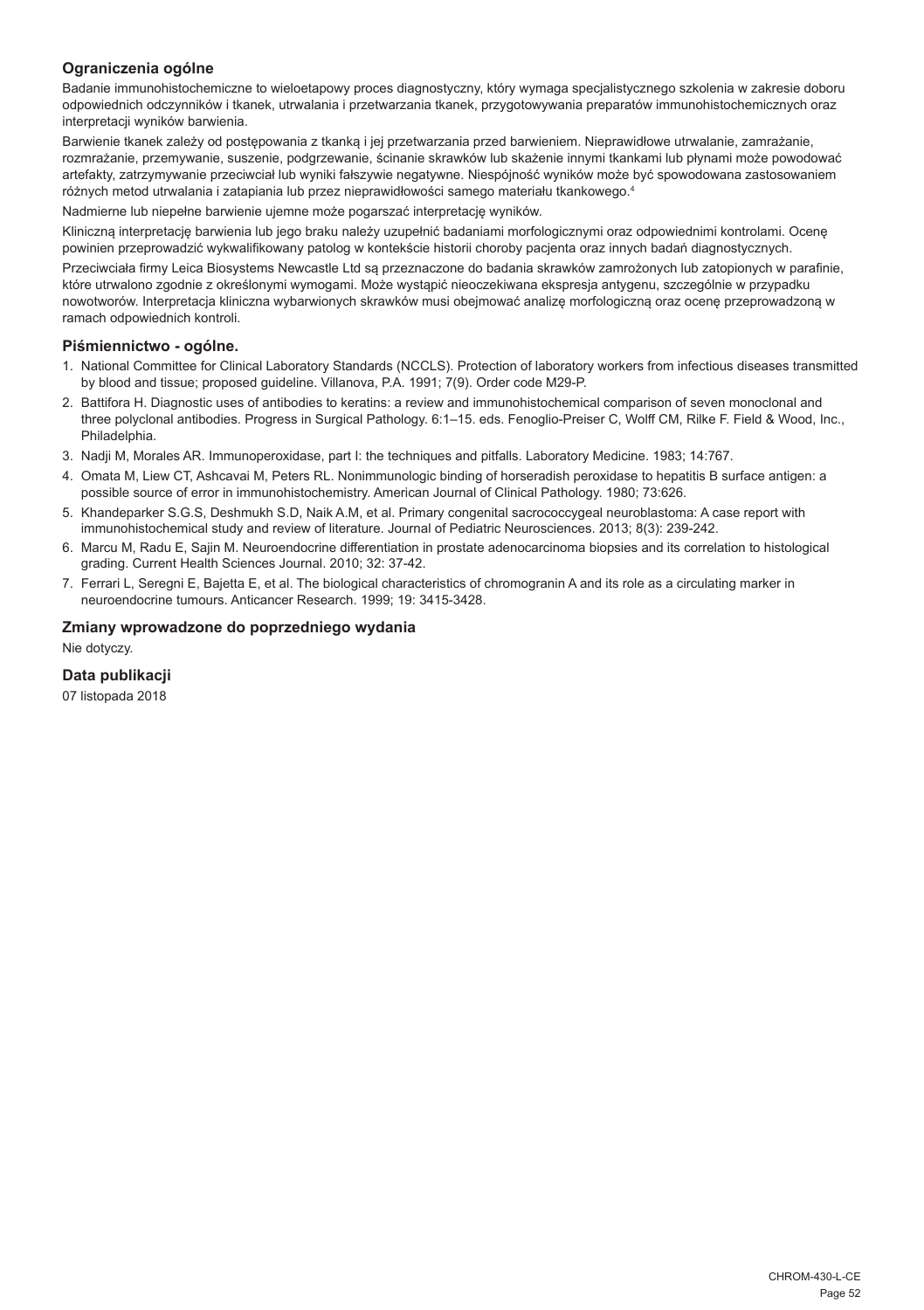### Ograniczenia ogólne

Badanie immunohistochemiczne to wieloetapowy proces diagnostyczny, który wymaga specjalistycznego szkolenia w zakresie doboru odpowiednich odczynników i tkanek, utrwalania i przetwarzania tkanek, przygotowywania preparatów immunohistochemicznych oraz interpretacji wyników barwienia.

Barwienie tkanek zależy od postępowania z tkanką i jej przetwarzania przed barwieniem. Nieprawidłowe utrwalanie, zamrażanie, rozmrażanie, przemywanie, suszenie, podgrzewanie, ścinanie skrawków lub skażenie innymi tkankami lub płynami może powodować artefakty, zatrzymywanie przeciwciał lub wyniki fałszywie negatywne. Niespójność wyników może być spowodowana zastosowaniem różnych metod utrwalania i zatapiania lub przez nieprawidłowości samego materiału tkankowego.[4]

Nadmierne lub niepełne barwienie ujemne może pogarszać interpretację wyników.

Kliniczną interpretację barwienia lub jego braku należy uzupełnić badaniami morfologicznymi oraz odpowiednimi kontrolami. Ocenę powinien przeprowadzić wykwalifikowany patolog w kontekście historii choroby pacjenta oraz innych badań diagnostycznych.

Przeciwciała firmy Leica Biosystems Newcastle Ltd są przeznaczone do badania skrawków zamrożonych lub zatopionych w parafinie, które utrwalono zgodnie z określonymi wymogami. Może wystąpić nieoczekiwana ekspresja antygenu, szczególnie w przypadku nowotworów. Interpretacja kliniczna wybarwionych skrawków musi obejmować analizę morfologiczną oraz ocenę przeprowadzoną w ramach odpowiednich kontroli.

### Piśmiennictwo - ogólne.

1. National Committee for Clinical Laboratory Standards (NCCLS). Protection of laboratory workers from infectious diseases transmitted by blood and tissue; proposed guideline. Villanova, P.A. 1991; 7(9). Order code M29-P.
2. Battifora H. Diagnostic uses of antibodies to keratins: a review and immunohistochemical comparison of seven monoclonal and three polyclonal antibodies. Progress in Surgical Pathology. 6:1–15. eds. Fenoglio-Preiser C, Wolff CM, Rilke F. Field & Wood, Inc., Philadelphia.
3. Nadji M, Morales AR. Immunoperoxidase, part I: the techniques and pitfalls. Laboratory Medicine. 1983; 14:767.
4. Omata M, Liew CT, Ashcavai M, Peters RL. Nonimmunologic binding of horseradish peroxidase to hepatitis B surface antigen: a possible source of error in immunohistochemistry. American Journal of Clinical Pathology. 1980; 73:626.
5. Khandeparker S.G.S, Deshmukh S.D, Naik A.M, et al. Primary congenital sacrococcygeal neuroblastoma: A case report with immunohistochemical study and review of literature. Journal of Pediatric Neurosciences. 2013; 8(3): 239-242.
6. Marcu M, Radu E, Sajin M. Neuroendocrine differentiation in prostate adenocarcinoma biopsies and its correlation to histological grading. Current Health Sciences Journal. 2010; 32: 37-42.
7. Ferrari L, Seregni E, Bajetta E, et al. The biological characteristics of chromogranin A and its role as a circulating marker in neuroendocrine tumours. Anticancer Research. 1999; 19: 3415-3428.

### Zmiany wprowadzone do poprzedniego wydania

Nie dotyczy.

### Data publikacji

07 listopada 2018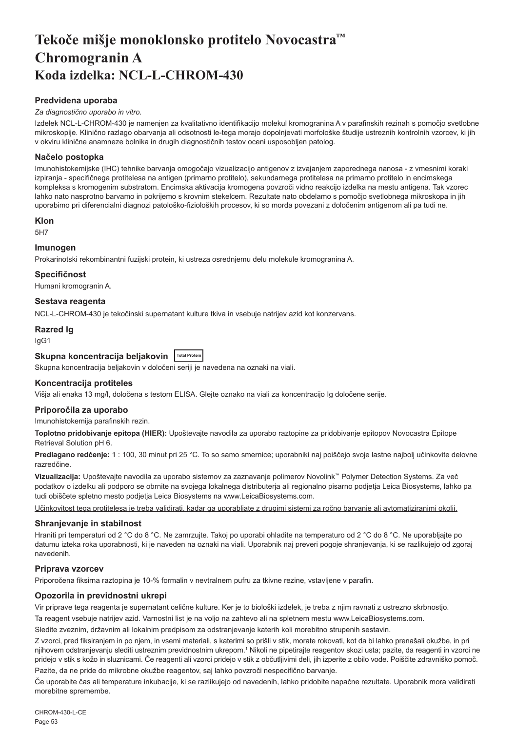# Tekoče mišje monoklonsko protitelo Novocastra™ Chromogranin A
# Koda izdelka: NCL-L-CHROM-430

## Predvidena uporaba

*Za diagnostično uporabo in vitro.*

Izdelek NCL-L-CHROM-430 je namenjen za kvalitativno identifikacijo molekul kromogranina A v parafinskih rezinah s pomočjo svetlobne mikroskopije. Klinično razlago obarvanja ali odsotnosti le-tega morajo dopolnjevati morfološke študije ustreznih kontrolnih vzorcev, ki jih v okviru klinične anamneze bolnika in drugih diagnostičnih testov oceni usposobljen patolog.

## Načelo postopka

Imunohistokemijske (IHC) tehnike barvanja omogočajo vizualizacijo antigenov z izvajanjem zaporednega nanosa - z vmesnimi koraki izpiranja - specifičnega protitelesa na antigen (primarno protitelo), sekundarnega protitelesa na primarno protitelo in encimskega kompleksa s kromogenim substratom. Encimska aktivacija kromogena povzroči vidno reakcijo izdelka na mestu antigena. Tak vzorec lahko nato nasprotno barvamo in pokrijemo s krovnim stekelcem. Rezultate nato obdelamo s pomočjo svetlobnega mikroskopa in jih uporabimo pri diferencialni diagnozi patološko-fizioloških procesov, ki so morda povezani z določenim antigenom ali pa tudi ne.

## Klon

5H7

## Imunogen

Prokarinotski rekombinantni fuzijski protein, ki ustreza osrednjemu delu molekule kromogranina A.

## Specifičnost

Humani kromogranin A.

## Sestava reagenta

NCL-L-CHROM-430 je tekočinski supernatant kulture tkiva in vsebuje natrijev azid kot konzervans.

## Razred Ig

IgG1

## Skupna koncentracija beljakovin Total Protein

Skupna koncentracija beljakovin v določeni seriji je navedena na oznaki na viali.

## Koncentracija protiteles

Višja ali enaka 13 mg/l, določena s testom ELISA. Glejte oznako na viali za koncentracijo Ig določene serije.

## Priporočila za uporabo

Imunohistokemija parafinskih rezin.

**Toplotno pridobivanje epitopa (HIER):** Upoštevajte navodila za uporabo raztopine za pridobivanje epitopov Novocastra Epitope Retrieval Solution pH 6.

**Predlagano redčenje:** 1 : 100, 30 minut pri 25 °C. To so samo smernice; uporabniki naj poiščejo svoje lastne najbolj učinkovite delovne razredčine.

**Vizualizacija:** Upoštevajte navodila za uporabo sistemov za zaznavanje polimerov Novolink™ Polymer Detection Systems. Za več podatkov o izdelku ali podporo se obrnite na svojega lokalnega distributerja ali regionalno pisarno podjetja Leica Biosystems, lahko pa tudi obiščete spletno mesto podjetja Leica Biosystems na www.LeicaBiosystems.com.

Učinkovitost tega protitelesa je treba validirati, kadar ga uporabljate z drugimi sistemi za ročno barvanje ali avtomatiziranimi okolji.

## Shranjevanje in stabilnost

Hraniti pri temperaturi od 2 °C do 8 °C. Ne zamrzujte. Takoj po uporabi ohladite na temperaturo od 2 °C do 8 °C. Ne uporabljajte po datumu izteka roka uporabnosti, ki je naveden na oznaki na viali. Uporabnik naj preveri pogoje shranjevanja, ki se razlikujejo od zgoraj navedenih.

## Priprava vzorcev

Priporočena fiksirna raztopina je 10-% formalin v nevtralnem pufru za tkivne rezine, vstavljene v parafin.

## Opozorila in previdnostni ukrepi

Vir priprave tega reagenta je supernatant celične kulture. Ker je to biološki izdelek, je treba z njim ravnati z ustrezno skrbnostjo.

Ta reagent vsebuje natrijev azid. Varnostni list je na voljo na zahtevo ali na spletnem mestu www.LeicaBiosystems.com.

Sledite zveznim, državnim ali lokalnim predpisom za odstranjevanje katerih koli morebitno strupenih sestavin.

Z vzorci, pred fiksiranjem in po njem, in vsemi materiali, s katerimi so prišli v stik, morate rokovati, kot da bi lahko prenašali okužbe, in pri njihovem odstranjevanju slediti ustreznim previdnostnim ukrepom.[1] Nikoli ne pipetirajte reagentov skozi usta; pazite, da reagenti in vzorci ne pridejo v stik s kožo in sluznicami. Če reagenti ali vzorci pridejo v stik z občutljivimi deli, jih izperite z obilo vode. Poiščite zdravniško pomoč.

Pazite, da ne pride do mikrobne okužbe reagentov, saj lahko povzroči nespecifično barvanje.

Če uporabite čas ali temperature inkubacije, ki se razlikujejo od navedenih, lahko pridobite napačne rezultate. Uporabnik mora validirati morebitne spremembe.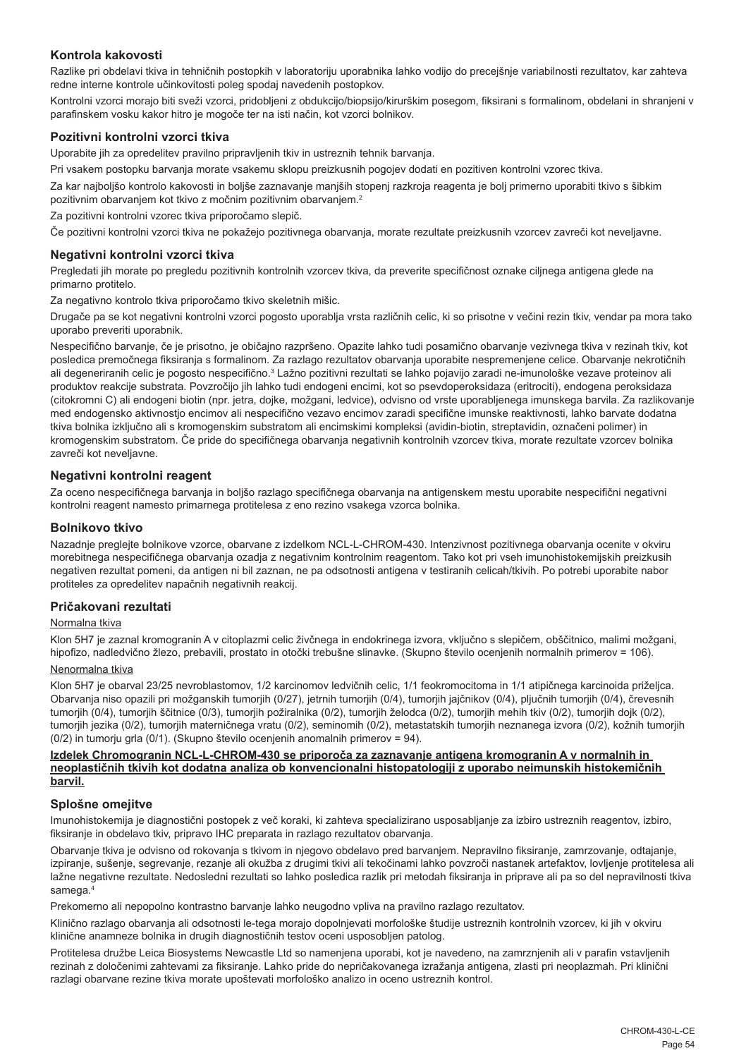### Kontrola kakovosti

Razlike pri obdelavi tkiva in tehničnih postopkih v laboratoriju uporabnika lahko vodijo do precejšnje variabilnosti rezultatov, kar zahteva redne interne kontrole učinkovitosti poleg spodaj navedenih postopkov.

Kontrolni vzorci morajo biti sveži vzorci, pridobljeni z obdukcijo/biopsijo/kirurškim posegom, fiksirani s formalinom, obdelani in shranjeni v parafinskem vosku kakor hitro je mogoče ter na isti način, kot vzorci bolnikov.

### Pozitivni kontrolni vzorci tkiva

Uporabite jih za opredelitev pravilno pripravljenih tkiv in ustreznih tehnik barvanja.

Pri vsakem postopku barvanja morate vsakemu sklopu preizkusnih pogojev dodati en pozitiven kontrolni vzorec tkiva.

Za kar najboljšo kontrolo kakovosti in boljše zaznavanje manjših stopenj razkroja reagenta je bolj primerno uporabiti tkivo s šibkim pozitivnim obarvanjem kot tkivo z močnim pozitivnim obarvanjem.[2]

Za pozitivni kontrolni vzorec tkiva priporočamo slepič.

Če pozitivni kontrolni vzorci tkiva ne pokažejo pozitivnega obarvanja, morate rezultate preizkusnih vzorcev zavreči kot neveljavne.

### Negativni kontrolni vzorci tkiva

Pregledati jih morate po pregledu pozitivnih kontrolnih vzorcev tkiva, da preverite specifičnost oznake ciljnega antigena glede na primarno protitelo.

Za negativno kontrolo tkiva priporočamo tkivo skeletnih mišic.

Drugače pa se kot negativni kontrolni vzorci pogosto uporablja vrsta različnih celic, ki so prisotne v večini rezin tkiv, vendar pa mora tako uporabo preveriti uporabnik.

Nespecifično barvanje, če je prisotno, je običajno razpršeno. Opazite lahko tudi posamično obarvanje vezivnega tkiva v rezinah tkiv, kot posledica premočnega fiksiranja s formalinom. Za razlago rezultatov obarvanja uporabite nespremenjene celice. Obarvanje nekrotičnih ali degeneriranih celic je pogosto nespecifično.[3] Lažno pozitivni rezultati se lahko pojavijo zaradi ne-imunološke vezave proteinov ali produktov reakcije substrata. Povzročijo jih lahko tudi endogeni encimi, kot so psevdoperoksidaza (eritrociti), endogena peroksidaza (citokromni C) ali endogeni biotin (npr. jetra, dojke, možgani, ledvice), odvisno od vrste uporabljenega imunskega barvila. Za razlikovanje med endogensko aktivnostjo encimov ali nespecifično vezavo encimov zaradi specifične imunske reaktivnosti, lahko barvate dodatna tkiva bolnika izključno ali s kromogenskim substratom ali encimskimi kompleksi (avidin-biotin, streptavidin, označeni polimer) in kromogenskim substratom. Če pride do specifičnega obarvanja negativnih kontrolnih vzorcev tkiva, morate rezultate vzorcev bolnika zavreči kot neveljavne.

### Negativni kontrolni reagent

Za oceno nespecifičnega barvanja in boljšo razlago specifičnega obarvanja na antigenskem mestu uporabite nespecifični negativni kontrolni reagent namesto primarnega protitelesa z eno rezino vsakega vzorca bolnika.

### Bolnikovo tkivo

Nazadnje preglejte bolnikove vzorce, obarvane z izdelkom NCL-L-CHROM-430. Intenzivnost pozitivnega obarvanja ocenite v okviru morebitnega nespecifičnega obarvanja ozadja z negativnim kontrolnim reagentom. Tako kot pri vseh imunohistokemijskih preizkusih negativen rezultat pomeni, da antigen ni bil zaznan, ne pa odsotnosti antigena v testiranih celicah/tkivih. Po potrebi uporabite nabor protiteles za opredelitev napačnih negativnih reakcij.

### Pričakovani rezultati

Normalna tkiva

Klon 5H7 je zaznal kromogranin A v citoplazmi celic živčnega in endokrinega izvora, vključno s slepičem, obščitnico, malimi možgani, hipofizo, nadledvično žlezo, prebavili, prostato in otočki trebušne slinavke. (Skupno število ocenjenih normalnih primerov = 106).

Nenormalna tkiva

Klon 5H7 je obarval 23/25 nevroblastomov, 1/2 karcinomov ledvičnih celic, 1/1 feokromocitoma in 1/1 atipičnega karcinoida priželjca. Obarvanja niso opazili pri možganskih tumorjih (0/27), jetrnih tumorjih (0/4), tumorjih jajčnikov (0/4), pljučnih tumorjih (0/4), črevesnih tumorjih (0/4), tumorjih ščitnice (0/3), tumorjih požiralnika (0/2), tumorjih želodca (0/2), tumorjih mehih tkiv (0/2), tumorjih dojk (0/2), tumorjih jezika (0/2), tumorjih materničnega vratu (0/2), seminomih (0/2), metastatskih tumorjih neznanega izvora (0/2), kožnih tumorjih (0/2) in tumorju grla (0/1). (Skupno število ocenjenih anomalnih primerov = 94).

**Izdelek Chromogranin NCL-L-CHROM-430 se priporoča za zaznavanje antigena kromogranin A v normalnih in neoplastičnih tkivih kot dodatna analiza ob konvencionalni histopatologiji z uporabo neimunskih histokemičnih barvil.**

### Splošne omejitve

Imunohistokemija je diagnostični postopek z več koraki, ki zahteva specializirano usposabljanje za izbiro ustreznih reagentov, izbiro, fiksiranje in obdelavo tkiv, pripravo IHC preparata in razlago rezultatov obarvanja.

Obarvanje tkiva je odvisno od rokovanja s tkivom in njegovo obdelavo pred barvanjem. Nepravilno fiksiranje, zamrzovanje, odtajanje, izpiranje, sušenje, segrevanje, rezanje ali okužba z drugimi tkivi ali tekočinami lahko povzroči nastanek artefaktov, lovljenje protitelesa ali lažne negativne rezultate. Nedosledni rezultati so lahko posledica razlik pri metodah fiksiranja in priprave ali pa so del nepravilnosti tkiva samega.[4]

Prekomerno ali nepopolno kontrastno barvanje lahko neugodno vpliva na pravilno razlago rezultatov.

Klinično razlago obarvanja ali odsotnosti le-tega morajo dopolnjevati morfološke študije ustreznih kontrolnih vzorcev, ki jih v okviru klinične anamneze bolnika in drugih diagnostičnih testov oceni usposobljen patolog.

Protitelesa družbe Leica Biosystems Newcastle Ltd so namenjena uporabi, kot je navedeno, na zamrznjenih ali v parafin vstavljenih rezinah z določenimi zahtevami za fiksiranje. Lahko pride do nepričakovanega izražanja antigena, zlasti pri neoplazmah. Pri klinični razlagi obarvane rezine tkiva morate upoštevati morfološko analizo in oceno ustreznih kontrol.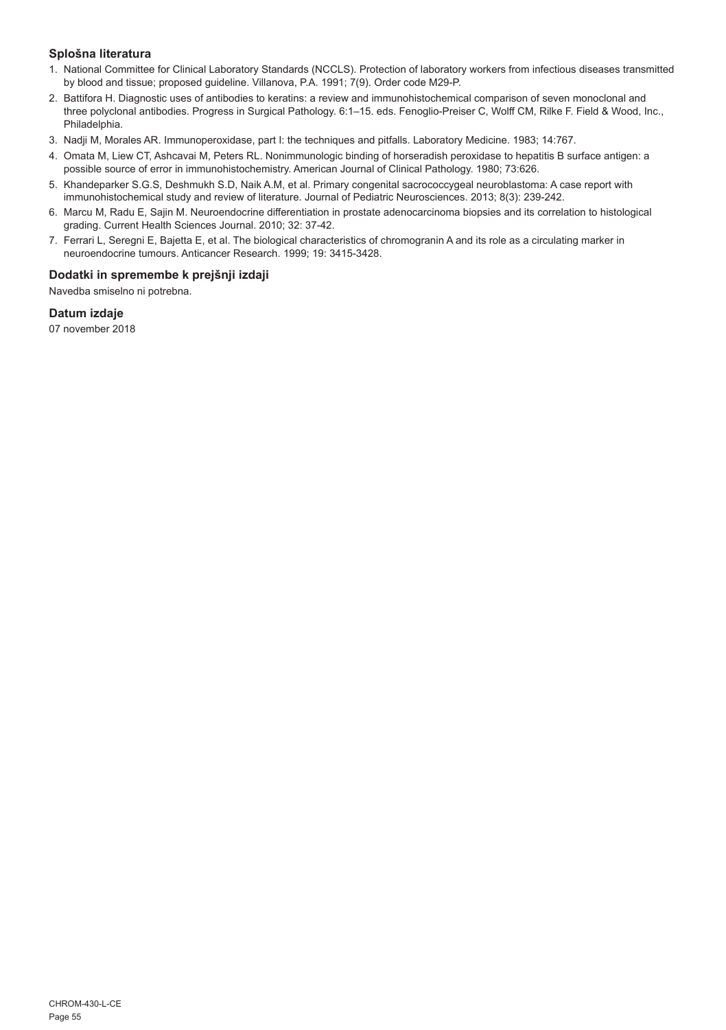### Splošna literatura

1. National Committee for Clinical Laboratory Standards (NCCLS). Protection of laboratory workers from infectious diseases transmitted by blood and tissue; proposed guideline. Villanova, P.A. 1991; 7(9). Order code M29-P.
2. Battifora H. Diagnostic uses of antibodies to keratins: a review and immunohistochemical comparison of seven monoclonal and three polyclonal antibodies. Progress in Surgical Pathology. 6:1–15. eds. Fenoglio-Preiser C, Wolff CM, Rilke F. Field & Wood, Inc., Philadelphia.
3. Nadji M, Morales AR. Immunoperoxidase, part I: the techniques and pitfalls. Laboratory Medicine. 1983; 14:767.
4. Omata M, Liew CT, Ashcavai M, Peters RL. Nonimmunologic binding of horseradish peroxidase to hepatitis B surface antigen: a possible source of error in immunohistochemistry. American Journal of Clinical Pathology. 1980; 73:626.
5. Khandeparker S.G.S, Deshmukh S.D, Naik A.M, et al. Primary congenital sacrococcygeal neuroblastoma: A case report with immunohistochemical study and review of literature. Journal of Pediatric Neurosciences. 2013; 8(3): 239-242.
6. Marcu M, Radu E, Sajin M. Neuroendocrine differentiation in prostate adenocarcinoma biopsies and its correlation to histological grading. Current Health Sciences Journal. 2010; 32: 37-42.
7. Ferrari L, Seregni E, Bajetta E, et al. The biological characteristics of chromogranin A and its role as a circulating marker in neuroendocrine tumours. Anticancer Research. 1999; 19: 3415-3428.

### Dodatki in spremembe k prejšnji izdaji

Navedba smiselno ni potrebna.

### Datum izdaje

07 november 2018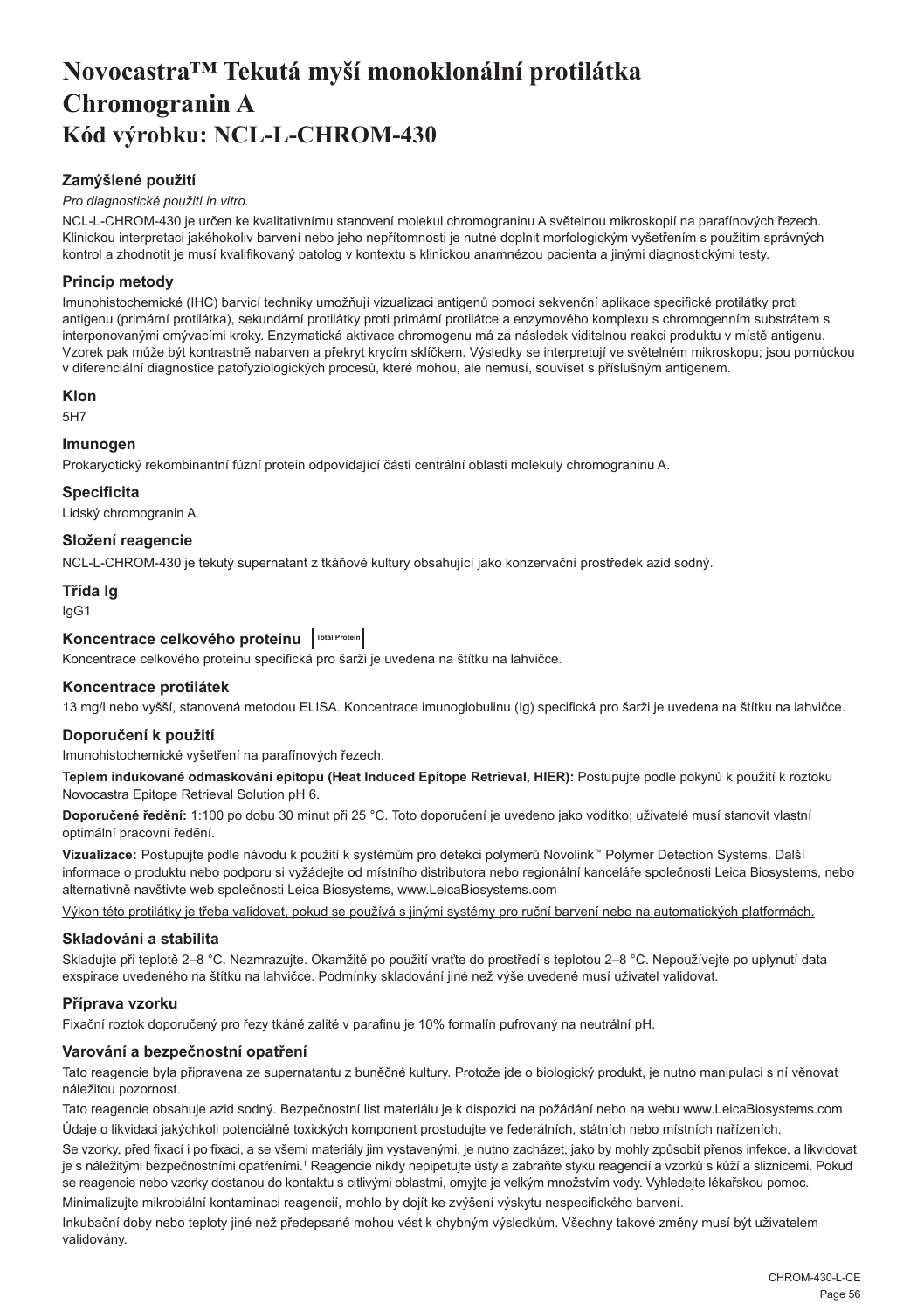# Novocastra™ Tekutá myší monoklonální protilátka Chromogranin A
# Kód výrobku: NCL-L-CHROM-430

### Zamýšlené použití

*Pro diagnostické použití in vitro.*

NCL-L-CHROM-430 je určen ke kvalitativnímu stanovení molekul chromograninu A světelnou mikroskopií na parafínových řezech. Klinickou interpretaci jakéhokoliv barvení nebo jeho nepřítomnosti je nutné doplnit morfologickým vyšetřením s použitím správných kontrol a zhodnotit je musí kvalifikovaný patolog v kontextu s klinickou anamnézou pacienta a jinými diagnostickými testy.

### Princip metody

Imunohistochemické (IHC) barvicí techniky umožňují vizualizaci antigenů pomocí sekvenční aplikace specifické protilátky proti antigenu (primární protilátka), sekundární protilátky proti primární protilátce a enzymového komplexu s chromogenním substrátem s interponovanými omývacími kroky. Enzymatická aktivace chromogenu má za následek viditelnou reakci produktu v místě antigenu. Vzorek pak může být kontrastně nabarven a překryt krycím sklíčkem. Výsledky se interpretují ve světelném mikroskopu; jsou pomůckou v diferenciální diagnostice patofyziologických procesů, které mohou, ale nemusí, souviset s příslušným antigenem.

### Klon

5H7

### Imunogen

Prokaryotický rekombinantní fúzní protein odpovídající části centrální oblasti molekuly chromograninu A.

### Specificita

Lidský chromogranin A.

### Složení reagencie

NCL-L-CHROM-430 je tekutý supernatant z tkáňové kultury obsahující jako konzervační prostředek azid sodný.

### Třída Ig

IgG1

### Koncentrace celkového proteinu

Total Protein

Koncentrace celkového proteinu specifická pro šarži je uvedena na štítku na lahvičce.

### Koncentrace protilátek

13 mg/l nebo vyšší, stanovená metodou ELISA. Koncentrace imunoglobulinu (Ig) specifická pro šarži je uvedena na štítku na lahvičce.

### Doporučení k použití

Imunohistochemické vyšetření na parafínových řezech.

**Teplem indukované odmaskování epitopu (Heat Induced Epitope Retrieval, HIER):** Postupujte podle pokynů k použití k roztoku Novocastra Epitope Retrieval Solution pH 6.

**Doporučené ředění:** 1:100 po dobu 30 minut při 25 °C. Toto doporučení je uvedeno jako vodítko; uživatelé musí stanovit vlastní optimální pracovní ředění.

**Vizualizace:** Postupujte podle návodu k použití k systémům pro detekci polymerů Novolink™ Polymer Detection Systems. Další informace o produktu nebo podporu si vyžádejte od místního distributora nebo regionální kanceláře společnosti Leica Biosystems, nebo alternativně navštivte web společnosti Leica Biosystems, www.LeicaBiosystems.com

Výkon této protilátky je třeba validovat, pokud se používá s jinými systémy pro ruční barvení nebo na automatických platformách.

### Skladování a stabilita

Skladujte při teplotě 2–8 °C. Nezmrazujte. Okamžitě po použití vraťte do prostředí s teplotou 2–8 °C. Nepoužívejte po uplynutí data exspirace uvedeného na štítku na lahvičce. Podmínky skladování jiné než výše uvedené musí uživatel validovat.

### Příprava vzorku

Fixační roztok doporučený pro řezy tkáně zalité v parafinu je 10% formalín pufrovaný na neutrální pH.

### Varování a bezpečnostní opatření

Tato reagencie byla připravena ze supernatantu z buněčné kultury. Protože jde o biologický produkt, je nutno manipulaci s ní věnovat náležitou pozornost.

Tato reagencie obsahuje azid sodný. Bezpečnostní list materiálu je k dispozici na požádání nebo na webu www.LeicaBiosystems.com

Údaje o likvidaci jakýchkoli potenciálně toxických komponent prostudujte ve federálních, státních nebo místních nařízeních.

Se vzorky, před fixací i po fixaci, a se všemi materiály jim vystavenými, je nutno zacházet, jako by mohly způsobit přenos infekce, a likvidovat je s náležitými bezpečnostními opatřeními.[1] Reagencie nikdy nepipetujte ústy a zabraňte styku reagencií a vzorků s kůží a sliznicemi. Pokud se reagencie nebo vzorky dostanou do kontaktu s citlivými oblastmi, omyjte je velkým množstvím vody. Vyhledejte lékařskou pomoc.

Minimalizujte mikrobiální kontaminaci reagencií, mohlo by dojít ke zvýšení výskytu nespecifického barvení.

Inkubační doby nebo teploty jiné než předepsané mohou vést k chybným výsledkům. Všechny takové změny musí být uživatelem validovány.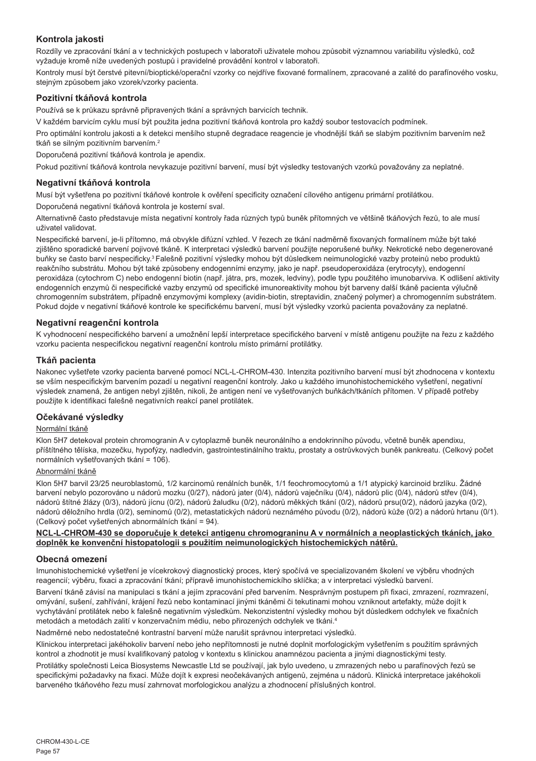## Kontrola jakosti

Rozdíly ve zpracování tkání a v technických postupech v laboratoři uživatele mohou způsobit významnou variabilitu výsledků, což vyžaduje kromě níže uvedených postupů i pravidelné provádění kontrol v laboratoři.

Kontroly musí být čerstvé pitevní/bioptické/operační vzorky co nejdříve fixované formalínem, zpracované a zalité do parafínového vosku, stejným způsobem jako vzorek/vzorky pacienta.

### Pozitivní tkáňová kontrola

Používá se k průkazu správně připravených tkání a správných barvicích technik.

V každém barvicím cyklu musí být použita jedna pozitivní tkáňová kontrola pro každý soubor testovacích podmínek.

Pro optimální kontrolu jakosti a k detekci menšího stupně degradace reagencie je vhodnější tkáň se slabým pozitivním barvením než tkáň se silným pozitivním barvením.[2]

Doporučená pozitivní tkáňová kontrola je apendix.

Pokud pozitivní tkáňová kontrola nevykazuje pozitivní barvení, musí být výsledky testovaných vzorků považovány za neplatné.

### Negativní tkáňová kontrola

Musí být vyšetřena po pozitivní tkáňové kontrole k ověření specificity označení cílového antigenu primární protilátkou.

Doporučená negativní tkáňová kontrola je kosterní sval.

Alternativně často představuje místa negativní kontroly řada různých typů buněk přítomných ve většině tkáňových řezů, to ale musí uživatel validovat.

Nespecifické barvení, je-li přítomno, má obvykle difúzní vzhled. V řezech ze tkání nadměrně fixovaných formalínem může být také zjištěno sporadické barvení pojivové tkáně. K interpretaci výsledků barvení použijte neporušené buňky. Nekrotické nebo degenerované buňky se často barví nespecificky.[3] Falešně pozitivní výsledky mohou být důsledkem neimunologické vazby proteinů nebo produktů reakčního substrátu. Mohou být také způsobeny endogenními enzymy, jako je např. pseudoperoxidáza (erytrocyty), endogenní peroxidáza (cytochrom C) nebo endogenní biotin (např. játra, prs, mozek, ledviny), podle typu použitého imunobarviva. K odlišení aktivity endogenních enzymů či nespecifické vazby enzymů od specifické imunoreaktivity mohou být barveny další tkáně pacienta výlučně chromogenním substrátem, případně enzymovými komplexy (avidin-biotin, streptavidin, značený polymer) a chromogenním substrátem. Pokud dojde v negativní tkáňové kontrole ke specifickému barvení, musí být výsledky vzorků pacienta považovány za neplatné.

### Negativní reagenční kontrola

K vyhodnocení nespecifického barvení a umožnění lepší interpretace specifického barvení v místě antigenu použijte na řezu z každého vzorku pacienta nespecifickou negativní reagenční kontrolu místo primární protilátky.

### Tkáň pacienta

Nakonec vyšetřete vzorky pacienta barvené pomocí NCL-L-CHROM-430. Intenzita pozitivního barvení musí být zhodnocena v kontextu se vším nespecifickým barvením pozadí u negativní reagenční kontroly. Jako u každého imunohistochemického vyšetření, negativní výsledek znamená, že antigen nebyl zjištěn, nikoli, že antigen není ve vyšetřovaných buňkách/tkáních přítomen. V případě potřeby použijte k identifikaci falešně negativních reakcí panel protilátek.

### Očekávané výsledky

Normální tkáně

Klon 5H7 detekoval protein chromogranin A v cytoplazmě buněk neuronálního a endokrinního původu, včetně buněk apendixu, příštítného tělíska, mozečku, hypofýzy, nadledvin, gastrointestinálního traktu, prostaty a ostrůvkových buněk pankreatu. (Celkový počet normálních vyšetřovaných tkání = 106).

Abnormální tkáně

Klon 5H7 barvil 23/25 neuroblastomů, 1/2 karcinomů renálních buněk, 1/1 feochromocytomů a 1/1 atypický karcinoid brzlíku. Žádné barvení nebylo pozorováno u nádorů mozku (0/27), nádorů jater (0/4), nádorů vaječníku (0/4), nádorů plic (0/4), nádorů střev (0/4), nádorů štítné žlázy (0/3), nádorů jícnu (0/2), nádorů žaludku (0/2), nádorů měkkých tkání (0/2), nádorů prsu(0/2), nádorů jazyka (0/2), nádorů děložního hrdla (0/2), seminomů (0/2), metastatických nádorů neznámého původu (0/2), nádorů kůže (0/2) a nádorů hrtanu (0/1). (Celkový počet vyšetřených abnormálních tkání = 94).

**NCL-L-CHROM-430 se doporučuje k detekci antigenu chromograninu A v normálních a neoplastických tkáních, jako doplněk ke konvenční histopatologii s použitím neimunologických histochemických nátěrů.**

### Obecná omezení

Imunohistochemické vyšetření je vícekrokový diagnostický proces, který spočívá ve specializovaném školení ve výběru vhodných reagencií; výběru, fixaci a zpracování tkání; přípravě imunohistochemického sklíčka; a v interpretaci výsledků barvení.

Barvení tkáně závisí na manipulaci s tkání a jejím zpracování před barvením. Nesprávným postupem při fixaci, zmrazení, rozmrazení, omývání, sušení, zahřívání, krájení řezů nebo kontaminací jinými tkáněmi či tekutinami mohou vzniknout artefakty, může dojít k vychytávání protilátek nebo k falešně negativním výsledkům. Nekonzistentní výsledky mohou být důsledkem odchylek ve fixačních metodách a metodách zalití v konzervačním médiu, nebo přirozených odchylek ve tkáni.[4]

Nadměrné nebo nedostatečné kontrastní barvení může narušit správnou interpretaci výsledků.

Klinickou interpretaci jakéhokoliv barvení nebo jeho nepřítomnosti je nutné doplnit morfologickým vyšetřením s použitím správných kontrol a zhodnotit je musí kvalifikovaný patolog v kontextu s klinickou anamnézou pacienta a jinými diagnostickými testy.

Protilátky společnosti Leica Biosystems Newcastle Ltd se používají, jak bylo uvedeno, u zmrazených nebo u parafínových řezů se specifickými požadavky na fixaci. Může dojít k expresi neočekávaných antigenů, zejména u nádorů. Klinická interpretace jakéhokoli barveného tkáňového řezu musí zahrnovat morfologickou analýzu a zhodnocení příslušných kontrol.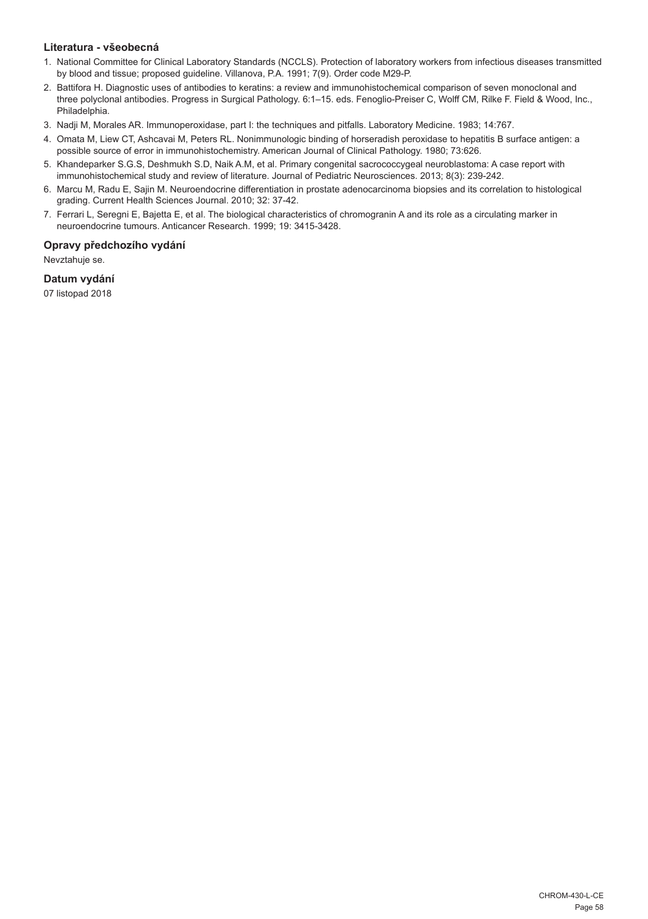### Literatura - všeobecná

1. National Committee for Clinical Laboratory Standards (NCCLS). Protection of laboratory workers from infectious diseases transmitted by blood and tissue; proposed guideline. Villanova, P.A. 1991; 7(9). Order code M29-P.
2. Battifora H. Diagnostic uses of antibodies to keratins: a review and immunohistochemical comparison of seven monoclonal and three polyclonal antibodies. Progress in Surgical Pathology. 6:1–15. eds. Fenoglio-Preiser C, Wolff CM, Rilke F. Field & Wood, Inc., Philadelphia.
3. Nadji M, Morales AR. Immunoperoxidase, part I: the techniques and pitfalls. Laboratory Medicine. 1983; 14:767.
4. Omata M, Liew CT, Ashcavai M, Peters RL. Nonimmunologic binding of horseradish peroxidase to hepatitis B surface antigen: a possible source of error in immunohistochemistry. American Journal of Clinical Pathology. 1980; 73:626.
5. Khandeparker S.G.S, Deshmukh S.D, Naik A.M, et al. Primary congenital sacrococcygeal neuroblastoma: A case report with immunohistochemical study and review of literature. Journal of Pediatric Neurosciences. 2013; 8(3): 239-242.
6. Marcu M, Radu E, Sajin M. Neuroendocrine differentiation in prostate adenocarcinoma biopsies and its correlation to histological grading. Current Health Sciences Journal. 2010; 32: 37-42.
7. Ferrari L, Seregni E, Bajetta E, et al. The biological characteristics of chromogranin A and its role as a circulating marker in neuroendocrine tumours. Anticancer Research. 1999; 19: 3415-3428.

### Opravy předchozího vydání

Nevztahuje se.

### Datum vydání

07 listopad 2018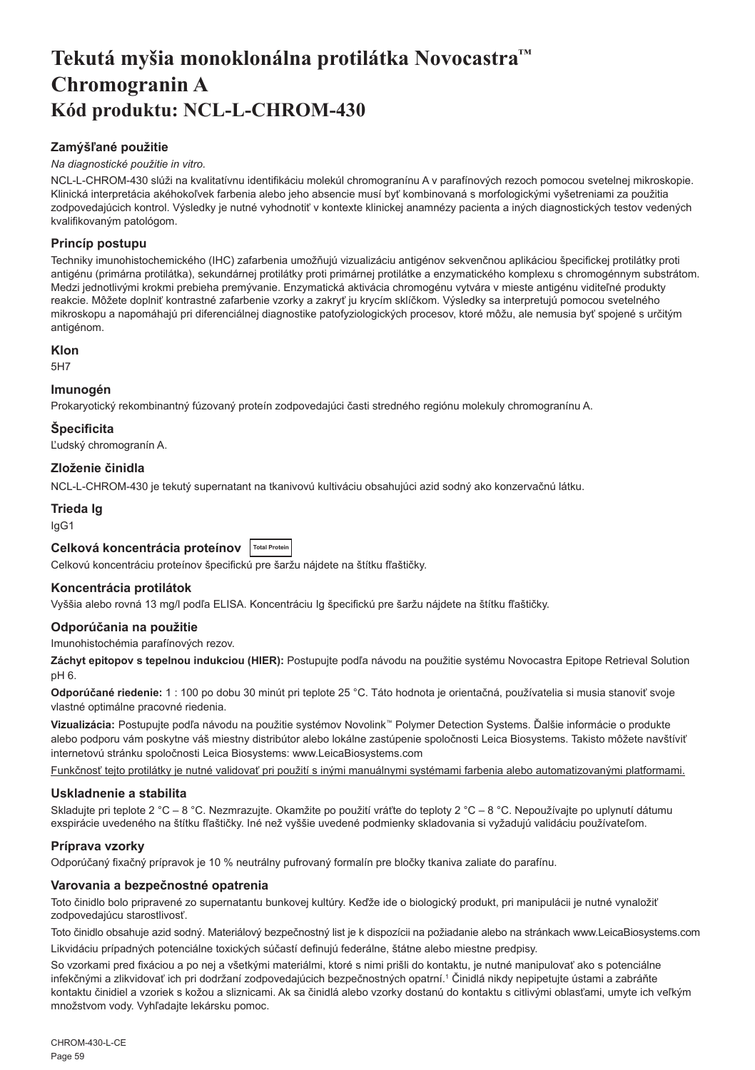# Tekutá myšia monoklonálna protilátka Novocastra™ Chromogranin A
# Kód produktu: NCL-L-CHROM-430

### Zamýšľané použitie

*Na diagnostické použitie in vitro.*

NCL-L-CHROM-430 slúži na kvalitatívnu identifikáciu molekúl chromogranínu A v parafínových rezoch pomocou svetelnej mikroskopie. Klinická interpretácia akéhokoľvek farbenia alebo jeho absencie musí byť kombinovaná s morfologickými vyšetreniami za použitia zodpovedajúcich kontrol. Výsledky je nutné vyhodnotiť v kontexte klinickej anamnézy pacienta a iných diagnostických testov vedených kvalifikovaným patológom.

### Princíp postupu

Techniky imunohistochemického (IHC) zafarbenia umožňujú vizualizáciu antigénov sekvenčnou aplikáciou špecifickej protilátky proti antigénu (primárna protilátka), sekundárnej protilátky proti primárnej protilátke a enzymatického komplexu s chromogénnym substrátom. Medzi jednotlivými krokmi prebieha premývanie. Enzymatická aktivácia chromogénu vytvára v mieste antigénu viditeľné produkty reakcie. Môžete doplniť kontrastné zafarbenie vzorky a zakryť ju krycím sklíčkom. Výsledky sa interpretujú pomocou svetelného mikroskopu a napomáhajú pri diferenciálnej diagnostike patofyziologických procesov, ktoré môžu, ale nemusia byť spojené s určitým antigénom.

### Klon

5H7

### Imunogén

Prokaryotický rekombinantný fúzovaný proteín zodpovedajúci časti stredného regiónu molekuly chromogranínu A.

### Špecificita

Ľudský chromogranín A.

### Zloženie činidla

NCL-L-CHROM-430 je tekutý supernatant na tkanivovú kultiváciu obsahujúci azid sodný ako konzervačnú látku.

### Trieda Ig

IgG1

### Celková koncentrácia proteínov Total Protein

Celkovú koncentráciu proteínov špecifickú pre šaržu nájdete na štítku fľaštičky.

### Koncentrácia protilátok

Vyššia alebo rovná 13 mg/l podľa ELISA. Koncentráciu Ig špecifickú pre šaržu nájdete na štítku fľaštičky.

### Odporúčania na použitie

Imunohistochémia parafínových rezov.

**Záchyt epitopov s tepelnou indukciou (HIER):** Postupujte podľa návodu na použitie systému Novocastra Epitope Retrieval Solution pH 6.

**Odporúčané riedenie:** 1 : 100 po dobu 30 minút pri teplote 25 °C. Táto hodnota je orientačná, používatelia si musia stanoviť svoje vlastné optimálne pracovné riedenia.

**Vizualizácia:** Postupujte podľa návodu na použitie systémov Novolink™ Polymer Detection Systems. Ďalšie informácie o produkte alebo podporu vám poskytne váš miestny distribútor alebo lokálne zastúpenie spoločnosti Leica Biosystems. Takisto môžete navštíviť internetovú stránku spoločnosti Leica Biosystems: www.LeicaBiosystems.com

Funkčnosť tejto protilátky je nutné validovať pri použití s inými manuálnymi systémami farbenia alebo automatizovanými platformami.

### Uskladnenie a stabilita

Skladujte pri teplote 2 °C – 8 °C. Nezmrazujte. Okamžite po použití vráťte do teploty 2 °C – 8 °C. Nepoužívajte po uplynutí dátumu exspirácie uvedeného na štítku fľaštičky. Iné než vyššie uvedené podmienky skladovania si vyžadujú validáciu používateľom.

### Príprava vzorky

Odporúčaný fixačný prípravok je 10 % neutrálny pufrovaný formalín pre bločky tkaniva zaliate do parafínu.

### Varovania a bezpečnostné opatrenia

Toto činidlo bolo pripravené zo supernatantu bunkovej kultúry. Keďže ide o biologický produkt, pri manipulácii je nutné vynaložiť zodpovedajúcu starostlivosť.

Toto činidlo obsahuje azid sodný. Materiálový bezpečnostný list je k dispozícii na požiadanie alebo na stránkach www.LeicaBiosystems.com

Likvidáciu prípadných potenciálne toxických súčastí definujú federálne, štátne alebo miestne predpisy.

So vzorkami pred fixáciou a po nej a všetkými materiálmi, ktoré s nimi prišli do kontaktu, je nutné manipulovať ako s potenciálne infekčnými a zlikvidovať ich pri dodržaní zodpovedajúcich bezpečnostných opatrení.[1] Činidlá nikdy nepipetujte ústami a zabráňte kontaktu činidiel a vzoriek s kožou a sliznicami. Ak sa činidlá alebo vzorky dostanú do kontaktu s citlivými oblasťami, umyte ich veľkým množstvom vody. Vyhľadajte lekársku pomoc.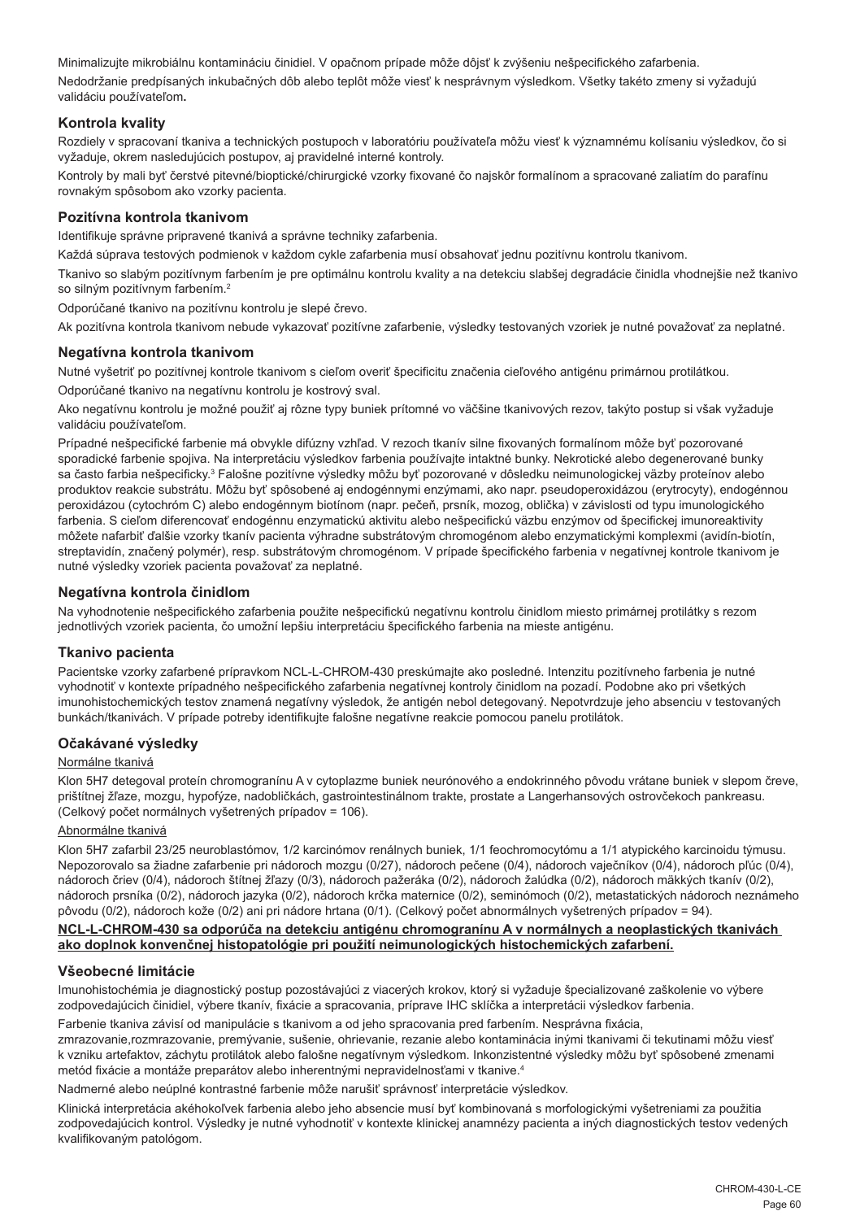Minimalizujte mikrobiálnu kontamináciu činidiel. V opačnom prípade môže dôjsť k zvýšeniu nešpecifického zafarbenia.

Nedodržanie predpísaných inkubačných dôb alebo teplôt môže viesť k nesprávnym výsledkom. Všetky takéto zmeny si vyžadujú validáciu používateľom**.**

### Kontrola kvality

Rozdiely v spracovaní tkaniva a technických postupoch v laboratóriu používateľa môžu viesť k významnému kolísaniu výsledkov, čo si vyžaduje, okrem nasledujúcich postupov, aj pravidelné interné kontroly.

Kontroly by mali byť čerstvé pitevné/bioptické/chirurgické vzorky fixované čo najskôr formalínom a spracované zaliatím do parafínu rovnakým spôsobom ako vzorky pacienta.

### Pozitívna kontrola tkanivom

Identifikuje správne pripravené tkanivá a správne techniky zafarbenia.

Každá súprava testových podmienok v každom cykle zafarbenia musí obsahovať jednu pozitívnu kontrolu tkanivom.

Tkanivo so slabým pozitívnym farbením je pre optimálnu kontrolu kvality a na detekciu slabšej degradácie činidla vhodnejšie než tkanivo so silným pozitívnym farbením.[2]

Odporúčané tkanivo na pozitívnu kontrolu je slepé črevo.

Ak pozitívna kontrola tkanivom nebude vykazovať pozitívne zafarbenie, výsledky testovaných vzoriek je nutné považovať za neplatné.

### Negatívna kontrola tkanivom

Nutné vyšetriť po pozitívnej kontrole tkanivom s cieľom overiť špecificitu značenia cieľového antigénu primárnou protilátkou.

Odporúčané tkanivo na negatívnu kontrolu je kostrový sval.

Ako negatívnu kontrolu je možné použiť aj rôzne typy buniek prítomné vo väčšine tkanivových rezov, takýto postup si však vyžaduje validáciu používateľom.

Prípadné nešpecifické farbenie má obvykle difúzny vzhľad. V rezoch tkanív silne fixovaných formalínom môže byť pozorované sporadické farbenie spojiva. Na interpretáciu výsledkov farbenia používajte intaktné bunky. Nekrotické alebo degenerované bunky sa často farbia nešpecificky.[3] Falošne pozitívne výsledky môžu byť pozorované v dôsledku neimunologickej väzby proteínov alebo produktov reakcie substrátu. Môžu byť spôsobené aj endogénnymi enzýmami, ako napr. pseudoperoxidázou (erytrocyty), endogénnou peroxidázou (cytochróm C) alebo endogénnym biotínom (napr. pečeň, prsník, mozog, oblička) v závislosti od typu imunologického farbenia. S cieľom diferencovať endogénnu enzymatickú aktivitu alebo nešpecifickú väzbu enzýmov od špecifickej imunoreaktivity môžete nafarbiť ďalšie vzorky tkanív pacienta výhradne substrátovým chromogénom alebo enzymatickými komplexmi (avidín-biotín, streptavidín, značený polymér), resp. substrátovým chromogénom. V prípade špecifického farbenia v negatívnej kontrole tkanivom je nutné výsledky vzoriek pacienta považovať za neplatné.

### Negatívna kontrola činidlom

Na vyhodnotenie nešpecifického zafarbenia použite nešpecifickú negatívnu kontrolu činidlom miesto primárnej protilátky s rezom jednotlivých vzoriek pacienta, čo umožní lepšiu interpretáciu špecifického farbenia na mieste antigénu.

### Tkanivo pacienta

Pacientske vzorky zafarbené prípravkom NCL-L-CHROM-430 preskúmajte ako posledné. Intenzitu pozitívneho farbenia je nutné vyhodnotiť v kontexte prípadného nešpecifického zafarbenia negatívnej kontroly činidlom na pozadí. Podobne ako pri všetkých imunohistochemických testov znamená negatívny výsledok, že antigén nebol detegovaný. Nepotvrdzuje jeho absenciu v testovaných bunkách/tkanivách. V prípade potreby identifikujte falošne negatívne reakcie pomocou panelu protilátok.

### Očakávané výsledky

Normálne tkanivá

Klon 5H7 detegoval proteín chromogranínu A v cytoplazme buniek neurónového a endokrinného pôvodu vrátane buniek v slepom čreve, prištítnej žľaze, mozgu, hypofýze, nadobličkách, gastrointestinálnom trakte, prostate a Langerhansových ostrovčekoch pankreasu. (Celkový počet normálnych vyšetrených prípadov = 106).

Abnormálne tkanivá

Klon 5H7 zafarbil 23/25 neuroblastómov, 1/2 karcinómov renálnych buniek, 1/1 feochromocytómu a 1/1 atypického karcinoidu týmusu. Nepozorovalo sa žiadne zafarbenie pri nádoroch mozgu (0/27), nádoroch pečene (0/4), nádoroch vaječníkov (0/4), nádoroch pľúc (0/4), nádoroch čriev (0/4), nádoroch štítnej žľazy (0/3), nádoroch pažeráka (0/2), nádoroch žalúdka (0/2), nádoroch mäkkých tkanív (0/2), nádoroch prsníka (0/2), nádoroch jazyka (0/2), nádoroch krčka maternice (0/2), seminómoch (0/2), metastatických nádoroch neznámeho pôvodu (0/2), nádoroch kože (0/2) ani pri nádore hrtana (0/1). (Celkový počet abnormálnych vyšetrených prípadov = 94).

**NCL-L-CHROM-430 sa odporúča na detekciu antigénu chromogranínu A v normálnych a neoplastických tkanivách ako doplnok konvenčnej histopatológie pri použití neimunologických histochemických zafarbení.**

### Všeobecné limitácie

Imunohistochémia je diagnostický postup pozostávajúci z viacerých krokov, ktorý si vyžaduje špecializované zaškolenie vo výbere zodpovedajúcich činidiel, výbere tkanív, fixácie a spracovania, príprave IHC sklíčka a interpretácii výsledkov farbenia.

Farbenie tkaniva závisí od manipulácie s tkanivom a od jeho spracovania pred farbením. Nesprávna fixácia, zmrazovanie,rozmrazovanie, premývanie, sušenie, ohrievanie, rezanie alebo kontaminácia inými tkanivami či tekutinami môžu viesť k vzniku artefaktov, záchytu protilátok alebo falošne negatívnym výsledkom. Inkonzistentné výsledky môžu byť spôsobené zmenami metód fixácie a montáže preparátov alebo inherentnými nepravidelnosťami v tkanive.[4]

Nadmerné alebo neúplné kontrastné farbenie môže narušiť správnosť interpretácie výsledkov.

Klinická interpretácia akéhokoľvek farbenia alebo jeho absencie musí byť kombinovaná s morfologickými vyšetreniami za použitia zodpovedajúcich kontrol. Výsledky je nutné vyhodnotiť v kontexte klinickej anamnézy pacienta a iných diagnostických testov vedených kvalifikovaným patológom.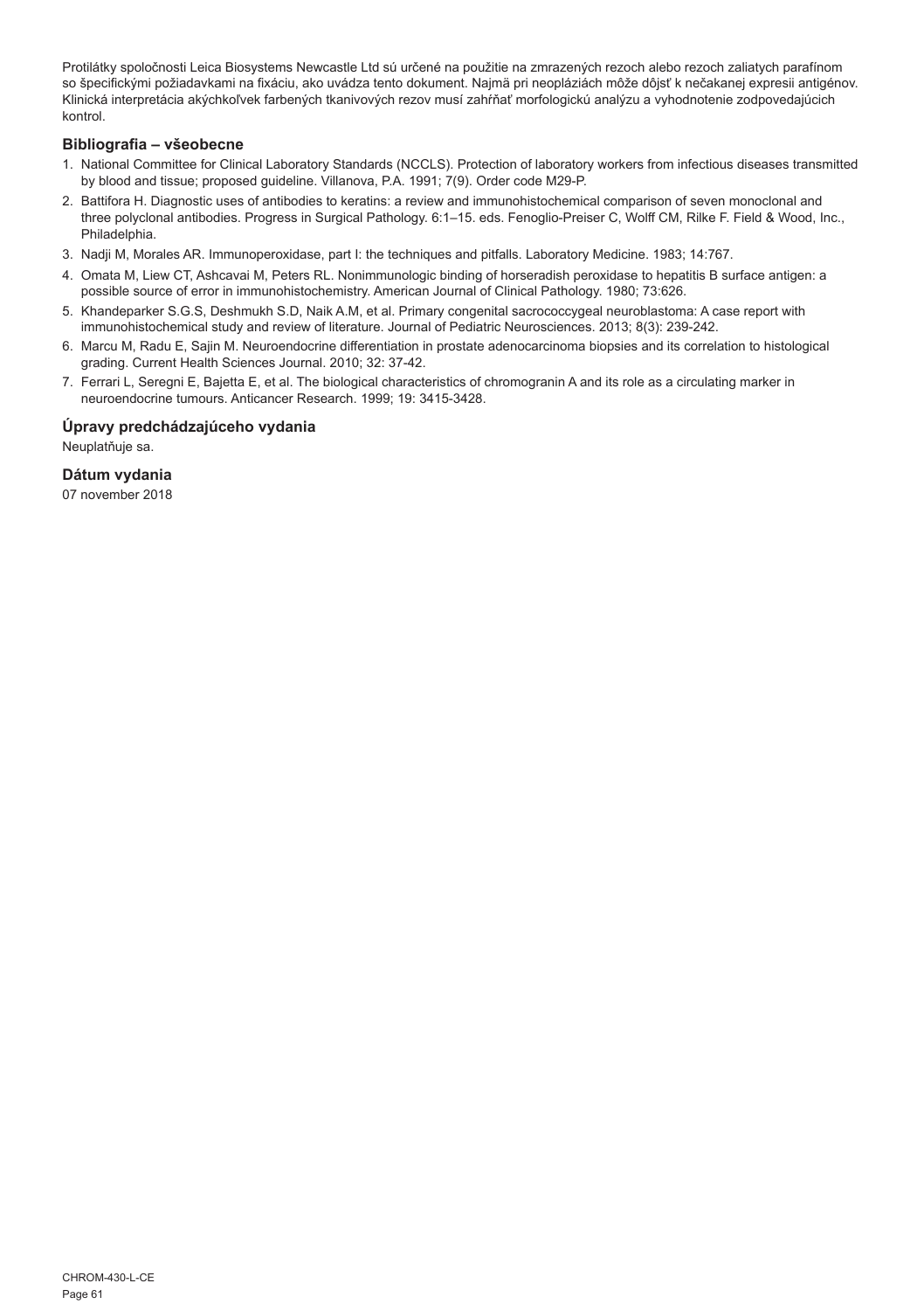Protilátky spoločnosti Leica Biosystems Newcastle Ltd sú určené na použitie na zmrazených rezoch alebo rezoch zaliatych parafínom so špecifickými požiadavkami na fixáciu, ako uvádza tento dokument. Najmä pri neopláziách môže dôjsť k nečakanej expresii antigénov. Klinická interpretácia akýchkoľvek farbených tkanivových rezov musí zahŕňať morfologickú analýzu a vyhodnotenie zodpovedajúcich kontrol.

## Bibliografia – všeobecne

1. National Committee for Clinical Laboratory Standards (NCCLS). Protection of laboratory workers from infectious diseases transmitted by blood and tissue; proposed guideline. Villanova, P.A. 1991; 7(9). Order code M29-P.
2. Battifora H. Diagnostic uses of antibodies to keratins: a review and immunohistochemical comparison of seven monoclonal and three polyclonal antibodies. Progress in Surgical Pathology. 6:1–15. eds. Fenoglio-Preiser C, Wolff CM, Rilke F. Field & Wood, Inc., Philadelphia.
3. Nadji M, Morales AR. Immunoperoxidase, part I: the techniques and pitfalls. Laboratory Medicine. 1983; 14:767.
4. Omata M, Liew CT, Ashcavai M, Peters RL. Nonimmunologic binding of horseradish peroxidase to hepatitis B surface antigen: a possible source of error in immunohistochemistry. American Journal of Clinical Pathology. 1980; 73:626.
5. Khandeparker S.G.S, Deshmukh S.D, Naik A.M, et al. Primary congenital sacrococcygeal neuroblastoma: A case report with immunohistochemical study and review of literature. Journal of Pediatric Neurosciences. 2013; 8(3): 239-242.
6. Marcu M, Radu E, Sajin M. Neuroendocrine differentiation in prostate adenocarcinoma biopsies and its correlation to histological grading. Current Health Sciences Journal. 2010; 32: 37-42.
7. Ferrari L, Seregni E, Bajetta E, et al. The biological characteristics of chromogranin A and its role as a circulating marker in neuroendocrine tumours. Anticancer Research. 1999; 19: 3415-3428.

## Úpravy predchádzajúceho vydania

Neuplatňuje sa.

## Dátum vydania

07 november 2018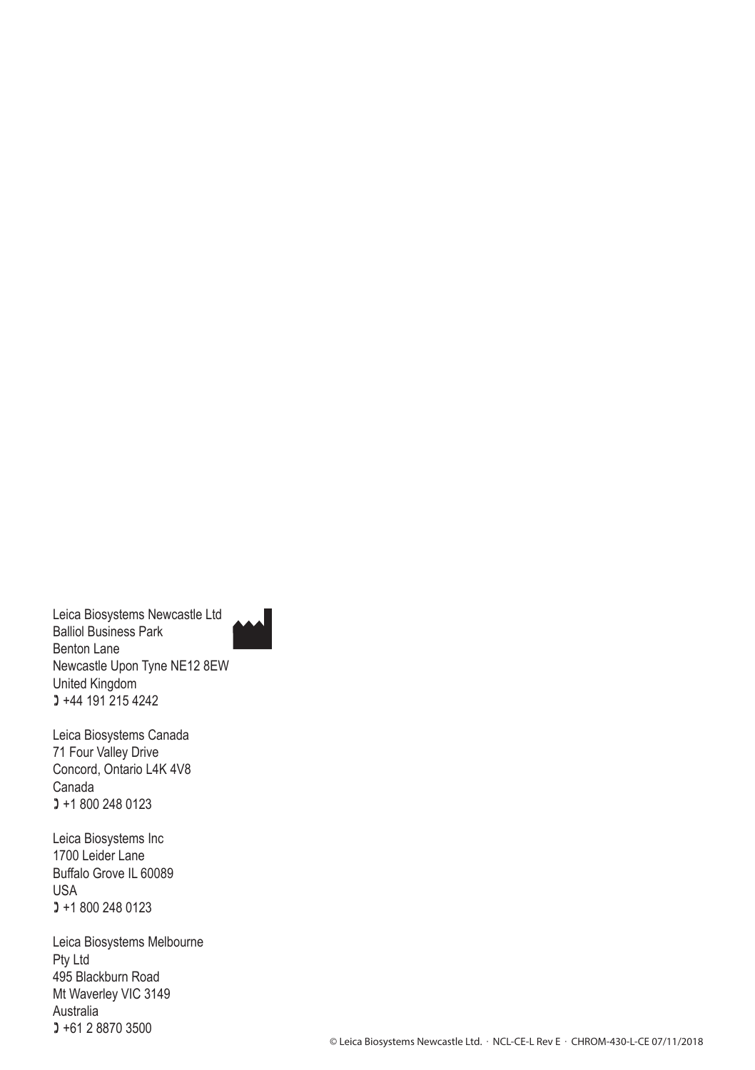Leica Biosystems Newcastle Ltd
Balliol Business Park
Benton Lane
Newcastle Upon Tyne NE12 8EW
United Kingdom
+44 191 215 4242

Leica Biosystems Canada
71 Four Valley Drive
Concord, Ontario L4K 4V8
Canada
+1 800 248 0123

Leica Biosystems Inc
1700 Leider Lane
Buffalo Grove IL 60089
USA
+1 800 248 0123

Leica Biosystems Melbourne
Pty Ltd
495 Blackburn Road
Mt Waverley VIC 3149
Australia
+61 2 8870 3500

© Leica Biosystems Newcastle Ltd. · NCL-CE-L Rev E · CHROM-430-L-CE 07/11/2018